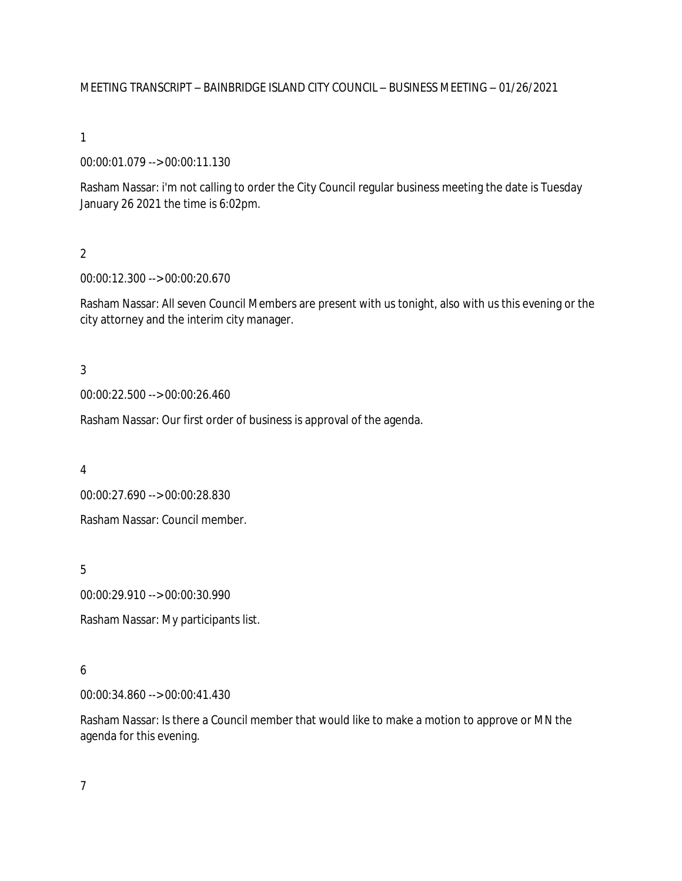MEETING TRANSCRIPT – BAINBRIDGE ISLAND CITY COUNCIL – BUSINESS MEETING – 01/26/2021

1

00:00:01.079 --> 00:00:11.130

Rasham Nassar: i'm not calling to order the City Council regular business meeting the date is Tuesday January 26 2021 the time is 6:02pm.

2

00:00:12.300 --> 00:00:20.670

Rasham Nassar: All seven Council Members are present with us tonight, also with us this evening or the city attorney and the interim city manager.

3

00:00:22.500 --> 00:00:26.460

Rasham Nassar: Our first order of business is approval of the agenda.

4

00:00:27.690 --> 00:00:28.830

Rasham Nassar: Council member.

5

00:00:29.910 --> 00:00:30.990

Rasham Nassar: My participants list.

6

00:00:34.860 --> 00:00:41.430

Rasham Nassar: Is there a Council member that would like to make a motion to approve or MN the agenda for this evening.

7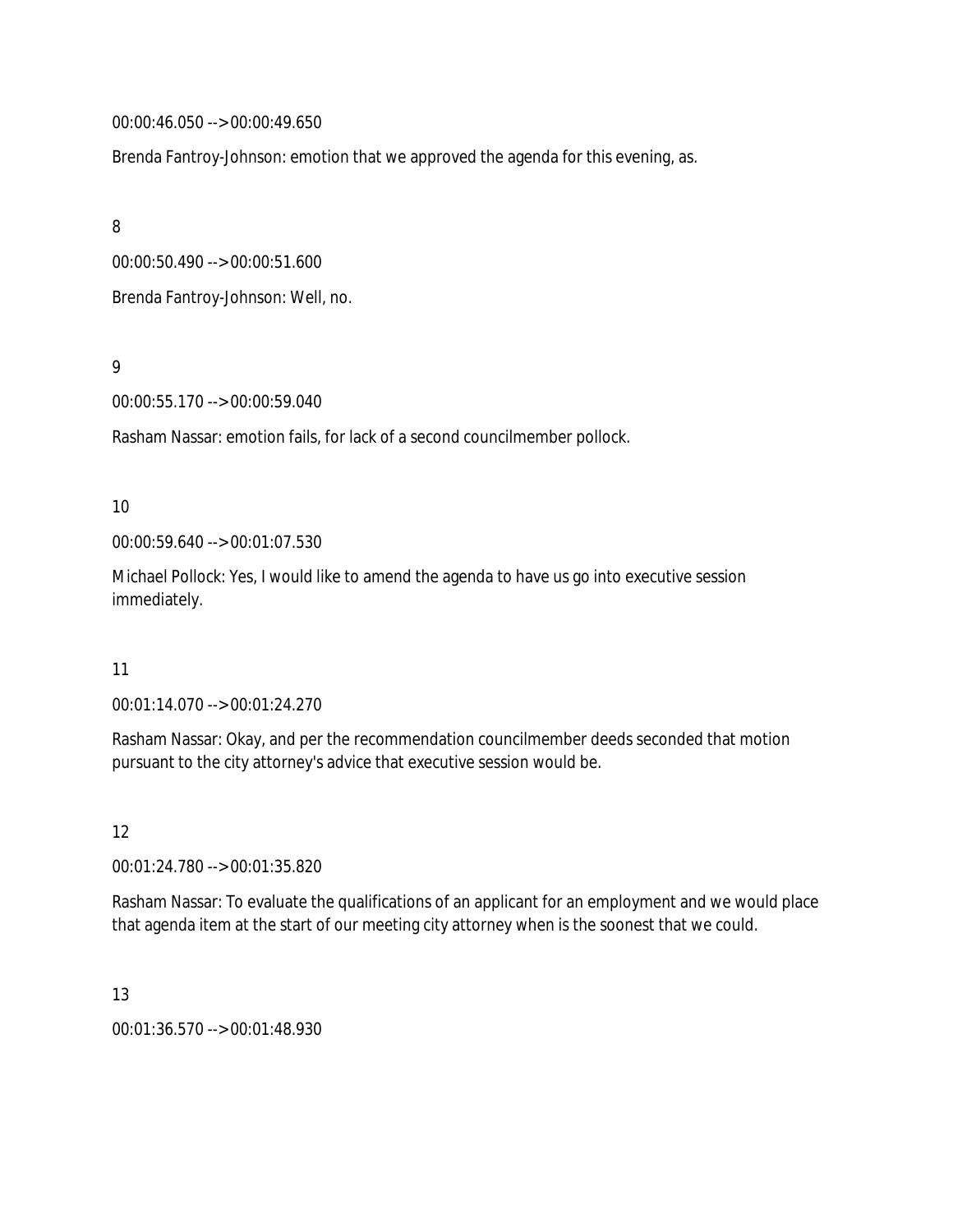00:00:46.050 --> 00:00:49.650

Brenda Fantroy-Johnson: emotion that we approved the agenda for this evening, as.

8

00:00:50.490 --> 00:00:51.600

Brenda Fantroy-Johnson: Well, no.

9

00:00:55.170 --> 00:00:59.040

Rasham Nassar: emotion fails, for lack of a second councilmember pollock.

10

00:00:59.640 --> 00:01:07.530

Michael Pollock: Yes, I would like to amend the agenda to have us go into executive session immediately.

11

00:01:14.070 --> 00:01:24.270

Rasham Nassar: Okay, and per the recommendation councilmember deeds seconded that motion pursuant to the city attorney's advice that executive session would be.

12

00:01:24.780 --> 00:01:35.820

Rasham Nassar: To evaluate the qualifications of an applicant for an employment and we would place that agenda item at the start of our meeting city attorney when is the soonest that we could.

13

00:01:36.570 --> 00:01:48.930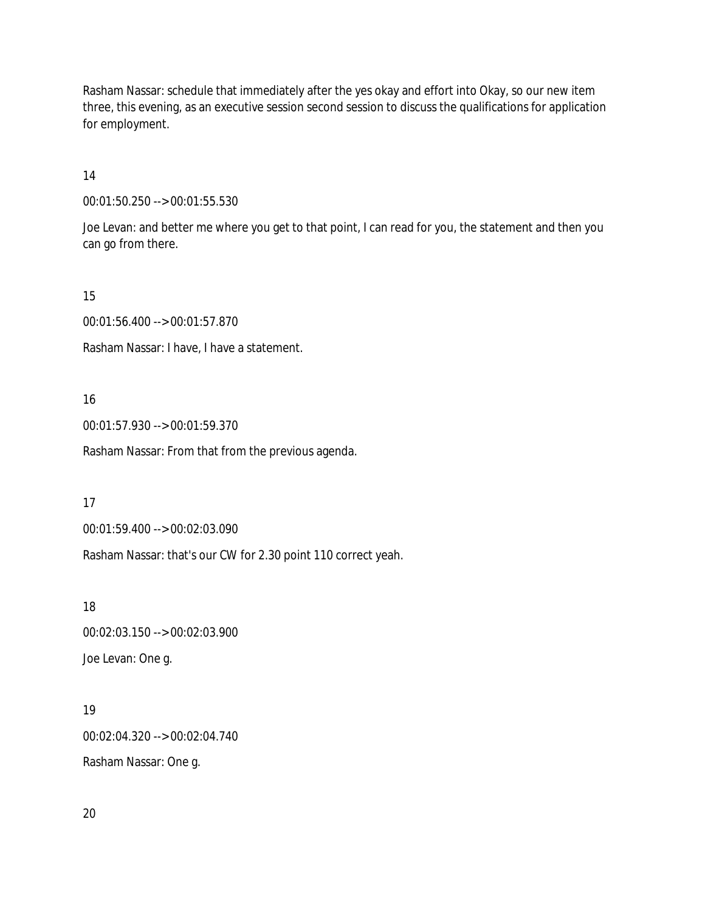Rasham Nassar: schedule that immediately after the yes okay and effort into Okay, so our new item three, this evening, as an executive session second session to discuss the qualifications for application for employment.

14

00:01:50.250 --> 00:01:55.530

Joe Levan: and better me where you get to that point, I can read for you, the statement and then you can go from there.

15

00:01:56.400 --> 00:01:57.870

Rasham Nassar: I have, I have a statement.

16

00:01:57.930 --> 00:01:59.370

Rasham Nassar: From that from the previous agenda.

17

00:01:59.400 --> 00:02:03.090

Rasham Nassar: that's our CW for 2.30 point 110 correct yeah.

18

00:02:03.150 --> 00:02:03.900

Joe Levan: One g.

19

00:02:04.320 --> 00:02:04.740

Rasham Nassar: One g.

20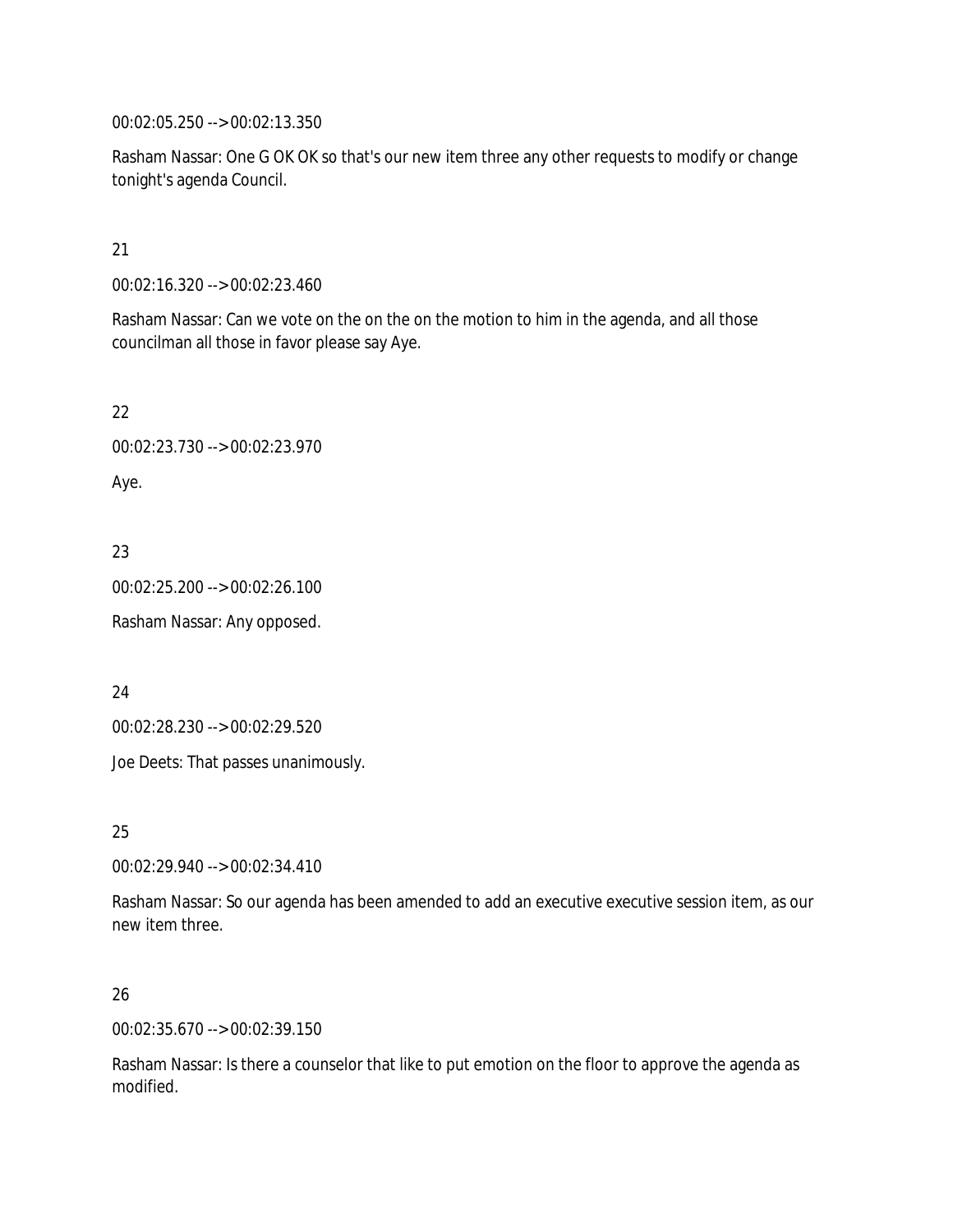00:02:05.250 --> 00:02:13.350

Rasham Nassar: One G OK OK so that's our new item three any other requests to modify or change tonight's agenda Council.

21

00:02:16.320 --> 00:02:23.460

Rasham Nassar: Can we vote on the on the on the motion to him in the agenda, and all those councilman all those in favor please say Aye.

22

00:02:23.730 --> 00:02:23.970

Aye.

23

00:02:25.200 --> 00:02:26.100

Rasham Nassar: Any opposed.

24

00:02:28.230 --> 00:02:29.520

Joe Deets: That passes unanimously.

25

00:02:29.940 --> 00:02:34.410

Rasham Nassar: So our agenda has been amended to add an executive executive session item, as our new item three.

26

00:02:35.670 --> 00:02:39.150

Rasham Nassar: Is there a counselor that like to put emotion on the floor to approve the agenda as modified.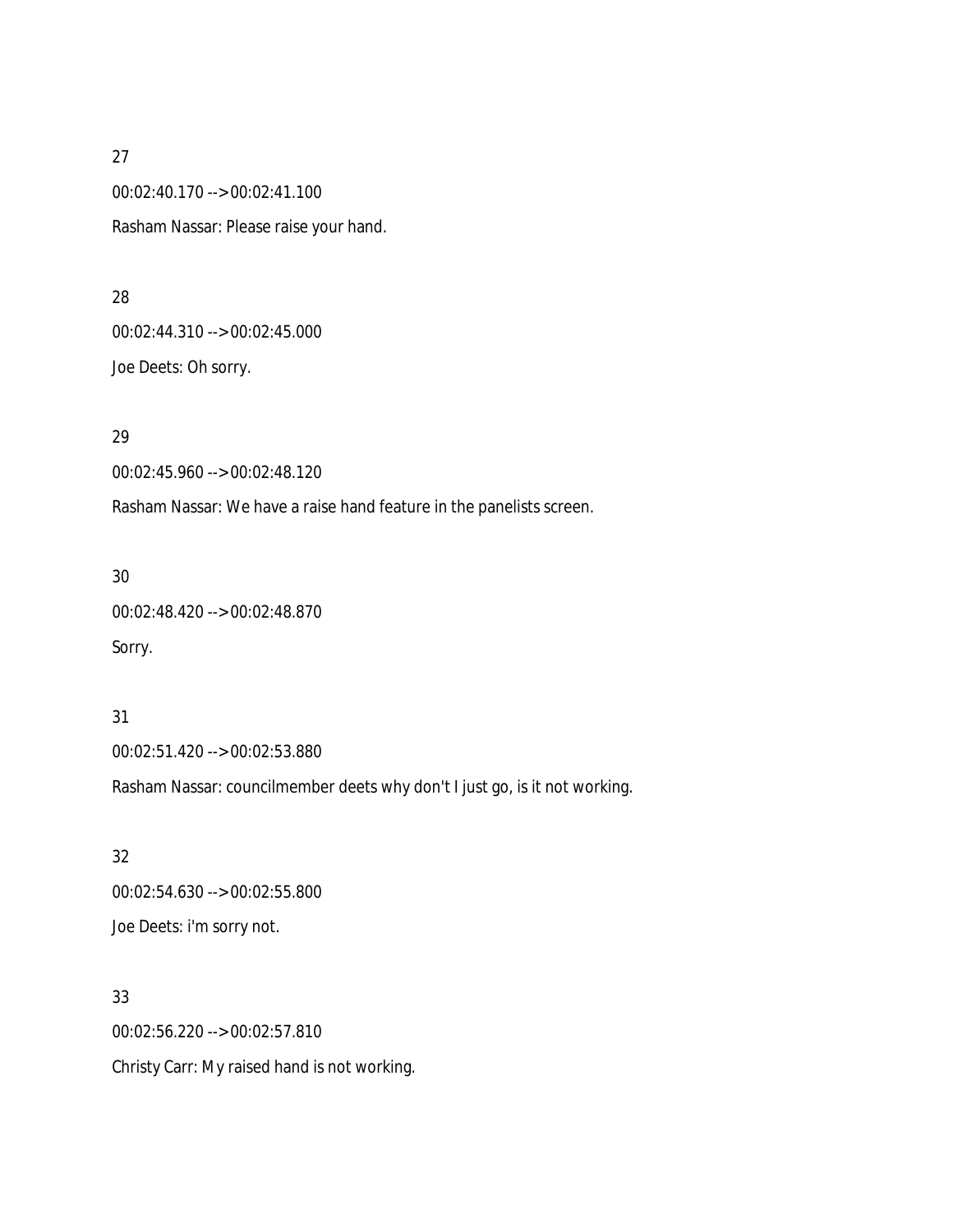27

00:02:40.170 --> 00:02:41.100

Rasham Nassar: Please raise your hand.

28

00:02:44.310 --> 00:02:45.000

Joe Deets: Oh sorry.

29

00:02:45.960 --> 00:02:48.120

Rasham Nassar: We have a raise hand feature in the panelists screen.

30

00:02:48.420 --> 00:02:48.870

Sorry.

31

00:02:51.420 --> 00:02:53.880

Rasham Nassar: councilmember deets why don't I just go, is it not working.

32

00:02:54.630 --> 00:02:55.800

Joe Deets: i'm sorry not.

33

00:02:56.220 --> 00:02:57.810

Christy Carr: My raised hand is not working.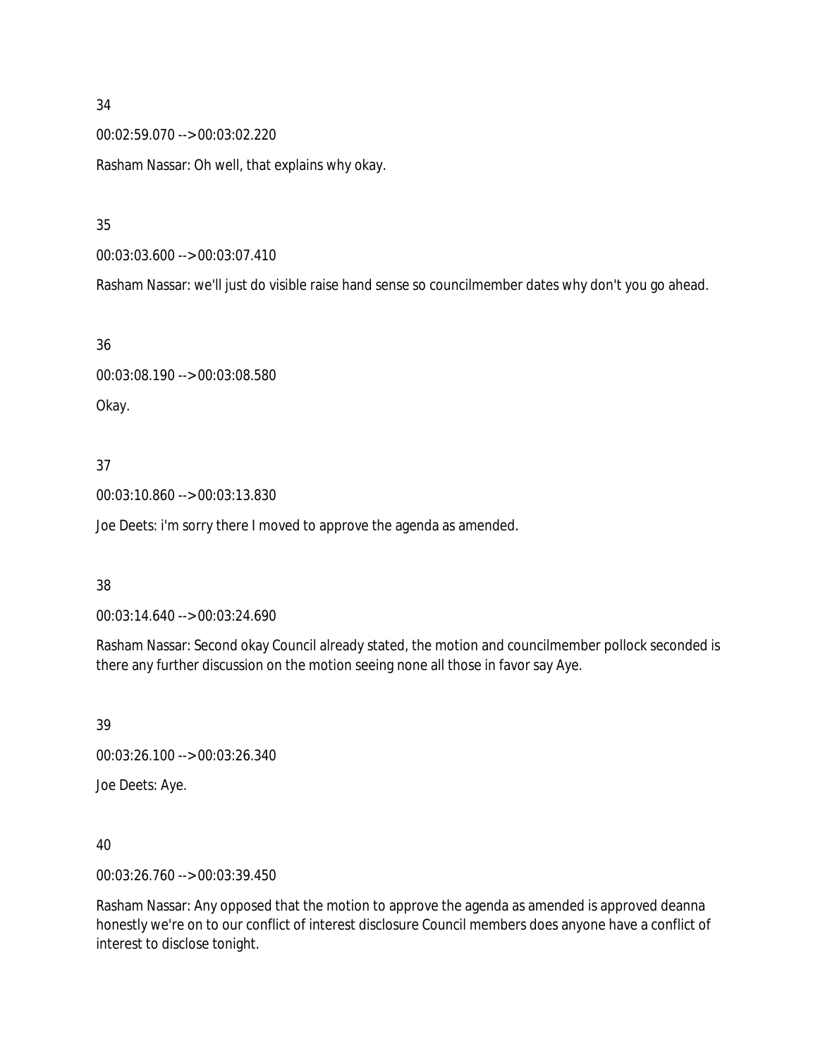34

00:02:59.070 --> 00:03:02.220

Rasham Nassar: Oh well, that explains why okay.

35

00:03:03.600 --> 00:03:07.410

Rasham Nassar: we'll just do visible raise hand sense so councilmember dates why don't you go ahead.

36

00:03:08.190 --> 00:03:08.580

Okay.

37

00:03:10.860 --> 00:03:13.830

Joe Deets: i'm sorry there I moved to approve the agenda as amended.

38

00:03:14.640 --> 00:03:24.690

Rasham Nassar: Second okay Council already stated, the motion and councilmember pollock seconded is there any further discussion on the motion seeing none all those in favor say Aye.

39

00:03:26.100 --> 00:03:26.340

Joe Deets: Aye.

40

00:03:26.760 --> 00:03:39.450

Rasham Nassar: Any opposed that the motion to approve the agenda as amended is approved deanna honestly we're on to our conflict of interest disclosure Council members does anyone have a conflict of interest to disclose tonight.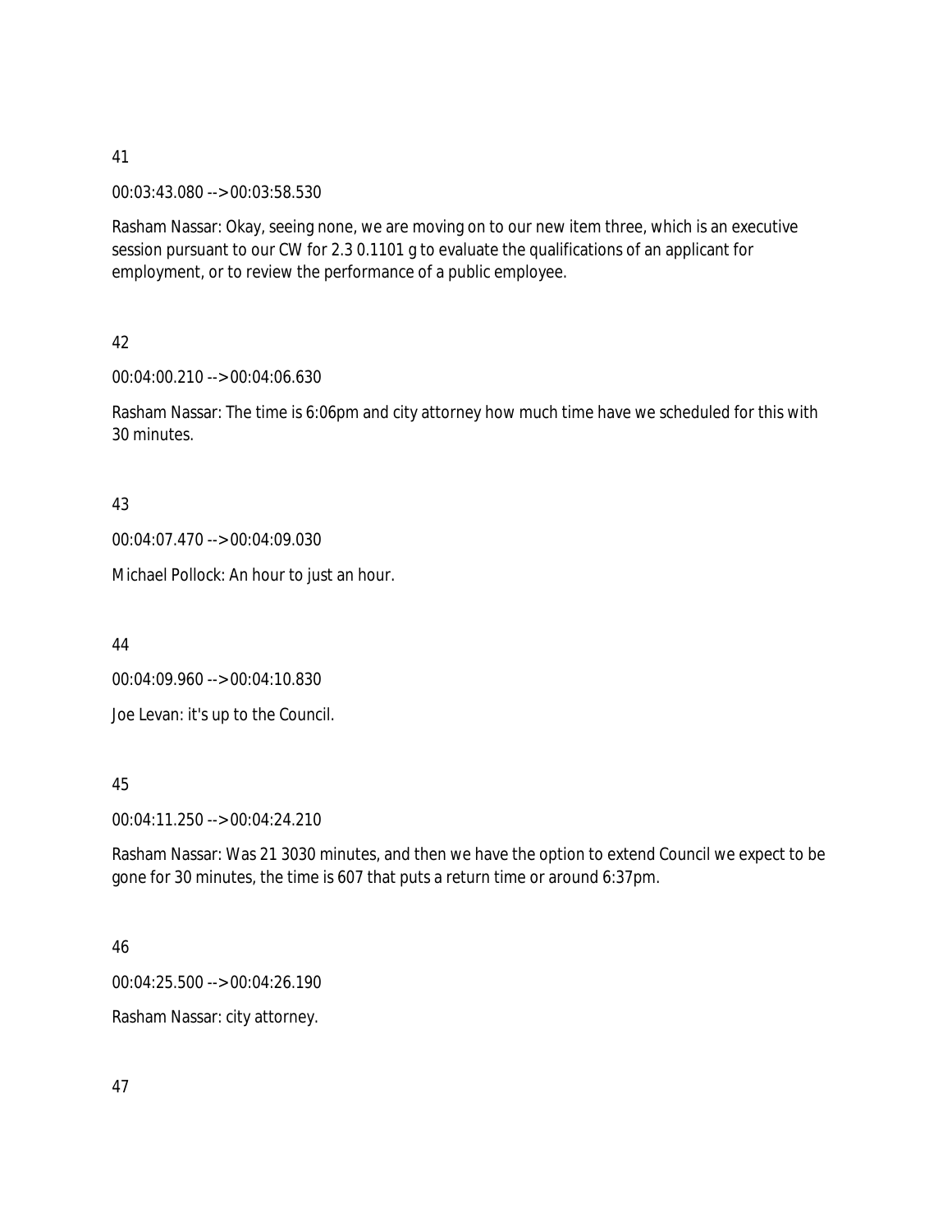41

00:03:43.080 --> 00:03:58.530

Rasham Nassar: Okay, seeing none, we are moving on to our new item three, which is an executive session pursuant to our CW for 2.3 0.1101 g to evaluate the qualifications of an applicant for employment, or to review the performance of a public employee.

42

00:04:00.210 --> 00:04:06.630

Rasham Nassar: The time is 6:06pm and city attorney how much time have we scheduled for this with 30 minutes.

43

00:04:07.470 --> 00:04:09.030

Michael Pollock: An hour to just an hour.

44

00:04:09.960 --> 00:04:10.830

Joe Levan: it's up to the Council.

45

00:04:11.250 --> 00:04:24.210

Rasham Nassar: Was 21 3030 minutes, and then we have the option to extend Council we expect to be gone for 30 minutes, the time is 607 that puts a return time or around 6:37pm.

46

00:04:25.500 --> 00:04:26.190

Rasham Nassar: city attorney.

47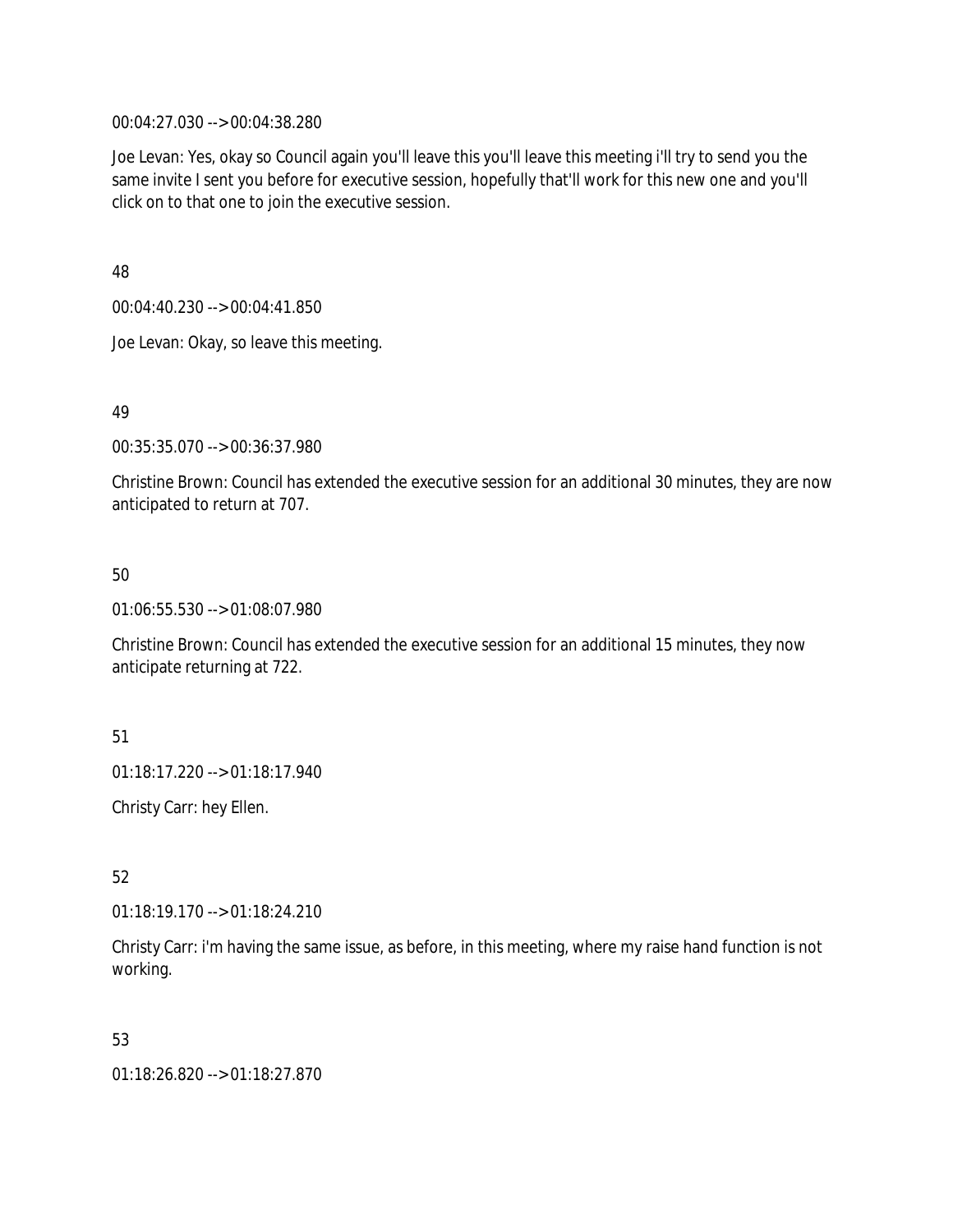00:04:27.030 --> 00:04:38.280

Joe Levan: Yes, okay so Council again you'll leave this you'll leave this meeting i'll try to send you the same invite I sent you before for executive session, hopefully that'll work for this new one and you'll click on to that one to join the executive session.

48

00:04:40.230 --> 00:04:41.850

Joe Levan: Okay, so leave this meeting.

49

00:35:35.070 --> 00:36:37.980

Christine Brown: Council has extended the executive session for an additional 30 minutes, they are now anticipated to return at 707.

50

01:06:55.530 --> 01:08:07.980

Christine Brown: Council has extended the executive session for an additional 15 minutes, they now anticipate returning at 722.

51

01:18:17.220 --> 01:18:17.940

Christy Carr: hey Ellen.

52

01:18:19.170 --> 01:18:24.210

Christy Carr: i'm having the same issue, as before, in this meeting, where my raise hand function is not working.

53

01:18:26.820 --> 01:18:27.870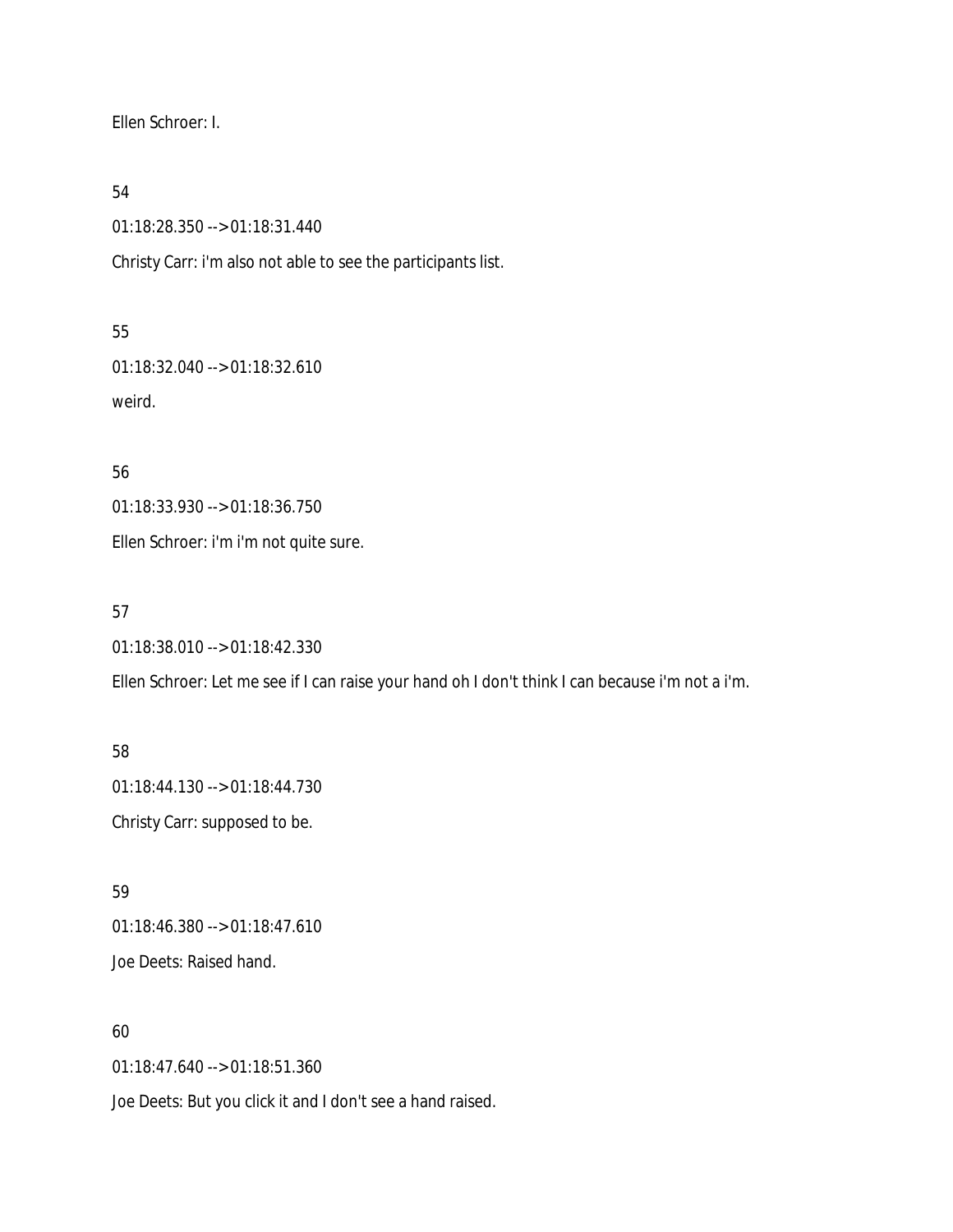Ellen Schroer: I.

54

01:18:28.350 --> 01:18:31.440

Christy Carr: i'm also not able to see the participants list.

55

01:18:32.040 --> 01:18:32.610

weird.

56

01:18:33.930 --> 01:18:36.750

Ellen Schroer: i'm i'm not quite sure.

57

01:18:38.010 --> 01:18:42.330

Ellen Schroer: Let me see if I can raise your hand oh I don't think I can because i'm not a i'm.

58

01:18:44.130 --> 01:18:44.730

Christy Carr: supposed to be.

59

01:18:46.380 --> 01:18:47.610

Joe Deets: Raised hand.

60

01:18:47.640 --> 01:18:51.360

Joe Deets: But you click it and I don't see a hand raised.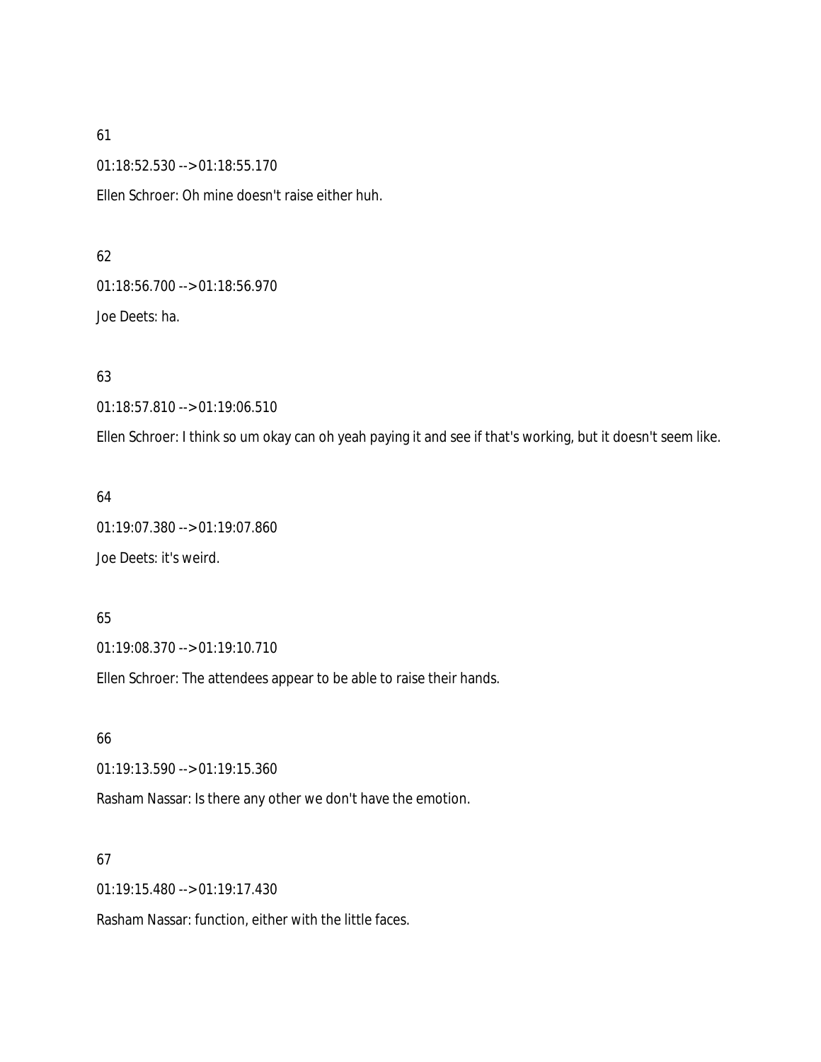61

01:18:52.530 --> 01:18:55.170

Ellen Schroer: Oh mine doesn't raise either huh.

62

01:18:56.700 --> 01:18:56.970

Joe Deets: ha.

63

01:18:57.810 --> 01:19:06.510

Ellen Schroer: I think so um okay can oh yeah paying it and see if that's working, but it doesn't seem like.

64

01:19:07.380 --> 01:19:07.860

Joe Deets: it's weird.

65

01:19:08.370 --> 01:19:10.710

Ellen Schroer: The attendees appear to be able to raise their hands.

66

01:19:13.590 --> 01:19:15.360

Rasham Nassar: Is there any other we don't have the emotion.

67

01:19:15.480 --> 01:19:17.430

Rasham Nassar: function, either with the little faces.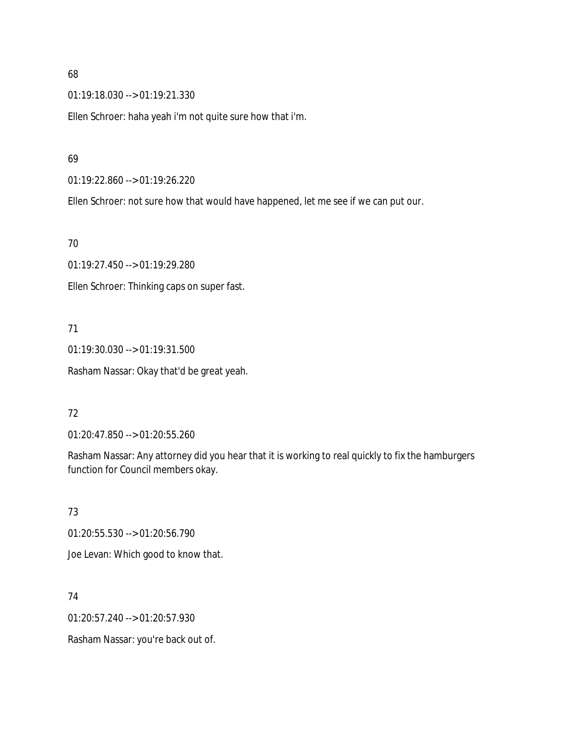68

01:19:18.030 --> 01:19:21.330

Ellen Schroer: haha yeah i'm not quite sure how that i'm.

69

01:19:22.860 --> 01:19:26.220

Ellen Schroer: not sure how that would have happened, let me see if we can put our.

70

01:19:27.450 --> 01:19:29.280

Ellen Schroer: Thinking caps on super fast.

71

01:19:30.030 --> 01:19:31.500

Rasham Nassar: Okay that'd be great yeah.

72

01:20:47.850 --> 01:20:55.260

Rasham Nassar: Any attorney did you hear that it is working to real quickly to fix the hamburgers function for Council members okay.

73

01:20:55.530 --> 01:20:56.790

Joe Levan: Which good to know that.

74

01:20:57.240 --> 01:20:57.930

Rasham Nassar: you're back out of.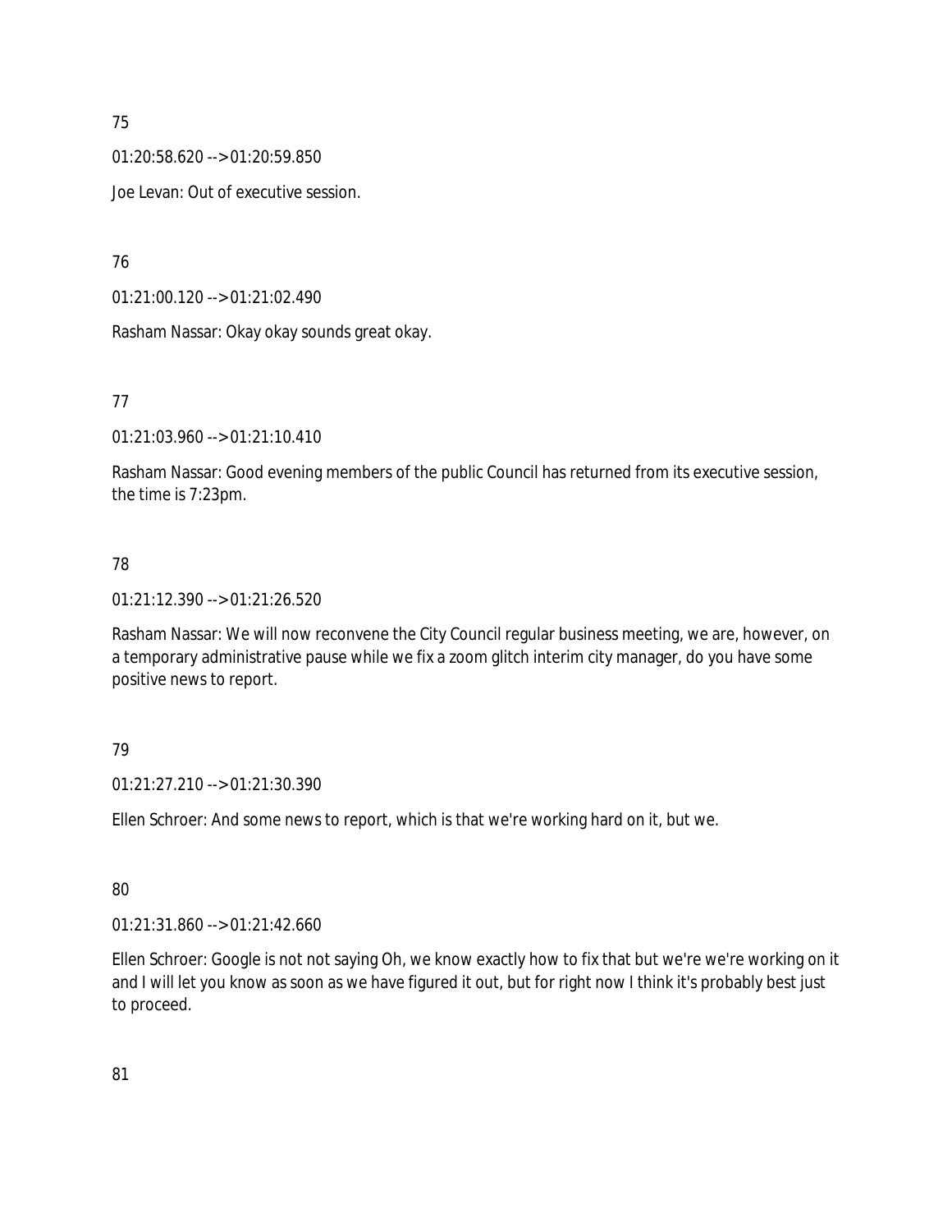75

01:20:58.620 --> 01:20:59.850

Joe Levan: Out of executive session.

76

01:21:00.120 --> 01:21:02.490

Rasham Nassar: Okay okay sounds great okay.

77

01:21:03.960 --> 01:21:10.410

Rasham Nassar: Good evening members of the public Council has returned from its executive session, the time is 7:23pm.

78

01:21:12.390 --> 01:21:26.520

Rasham Nassar: We will now reconvene the City Council regular business meeting, we are, however, on a temporary administrative pause while we fix a zoom glitch interim city manager, do you have some positive news to report.

79

01:21:27.210 --> 01:21:30.390

Ellen Schroer: And some news to report, which is that we're working hard on it, but we.

80

01:21:31.860 --> 01:21:42.660

Ellen Schroer: Google is not not saying Oh, we know exactly how to fix that but we're we're working on it and I will let you know as soon as we have figured it out, but for right now I think it's probably best just to proceed.

81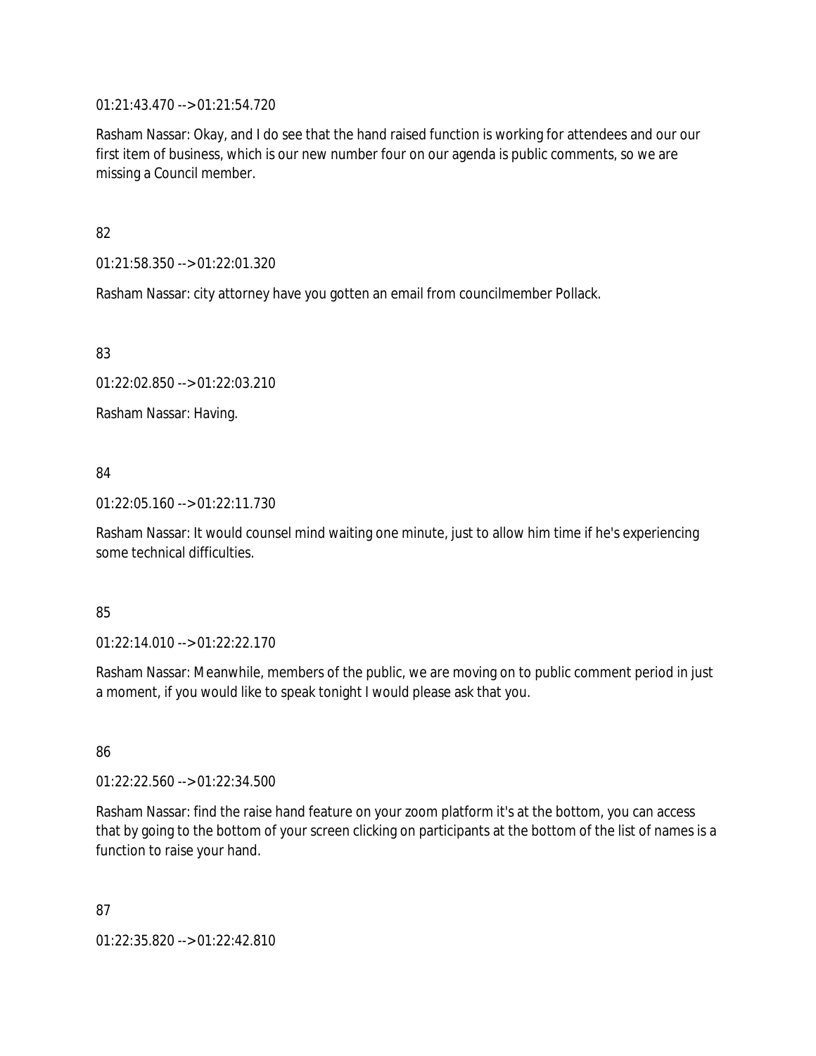01:21:43.470 --> 01:21:54.720

Rasham Nassar: Okay, and I do see that the hand raised function is working for attendees and our our first item of business, which is our new number four on our agenda is public comments, so we are missing a Council member.

82

01:21:58.350 --> 01:22:01.320

Rasham Nassar: city attorney have you gotten an email from councilmember Pollack.

83

01:22:02.850 --> 01:22:03.210

Rasham Nassar: Having.

84

01:22:05.160 --> 01:22:11.730

Rasham Nassar: It would counsel mind waiting one minute, just to allow him time if he's experiencing some technical difficulties.

85

01:22:14.010 --> 01:22:22.170

Rasham Nassar: Meanwhile, members of the public, we are moving on to public comment period in just a moment, if you would like to speak tonight I would please ask that you.

86

01:22:22.560 --> 01:22:34.500

Rasham Nassar: find the raise hand feature on your zoom platform it's at the bottom, you can access that by going to the bottom of your screen clicking on participants at the bottom of the list of names is a function to raise your hand.

87

01:22:35.820 --> 01:22:42.810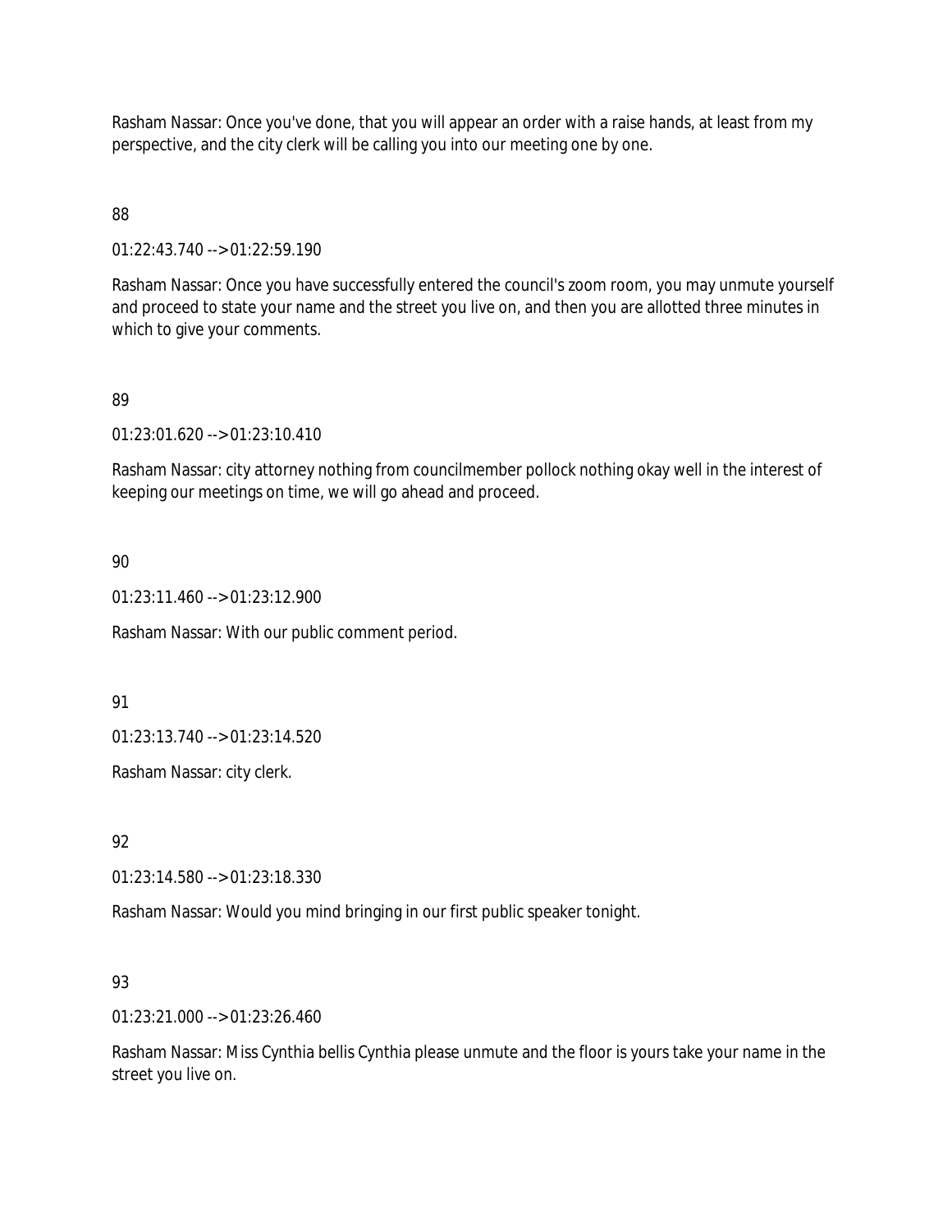Rasham Nassar: Once you've done, that you will appear an order with a raise hands, at least from my perspective, and the city clerk will be calling you into our meeting one by one.

88

01:22:43.740 --> 01:22:59.190

Rasham Nassar: Once you have successfully entered the council's zoom room, you may unmute yourself and proceed to state your name and the street you live on, and then you are allotted three minutes in which to give your comments.

89

01:23:01.620 --> 01:23:10.410

Rasham Nassar: city attorney nothing from councilmember pollock nothing okay well in the interest of keeping our meetings on time, we will go ahead and proceed.

90

01:23:11.460 --> 01:23:12.900

Rasham Nassar: With our public comment period.

91

01:23:13.740 --> 01:23:14.520

Rasham Nassar: city clerk.

92

01:23:14.580 --> 01:23:18.330

Rasham Nassar: Would you mind bringing in our first public speaker tonight.

93

01:23:21.000 --> 01:23:26.460

Rasham Nassar: Miss Cynthia bellis Cynthia please unmute and the floor is yours take your name in the street you live on.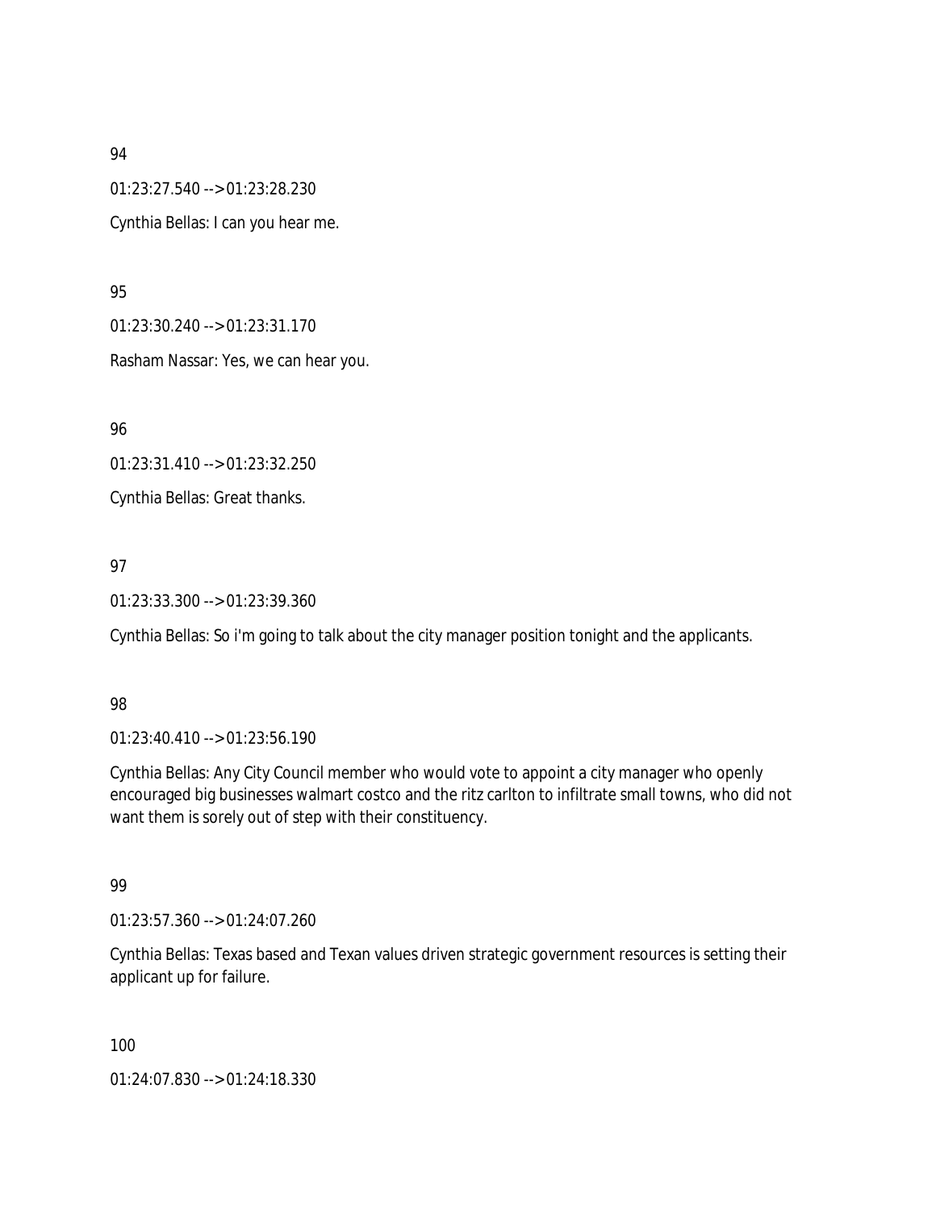94

01:23:27.540 --> 01:23:28.230

Cynthia Bellas: I can you hear me.

95

01:23:30.240 --> 01:23:31.170

Rasham Nassar: Yes, we can hear you.

96

01:23:31.410 --> 01:23:32.250

Cynthia Bellas: Great thanks.

97

01:23:33.300 --> 01:23:39.360

Cynthia Bellas: So i'm going to talk about the city manager position tonight and the applicants.

98

01:23:40.410 --> 01:23:56.190

Cynthia Bellas: Any City Council member who would vote to appoint a city manager who openly encouraged big businesses walmart costco and the ritz carlton to infiltrate small towns, who did not want them is sorely out of step with their constituency.

99

01:23:57.360 --> 01:24:07.260

Cynthia Bellas: Texas based and Texan values driven strategic government resources is setting their applicant up for failure.

100

01:24:07.830 --> 01:24:18.330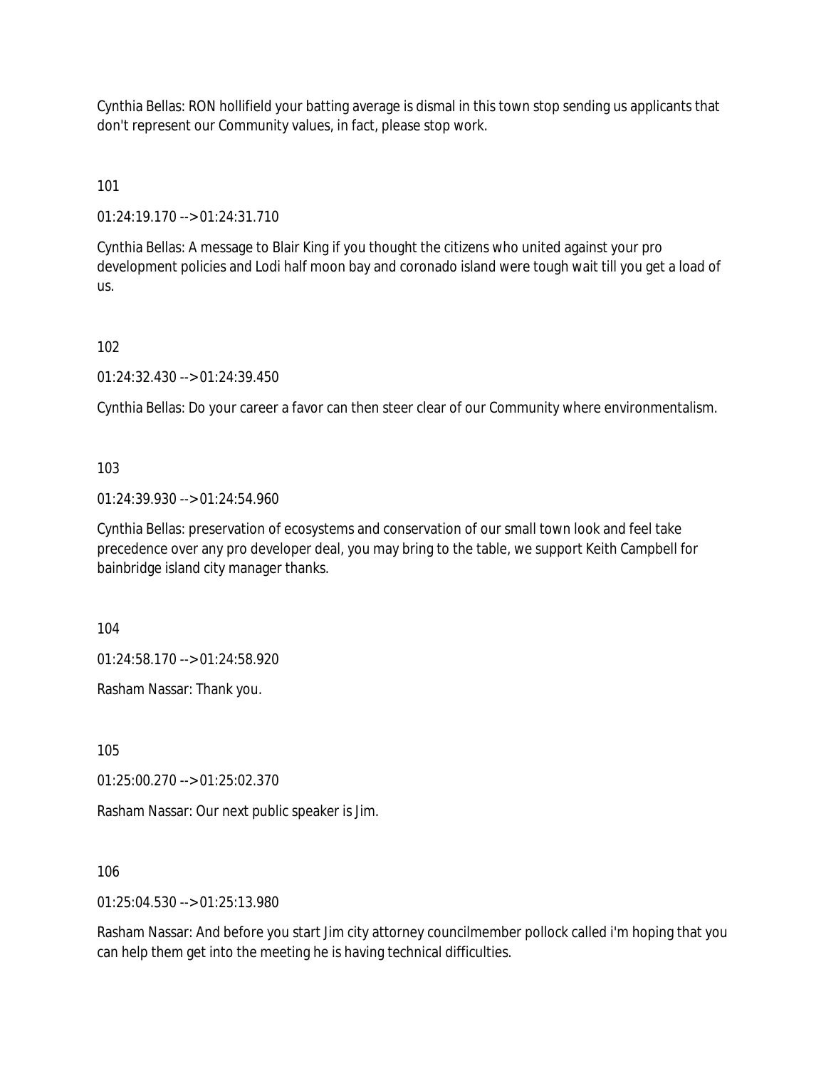Cynthia Bellas: RON hollifield your batting average is dismal in this town stop sending us applicants that don't represent our Community values, in fact, please stop work.

101

01:24:19.170 --> 01:24:31.710

Cynthia Bellas: A message to Blair King if you thought the citizens who united against your pro development policies and Lodi half moon bay and coronado island were tough wait till you get a load of us.

102

01:24:32.430 --> 01:24:39.450

Cynthia Bellas: Do your career a favor can then steer clear of our Community where environmentalism.

103

01:24:39.930 --> 01:24:54.960

Cynthia Bellas: preservation of ecosystems and conservation of our small town look and feel take precedence over any pro developer deal, you may bring to the table, we support Keith Campbell for bainbridge island city manager thanks.

104

01:24:58.170 --> 01:24:58.920

Rasham Nassar: Thank you.

105

01:25:00.270 --> 01:25:02.370

Rasham Nassar: Our next public speaker is Jim.

106

01:25:04.530 --> 01:25:13.980

Rasham Nassar: And before you start Jim city attorney councilmember pollock called i'm hoping that you can help them get into the meeting he is having technical difficulties.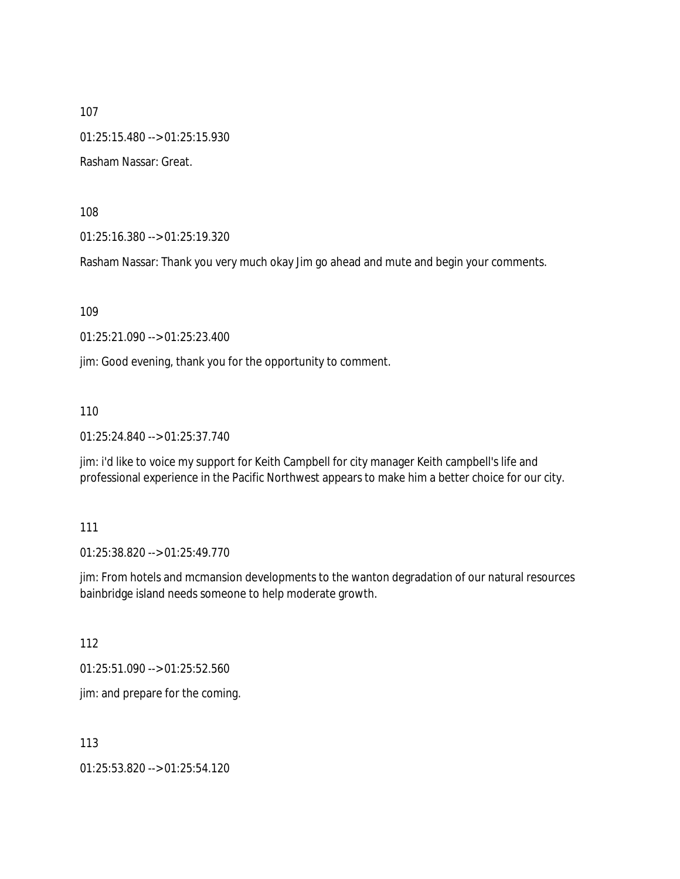107

01:25:15.480 --> 01:25:15.930

Rasham Nassar: Great.

108

01:25:16.380 --> 01:25:19.320

Rasham Nassar: Thank you very much okay Jim go ahead and mute and begin your comments.

109

01:25:21.090 --> 01:25:23.400

jim: Good evening, thank you for the opportunity to comment.

110

01:25:24.840 --> 01:25:37.740

jim: i'd like to voice my support for Keith Campbell for city manager Keith campbell's life and professional experience in the Pacific Northwest appears to make him a better choice for our city.

111

01:25:38.820 --> 01:25:49.770

jim: From hotels and mcmansion developments to the wanton degradation of our natural resources bainbridge island needs someone to help moderate growth.

112

01:25:51.090 --> 01:25:52.560

jim: and prepare for the coming.

113

01:25:53.820 --> 01:25:54.120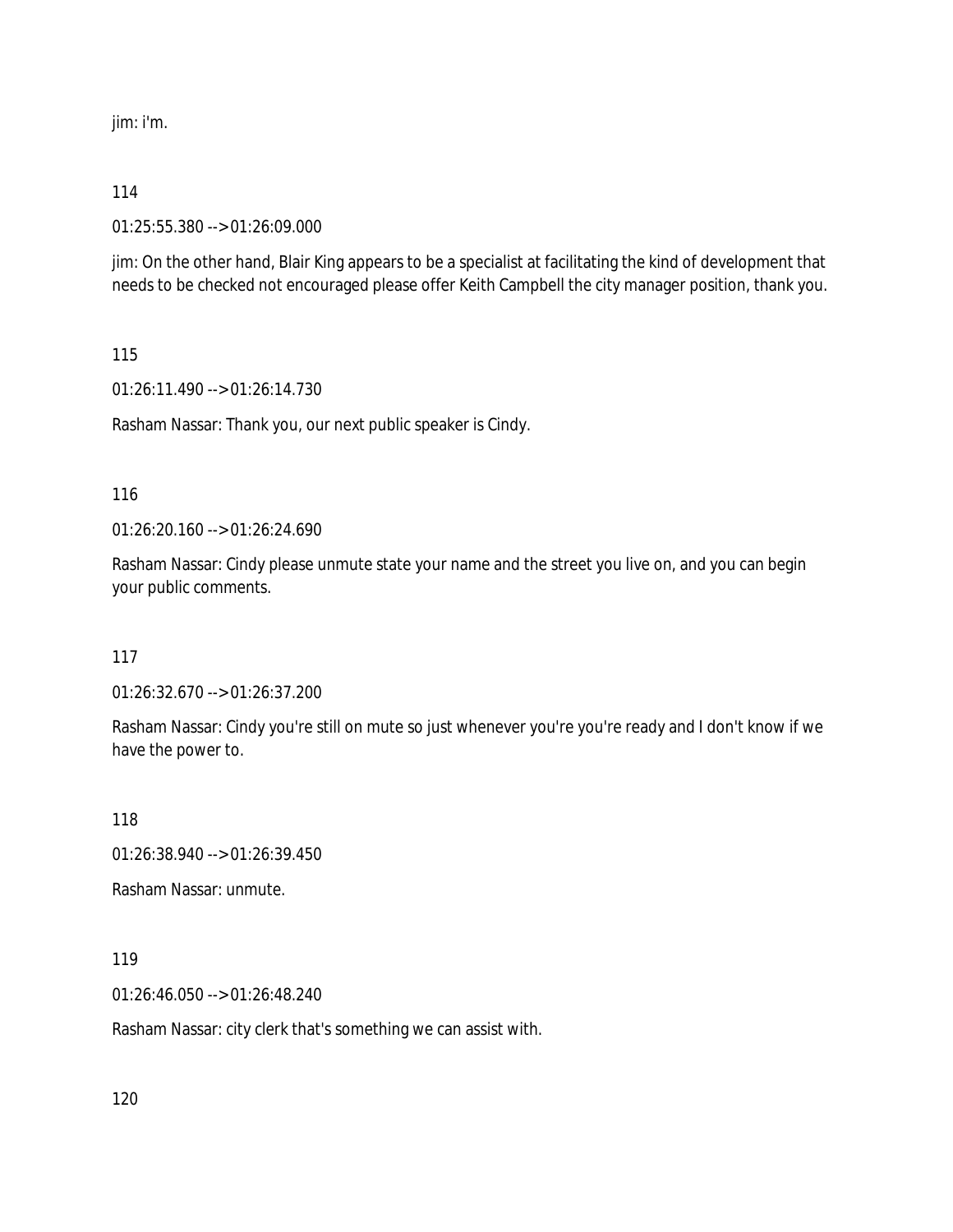jim: i'm.

114

01:25:55.380 --> 01:26:09.000

jim: On the other hand, Blair King appears to be a specialist at facilitating the kind of development that needs to be checked not encouraged please offer Keith Campbell the city manager position, thank you.

115

01:26:11.490 --> 01:26:14.730

Rasham Nassar: Thank you, our next public speaker is Cindy.

116

01:26:20.160 --> 01:26:24.690

Rasham Nassar: Cindy please unmute state your name and the street you live on, and you can begin your public comments.

117

01:26:32.670 --> 01:26:37.200

Rasham Nassar: Cindy you're still on mute so just whenever you're you're ready and I don't know if we have the power to.

118

01:26:38.940 --> 01:26:39.450

Rasham Nassar: unmute.

119

01:26:46.050 --> 01:26:48.240

Rasham Nassar: city clerk that's something we can assist with.

120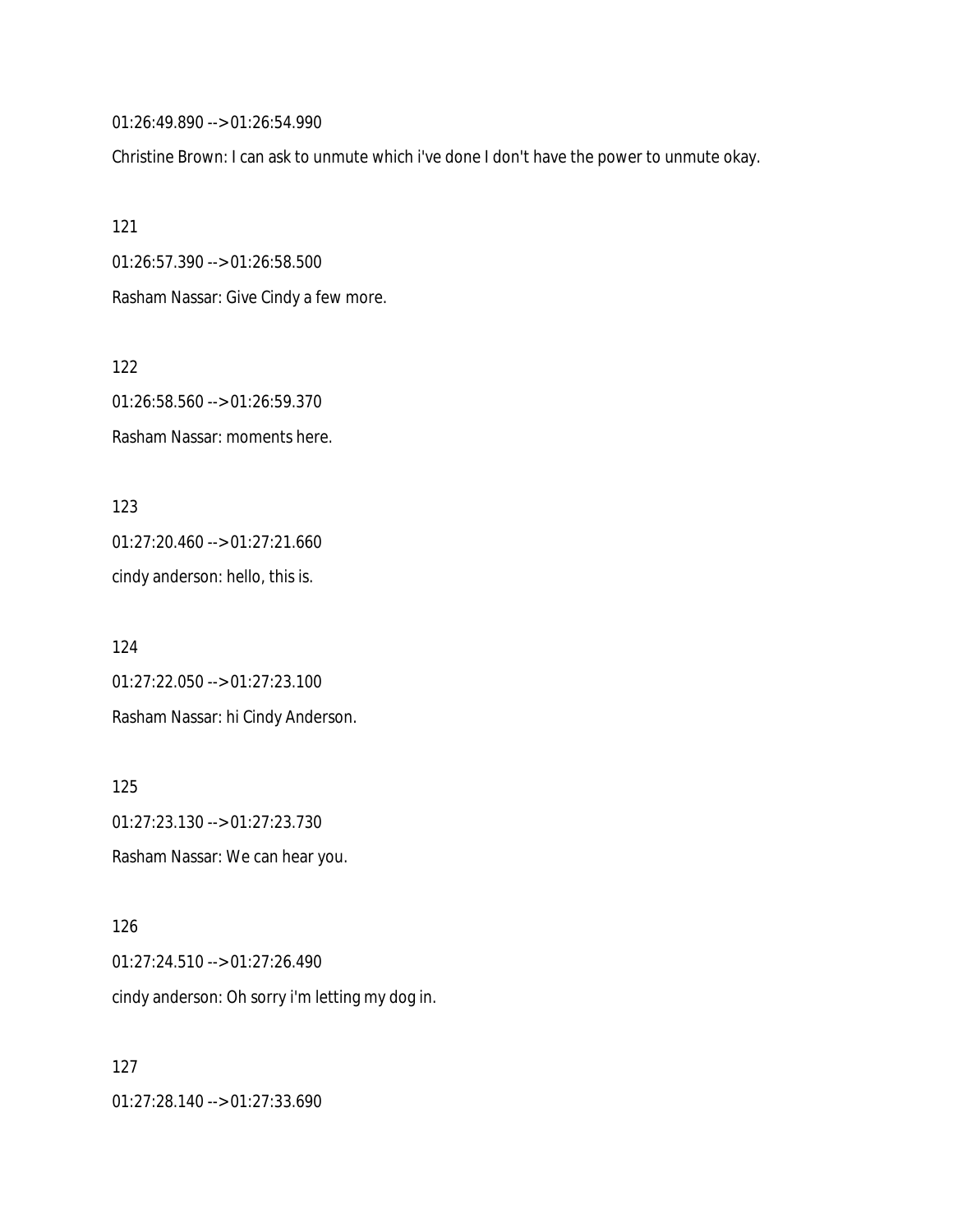01:26:49.890 --> 01:26:54.990

Christine Brown: I can ask to unmute which i've done I don't have the power to unmute okay.

121

01:26:57.390 --> 01:26:58.500

Rasham Nassar: Give Cindy a few more.

122

01:26:58.560 --> 01:26:59.370

Rasham Nassar: moments here.

123

01:27:20.460 --> 01:27:21.660

cindy anderson: hello, this is.

124

01:27:22.050 --> 01:27:23.100

Rasham Nassar: hi Cindy Anderson.

125

01:27:23.130 --> 01:27:23.730

Rasham Nassar: We can hear you.

126

01:27:24.510 --> 01:27:26.490

cindy anderson: Oh sorry i'm letting my dog in.

127

01:27:28.140 --> 01:27:33.690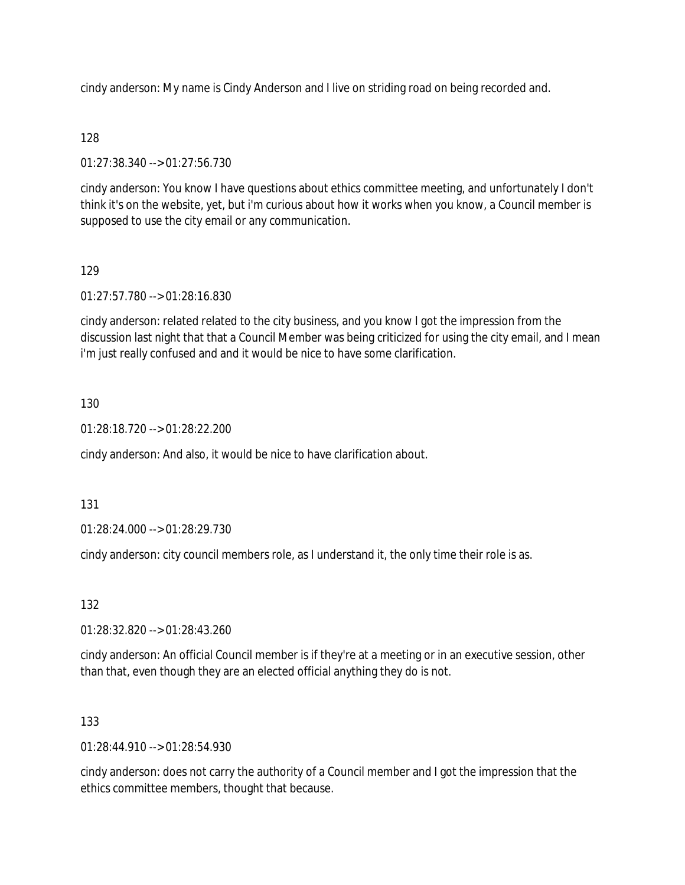cindy anderson: My name is Cindy Anderson and I live on striding road on being recorded and.

128

01:27:38.340 --> 01:27:56.730

cindy anderson: You know I have questions about ethics committee meeting, and unfortunately I don't think it's on the website, yet, but i'm curious about how it works when you know, a Council member is supposed to use the city email or any communication.

129

01:27:57.780 --> 01:28:16.830

cindy anderson: related related to the city business, and you know I got the impression from the discussion last night that that a Council Member was being criticized for using the city email, and I mean i'm just really confused and and it would be nice to have some clarification.

130

01:28:18.720 --> 01:28:22.200

cindy anderson: And also, it would be nice to have clarification about.

131

01:28:24.000 --> 01:28:29.730

cindy anderson: city council members role, as I understand it, the only time their role is as.

132

01:28:32.820 --> 01:28:43.260

cindy anderson: An official Council member is if they're at a meeting or in an executive session, other than that, even though they are an elected official anything they do is not.

133

01:28:44.910 --> 01:28:54.930

cindy anderson: does not carry the authority of a Council member and I got the impression that the ethics committee members, thought that because.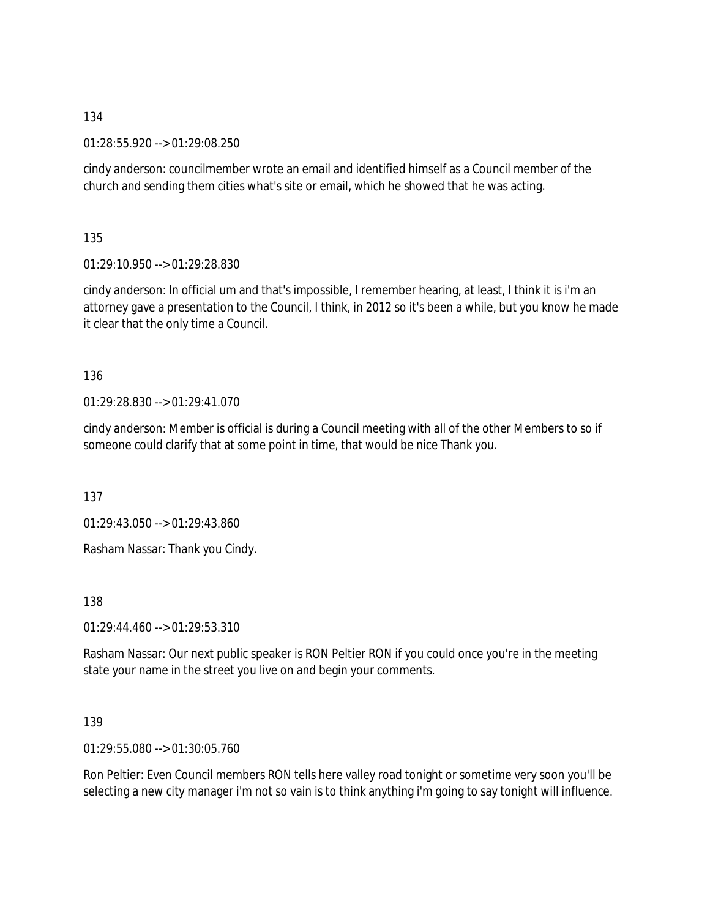134

01:28:55.920 --> 01:29:08.250

cindy anderson: councilmember wrote an email and identified himself as a Council member of the church and sending them cities what's site or email, which he showed that he was acting.

135

01:29:10.950 --> 01:29:28.830

cindy anderson: In official um and that's impossible, I remember hearing, at least, I think it is i'm an attorney gave a presentation to the Council, I think, in 2012 so it's been a while, but you know he made it clear that the only time a Council.

136

01:29:28.830 --> 01:29:41.070

cindy anderson: Member is official is during a Council meeting with all of the other Members to so if someone could clarify that at some point in time, that would be nice Thank you.

137

01:29:43.050 --> 01:29:43.860

Rasham Nassar: Thank you Cindy.

138

01:29:44.460 --> 01:29:53.310

Rasham Nassar: Our next public speaker is RON Peltier RON if you could once you're in the meeting state your name in the street you live on and begin your comments.

139

01:29:55.080 --> 01:30:05.760

Ron Peltier: Even Council members RON tells here valley road tonight or sometime very soon you'll be selecting a new city manager i'm not so vain is to think anything i'm going to say tonight will influence.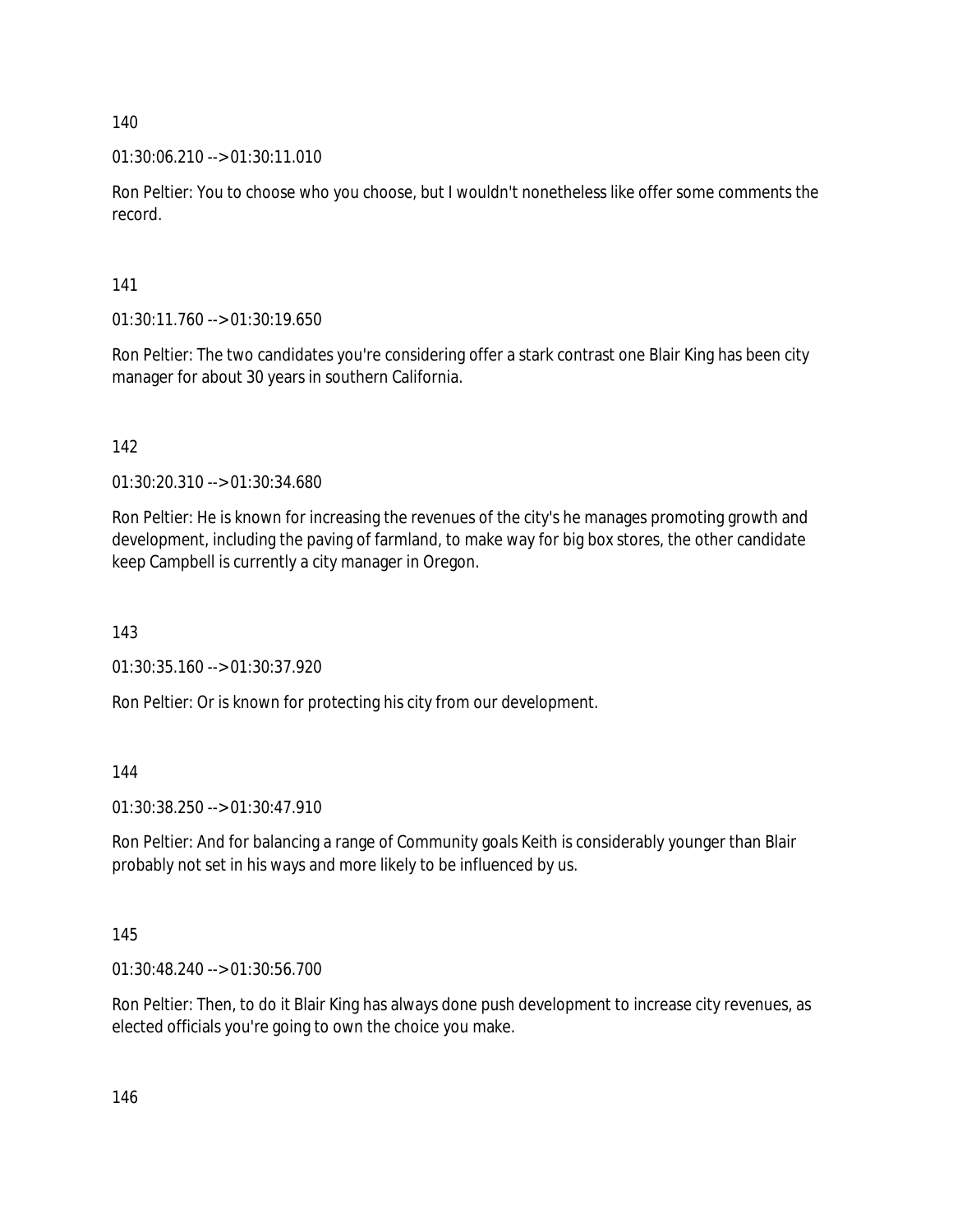140

01:30:06.210 --> 01:30:11.010

Ron Peltier: You to choose who you choose, but I wouldn't nonetheless like offer some comments the record.

141

01:30:11.760 --> 01:30:19.650

Ron Peltier: The two candidates you're considering offer a stark contrast one Blair King has been city manager for about 30 years in southern California.

142

01:30:20.310 --> 01:30:34.680

Ron Peltier: He is known for increasing the revenues of the city's he manages promoting growth and development, including the paving of farmland, to make way for big box stores, the other candidate keep Campbell is currently a city manager in Oregon.

143

01:30:35.160 --> 01:30:37.920

Ron Peltier: Or is known for protecting his city from our development.

144

01:30:38.250 --> 01:30:47.910

Ron Peltier: And for balancing a range of Community goals Keith is considerably younger than Blair probably not set in his ways and more likely to be influenced by us.

145

01:30:48.240 --> 01:30:56.700

Ron Peltier: Then, to do it Blair King has always done push development to increase city revenues, as elected officials you're going to own the choice you make.

146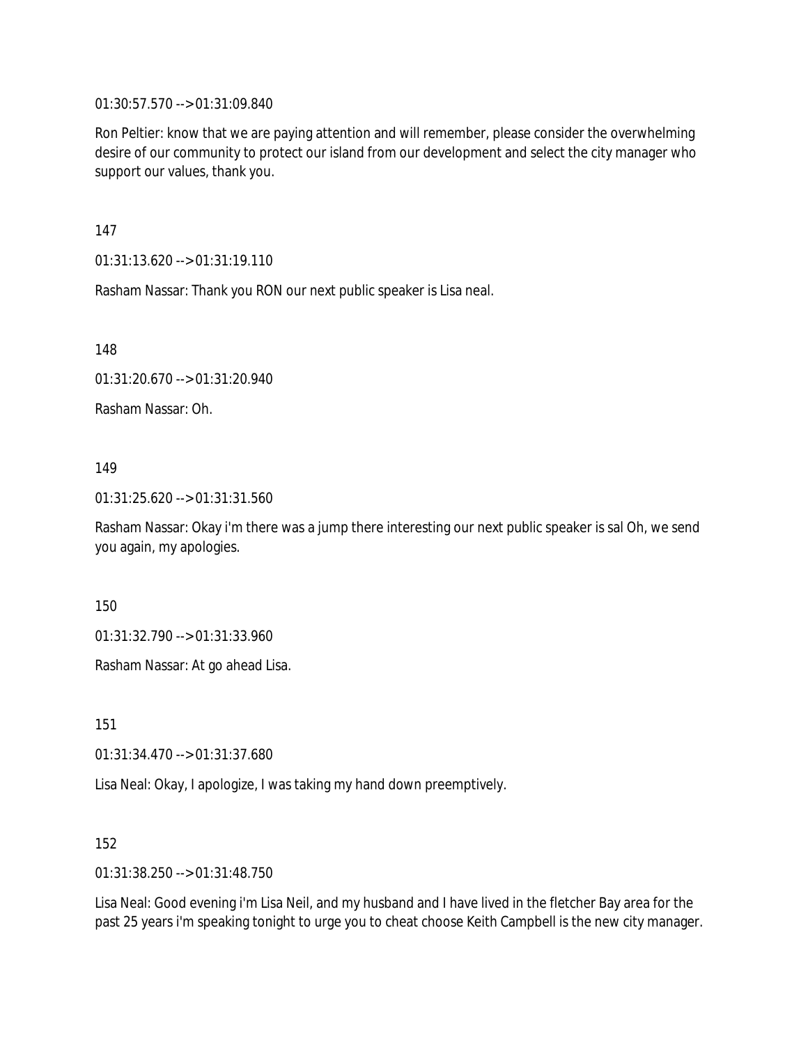01:30:57.570 --> 01:31:09.840

Ron Peltier: know that we are paying attention and will remember, please consider the overwhelming desire of our community to protect our island from our development and select the city manager who support our values, thank you.

147

01:31:13.620 --> 01:31:19.110

Rasham Nassar: Thank you RON our next public speaker is Lisa neal.

148

01:31:20.670 --> 01:31:20.940

Rasham Nassar: Oh.

149

01:31:25.620 --> 01:31:31.560

Rasham Nassar: Okay i'm there was a jump there interesting our next public speaker is sal Oh, we send you again, my apologies.

150

01:31:32.790 --> 01:31:33.960

Rasham Nassar: At go ahead Lisa.

151

01:31:34.470 --> 01:31:37.680

Lisa Neal: Okay, I apologize, I was taking my hand down preemptively.

152

01:31:38.250 --> 01:31:48.750

Lisa Neal: Good evening i'm Lisa Neil, and my husband and I have lived in the fletcher Bay area for the past 25 years i'm speaking tonight to urge you to cheat choose Keith Campbell is the new city manager.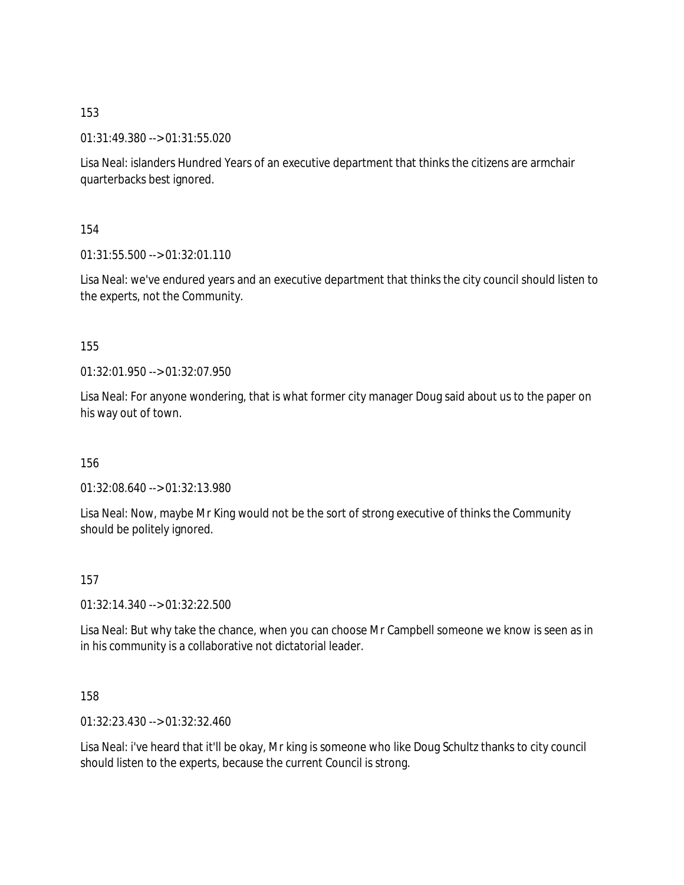153

01:31:49.380 --> 01:31:55.020

Lisa Neal: islanders Hundred Years of an executive department that thinks the citizens are armchair quarterbacks best ignored.

154

01:31:55.500 --> 01:32:01.110

Lisa Neal: we've endured years and an executive department that thinks the city council should listen to the experts, not the Community.

155

01:32:01.950 --> 01:32:07.950

Lisa Neal: For anyone wondering, that is what former city manager Doug said about us to the paper on his way out of town.

156

01:32:08.640 --> 01:32:13.980

Lisa Neal: Now, maybe Mr King would not be the sort of strong executive of thinks the Community should be politely ignored.

157

01:32:14.340 --> 01:32:22.500

Lisa Neal: But why take the chance, when you can choose Mr Campbell someone we know is seen as in in his community is a collaborative not dictatorial leader.

158

01:32:23.430 --> 01:32:32.460

Lisa Neal: i've heard that it'll be okay, Mr king is someone who like Doug Schultz thanks to city council should listen to the experts, because the current Council is strong.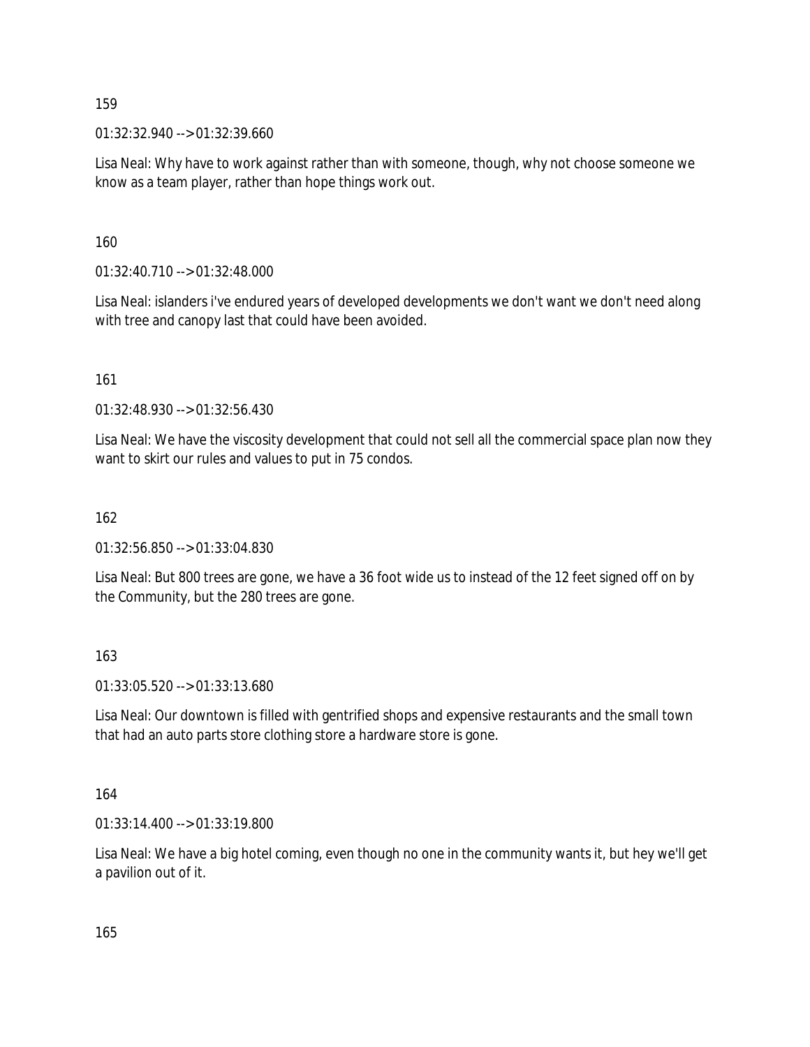159

01:32:32.940 --> 01:32:39.660

Lisa Neal: Why have to work against rather than with someone, though, why not choose someone we know as a team player, rather than hope things work out.

160

01:32:40.710 --> 01:32:48.000

Lisa Neal: islanders i've endured years of developed developments we don't want we don't need along with tree and canopy last that could have been avoided.

161

01:32:48.930 --> 01:32:56.430

Lisa Neal: We have the viscosity development that could not sell all the commercial space plan now they want to skirt our rules and values to put in 75 condos.

162

01:32:56.850 --> 01:33:04.830

Lisa Neal: But 800 trees are gone, we have a 36 foot wide us to instead of the 12 feet signed off on by the Community, but the 280 trees are gone.

163

01:33:05.520 --> 01:33:13.680

Lisa Neal: Our downtown is filled with gentrified shops and expensive restaurants and the small town that had an auto parts store clothing store a hardware store is gone.

164

01:33:14.400 --> 01:33:19.800

Lisa Neal: We have a big hotel coming, even though no one in the community wants it, but hey we'll get a pavilion out of it.

165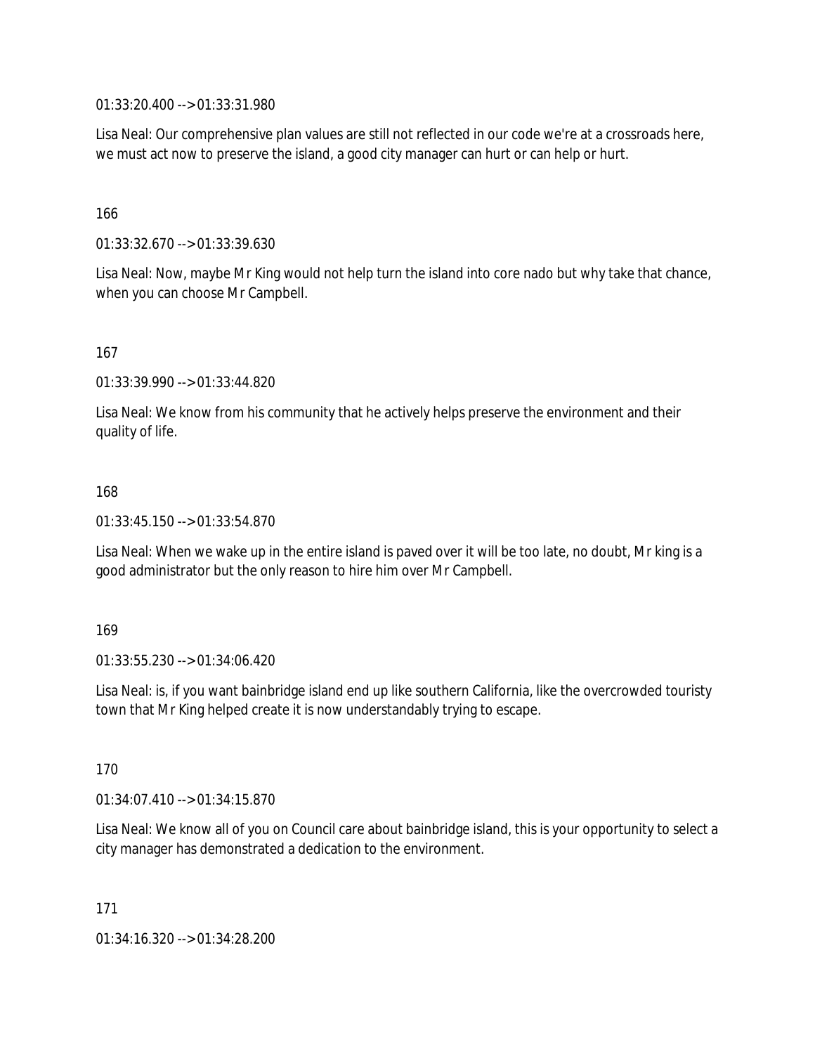01:33:20.400 --> 01:33:31.980

Lisa Neal: Our comprehensive plan values are still not reflected in our code we're at a crossroads here, we must act now to preserve the island, a good city manager can hurt or can help or hurt.

166

01:33:32.670 --> 01:33:39.630

Lisa Neal: Now, maybe Mr King would not help turn the island into core nado but why take that chance, when you can choose Mr Campbell.

167

01:33:39.990 --> 01:33:44.820

Lisa Neal: We know from his community that he actively helps preserve the environment and their quality of life.

168

01:33:45.150 --> 01:33:54.870

Lisa Neal: When we wake up in the entire island is paved over it will be too late, no doubt, Mr king is a good administrator but the only reason to hire him over Mr Campbell.

169

01:33:55.230 --> 01:34:06.420

Lisa Neal: is, if you want bainbridge island end up like southern California, like the overcrowded touristy town that Mr King helped create it is now understandably trying to escape.

170

01:34:07.410 --> 01:34:15.870

Lisa Neal: We know all of you on Council care about bainbridge island, this is your opportunity to select a city manager has demonstrated a dedication to the environment.

171

01:34:16.320 --> 01:34:28.200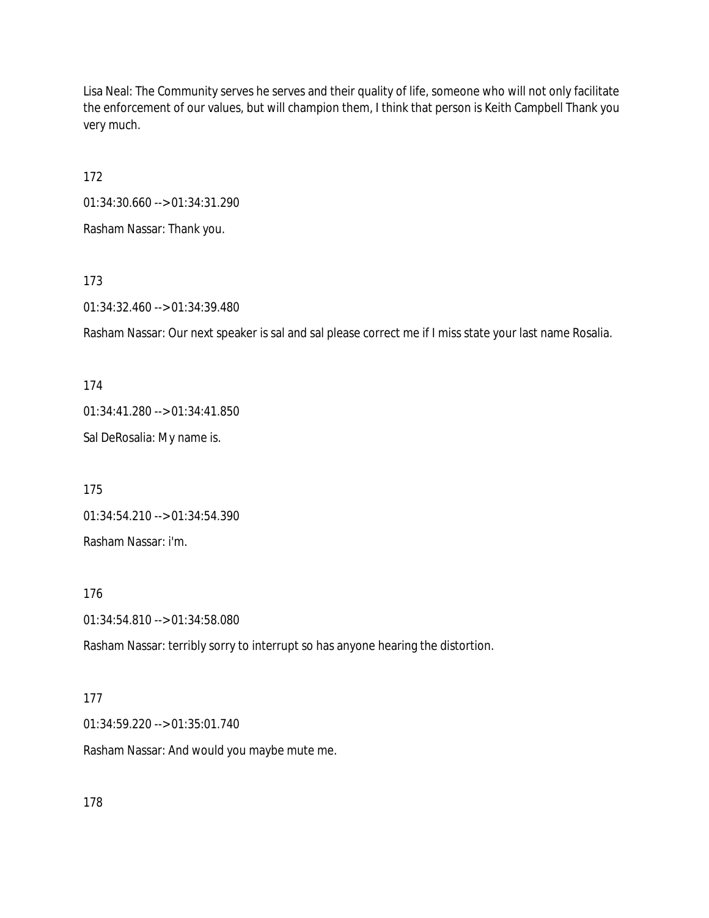Lisa Neal: The Community serves he serves and their quality of life, someone who will not only facilitate the enforcement of our values, but will champion them, I think that person is Keith Campbell Thank you very much.

172

01:34:30.660 --> 01:34:31.290

Rasham Nassar: Thank you.

173

01:34:32.460 --> 01:34:39.480

Rasham Nassar: Our next speaker is sal and sal please correct me if I miss state your last name Rosalia.

174

01:34:41.280 --> 01:34:41.850

Sal DeRosalia: My name is.

175

01:34:54.210 --> 01:34:54.390

Rasham Nassar: i'm.

176

01:34:54.810 --> 01:34:58.080

Rasham Nassar: terribly sorry to interrupt so has anyone hearing the distortion.

177

01:34:59.220 --> 01:35:01.740

Rasham Nassar: And would you maybe mute me.

178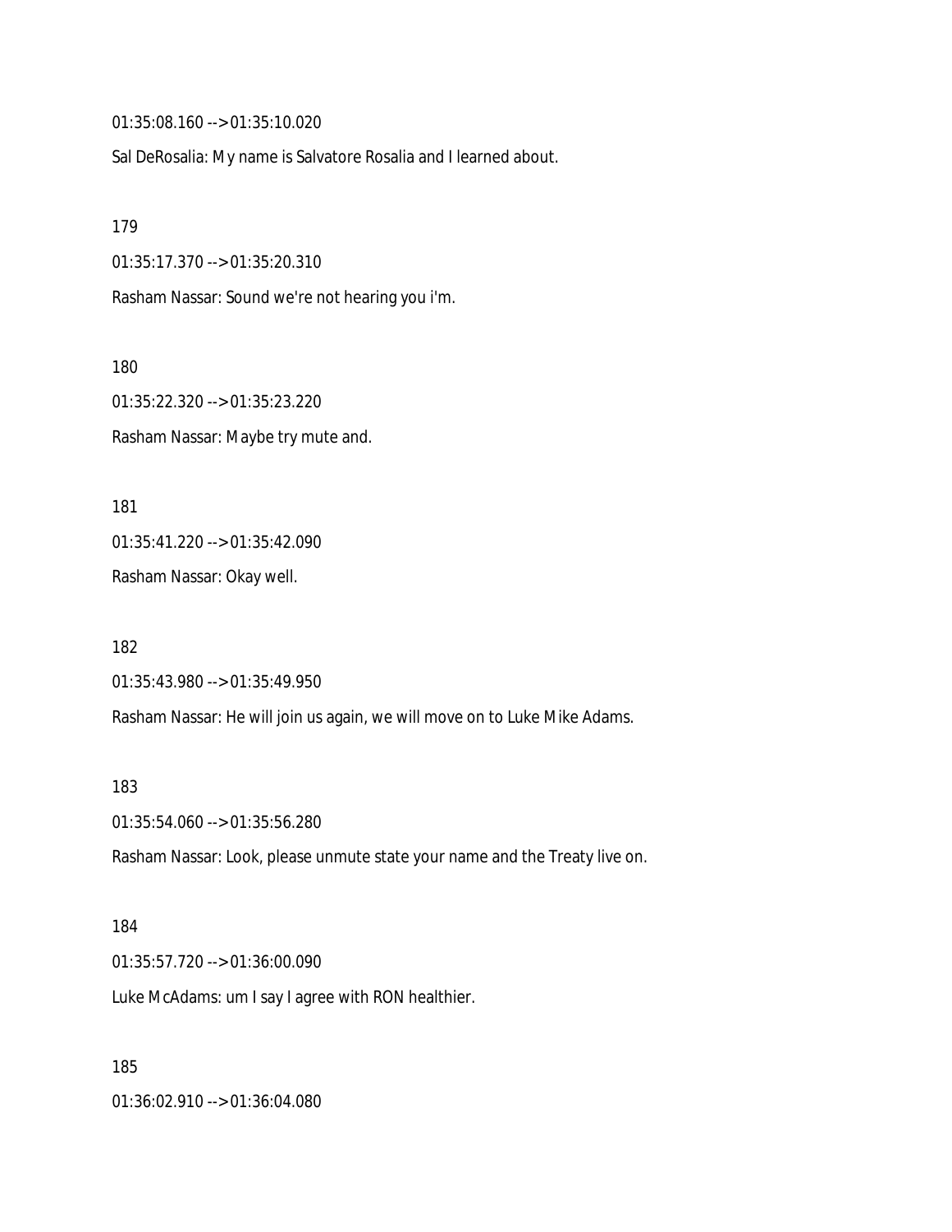01:35:08.160 --> 01:35:10.020

Sal DeRosalia: My name is Salvatore Rosalia and I learned about.

179

01:35:17.370 --> 01:35:20.310

Rasham Nassar: Sound we're not hearing you i'm.

180

01:35:22.320 --> 01:35:23.220

Rasham Nassar: Maybe try mute and.

181

01:35:41.220 --> 01:35:42.090

Rasham Nassar: Okay well.

182

01:35:43.980 --> 01:35:49.950

Rasham Nassar: He will join us again, we will move on to Luke Mike Adams.

183

01:35:54.060 --> 01:35:56.280

Rasham Nassar: Look, please unmute state your name and the Treaty live on.

184

01:35:57.720 --> 01:36:00.090

Luke McAdams: um I say I agree with RON healthier.

185

01:36:02.910 --> 01:36:04.080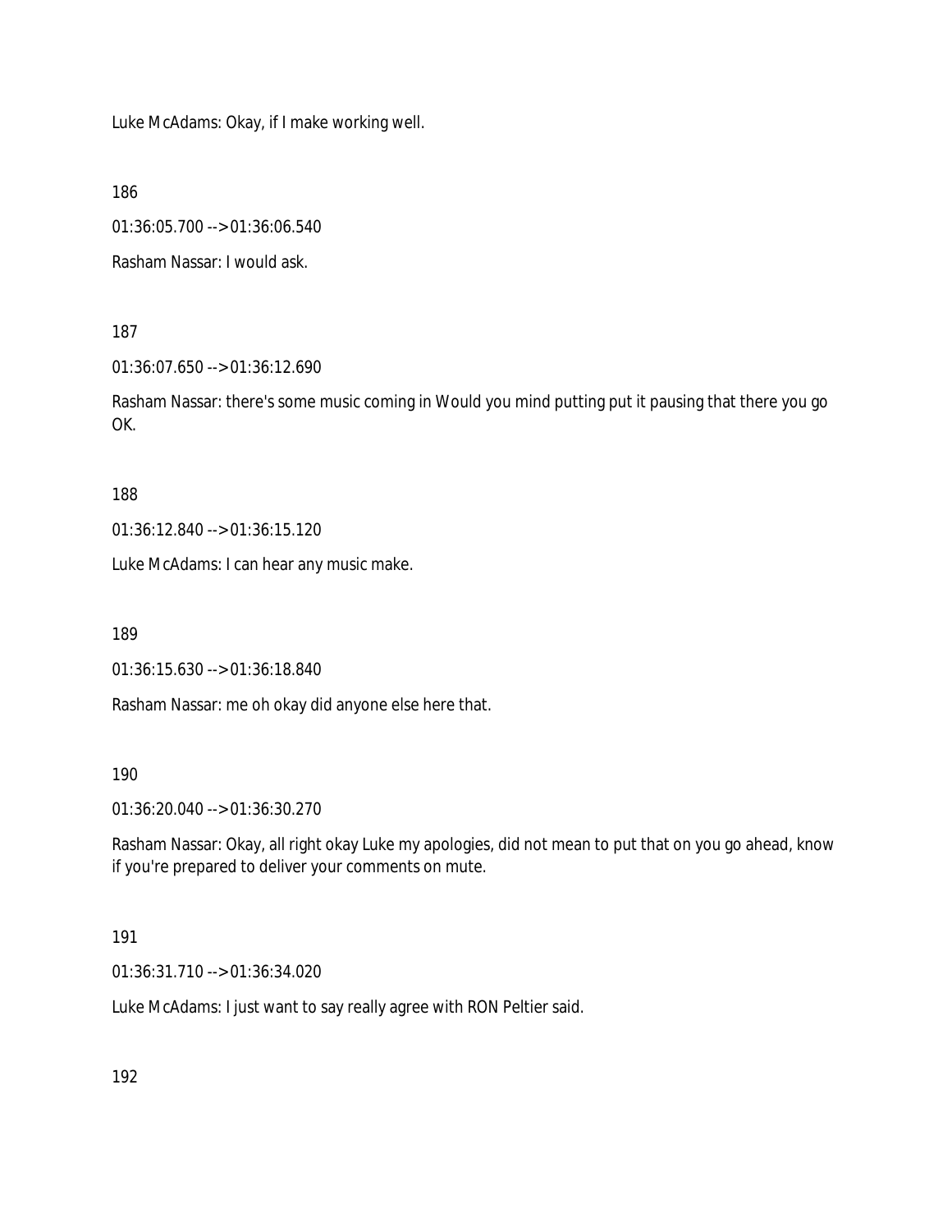Luke McAdams: Okay, if I make working well.

186

01:36:05.700 --> 01:36:06.540

Rasham Nassar: I would ask.

187

01:36:07.650 --> 01:36:12.690

Rasham Nassar: there's some music coming in Would you mind putting put it pausing that there you go OK.

188

01:36:12.840 --> 01:36:15.120

Luke McAdams: I can hear any music make.

189

01:36:15.630 --> 01:36:18.840

Rasham Nassar: me oh okay did anyone else here that.

190

01:36:20.040 --> 01:36:30.270

Rasham Nassar: Okay, all right okay Luke my apologies, did not mean to put that on you go ahead, know if you're prepared to deliver your comments on mute.

191

01:36:31.710 --> 01:36:34.020

Luke McAdams: I just want to say really agree with RON Peltier said.

192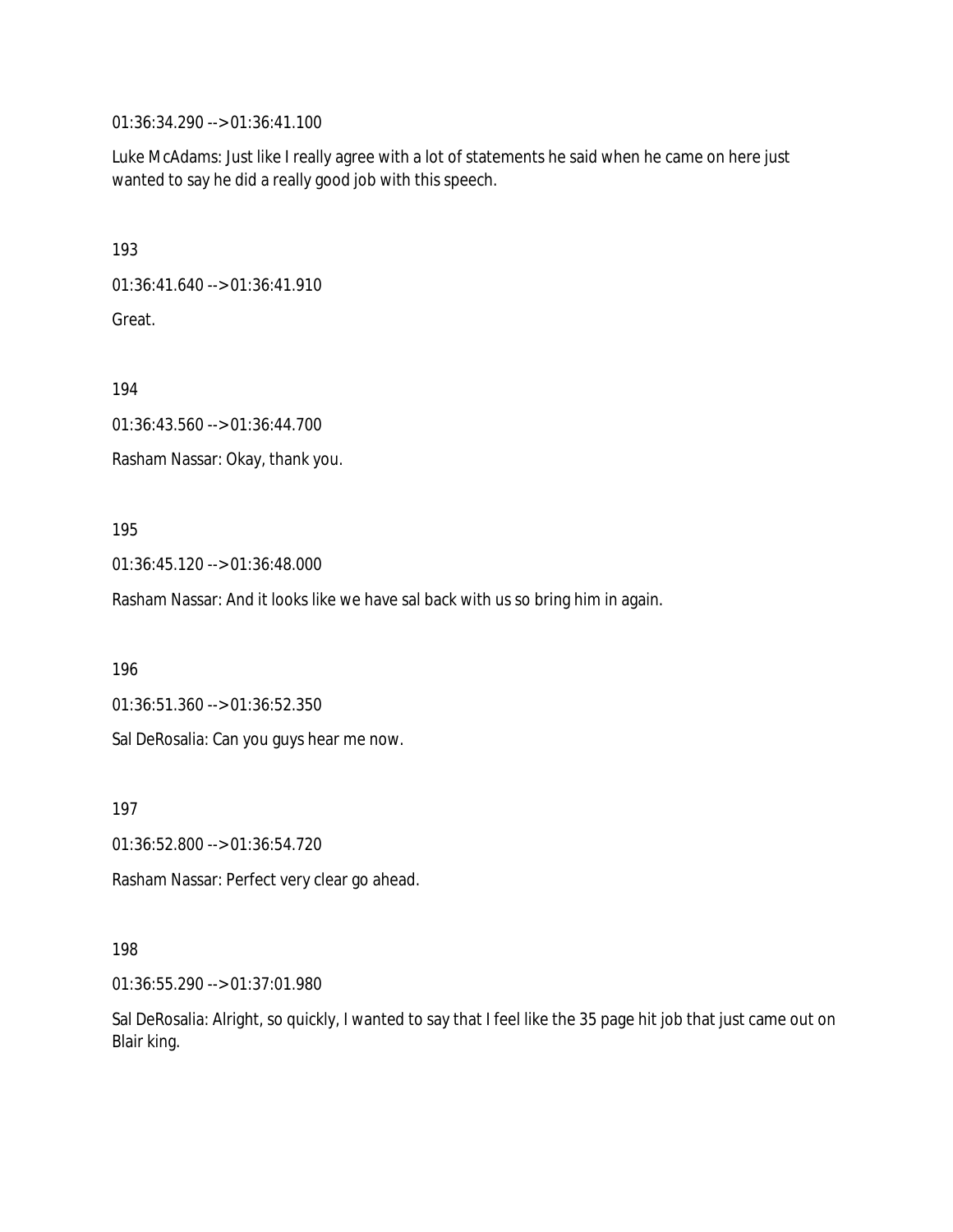01:36:34.290 --> 01:36:41.100

Luke McAdams: Just like I really agree with a lot of statements he said when he came on here just wanted to say he did a really good job with this speech.

193

01:36:41.640 --> 01:36:41.910

Great.

194

01:36:43.560 --> 01:36:44.700

Rasham Nassar: Okay, thank you.

195

01:36:45.120 --> 01:36:48.000

Rasham Nassar: And it looks like we have sal back with us so bring him in again.

196

01:36:51.360 --> 01:36:52.350

Sal DeRosalia: Can you guys hear me now.

197

01:36:52.800 --> 01:36:54.720

Rasham Nassar: Perfect very clear go ahead.

198

01:36:55.290 --> 01:37:01.980

Sal DeRosalia: Alright, so quickly, I wanted to say that I feel like the 35 page hit job that just came out on Blair king.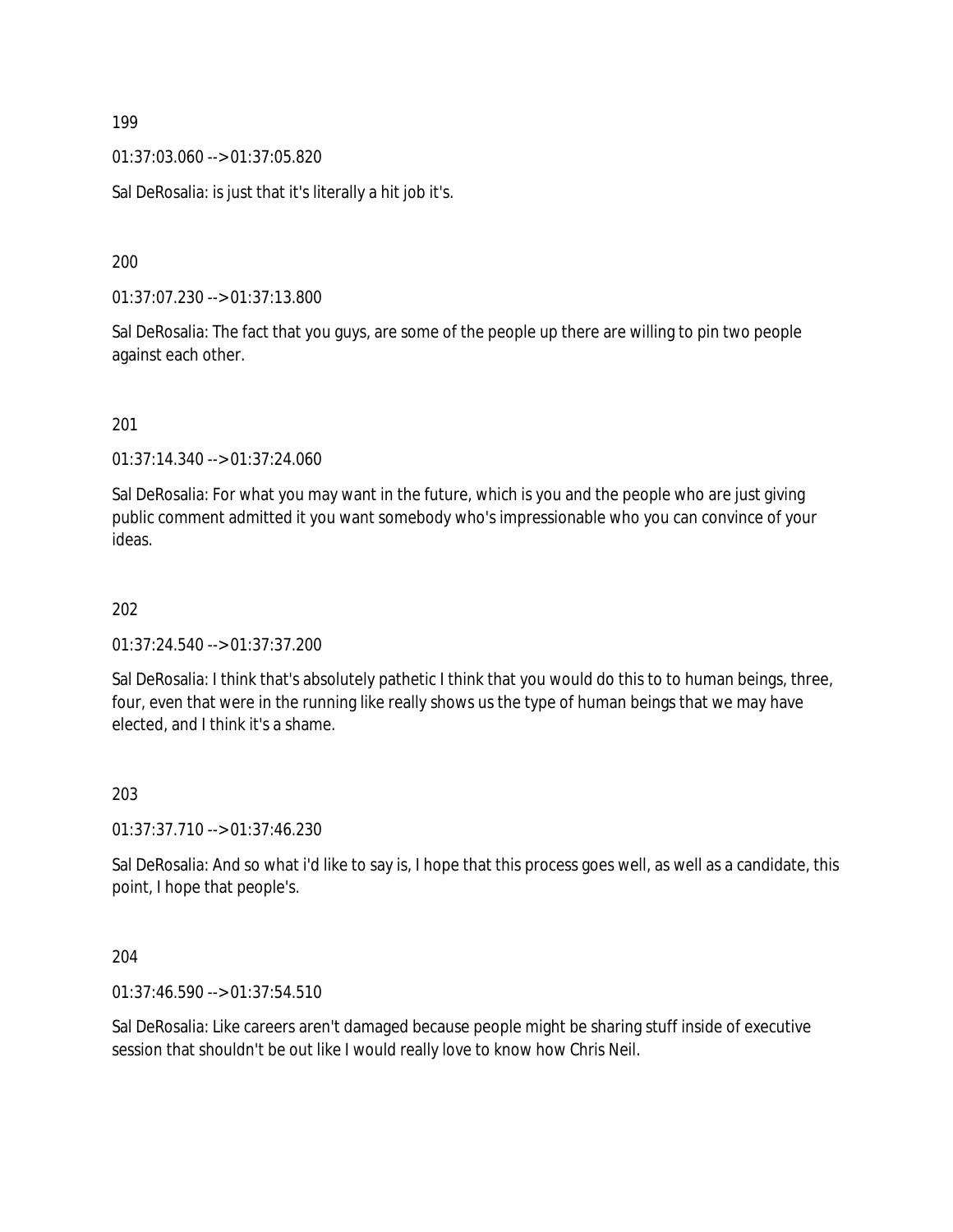199

01:37:03.060 --> 01:37:05.820

Sal DeRosalia: is just that it's literally a hit job it's.

200

01:37:07.230 --> 01:37:13.800

Sal DeRosalia: The fact that you guys, are some of the people up there are willing to pin two people against each other.

201

01:37:14.340 --> 01:37:24.060

Sal DeRosalia: For what you may want in the future, which is you and the people who are just giving public comment admitted it you want somebody who's impressionable who you can convince of your ideas.

202

01:37:24.540 --> 01:37:37.200

Sal DeRosalia: I think that's absolutely pathetic I think that you would do this to to human beings, three, four, even that were in the running like really shows us the type of human beings that we may have elected, and I think it's a shame.

203

01:37:37.710 --> 01:37:46.230

Sal DeRosalia: And so what i'd like to say is, I hope that this process goes well, as well as a candidate, this point, I hope that people's.

204

01:37:46.590 --> 01:37:54.510

Sal DeRosalia: Like careers aren't damaged because people might be sharing stuff inside of executive session that shouldn't be out like I would really love to know how Chris Neil.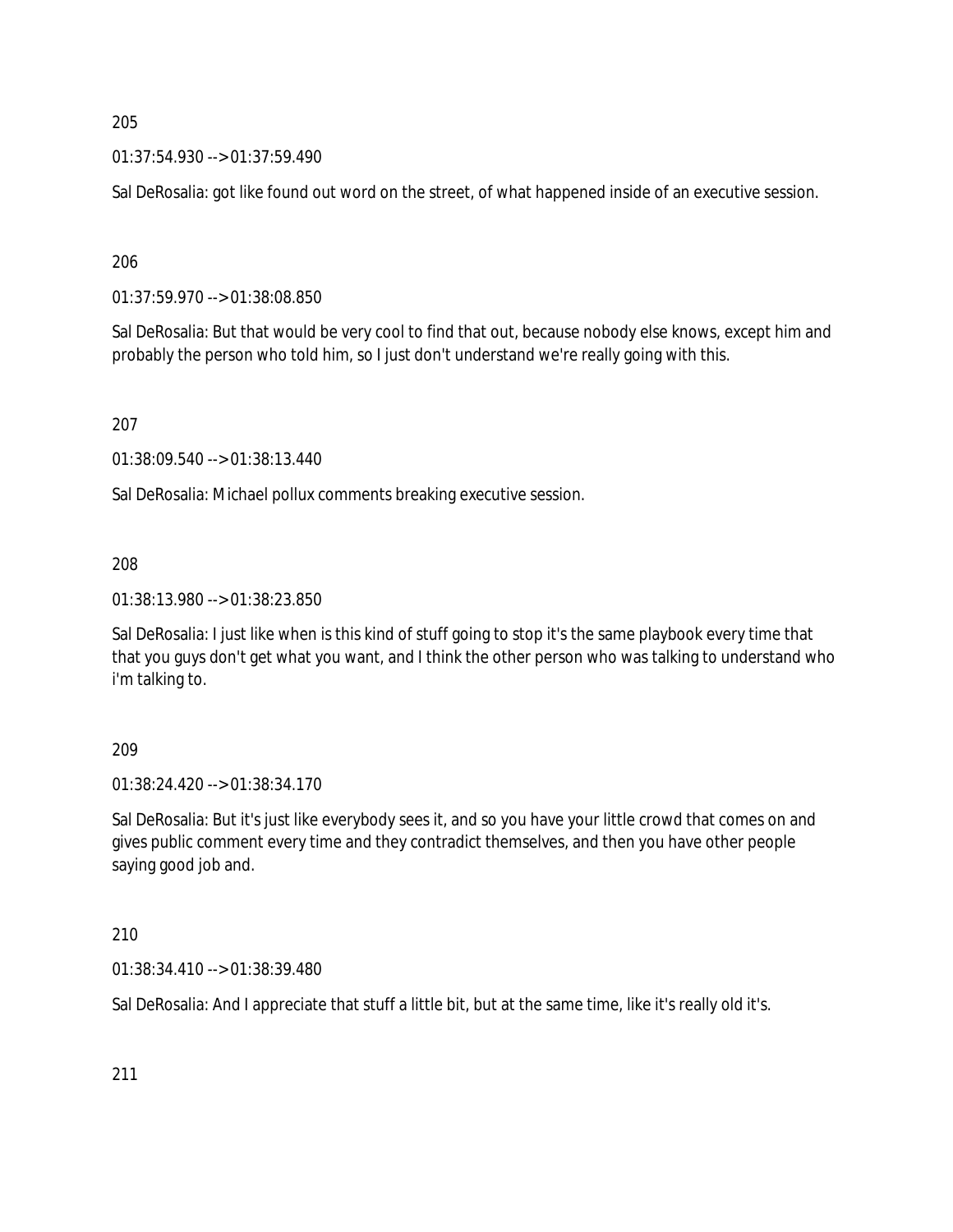205

01:37:54.930 --> 01:37:59.490

Sal DeRosalia: got like found out word on the street, of what happened inside of an executive session.

206

01:37:59.970 --> 01:38:08.850

Sal DeRosalia: But that would be very cool to find that out, because nobody else knows, except him and probably the person who told him, so I just don't understand we're really going with this.

207

01:38:09.540 --> 01:38:13.440

Sal DeRosalia: Michael pollux comments breaking executive session.

208

01:38:13.980 --> 01:38:23.850

Sal DeRosalia: I just like when is this kind of stuff going to stop it's the same playbook every time that that you guys don't get what you want, and I think the other person who was talking to understand who i'm talking to.

209

01:38:24.420 --> 01:38:34.170

Sal DeRosalia: But it's just like everybody sees it, and so you have your little crowd that comes on and gives public comment every time and they contradict themselves, and then you have other people saying good job and.

210

01:38:34.410 --> 01:38:39.480

Sal DeRosalia: And I appreciate that stuff a little bit, but at the same time, like it's really old it's.

211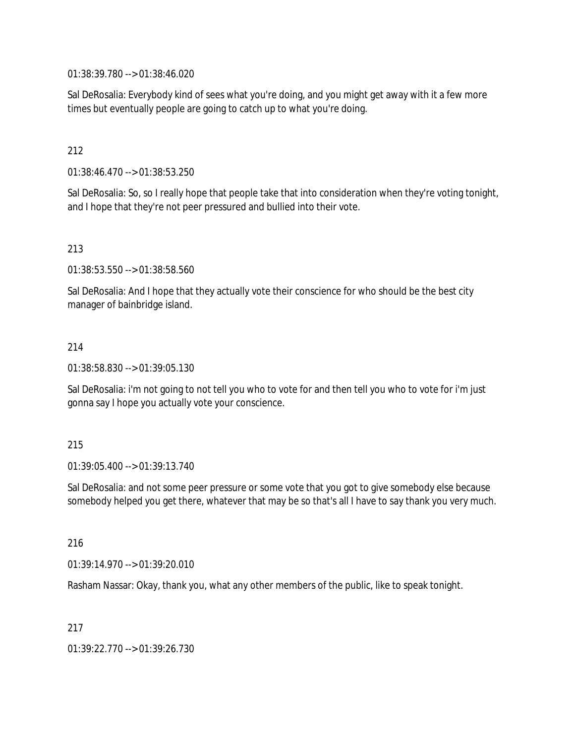01:38:39.780 --> 01:38:46.020

Sal DeRosalia: Everybody kind of sees what you're doing, and you might get away with it a few more times but eventually people are going to catch up to what you're doing.

212

01:38:46.470 --> 01:38:53.250

Sal DeRosalia: So, so I really hope that people take that into consideration when they're voting tonight, and I hope that they're not peer pressured and bullied into their vote.

213

01:38:53.550 --> 01:38:58.560

Sal DeRosalia: And I hope that they actually vote their conscience for who should be the best city manager of bainbridge island.

214

01:38:58.830 --> 01:39:05.130

Sal DeRosalia: i'm not going to not tell you who to vote for and then tell you who to vote for i'm just gonna say I hope you actually vote your conscience.

215

01:39:05.400 --> 01:39:13.740

Sal DeRosalia: and not some peer pressure or some vote that you got to give somebody else because somebody helped you get there, whatever that may be so that's all I have to say thank you very much.

216

01:39:14.970 --> 01:39:20.010

Rasham Nassar: Okay, thank you, what any other members of the public, like to speak tonight.

217

01:39:22.770 --> 01:39:26.730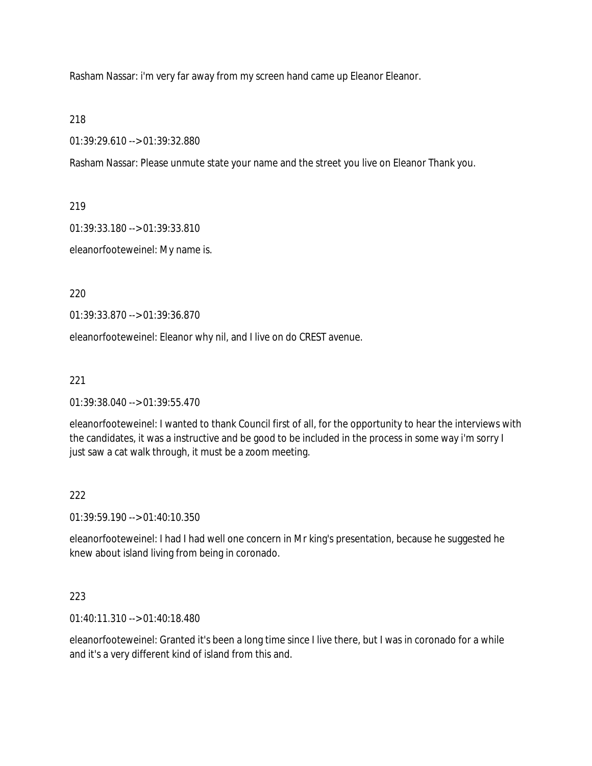Rasham Nassar: i'm very far away from my screen hand came up Eleanor Eleanor.

218

01:39:29.610 --> 01:39:32.880

Rasham Nassar: Please unmute state your name and the street you live on Eleanor Thank you.

219

01:39:33.180 --> 01:39:33.810

eleanorfooteweinel: My name is.

220

01:39:33.870 --> 01:39:36.870

eleanorfooteweinel: Eleanor why nil, and I live on do CREST avenue.

221

01:39:38.040 --> 01:39:55.470

eleanorfooteweinel: I wanted to thank Council first of all, for the opportunity to hear the interviews with the candidates, it was a instructive and be good to be included in the process in some way i'm sorry I just saw a cat walk through, it must be a zoom meeting.

222

01:39:59.190 --> 01:40:10.350

eleanorfooteweinel: I had I had well one concern in Mr king's presentation, because he suggested he knew about island living from being in coronado.

223

01:40:11.310 --> 01:40:18.480

eleanorfooteweinel: Granted it's been a long time since I live there, but I was in coronado for a while and it's a very different kind of island from this and.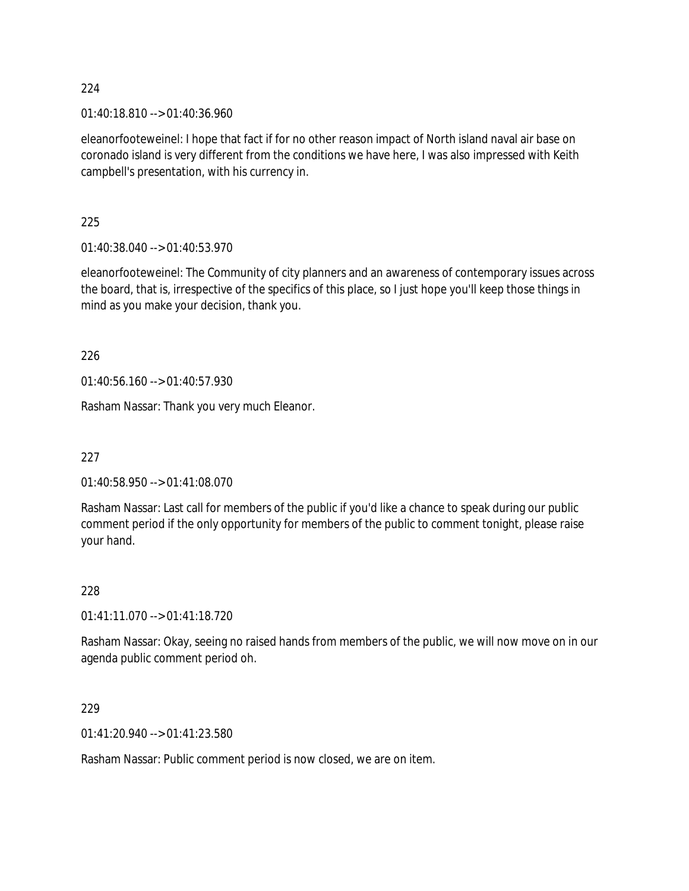224

01:40:18.810 --> 01:40:36.960

eleanorfooteweinel: I hope that fact if for no other reason impact of North island naval air base on coronado island is very different from the conditions we have here, I was also impressed with Keith campbell's presentation, with his currency in.

225

01:40:38.040 --> 01:40:53.970

eleanorfooteweinel: The Community of city planners and an awareness of contemporary issues across the board, that is, irrespective of the specifics of this place, so I just hope you'll keep those things in mind as you make your decision, thank you.

226

01:40:56.160 --> 01:40:57.930

Rasham Nassar: Thank you very much Eleanor.

227

01:40:58.950 --> 01:41:08.070

Rasham Nassar: Last call for members of the public if you'd like a chance to speak during our public comment period if the only opportunity for members of the public to comment tonight, please raise your hand.

228

01:41:11.070 --> 01:41:18.720

Rasham Nassar: Okay, seeing no raised hands from members of the public, we will now move on in our agenda public comment period oh.

229

01:41:20.940 --> 01:41:23.580

Rasham Nassar: Public comment period is now closed, we are on item.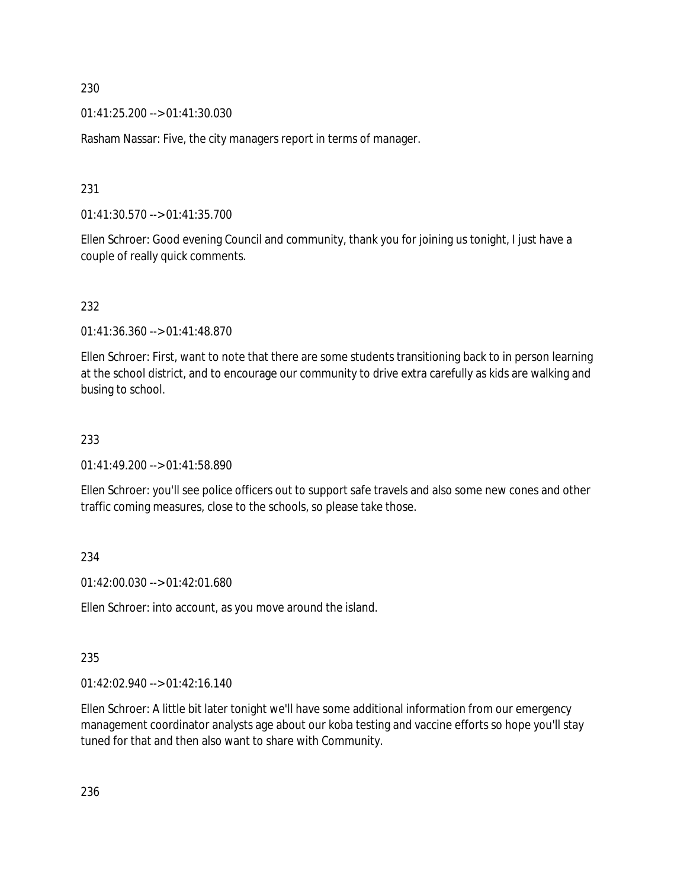230

01:41:25.200 --> 01:41:30.030

Rasham Nassar: Five, the city managers report in terms of manager.

231

01:41:30.570 --> 01:41:35.700

Ellen Schroer: Good evening Council and community, thank you for joining us tonight, I just have a couple of really quick comments.

232

01:41:36.360 --> 01:41:48.870

Ellen Schroer: First, want to note that there are some students transitioning back to in person learning at the school district, and to encourage our community to drive extra carefully as kids are walking and busing to school.

233

01:41:49.200 --> 01:41:58.890

Ellen Schroer: you'll see police officers out to support safe travels and also some new cones and other traffic coming measures, close to the schools, so please take those.

234

01:42:00.030 --> 01:42:01.680

Ellen Schroer: into account, as you move around the island.

235

01:42:02.940 --> 01:42:16.140

Ellen Schroer: A little bit later tonight we'll have some additional information from our emergency management coordinator analysts age about our koba testing and vaccine efforts so hope you'll stay tuned for that and then also want to share with Community.

236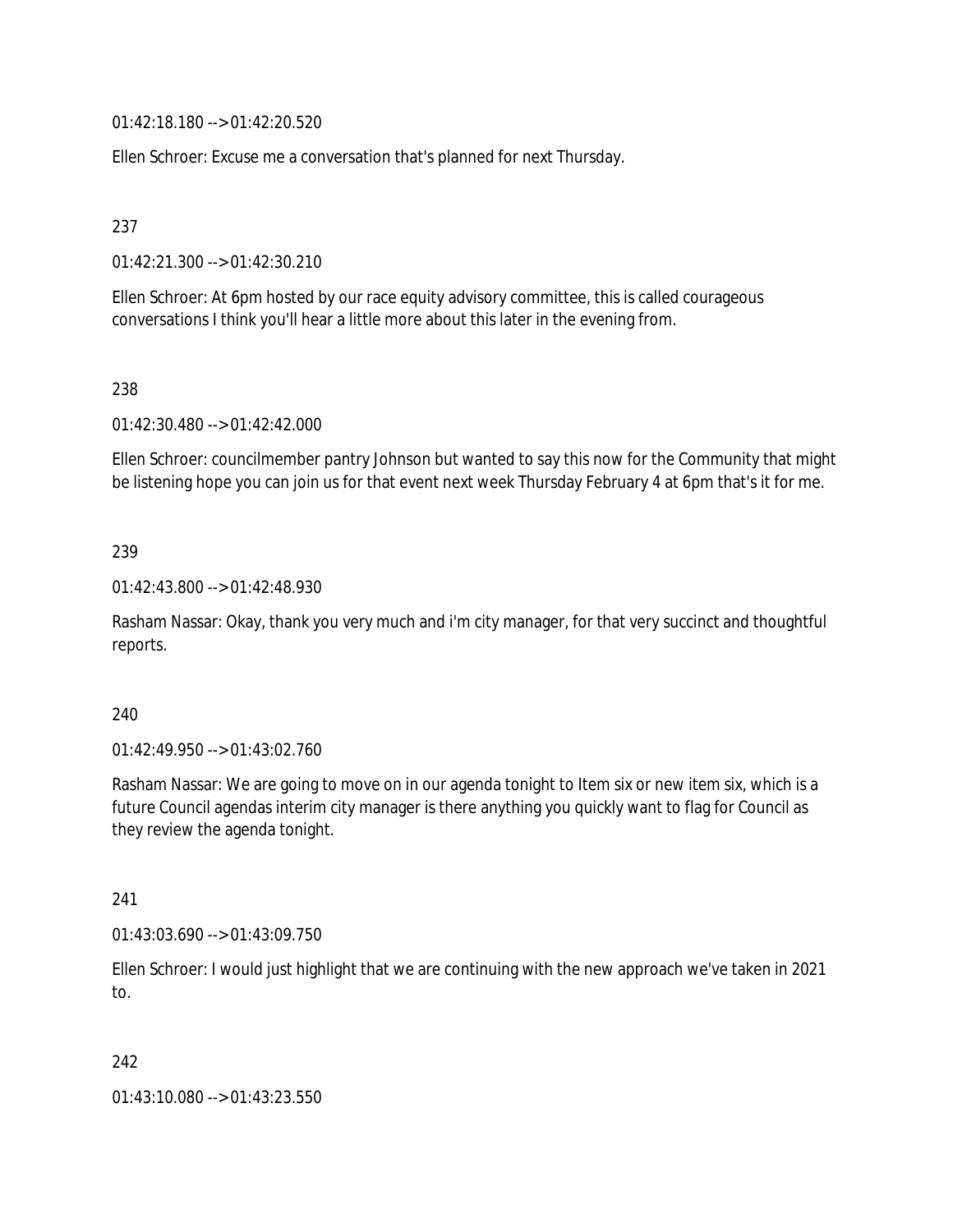01:42:18.180 --> 01:42:20.520

Ellen Schroer: Excuse me a conversation that's planned for next Thursday.

237

01:42:21.300 --> 01:42:30.210

Ellen Schroer: At 6pm hosted by our race equity advisory committee, this is called courageous conversations I think you'll hear a little more about this later in the evening from.

238

01:42:30.480 --> 01:42:42.000

Ellen Schroer: councilmember pantry Johnson but wanted to say this now for the Community that might be listening hope you can join us for that event next week Thursday February 4 at 6pm that's it for me.

239

01:42:43.800 --> 01:42:48.930

Rasham Nassar: Okay, thank you very much and i'm city manager, for that very succinct and thoughtful reports.

240

01:42:49.950 --> 01:43:02.760

Rasham Nassar: We are going to move on in our agenda tonight to Item six or new item six, which is a future Council agendas interim city manager is there anything you quickly want to flag for Council as they review the agenda tonight.

241

01:43:03.690 --> 01:43:09.750

Ellen Schroer: I would just highlight that we are continuing with the new approach we've taken in 2021 to.

242

01:43:10.080 --> 01:43:23.550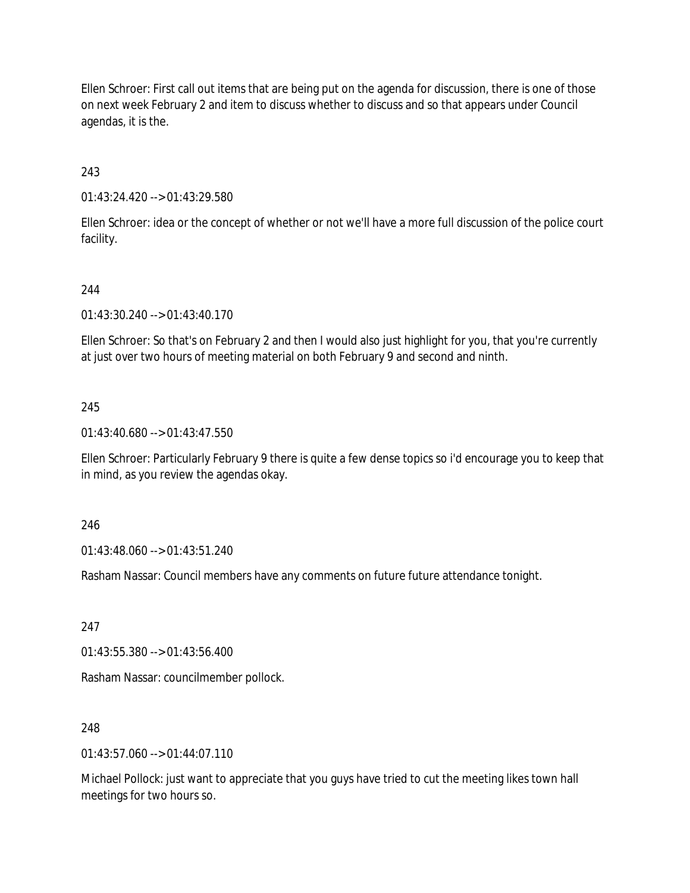Ellen Schroer: First call out items that are being put on the agenda for discussion, there is one of those on next week February 2 and item to discuss whether to discuss and so that appears under Council agendas, it is the.

243

01:43:24.420 --> 01:43:29.580

Ellen Schroer: idea or the concept of whether or not we'll have a more full discussion of the police court facility.

244

01:43:30.240 --> 01:43:40.170

Ellen Schroer: So that's on February 2 and then I would also just highlight for you, that you're currently at just over two hours of meeting material on both February 9 and second and ninth.

245

01:43:40.680 --> 01:43:47.550

Ellen Schroer: Particularly February 9 there is quite a few dense topics so i'd encourage you to keep that in mind, as you review the agendas okay.

246

01:43:48.060 --> 01:43:51.240

Rasham Nassar: Council members have any comments on future future attendance tonight.

247

01:43:55.380 --> 01:43:56.400

Rasham Nassar: councilmember pollock.

248

01:43:57.060 --> 01:44:07.110

Michael Pollock: just want to appreciate that you guys have tried to cut the meeting likes town hall meetings for two hours so.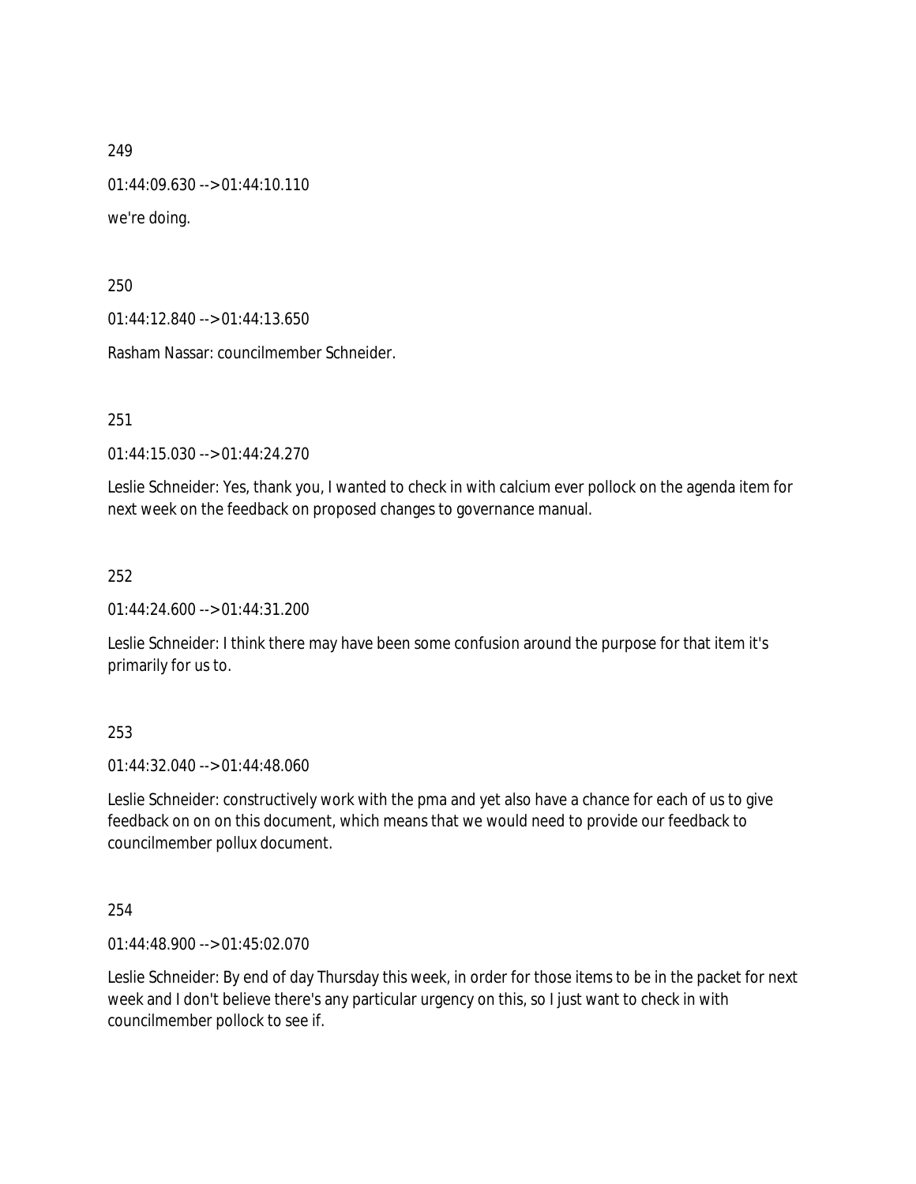249

01:44:09.630 --> 01:44:10.110

we're doing.

250

01:44:12.840 --> 01:44:13.650

Rasham Nassar: councilmember Schneider.

251

01:44:15.030 --> 01:44:24.270

Leslie Schneider: Yes, thank you, I wanted to check in with calcium ever pollock on the agenda item for next week on the feedback on proposed changes to governance manual.

252

01:44:24.600 --> 01:44:31.200

Leslie Schneider: I think there may have been some confusion around the purpose for that item it's primarily for us to.

253

01:44:32.040 --> 01:44:48.060

Leslie Schneider: constructively work with the pma and yet also have a chance for each of us to give feedback on on on this document, which means that we would need to provide our feedback to councilmember pollux document.

254

01:44:48.900 --> 01:45:02.070

Leslie Schneider: By end of day Thursday this week, in order for those items to be in the packet for next week and I don't believe there's any particular urgency on this, so I just want to check in with councilmember pollock to see if.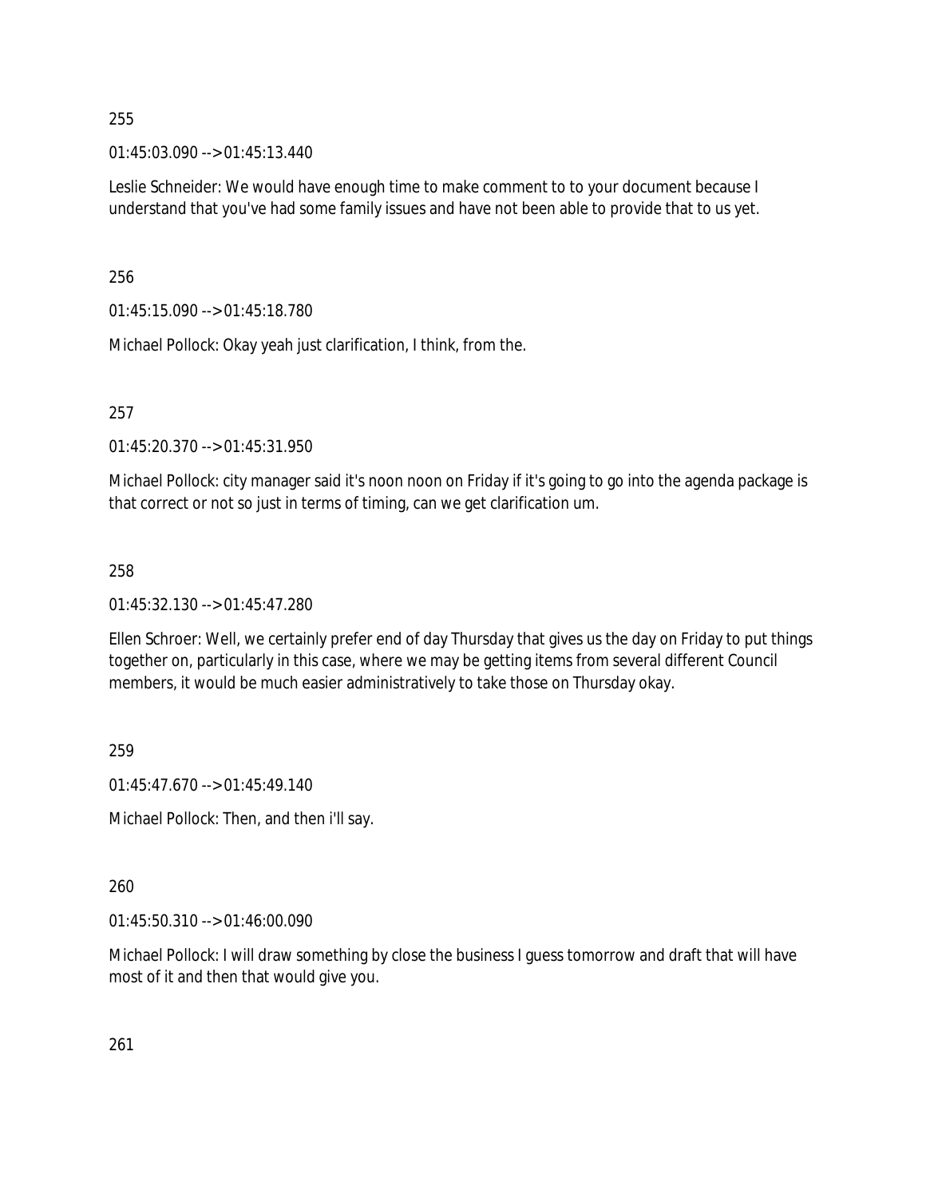255

01:45:03.090 --> 01:45:13.440

Leslie Schneider: We would have enough time to make comment to to your document because I understand that you've had some family issues and have not been able to provide that to us yet.

256

01:45:15.090 --> 01:45:18.780

Michael Pollock: Okay yeah just clarification, I think, from the.

257

01:45:20.370 --> 01:45:31.950

Michael Pollock: city manager said it's noon noon on Friday if it's going to go into the agenda package is that correct or not so just in terms of timing, can we get clarification um.

258

01:45:32.130 --> 01:45:47.280

Ellen Schroer: Well, we certainly prefer end of day Thursday that gives us the day on Friday to put things together on, particularly in this case, where we may be getting items from several different Council members, it would be much easier administratively to take those on Thursday okay.

259

01:45:47.670 --> 01:45:49.140

Michael Pollock: Then, and then i'll say.

260

01:45:50.310 --> 01:46:00.090

Michael Pollock: I will draw something by close the business I guess tomorrow and draft that will have most of it and then that would give you.

261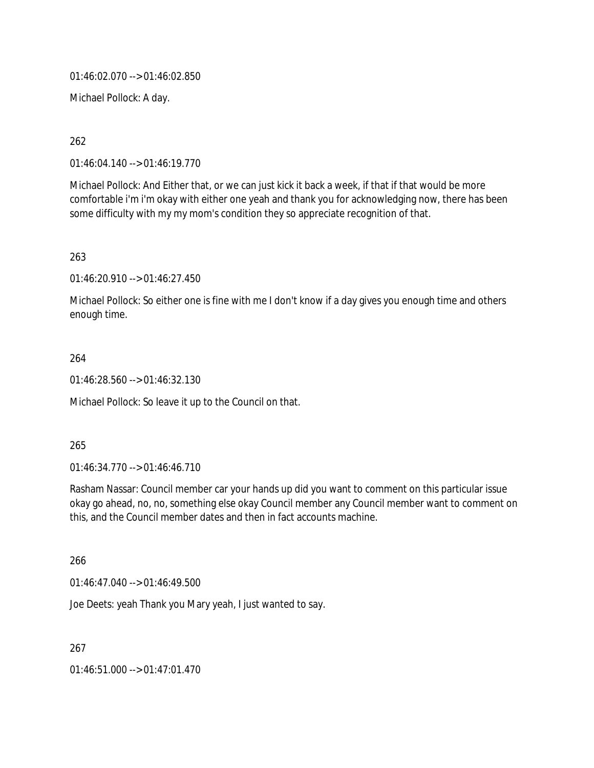01:46:02.070 --> 01:46:02.850

Michael Pollock: A day.

262

01:46:04.140 --> 01:46:19.770

Michael Pollock: And Either that, or we can just kick it back a week, if that if that would be more comfortable i'm i'm okay with either one yeah and thank you for acknowledging now, there has been some difficulty with my my mom's condition they so appreciate recognition of that.

263

01:46:20.910 --> 01:46:27.450

Michael Pollock: So either one is fine with me I don't know if a day gives you enough time and others enough time.

264

01:46:28.560 --> 01:46:32.130

Michael Pollock: So leave it up to the Council on that.

265

01:46:34.770 --> 01:46:46.710

Rasham Nassar: Council member car your hands up did you want to comment on this particular issue okay go ahead, no, no, something else okay Council member any Council member want to comment on this, and the Council member dates and then in fact accounts machine.

266

01:46:47.040 --> 01:46:49.500

Joe Deets: yeah Thank you Mary yeah, I just wanted to say.

267

01:46:51.000 --> 01:47:01.470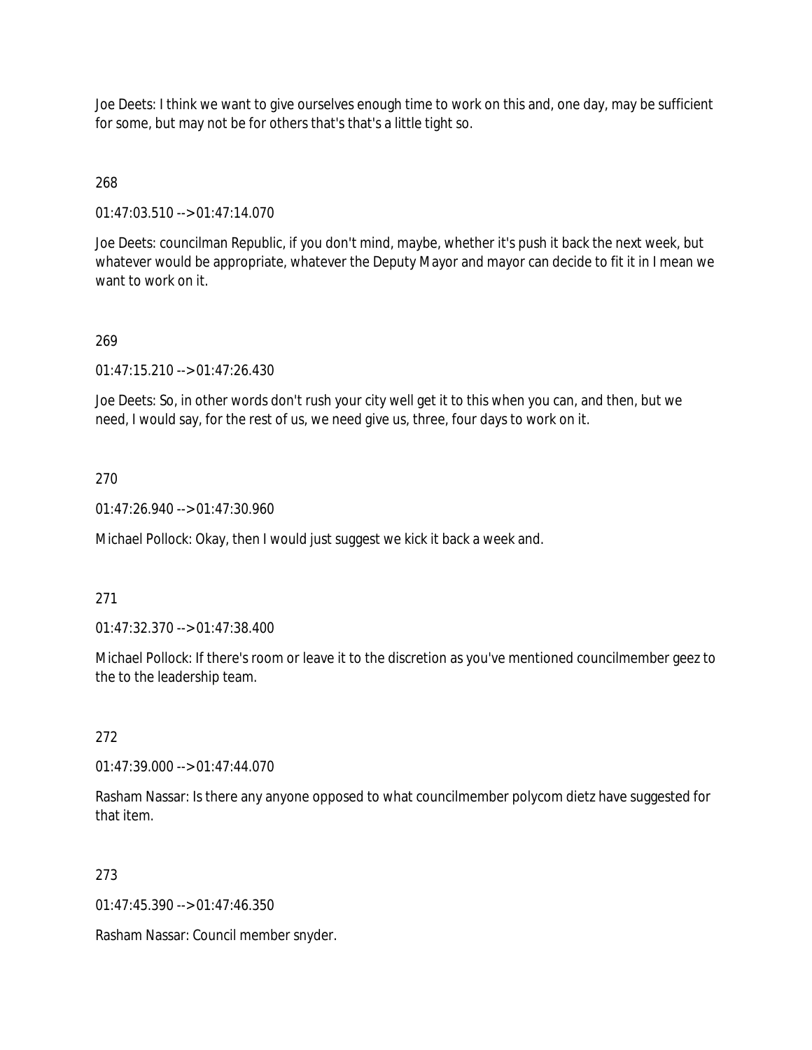Joe Deets: I think we want to give ourselves enough time to work on this and, one day, may be sufficient for some, but may not be for others that's that's a little tight so.

268

01:47:03.510 --> 01:47:14.070

Joe Deets: councilman Republic, if you don't mind, maybe, whether it's push it back the next week, but whatever would be appropriate, whatever the Deputy Mayor and mayor can decide to fit it in I mean we want to work on it.

269

01:47:15.210 --> 01:47:26.430

Joe Deets: So, in other words don't rush your city well get it to this when you can, and then, but we need, I would say, for the rest of us, we need give us, three, four days to work on it.

270

01:47:26.940 --> 01:47:30.960

Michael Pollock: Okay, then I would just suggest we kick it back a week and.

271

01:47:32.370 --> 01:47:38.400

Michael Pollock: If there's room or leave it to the discretion as you've mentioned councilmember geez to the to the leadership team.

272

01:47:39.000 --> 01:47:44.070

Rasham Nassar: Is there any anyone opposed to what councilmember polycom dietz have suggested for that item.

273

01:47:45.390 --> 01:47:46.350

Rasham Nassar: Council member snyder.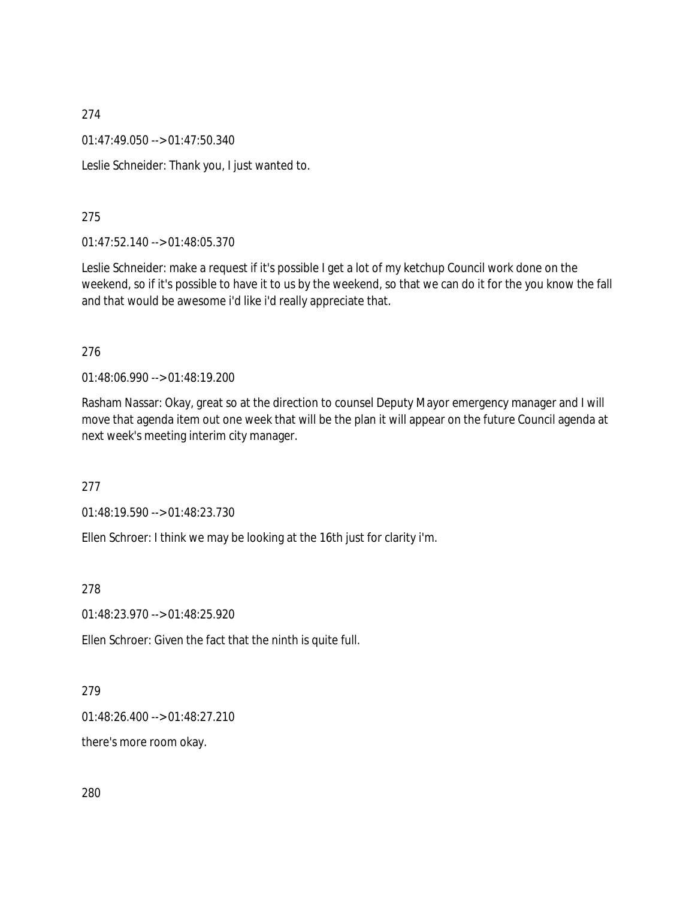274

01:47:49.050 --> 01:47:50.340

Leslie Schneider: Thank you, I just wanted to.

275

01:47:52.140 --> 01:48:05.370

Leslie Schneider: make a request if it's possible I get a lot of my ketchup Council work done on the weekend, so if it's possible to have it to us by the weekend, so that we can do it for the you know the fall and that would be awesome i'd like i'd really appreciate that.

276

01:48:06.990 --> 01:48:19.200

Rasham Nassar: Okay, great so at the direction to counsel Deputy Mayor emergency manager and I will move that agenda item out one week that will be the plan it will appear on the future Council agenda at next week's meeting interim city manager.

277

01:48:19.590 --> 01:48:23.730

Ellen Schroer: I think we may be looking at the 16th just for clarity i'm.

278

01:48:23.970 --> 01:48:25.920

Ellen Schroer: Given the fact that the ninth is quite full.

279

01:48:26.400 --> 01:48:27.210

there's more room okay.

280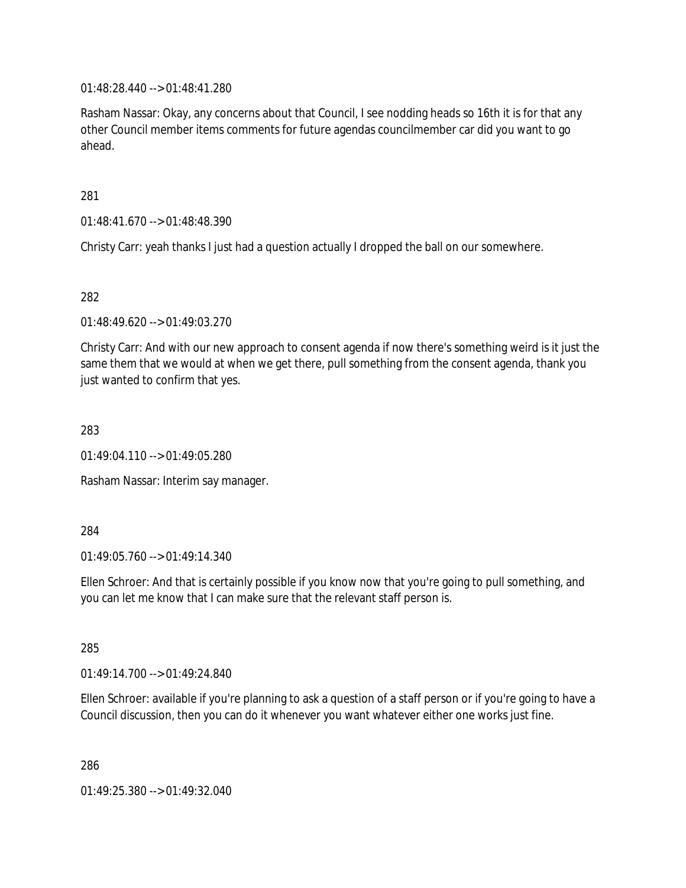01:48:28.440 --> 01:48:41.280

Rasham Nassar: Okay, any concerns about that Council, I see nodding heads so 16th it is for that any other Council member items comments for future agendas councilmember car did you want to go ahead.

281

01:48:41.670 --> 01:48:48.390

Christy Carr: yeah thanks I just had a question actually I dropped the ball on our somewhere.

282

01:48:49.620 --> 01:49:03.270

Christy Carr: And with our new approach to consent agenda if now there's something weird is it just the same them that we would at when we get there, pull something from the consent agenda, thank you just wanted to confirm that yes.

283

01:49:04.110 --> 01:49:05.280

Rasham Nassar: Interim say manager.

284

01:49:05.760 --> 01:49:14.340

Ellen Schroer: And that is certainly possible if you know now that you're going to pull something, and you can let me know that I can make sure that the relevant staff person is.

285

01:49:14.700 --> 01:49:24.840

Ellen Schroer: available if you're planning to ask a question of a staff person or if you're going to have a Council discussion, then you can do it whenever you want whatever either one works just fine.

286

01:49:25.380 --> 01:49:32.040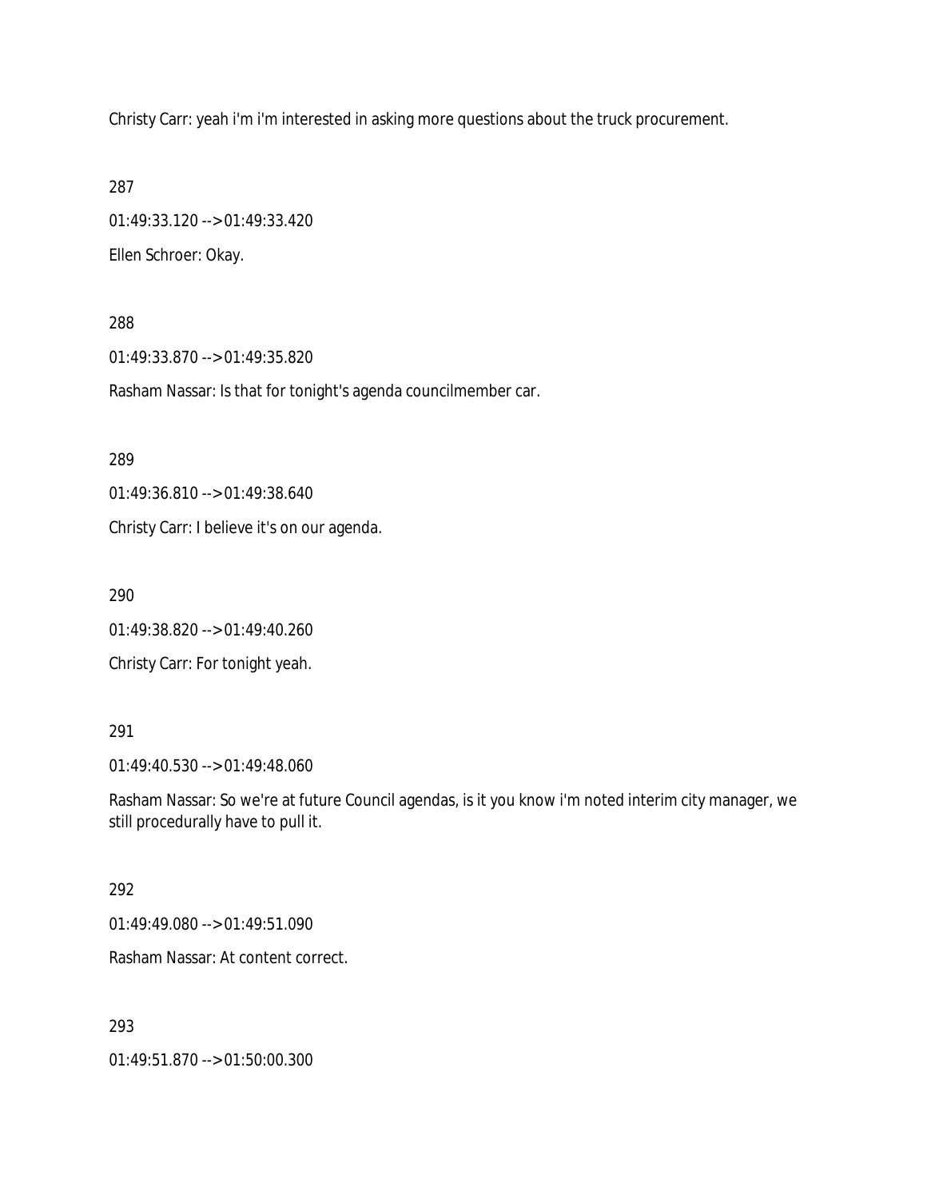Christy Carr: yeah i'm i'm interested in asking more questions about the truck procurement.

287

01:49:33.120 --> 01:49:33.420

Ellen Schroer: Okay.

288

01:49:33.870 --> 01:49:35.820

Rasham Nassar: Is that for tonight's agenda councilmember car.

289

01:49:36.810 --> 01:49:38.640

Christy Carr: I believe it's on our agenda.

290

01:49:38.820 --> 01:49:40.260

Christy Carr: For tonight yeah.

291

01:49:40.530 --> 01:49:48.060

Rasham Nassar: So we're at future Council agendas, is it you know i'm noted interim city manager, we still procedurally have to pull it.

292

01:49:49.080 --> 01:49:51.090

Rasham Nassar: At content correct.

293

01:49:51.870 --> 01:50:00.300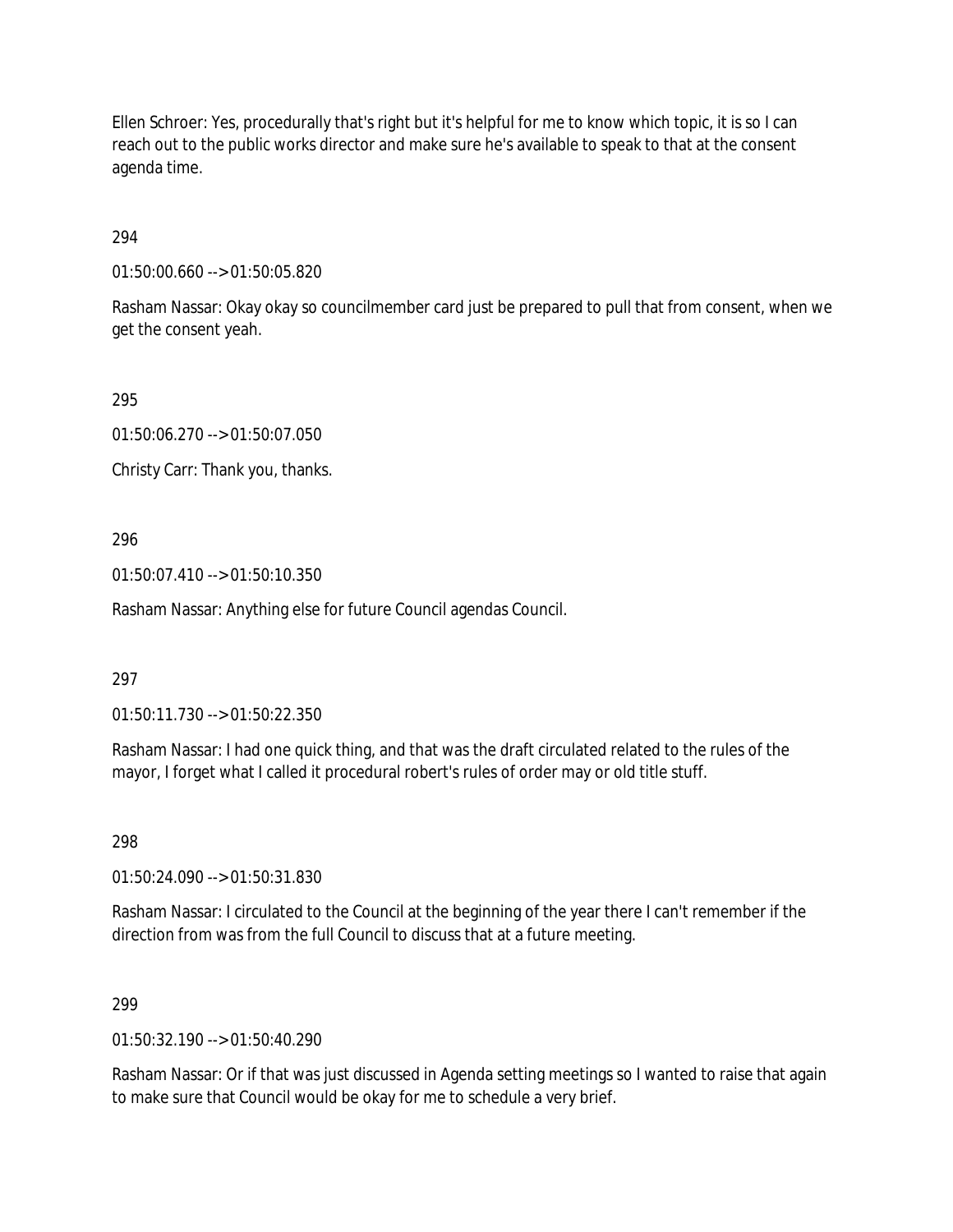Ellen Schroer: Yes, procedurally that's right but it's helpful for me to know which topic, it is so I can reach out to the public works director and make sure he's available to speak to that at the consent agenda time.

294

01:50:00.660 --> 01:50:05.820

Rasham Nassar: Okay okay so councilmember card just be prepared to pull that from consent, when we get the consent yeah.

295

01:50:06.270 --> 01:50:07.050

Christy Carr: Thank you, thanks.

296

01:50:07.410 --> 01:50:10.350

Rasham Nassar: Anything else for future Council agendas Council.

297

01:50:11.730 --> 01:50:22.350

Rasham Nassar: I had one quick thing, and that was the draft circulated related to the rules of the mayor, I forget what I called it procedural robert's rules of order may or old title stuff.

298

01:50:24.090 --> 01:50:31.830

Rasham Nassar: I circulated to the Council at the beginning of the year there I can't remember if the direction from was from the full Council to discuss that at a future meeting.

299

01:50:32.190 --> 01:50:40.290

Rasham Nassar: Or if that was just discussed in Agenda setting meetings so I wanted to raise that again to make sure that Council would be okay for me to schedule a very brief.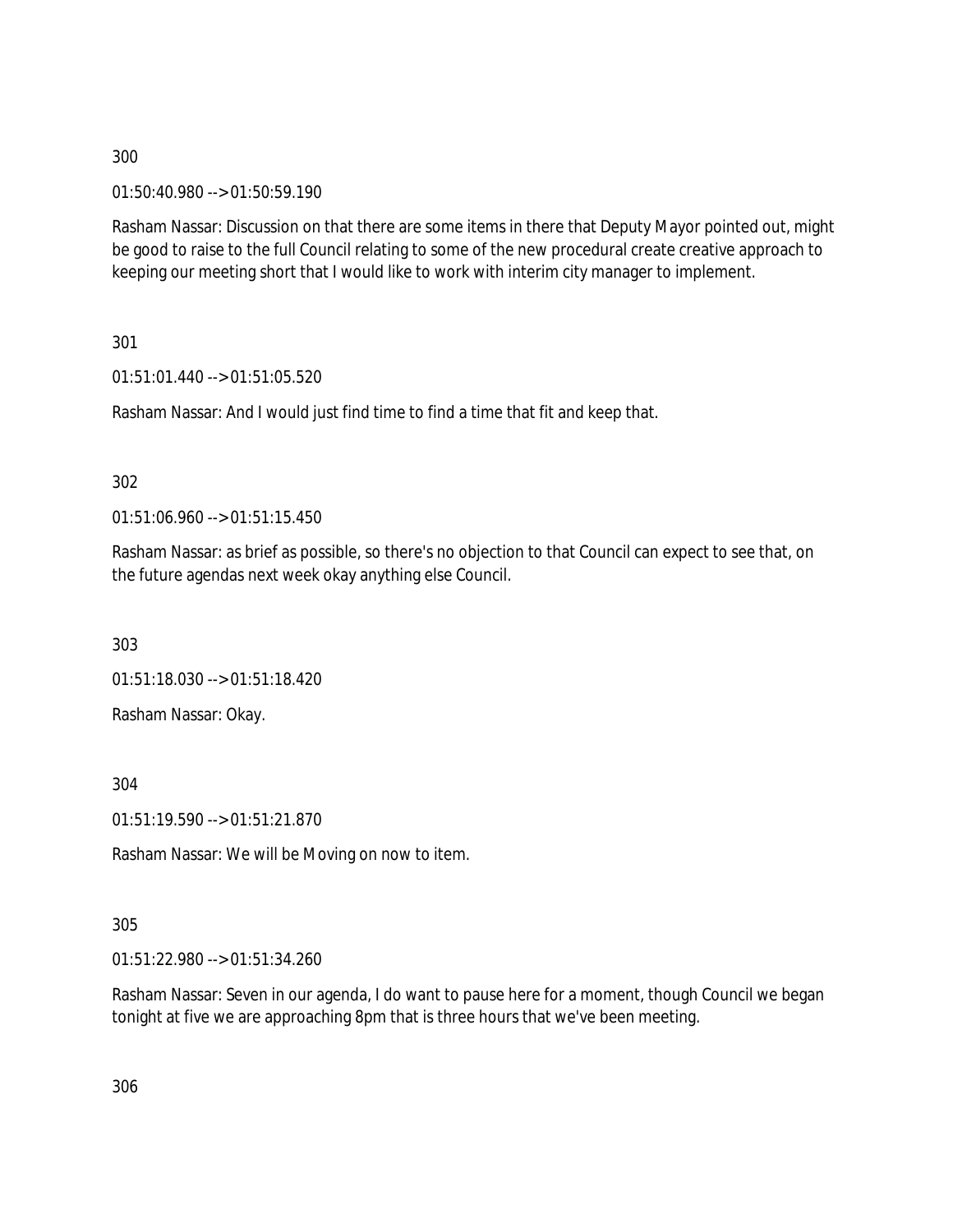300

01:50:40.980 --> 01:50:59.190

Rasham Nassar: Discussion on that there are some items in there that Deputy Mayor pointed out, might be good to raise to the full Council relating to some of the new procedural create creative approach to keeping our meeting short that I would like to work with interim city manager to implement.

301

01:51:01.440 --> 01:51:05.520

Rasham Nassar: And I would just find time to find a time that fit and keep that.

302

01:51:06.960 --> 01:51:15.450

Rasham Nassar: as brief as possible, so there's no objection to that Council can expect to see that, on the future agendas next week okay anything else Council.

303

01:51:18.030 --> 01:51:18.420

Rasham Nassar: Okay.

304

01:51:19.590 --> 01:51:21.870

Rasham Nassar: We will be Moving on now to item.

305

01:51:22.980 --> 01:51:34.260

Rasham Nassar: Seven in our agenda, I do want to pause here for a moment, though Council we began tonight at five we are approaching 8pm that is three hours that we've been meeting.

306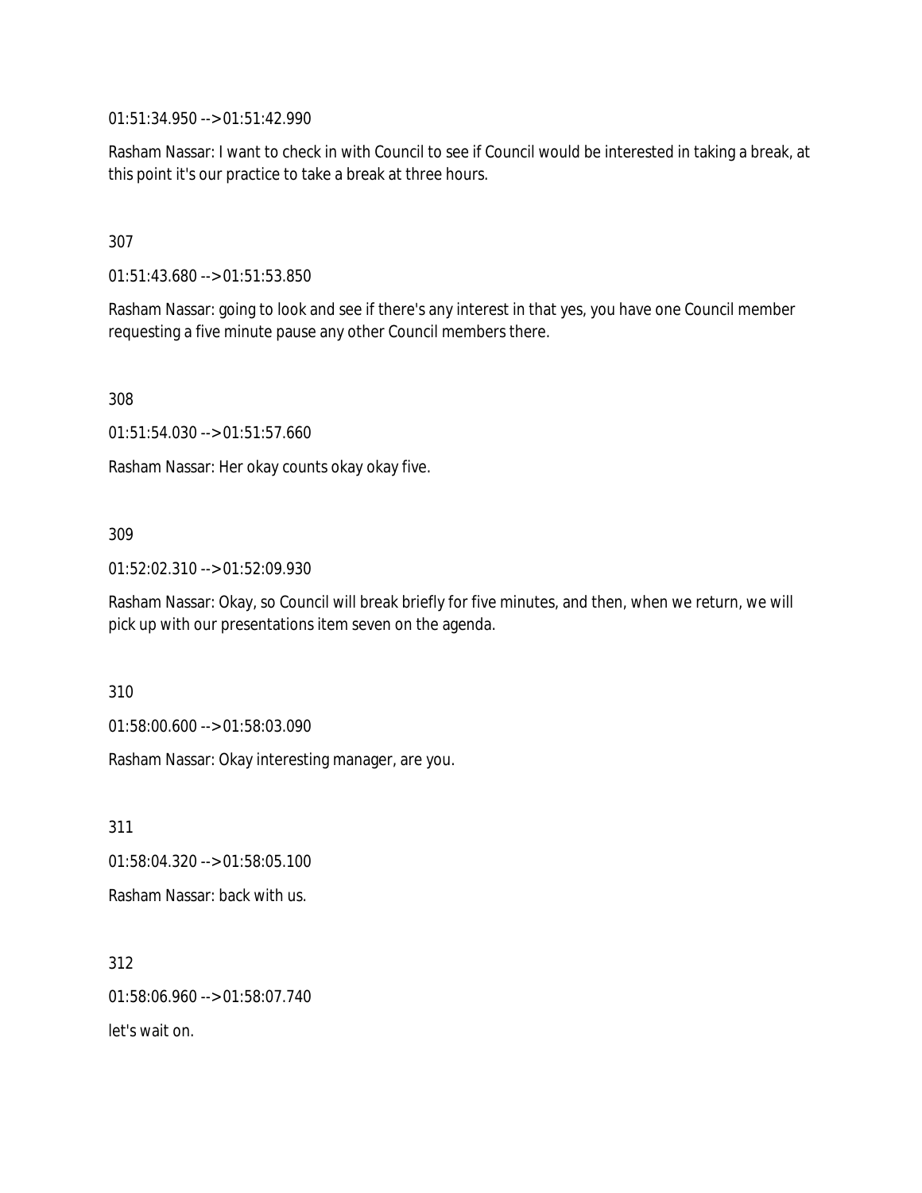01:51:34.950 --> 01:51:42.990

Rasham Nassar: I want to check in with Council to see if Council would be interested in taking a break, at this point it's our practice to take a break at three hours.

307

01:51:43.680 --> 01:51:53.850

Rasham Nassar: going to look and see if there's any interest in that yes, you have one Council member requesting a five minute pause any other Council members there.

308

01:51:54.030 --> 01:51:57.660

Rasham Nassar: Her okay counts okay okay five.

309

01:52:02.310 --> 01:52:09.930

Rasham Nassar: Okay, so Council will break briefly for five minutes, and then, when we return, we will pick up with our presentations item seven on the agenda.

310

01:58:00.600 --> 01:58:03.090

Rasham Nassar: Okay interesting manager, are you.

311

01:58:04.320 --> 01:58:05.100

Rasham Nassar: back with us.

312

01:58:06.960 --> 01:58:07.740

let's wait on.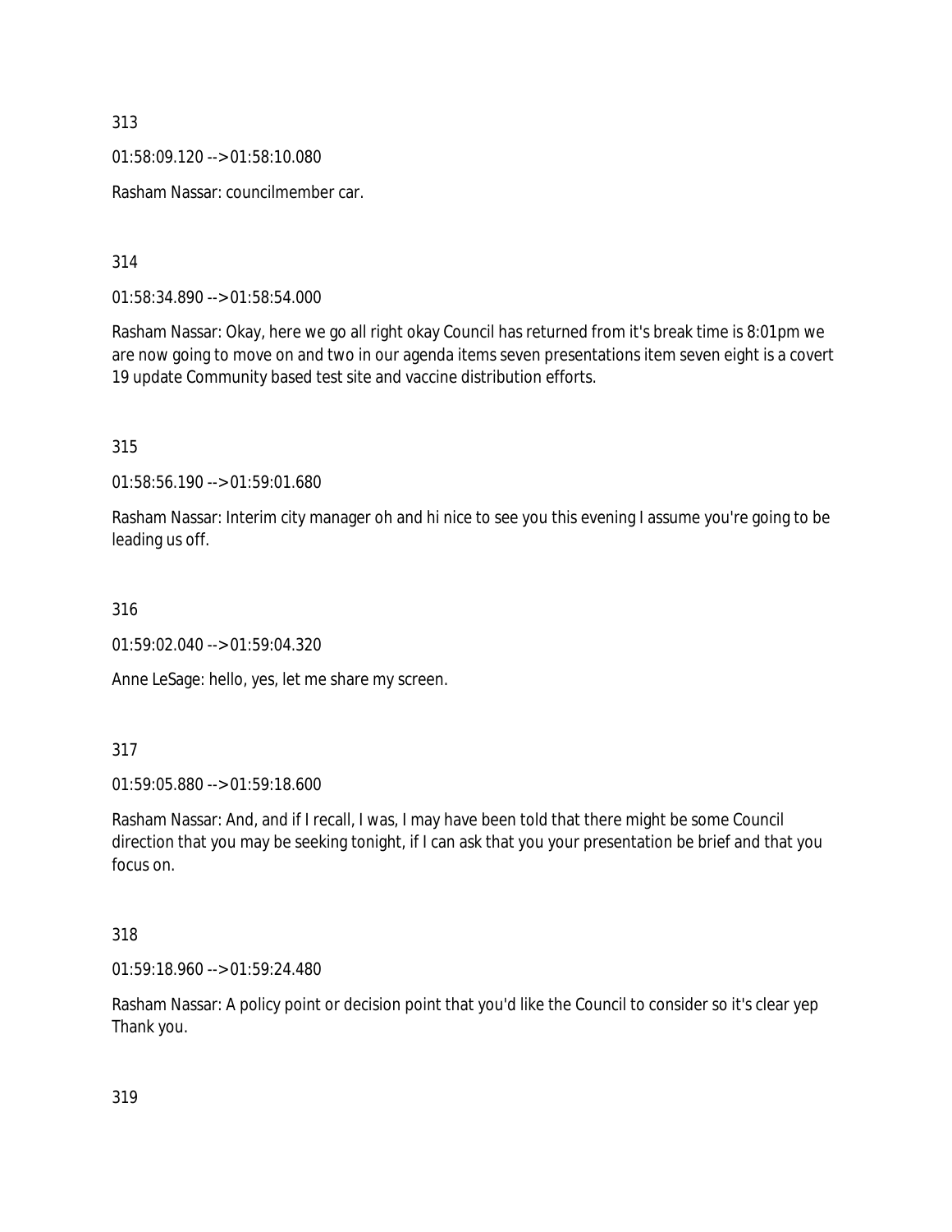313

01:58:09.120 --> 01:58:10.080

Rasham Nassar: councilmember car.

314

01:58:34.890 --> 01:58:54.000

Rasham Nassar: Okay, here we go all right okay Council has returned from it's break time is 8:01pm we are now going to move on and two in our agenda items seven presentations item seven eight is a covert 19 update Community based test site and vaccine distribution efforts.

315

01:58:56.190 --> 01:59:01.680

Rasham Nassar: Interim city manager oh and hi nice to see you this evening I assume you're going to be leading us off.

316

01:59:02.040 --> 01:59:04.320

Anne LeSage: hello, yes, let me share my screen.

317

01:59:05.880 --> 01:59:18.600

Rasham Nassar: And, and if I recall, I was, I may have been told that there might be some Council direction that you may be seeking tonight, if I can ask that you your presentation be brief and that you focus on.

318

01:59:18.960 --> 01:59:24.480

Rasham Nassar: A policy point or decision point that you'd like the Council to consider so it's clear yep Thank you.

319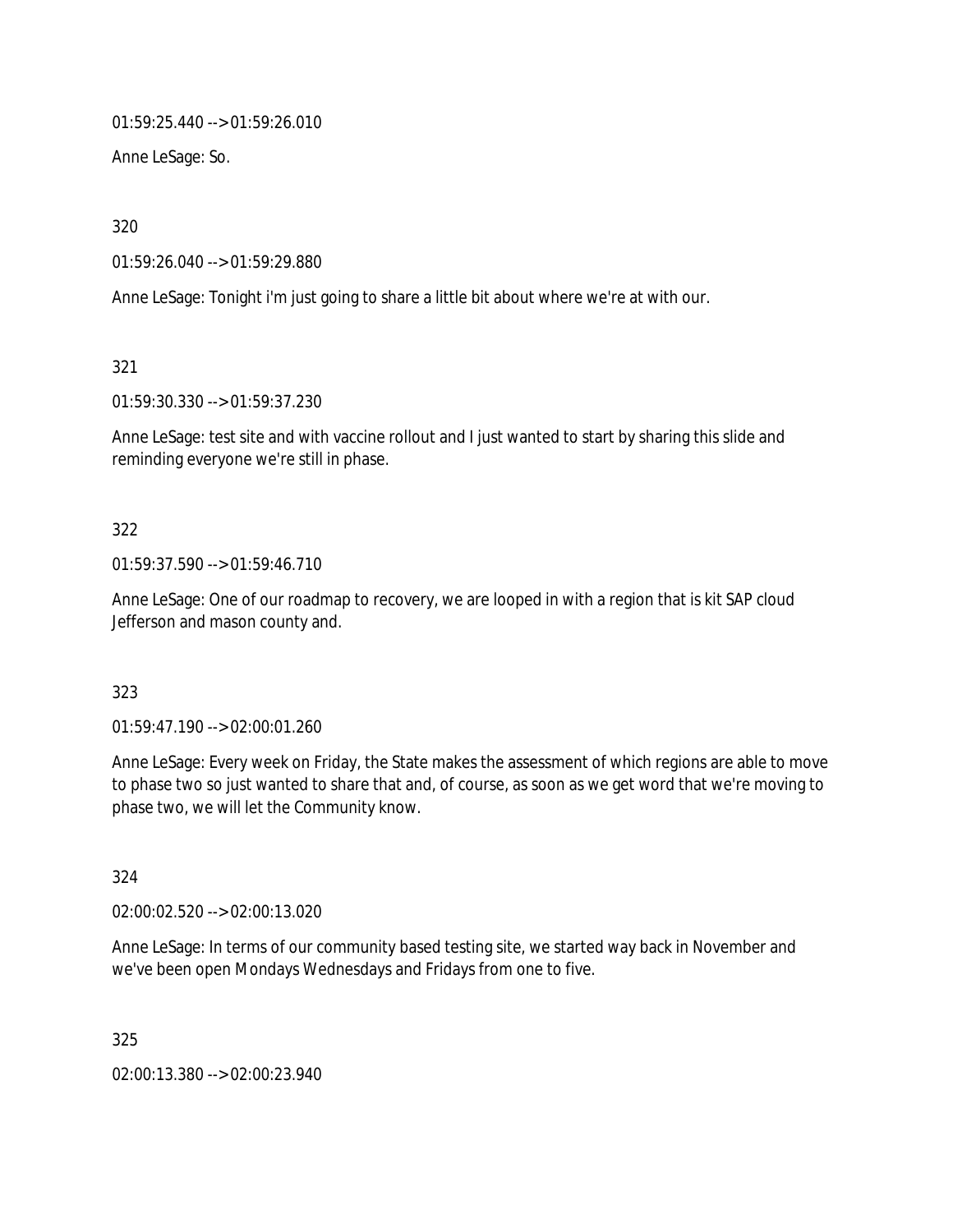01:59:25.440 --> 01:59:26.010

Anne LeSage: So.

320

01:59:26.040 --> 01:59:29.880

Anne LeSage: Tonight i'm just going to share a little bit about where we're at with our.

321

01:59:30.330 --> 01:59:37.230

Anne LeSage: test site and with vaccine rollout and I just wanted to start by sharing this slide and reminding everyone we're still in phase.

322

01:59:37.590 --> 01:59:46.710

Anne LeSage: One of our roadmap to recovery, we are looped in with a region that is kit SAP cloud Jefferson and mason county and.

323

01:59:47.190 --> 02:00:01.260

Anne LeSage: Every week on Friday, the State makes the assessment of which regions are able to move to phase two so just wanted to share that and, of course, as soon as we get word that we're moving to phase two, we will let the Community know.

324

02:00:02.520 --> 02:00:13.020

Anne LeSage: In terms of our community based testing site, we started way back in November and we've been open Mondays Wednesdays and Fridays from one to five.

325

02:00:13.380 --> 02:00:23.940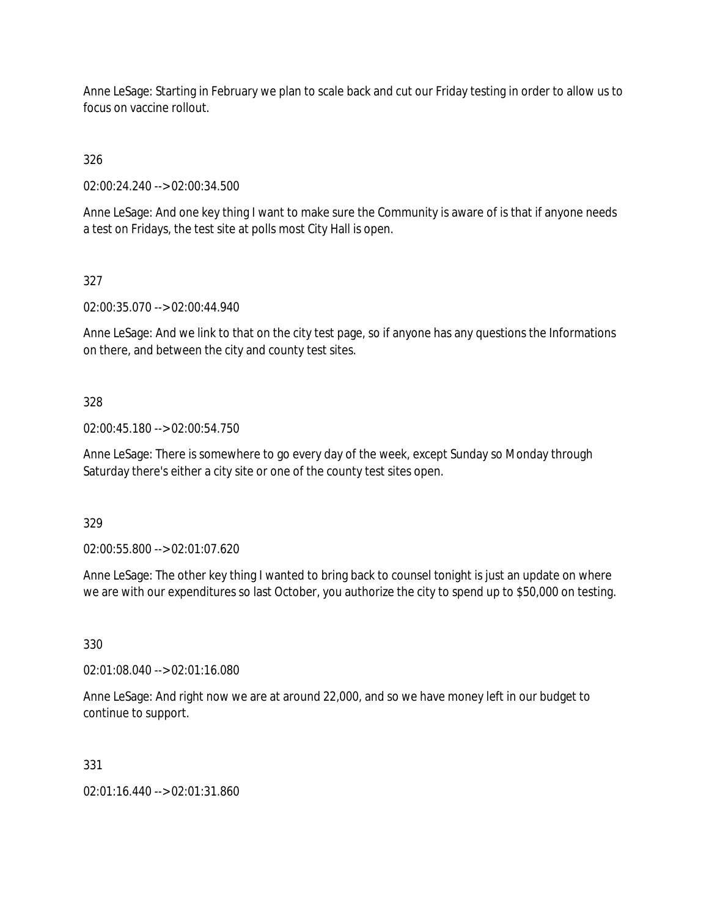Anne LeSage: Starting in February we plan to scale back and cut our Friday testing in order to allow us to focus on vaccine rollout.

326

02:00:24.240 --> 02:00:34.500

Anne LeSage: And one key thing I want to make sure the Community is aware of is that if anyone needs a test on Fridays, the test site at polls most City Hall is open.

327

02:00:35.070 --> 02:00:44.940

Anne LeSage: And we link to that on the city test page, so if anyone has any questions the Informations on there, and between the city and county test sites.

328

02:00:45.180 --> 02:00:54.750

Anne LeSage: There is somewhere to go every day of the week, except Sunday so Monday through Saturday there's either a city site or one of the county test sites open.

329

02:00:55.800 --> 02:01:07.620

Anne LeSage: The other key thing I wanted to bring back to counsel tonight is just an update on where we are with our expenditures so last October, you authorize the city to spend up to $50,000 on testing.

330

02:01:08.040 --> 02:01:16.080

Anne LeSage: And right now we are at around 22,000, and so we have money left in our budget to continue to support.

331

02:01:16.440 --> 02:01:31.860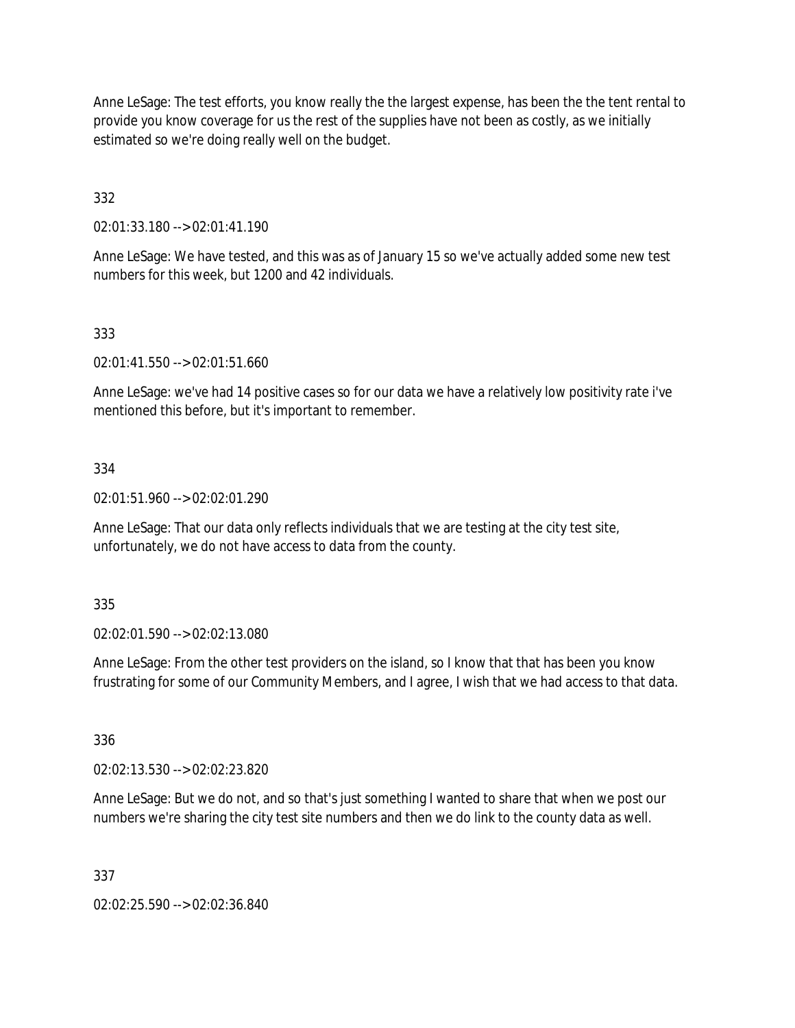Anne LeSage: The test efforts, you know really the the largest expense, has been the the tent rental to provide you know coverage for us the rest of the supplies have not been as costly, as we initially estimated so we're doing really well on the budget.

332

02:01:33.180 --> 02:01:41.190

Anne LeSage: We have tested, and this was as of January 15 so we've actually added some new test numbers for this week, but 1200 and 42 individuals.

333

02:01:41.550 --> 02:01:51.660

Anne LeSage: we've had 14 positive cases so for our data we have a relatively low positivity rate i've mentioned this before, but it's important to remember.

334

02:01:51.960 --> 02:02:01.290

Anne LeSage: That our data only reflects individuals that we are testing at the city test site, unfortunately, we do not have access to data from the county.

335

02:02:01.590 --> 02:02:13.080

Anne LeSage: From the other test providers on the island, so I know that that has been you know frustrating for some of our Community Members, and I agree, I wish that we had access to that data.

336

02:02:13.530 --> 02:02:23.820

Anne LeSage: But we do not, and so that's just something I wanted to share that when we post our numbers we're sharing the city test site numbers and then we do link to the county data as well.

337

02:02:25.590 --> 02:02:36.840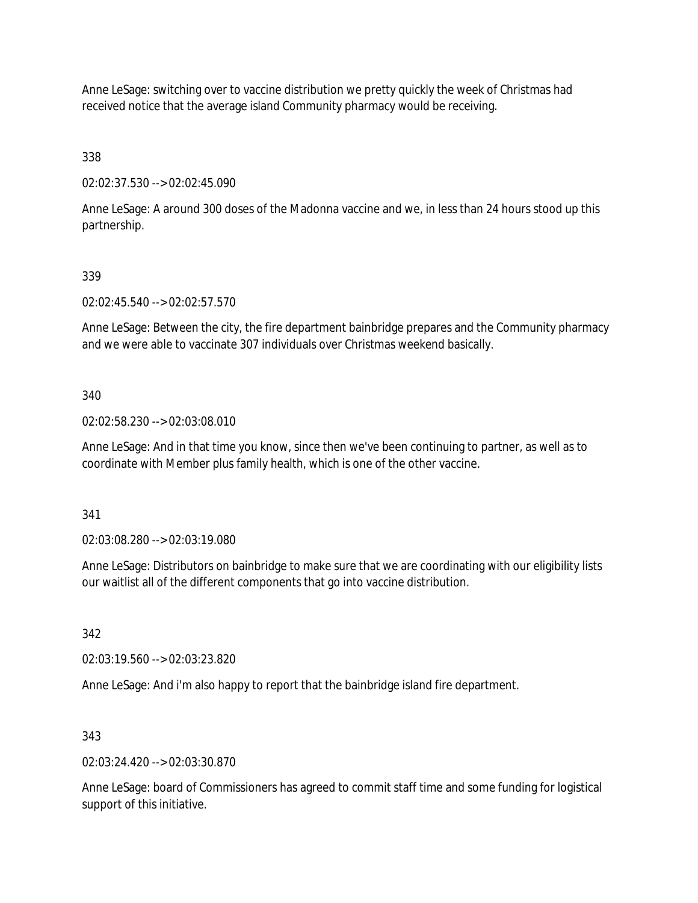Anne LeSage: switching over to vaccine distribution we pretty quickly the week of Christmas had received notice that the average island Community pharmacy would be receiving.

338

02:02:37.530 --> 02:02:45.090

Anne LeSage: A around 300 doses of the Madonna vaccine and we, in less than 24 hours stood up this partnership.

339

02:02:45.540 --> 02:02:57.570

Anne LeSage: Between the city, the fire department bainbridge prepares and the Community pharmacy and we were able to vaccinate 307 individuals over Christmas weekend basically.

340

02:02:58.230 --> 02:03:08.010

Anne LeSage: And in that time you know, since then we've been continuing to partner, as well as to coordinate with Member plus family health, which is one of the other vaccine.

341

02:03:08.280 --> 02:03:19.080

Anne LeSage: Distributors on bainbridge to make sure that we are coordinating with our eligibility lists our waitlist all of the different components that go into vaccine distribution.

342

02:03:19.560 --> 02:03:23.820

Anne LeSage: And i'm also happy to report that the bainbridge island fire department.

343

02:03:24.420 --> 02:03:30.870

Anne LeSage: board of Commissioners has agreed to commit staff time and some funding for logistical support of this initiative.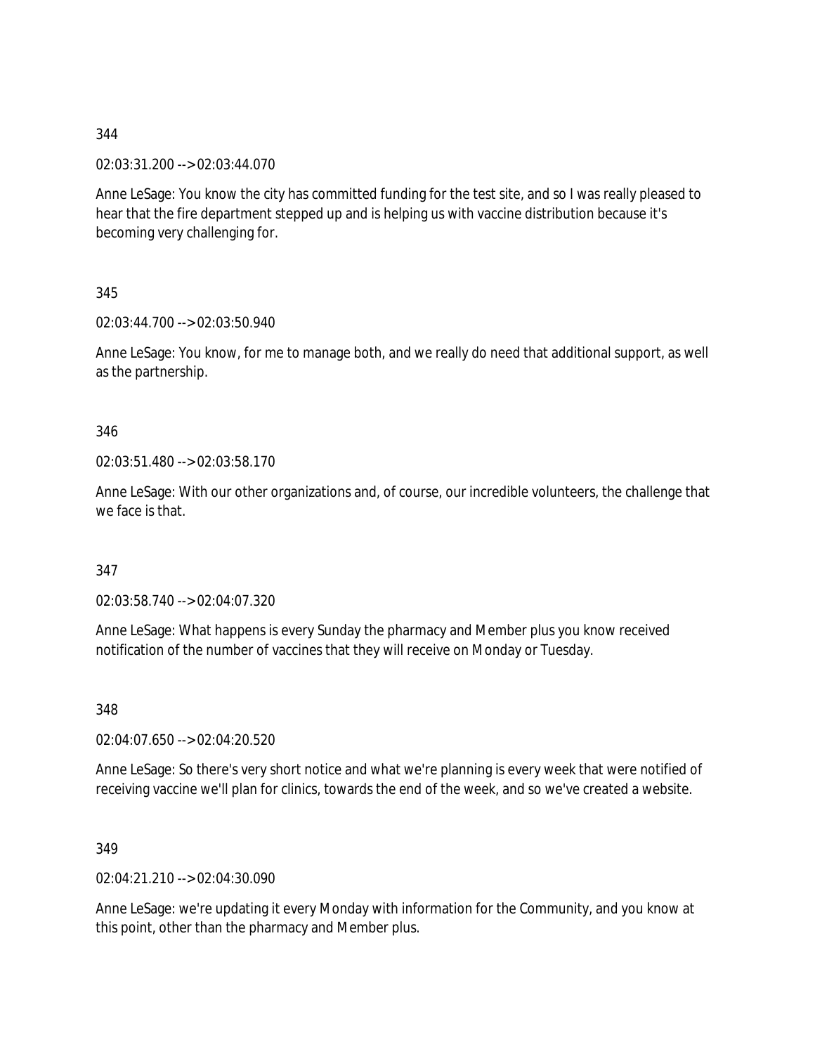344

02:03:31.200 --> 02:03:44.070

Anne LeSage: You know the city has committed funding for the test site, and so I was really pleased to hear that the fire department stepped up and is helping us with vaccine distribution because it's becoming very challenging for.

345

02:03:44.700 --> 02:03:50.940

Anne LeSage: You know, for me to manage both, and we really do need that additional support, as well as the partnership.

346

02:03:51.480 --> 02:03:58.170

Anne LeSage: With our other organizations and, of course, our incredible volunteers, the challenge that we face is that.

347

02:03:58.740 --> 02:04:07.320

Anne LeSage: What happens is every Sunday the pharmacy and Member plus you know received notification of the number of vaccines that they will receive on Monday or Tuesday.

348

02:04:07.650 --> 02:04:20.520

Anne LeSage: So there's very short notice and what we're planning is every week that were notified of receiving vaccine we'll plan for clinics, towards the end of the week, and so we've created a website.

349

02:04:21.210 --> 02:04:30.090

Anne LeSage: we're updating it every Monday with information for the Community, and you know at this point, other than the pharmacy and Member plus.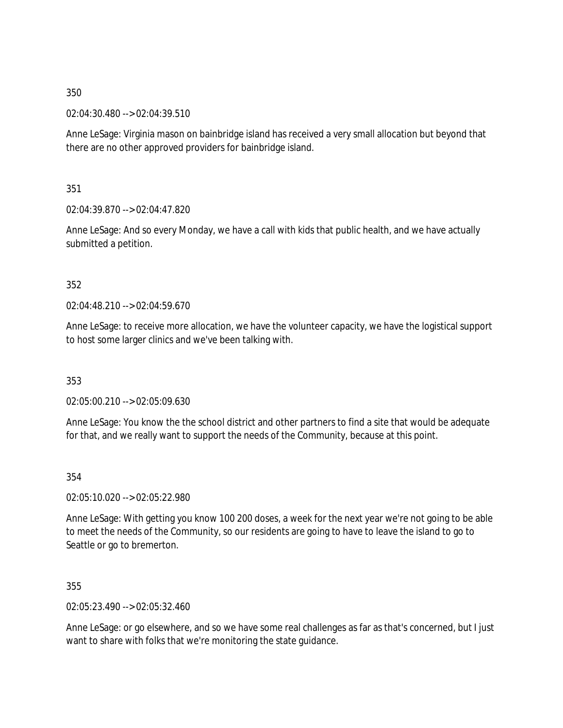350

02:04:30.480 --> 02:04:39.510

Anne LeSage: Virginia mason on bainbridge island has received a very small allocation but beyond that there are no other approved providers for bainbridge island.

351

02:04:39.870 --> 02:04:47.820

Anne LeSage: And so every Monday, we have a call with kids that public health, and we have actually submitted a petition.

352

02:04:48.210 --> 02:04:59.670

Anne LeSage: to receive more allocation, we have the volunteer capacity, we have the logistical support to host some larger clinics and we've been talking with.

353

02:05:00.210 --> 02:05:09.630

Anne LeSage: You know the the school district and other partners to find a site that would be adequate for that, and we really want to support the needs of the Community, because at this point.

354

02:05:10.020 --> 02:05:22.980

Anne LeSage: With getting you know 100 200 doses, a week for the next year we're not going to be able to meet the needs of the Community, so our residents are going to have to leave the island to go to Seattle or go to bremerton.

355

02:05:23.490 --> 02:05:32.460

Anne LeSage: or go elsewhere, and so we have some real challenges as far as that's concerned, but I just want to share with folks that we're monitoring the state guidance.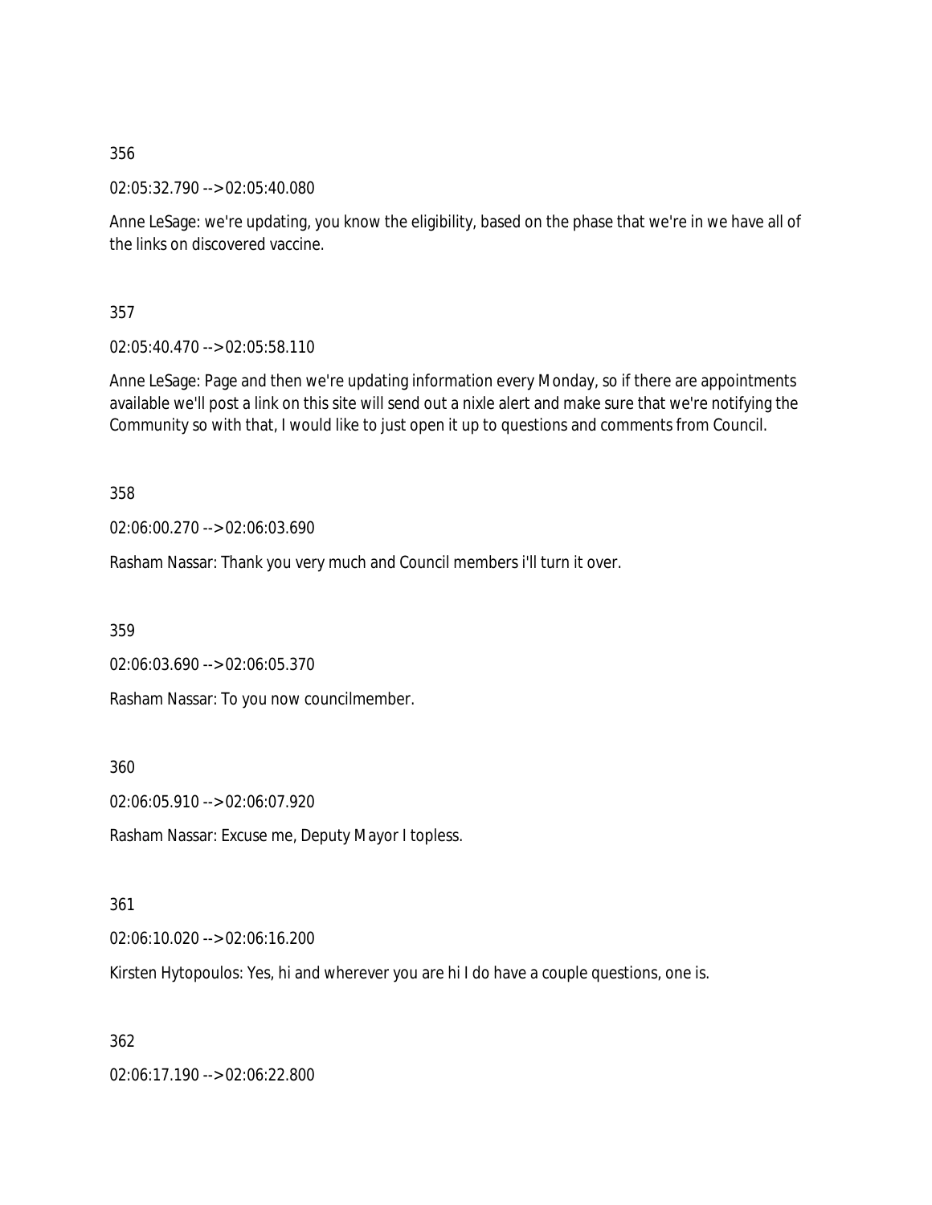356

02:05:32.790 --> 02:05:40.080

Anne LeSage: we're updating, you know the eligibility, based on the phase that we're in we have all of the links on discovered vaccine.

357

02:05:40.470 --> 02:05:58.110

Anne LeSage: Page and then we're updating information every Monday, so if there are appointments available we'll post a link on this site will send out a nixle alert and make sure that we're notifying the Community so with that, I would like to just open it up to questions and comments from Council.

358

02:06:00.270 --> 02:06:03.690

Rasham Nassar: Thank you very much and Council members i'll turn it over.

359

02:06:03.690 --> 02:06:05.370

Rasham Nassar: To you now councilmember.

360

02:06:05.910 --> 02:06:07.920

Rasham Nassar: Excuse me, Deputy Mayor I topless.

361

02:06:10.020 --> 02:06:16.200

Kirsten Hytopoulos: Yes, hi and wherever you are hi I do have a couple questions, one is.

362

02:06:17.190 --> 02:06:22.800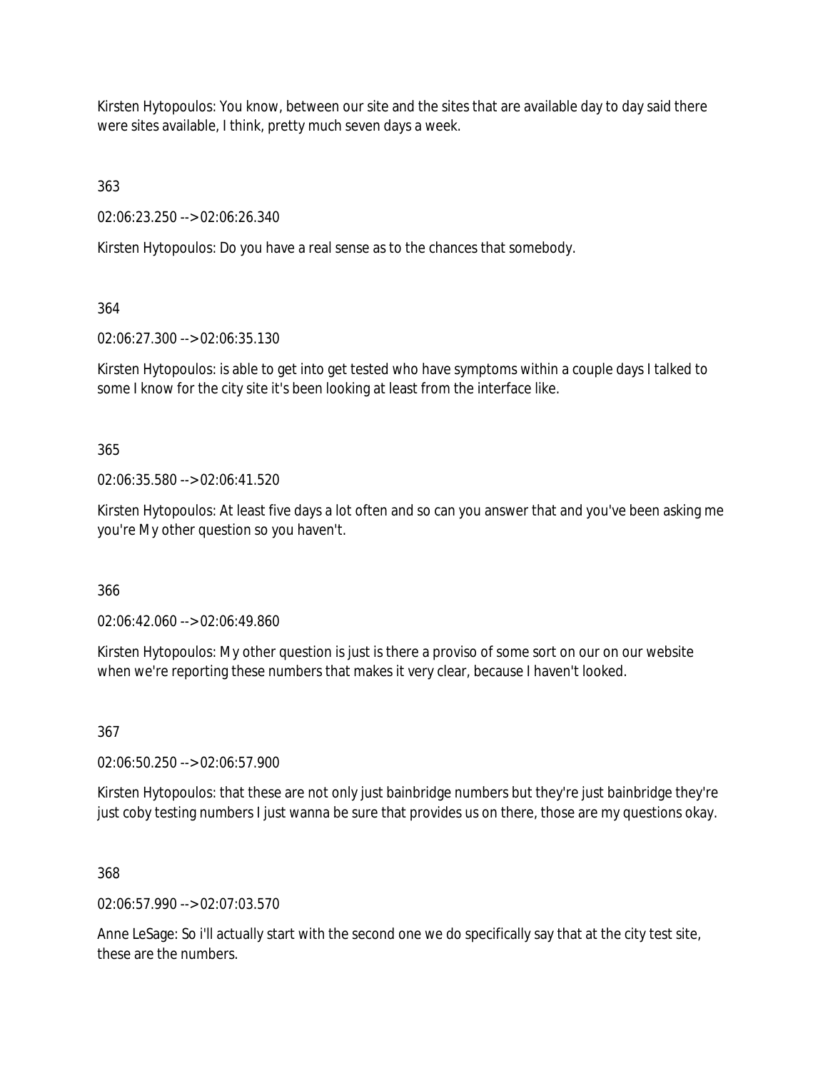Kirsten Hytopoulos: You know, between our site and the sites that are available day to day said there were sites available, I think, pretty much seven days a week.

363

02:06:23.250 --> 02:06:26.340

Kirsten Hytopoulos: Do you have a real sense as to the chances that somebody.

364

02:06:27.300 --> 02:06:35.130

Kirsten Hytopoulos: is able to get into get tested who have symptoms within a couple days I talked to some I know for the city site it's been looking at least from the interface like.

365

02:06:35.580 --> 02:06:41.520

Kirsten Hytopoulos: At least five days a lot often and so can you answer that and you've been asking me you're My other question so you haven't.

366

02:06:42.060 --> 02:06:49.860

Kirsten Hytopoulos: My other question is just is there a proviso of some sort on our on our website when we're reporting these numbers that makes it very clear, because I haven't looked.

367

02:06:50.250 --> 02:06:57.900

Kirsten Hytopoulos: that these are not only just bainbridge numbers but they're just bainbridge they're just coby testing numbers I just wanna be sure that provides us on there, those are my questions okay.

368

02:06:57.990 --> 02:07:03.570

Anne LeSage: So i'll actually start with the second one we do specifically say that at the city test site, these are the numbers.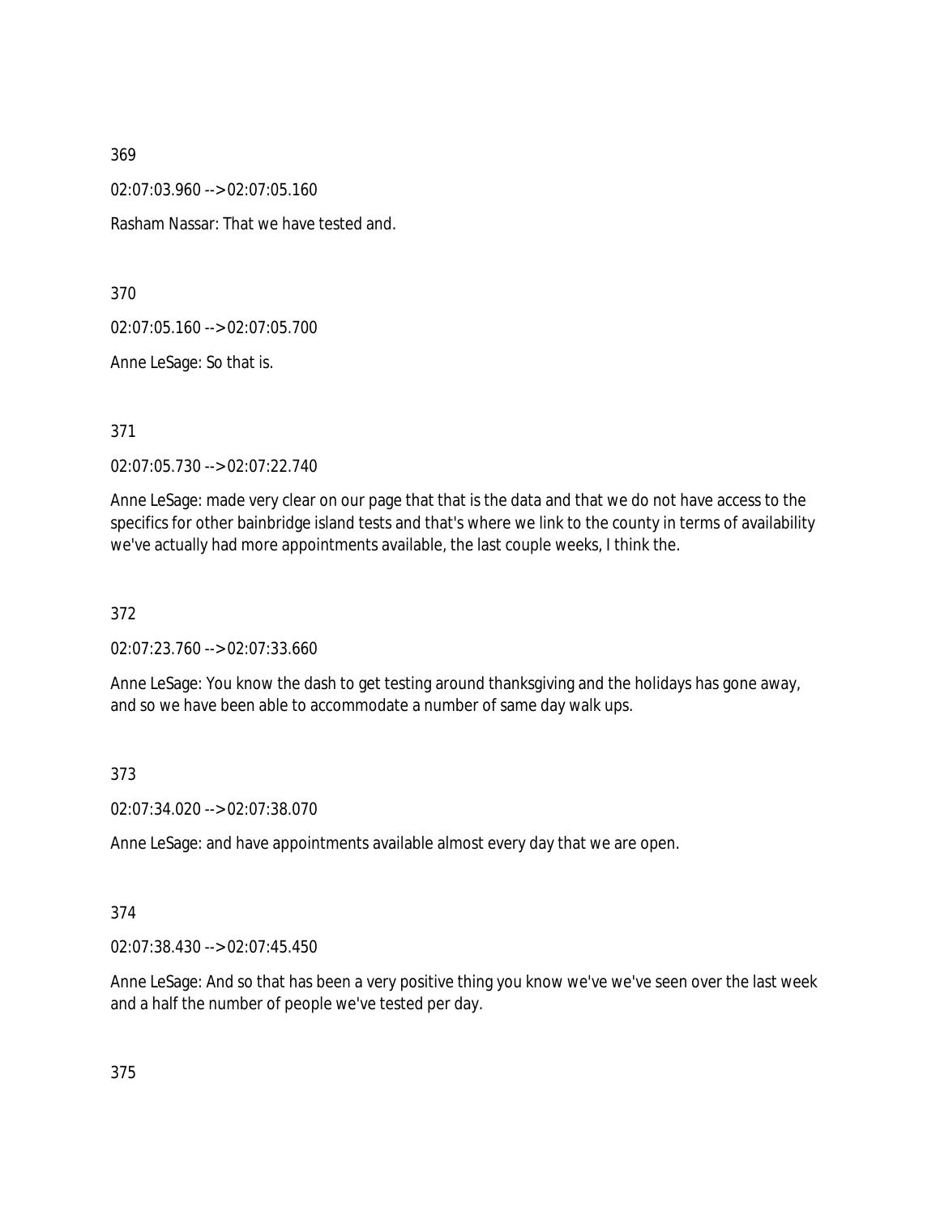369

02:07:03.960 --> 02:07:05.160

Rasham Nassar: That we have tested and.

370

02:07:05.160 --> 02:07:05.700

Anne LeSage: So that is.

371

02:07:05.730 --> 02:07:22.740

Anne LeSage: made very clear on our page that that is the data and that we do not have access to the specifics for other bainbridge island tests and that's where we link to the county in terms of availability we've actually had more appointments available, the last couple weeks, I think the.

372

02:07:23.760 --> 02:07:33.660

Anne LeSage: You know the dash to get testing around thanksgiving and the holidays has gone away, and so we have been able to accommodate a number of same day walk ups.

373

02:07:34.020 --> 02:07:38.070

Anne LeSage: and have appointments available almost every day that we are open.

374

02:07:38.430 --> 02:07:45.450

Anne LeSage: And so that has been a very positive thing you know we've we've seen over the last week and a half the number of people we've tested per day.

375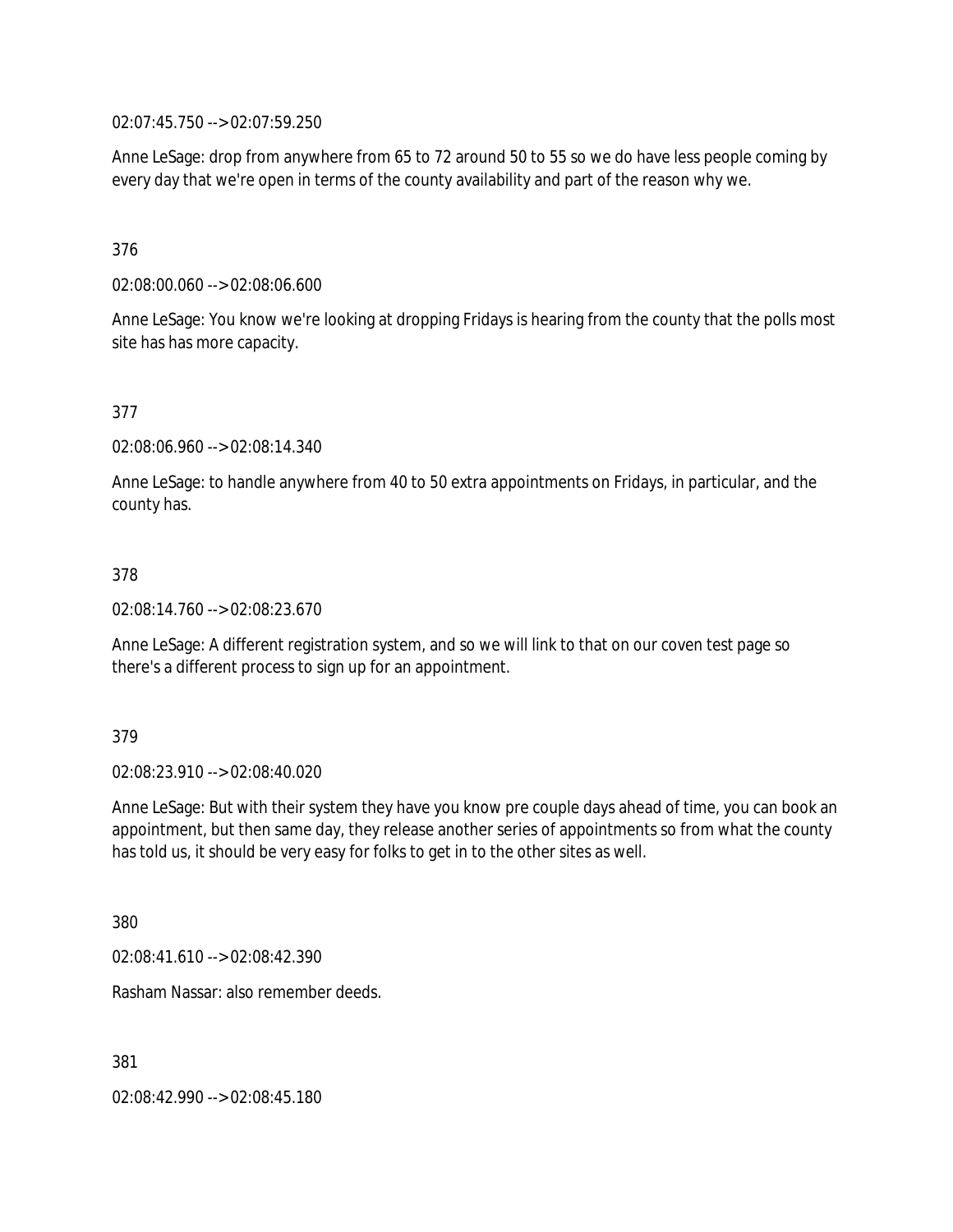02:07:45.750 --> 02:07:59.250

Anne LeSage: drop from anywhere from 65 to 72 around 50 to 55 so we do have less people coming by every day that we're open in terms of the county availability and part of the reason why we.

376

02:08:00.060 --> 02:08:06.600

Anne LeSage: You know we're looking at dropping Fridays is hearing from the county that the polls most site has has more capacity.

377

02:08:06.960 --> 02:08:14.340

Anne LeSage: to handle anywhere from 40 to 50 extra appointments on Fridays, in particular, and the county has.

378

02:08:14.760 --> 02:08:23.670

Anne LeSage: A different registration system, and so we will link to that on our coven test page so there's a different process to sign up for an appointment.

379

02:08:23.910 --> 02:08:40.020

Anne LeSage: But with their system they have you know pre couple days ahead of time, you can book an appointment, but then same day, they release another series of appointments so from what the county has told us, it should be very easy for folks to get in to the other sites as well.

380

02:08:41.610 --> 02:08:42.390

Rasham Nassar: also remember deeds.

381

02:08:42.990 --> 02:08:45.180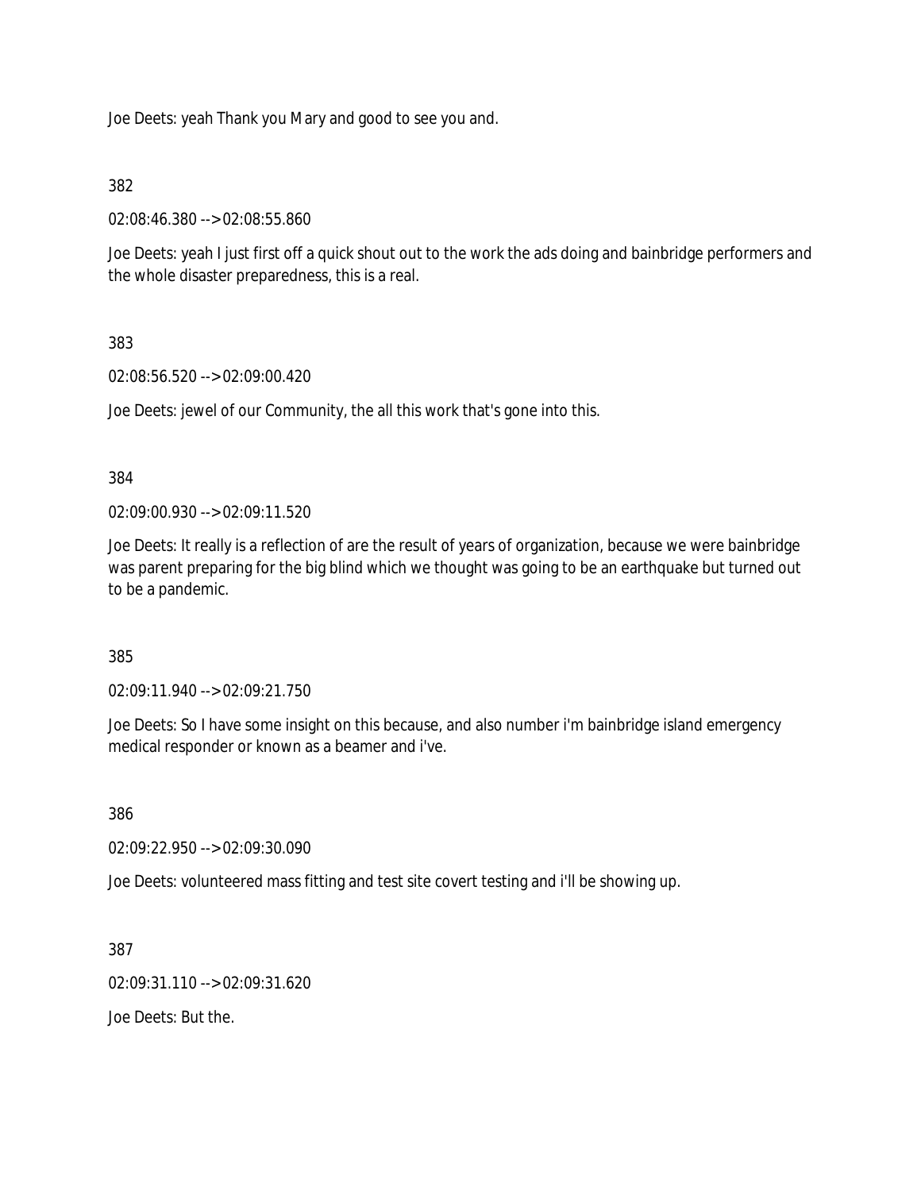Joe Deets: yeah Thank you Mary and good to see you and.

382

02:08:46.380 --> 02:08:55.860

Joe Deets: yeah I just first off a quick shout out to the work the ads doing and bainbridge performers and the whole disaster preparedness, this is a real.

383

02:08:56.520 --> 02:09:00.420

Joe Deets: jewel of our Community, the all this work that's gone into this.

384

02:09:00.930 --> 02:09:11.520

Joe Deets: It really is a reflection of are the result of years of organization, because we were bainbridge was parent preparing for the big blind which we thought was going to be an earthquake but turned out to be a pandemic.

385

02:09:11.940 --> 02:09:21.750

Joe Deets: So I have some insight on this because, and also number i'm bainbridge island emergency medical responder or known as a beamer and i've.

386

02:09:22.950 --> 02:09:30.090

Joe Deets: volunteered mass fitting and test site covert testing and i'll be showing up.

387

02:09:31.110 --> 02:09:31.620

Joe Deets: But the.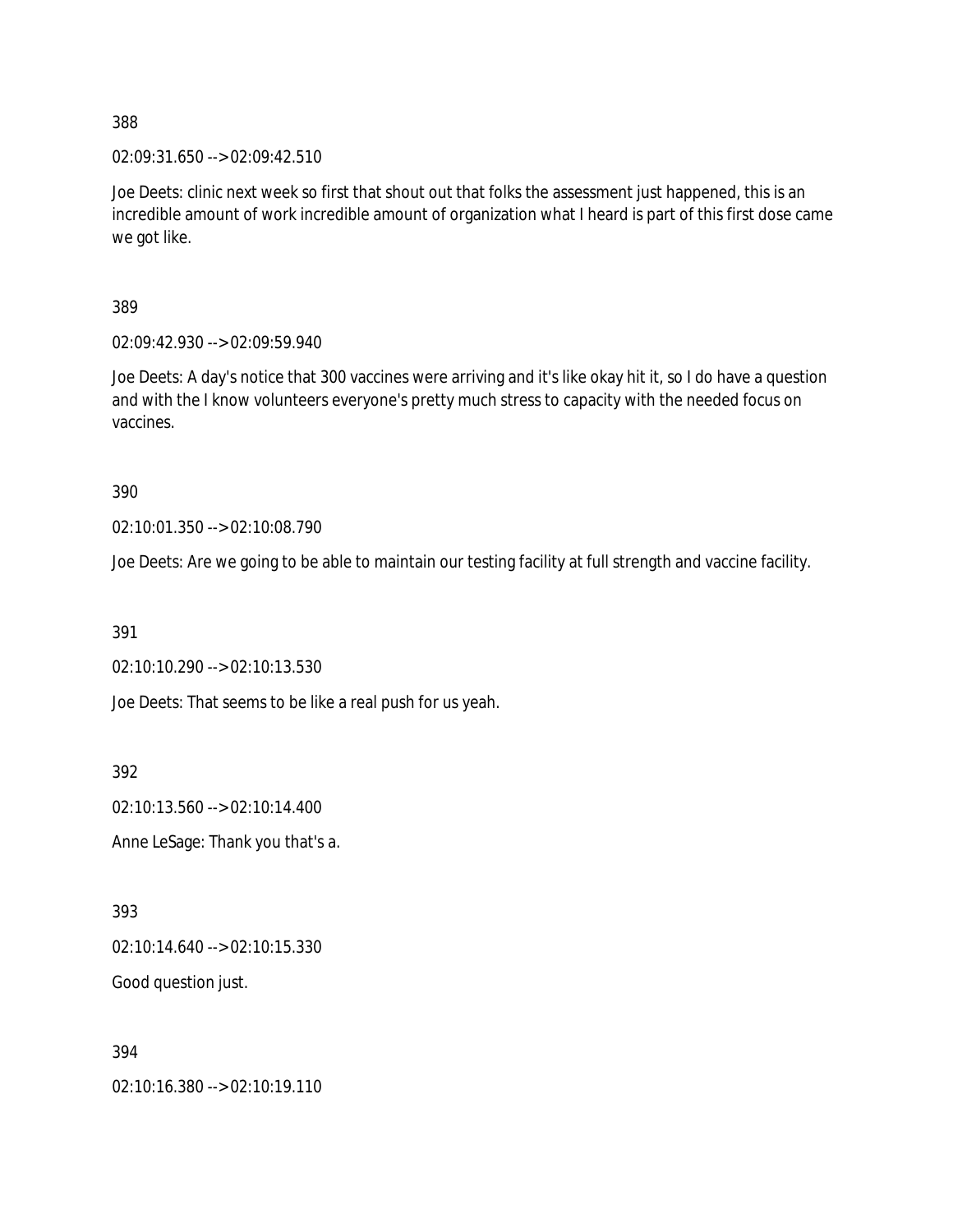388

02:09:31.650 --> 02:09:42.510

Joe Deets: clinic next week so first that shout out that folks the assessment just happened, this is an incredible amount of work incredible amount of organization what I heard is part of this first dose came we got like.

389

02:09:42.930 --> 02:09:59.940

Joe Deets: A day's notice that 300 vaccines were arriving and it's like okay hit it, so I do have a question and with the I know volunteers everyone's pretty much stress to capacity with the needed focus on vaccines.

390

02:10:01.350 --> 02:10:08.790

Joe Deets: Are we going to be able to maintain our testing facility at full strength and vaccine facility.

391

02:10:10.290 --> 02:10:13.530

Joe Deets: That seems to be like a real push for us yeah.

392

02:10:13.560 --> 02:10:14.400

Anne LeSage: Thank you that's a.

393

02:10:14.640 --> 02:10:15.330

Good question just.

394

02:10:16.380 --> 02:10:19.110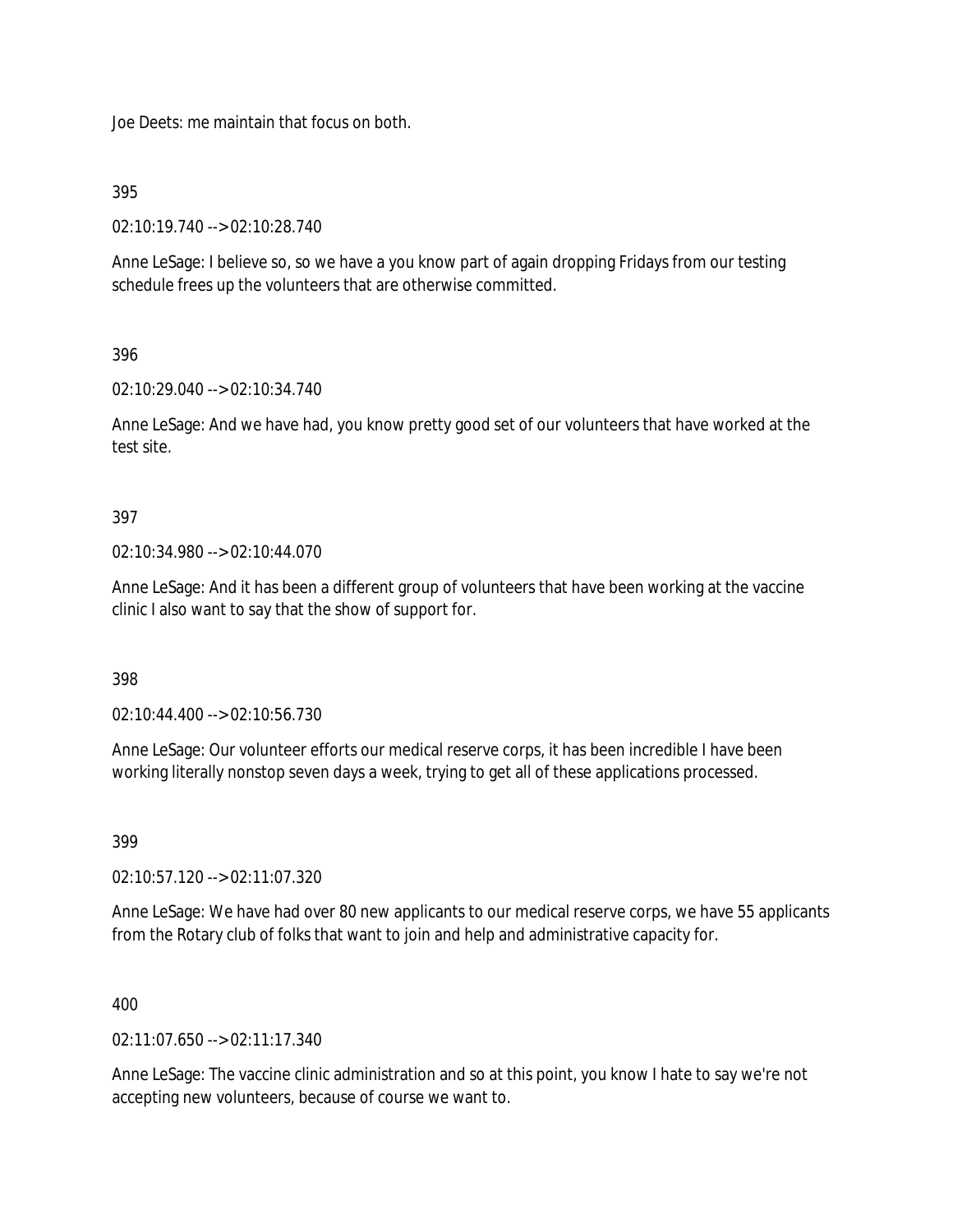Joe Deets: me maintain that focus on both.

395

02:10:19.740 --> 02:10:28.740

Anne LeSage: I believe so, so we have a you know part of again dropping Fridays from our testing schedule frees up the volunteers that are otherwise committed.

396

02:10:29.040 --> 02:10:34.740

Anne LeSage: And we have had, you know pretty good set of our volunteers that have worked at the test site.

397

02:10:34.980 --> 02:10:44.070

Anne LeSage: And it has been a different group of volunteers that have been working at the vaccine clinic I also want to say that the show of support for.

398

02:10:44.400 --> 02:10:56.730

Anne LeSage: Our volunteer efforts our medical reserve corps, it has been incredible I have been working literally nonstop seven days a week, trying to get all of these applications processed.

399

02:10:57.120 --> 02:11:07.320

Anne LeSage: We have had over 80 new applicants to our medical reserve corps, we have 55 applicants from the Rotary club of folks that want to join and help and administrative capacity for.

400

02:11:07.650 --> 02:11:17.340

Anne LeSage: The vaccine clinic administration and so at this point, you know I hate to say we're not accepting new volunteers, because of course we want to.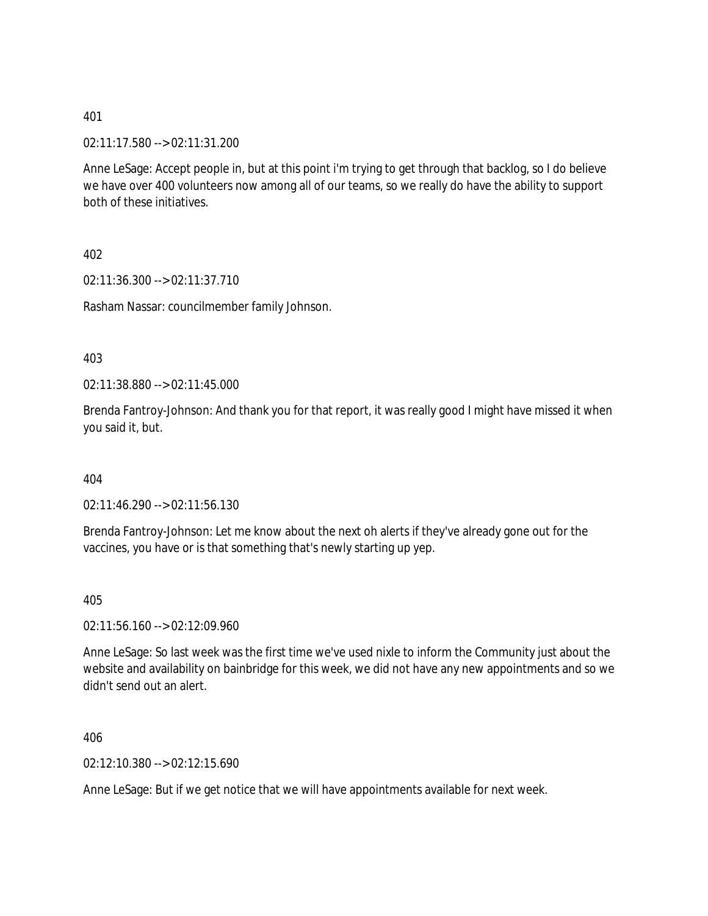401

02:11:17.580 --> 02:11:31.200

Anne LeSage: Accept people in, but at this point i'm trying to get through that backlog, so I do believe we have over 400 volunteers now among all of our teams, so we really do have the ability to support both of these initiatives.

402

02:11:36.300 --> 02:11:37.710

Rasham Nassar: councilmember family Johnson.

403

02:11:38.880 --> 02:11:45.000

Brenda Fantroy-Johnson: And thank you for that report, it was really good I might have missed it when you said it, but.

404

02:11:46.290 --> 02:11:56.130

Brenda Fantroy-Johnson: Let me know about the next oh alerts if they've already gone out for the vaccines, you have or is that something that's newly starting up yep.

405

02:11:56.160 --> 02:12:09.960

Anne LeSage: So last week was the first time we've used nixle to inform the Community just about the website and availability on bainbridge for this week, we did not have any new appointments and so we didn't send out an alert.

406

02:12:10.380 --> 02:12:15.690

Anne LeSage: But if we get notice that we will have appointments available for next week.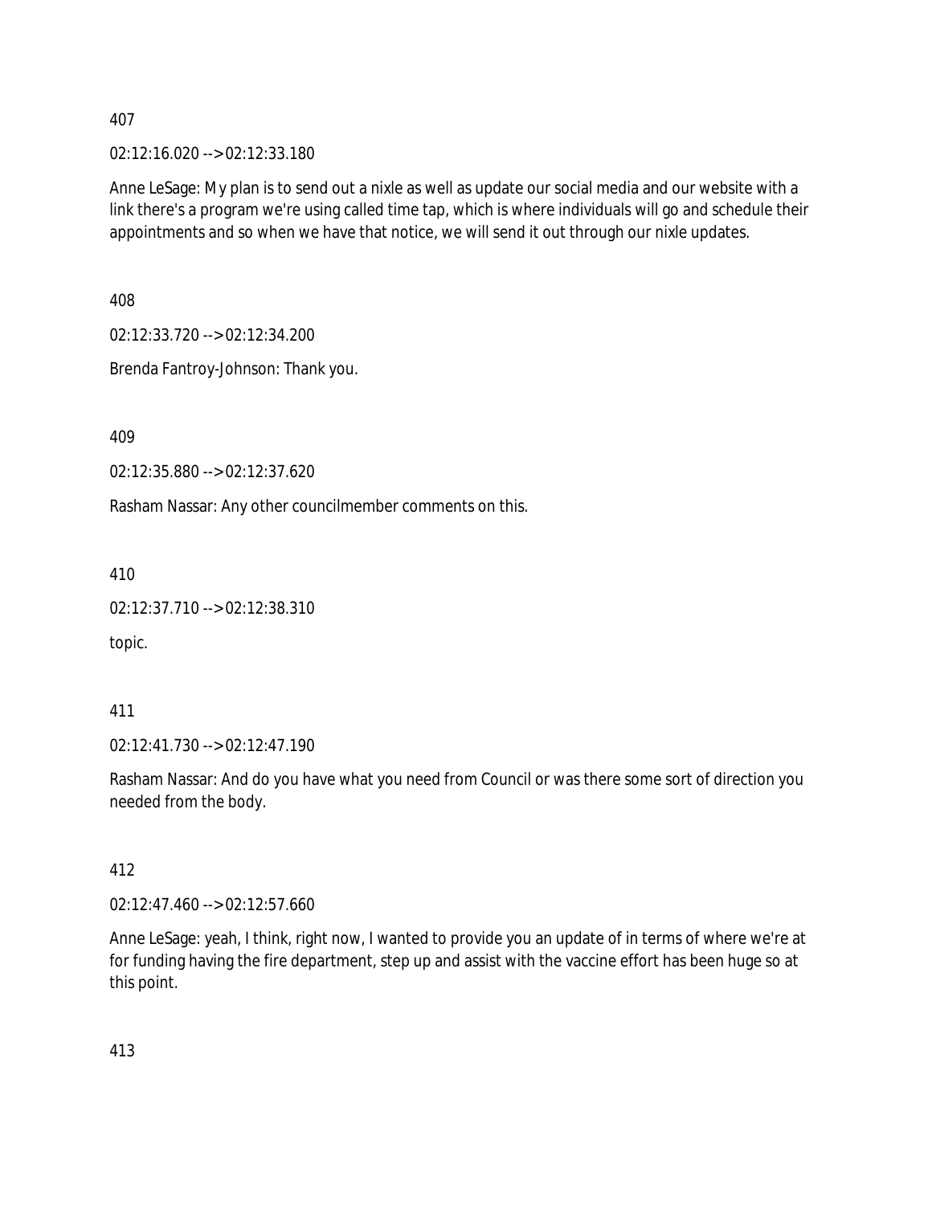407

02:12:16.020 --> 02:12:33.180

Anne LeSage: My plan is to send out a nixle as well as update our social media and our website with a link there's a program we're using called time tap, which is where individuals will go and schedule their appointments and so when we have that notice, we will send it out through our nixle updates.

408

02:12:33.720 --> 02:12:34.200

Brenda Fantroy-Johnson: Thank you.

409

02:12:35.880 --> 02:12:37.620

Rasham Nassar: Any other councilmember comments on this.

410

02:12:37.710 --> 02:12:38.310

topic.

411

02:12:41.730 --> 02:12:47.190

Rasham Nassar: And do you have what you need from Council or was there some sort of direction you needed from the body.

412

02:12:47.460 --> 02:12:57.660

Anne LeSage: yeah, I think, right now, I wanted to provide you an update of in terms of where we're at for funding having the fire department, step up and assist with the vaccine effort has been huge so at this point.

413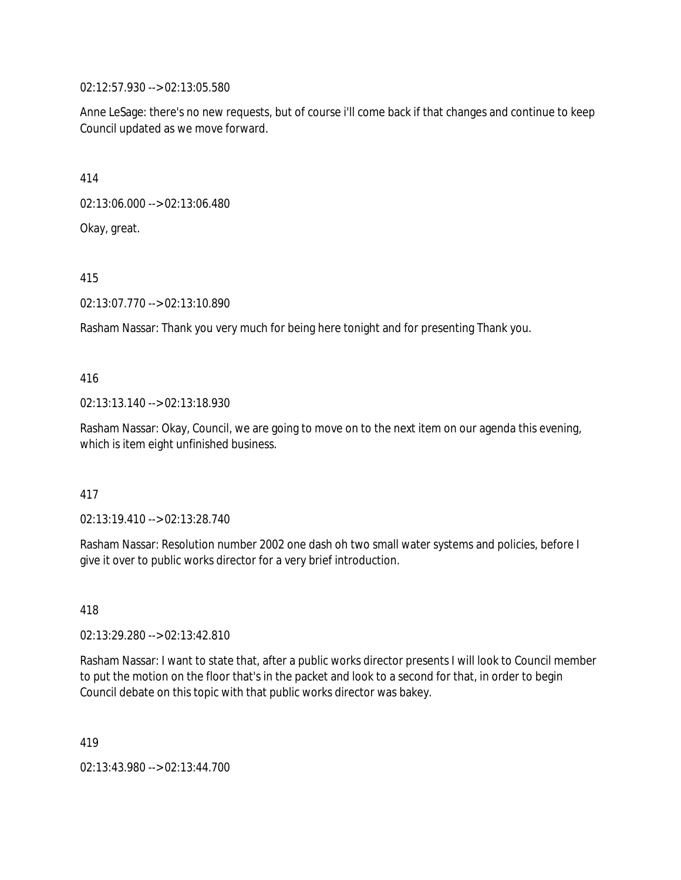02:12:57.930 --> 02:13:05.580

Anne LeSage: there's no new requests, but of course i'll come back if that changes and continue to keep Council updated as we move forward.

414

02:13:06.000 --> 02:13:06.480

Okay, great.

415

02:13:07.770 --> 02:13:10.890

Rasham Nassar: Thank you very much for being here tonight and for presenting Thank you.

416

02:13:13.140 --> 02:13:18.930

Rasham Nassar: Okay, Council, we are going to move on to the next item on our agenda this evening, which is item eight unfinished business.

417

02:13:19.410 --> 02:13:28.740

Rasham Nassar: Resolution number 2002 one dash oh two small water systems and policies, before I give it over to public works director for a very brief introduction.

418

02:13:29.280 --> 02:13:42.810

Rasham Nassar: I want to state that, after a public works director presents I will look to Council member to put the motion on the floor that's in the packet and look to a second for that, in order to begin Council debate on this topic with that public works director was bakey.

419

02:13:43.980 --> 02:13:44.700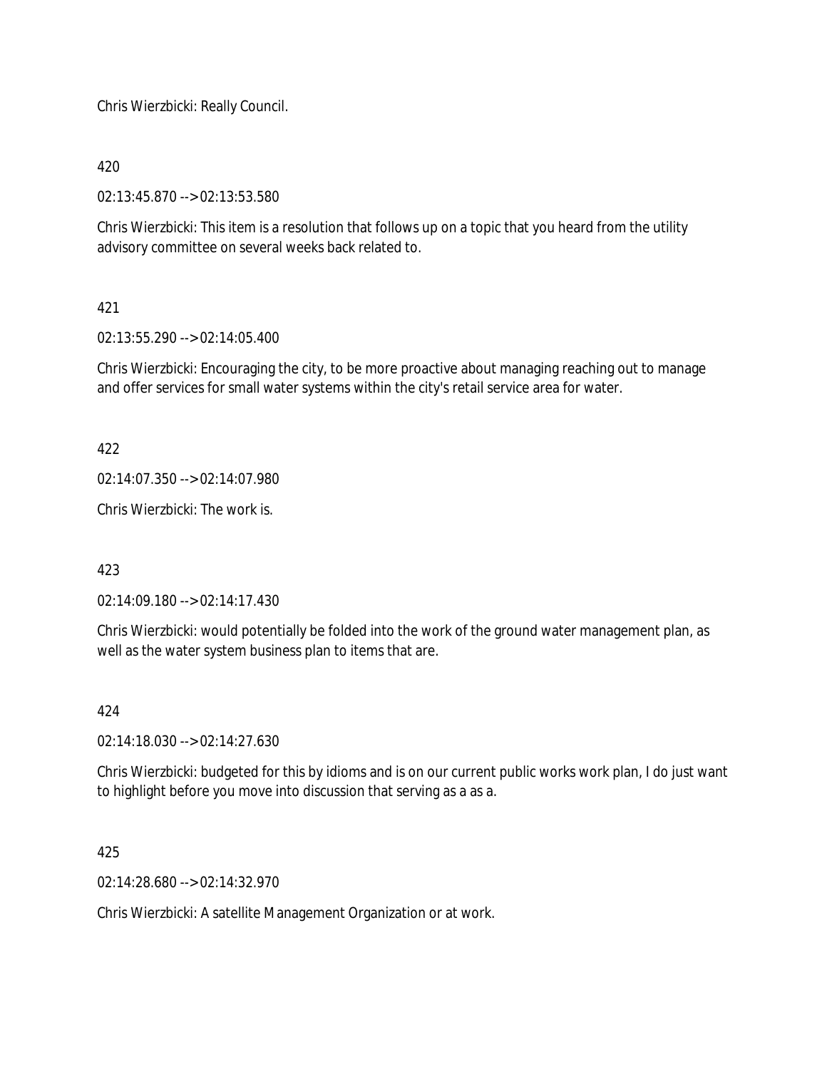Chris Wierzbicki: Really Council.

420

02:13:45.870 --> 02:13:53.580

Chris Wierzbicki: This item is a resolution that follows up on a topic that you heard from the utility advisory committee on several weeks back related to.

421

02:13:55.290 --> 02:14:05.400

Chris Wierzbicki: Encouraging the city, to be more proactive about managing reaching out to manage and offer services for small water systems within the city's retail service area for water.

422

02:14:07.350 --> 02:14:07.980

Chris Wierzbicki: The work is.

423

02:14:09.180 --> 02:14:17.430

Chris Wierzbicki: would potentially be folded into the work of the ground water management plan, as well as the water system business plan to items that are.

424

02:14:18.030 --> 02:14:27.630

Chris Wierzbicki: budgeted for this by idioms and is on our current public works work plan, I do just want to highlight before you move into discussion that serving as a as a.

425

02:14:28.680 --> 02:14:32.970

Chris Wierzbicki: A satellite Management Organization or at work.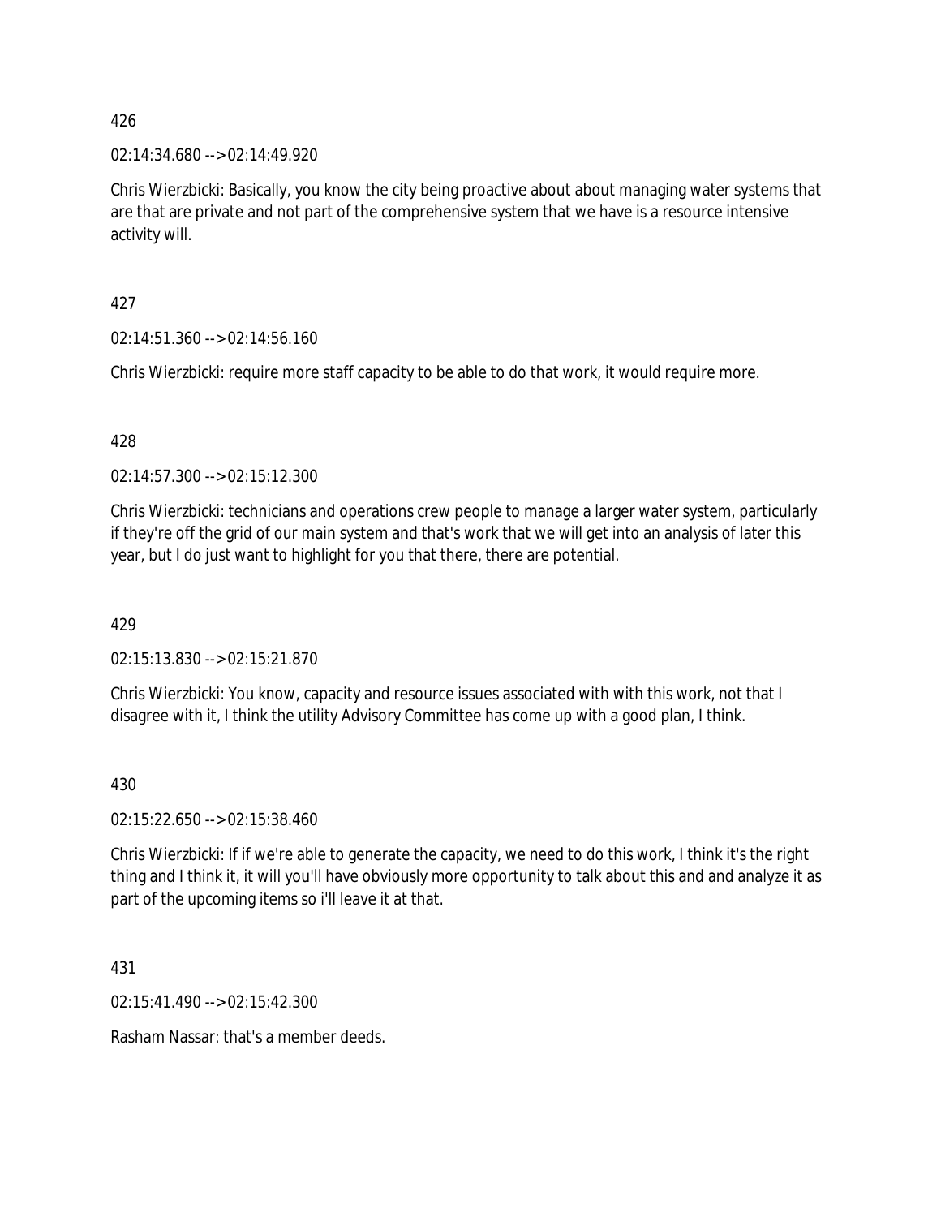426

02:14:34.680 --> 02:14:49.920

Chris Wierzbicki: Basically, you know the city being proactive about about managing water systems that are that are private and not part of the comprehensive system that we have is a resource intensive activity will.

427

02:14:51.360 --> 02:14:56.160

Chris Wierzbicki: require more staff capacity to be able to do that work, it would require more.

428

02:14:57.300 --> 02:15:12.300

Chris Wierzbicki: technicians and operations crew people to manage a larger water system, particularly if they're off the grid of our main system and that's work that we will get into an analysis of later this year, but I do just want to highlight for you that there, there are potential.

429

02:15:13.830 --> 02:15:21.870

Chris Wierzbicki: You know, capacity and resource issues associated with with this work, not that I disagree with it, I think the utility Advisory Committee has come up with a good plan, I think.

430

02:15:22.650 --> 02:15:38.460

Chris Wierzbicki: If if we're able to generate the capacity, we need to do this work, I think it's the right thing and I think it, it will you'll have obviously more opportunity to talk about this and and analyze it as part of the upcoming items so i'll leave it at that.

431

02:15:41.490 --> 02:15:42.300

Rasham Nassar: that's a member deeds.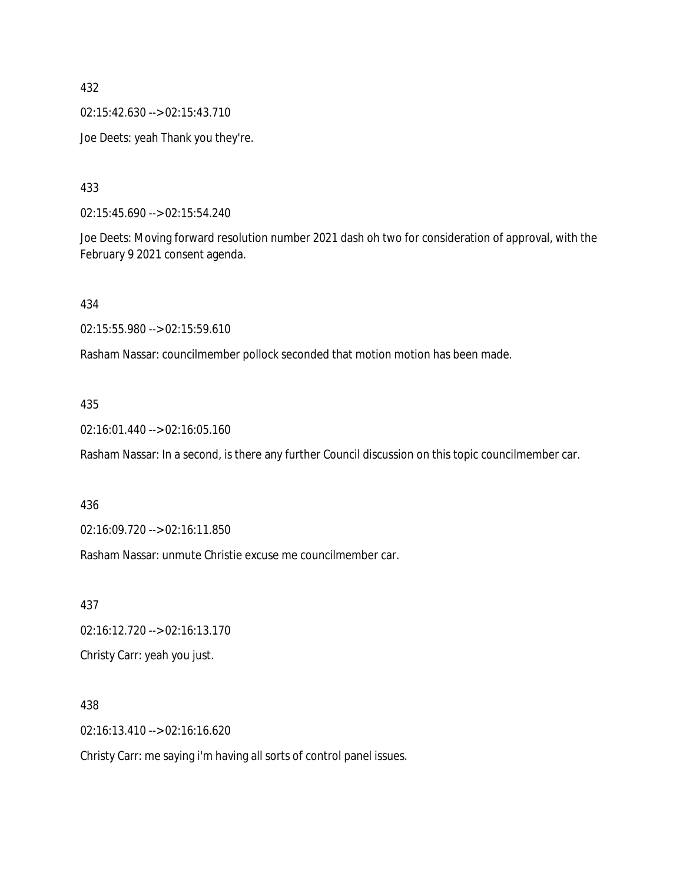432

02:15:42.630 --> 02:15:43.710

Joe Deets: yeah Thank you they're.

433

02:15:45.690 --> 02:15:54.240

Joe Deets: Moving forward resolution number 2021 dash oh two for consideration of approval, with the February 9 2021 consent agenda.

434

02:15:55.980 --> 02:15:59.610

Rasham Nassar: councilmember pollock seconded that motion motion has been made.

435

02:16:01.440 --> 02:16:05.160

Rasham Nassar: In a second, is there any further Council discussion on this topic councilmember car.

436

02:16:09.720 --> 02:16:11.850

Rasham Nassar: unmute Christie excuse me councilmember car.

437

02:16:12.720 --> 02:16:13.170

Christy Carr: yeah you just.

438

02:16:13.410 --> 02:16:16.620

Christy Carr: me saying i'm having all sorts of control panel issues.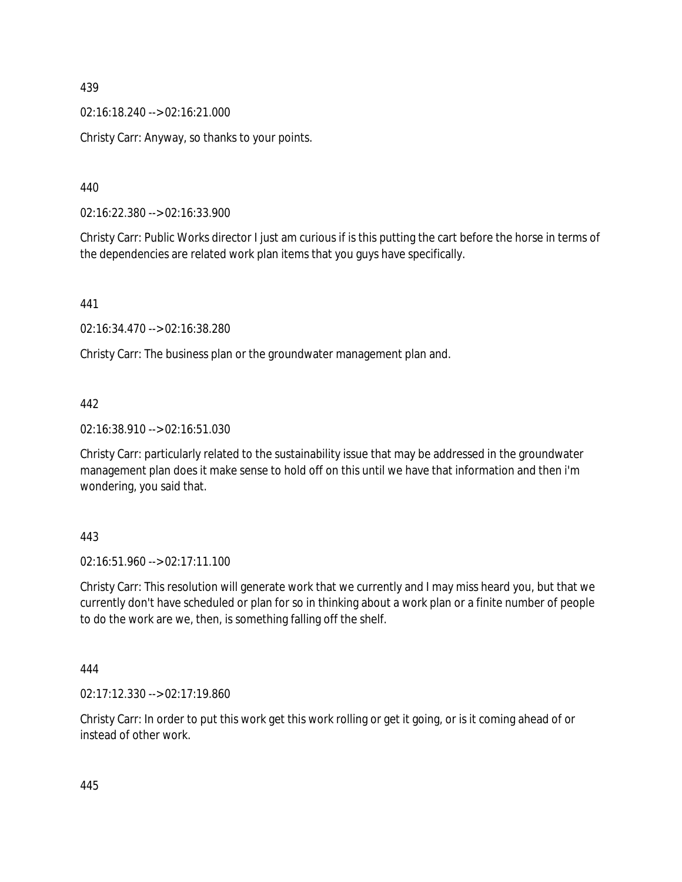439

02:16:18.240 --> 02:16:21.000

Christy Carr: Anyway, so thanks to your points.

440

02:16:22.380 --> 02:16:33.900

Christy Carr: Public Works director I just am curious if is this putting the cart before the horse in terms of the dependencies are related work plan items that you guys have specifically.

441

02:16:34.470 --> 02:16:38.280

Christy Carr: The business plan or the groundwater management plan and.

442

02:16:38.910 --> 02:16:51.030

Christy Carr: particularly related to the sustainability issue that may be addressed in the groundwater management plan does it make sense to hold off on this until we have that information and then i'm wondering, you said that.

443

02:16:51.960 --> 02:17:11.100

Christy Carr: This resolution will generate work that we currently and I may miss heard you, but that we currently don't have scheduled or plan for so in thinking about a work plan or a finite number of people to do the work are we, then, is something falling off the shelf.

444

02:17:12.330 --> 02:17:19.860

Christy Carr: In order to put this work get this work rolling or get it going, or is it coming ahead of or instead of other work.

445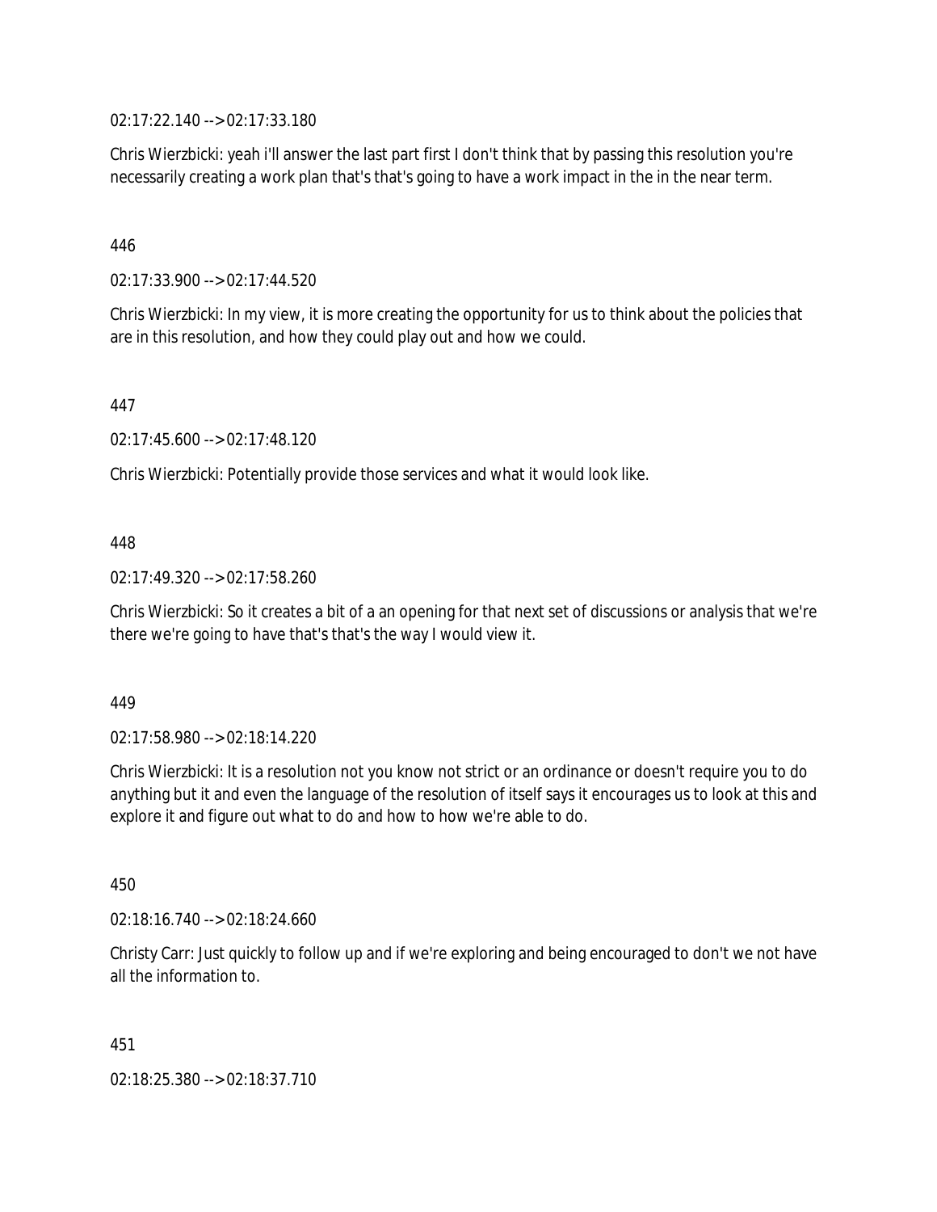02:17:22.140 --> 02:17:33.180

Chris Wierzbicki: yeah i'll answer the last part first I don't think that by passing this resolution you're necessarily creating a work plan that's that's going to have a work impact in the in the near term.

446

02:17:33.900 --> 02:17:44.520

Chris Wierzbicki: In my view, it is more creating the opportunity for us to think about the policies that are in this resolution, and how they could play out and how we could.

447

02:17:45.600 --> 02:17:48.120

Chris Wierzbicki: Potentially provide those services and what it would look like.

448

02:17:49.320 --> 02:17:58.260

Chris Wierzbicki: So it creates a bit of a an opening for that next set of discussions or analysis that we're there we're going to have that's that's the way I would view it.

449

02:17:58.980 --> 02:18:14.220

Chris Wierzbicki: It is a resolution not you know not strict or an ordinance or doesn't require you to do anything but it and even the language of the resolution of itself says it encourages us to look at this and explore it and figure out what to do and how to how we're able to do.

450

02:18:16.740 --> 02:18:24.660

Christy Carr: Just quickly to follow up and if we're exploring and being encouraged to don't we not have all the information to.

451

02:18:25.380 --> 02:18:37.710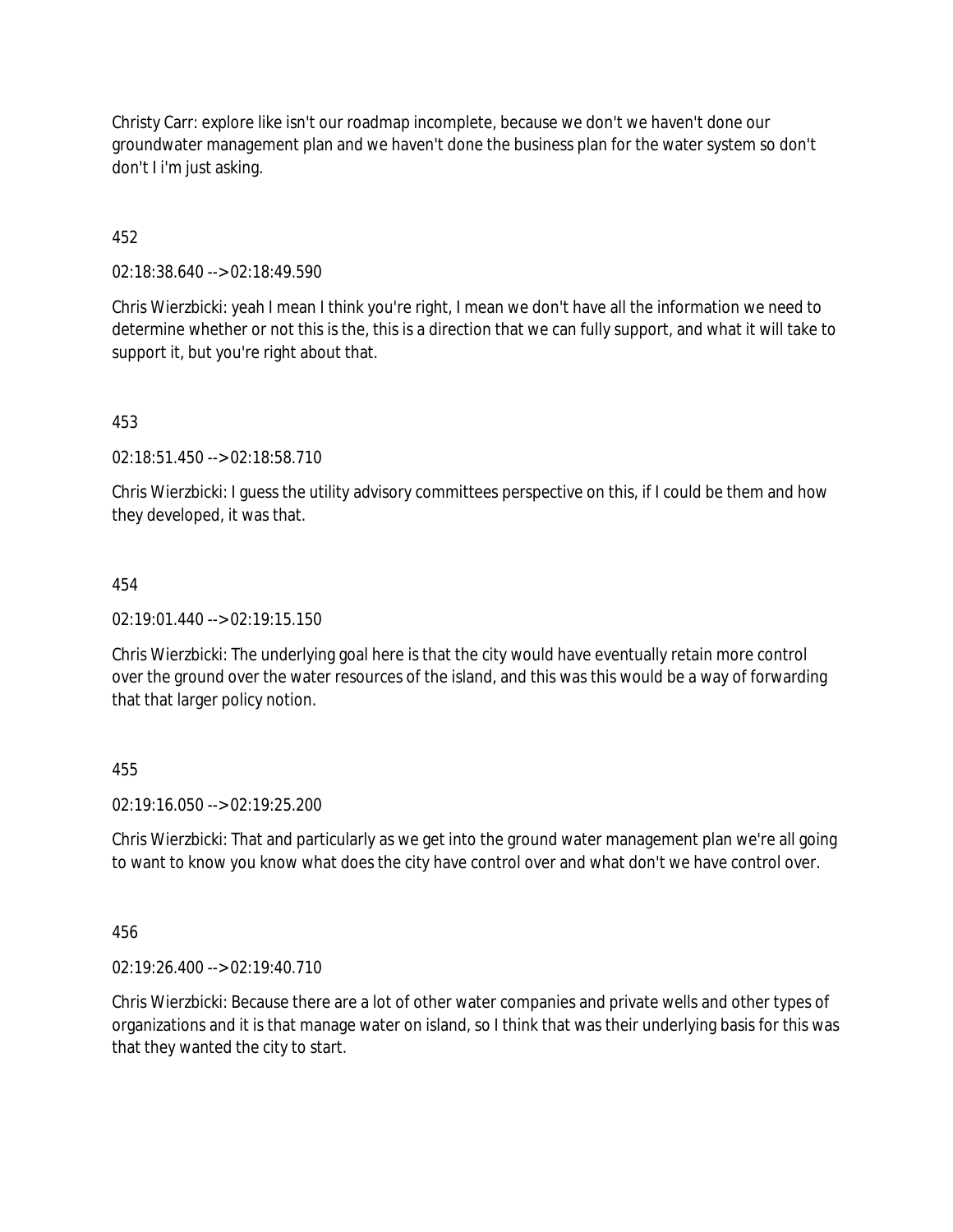Christy Carr: explore like isn't our roadmap incomplete, because we don't we haven't done our groundwater management plan and we haven't done the business plan for the water system so don't don't I i'm just asking.

452

02:18:38.640 --> 02:18:49.590

Chris Wierzbicki: yeah I mean I think you're right, I mean we don't have all the information we need to determine whether or not this is the, this is a direction that we can fully support, and what it will take to support it, but you're right about that.

453

02:18:51.450 --> 02:18:58.710

Chris Wierzbicki: I guess the utility advisory committees perspective on this, if I could be them and how they developed, it was that.

454

02:19:01.440 --> 02:19:15.150

Chris Wierzbicki: The underlying goal here is that the city would have eventually retain more control over the ground over the water resources of the island, and this was this would be a way of forwarding that that larger policy notion.

455

02:19:16.050 --> 02:19:25.200

Chris Wierzbicki: That and particularly as we get into the ground water management plan we're all going to want to know you know what does the city have control over and what don't we have control over.

456

02:19:26.400 --> 02:19:40.710

Chris Wierzbicki: Because there are a lot of other water companies and private wells and other types of organizations and it is that manage water on island, so I think that was their underlying basis for this was that they wanted the city to start.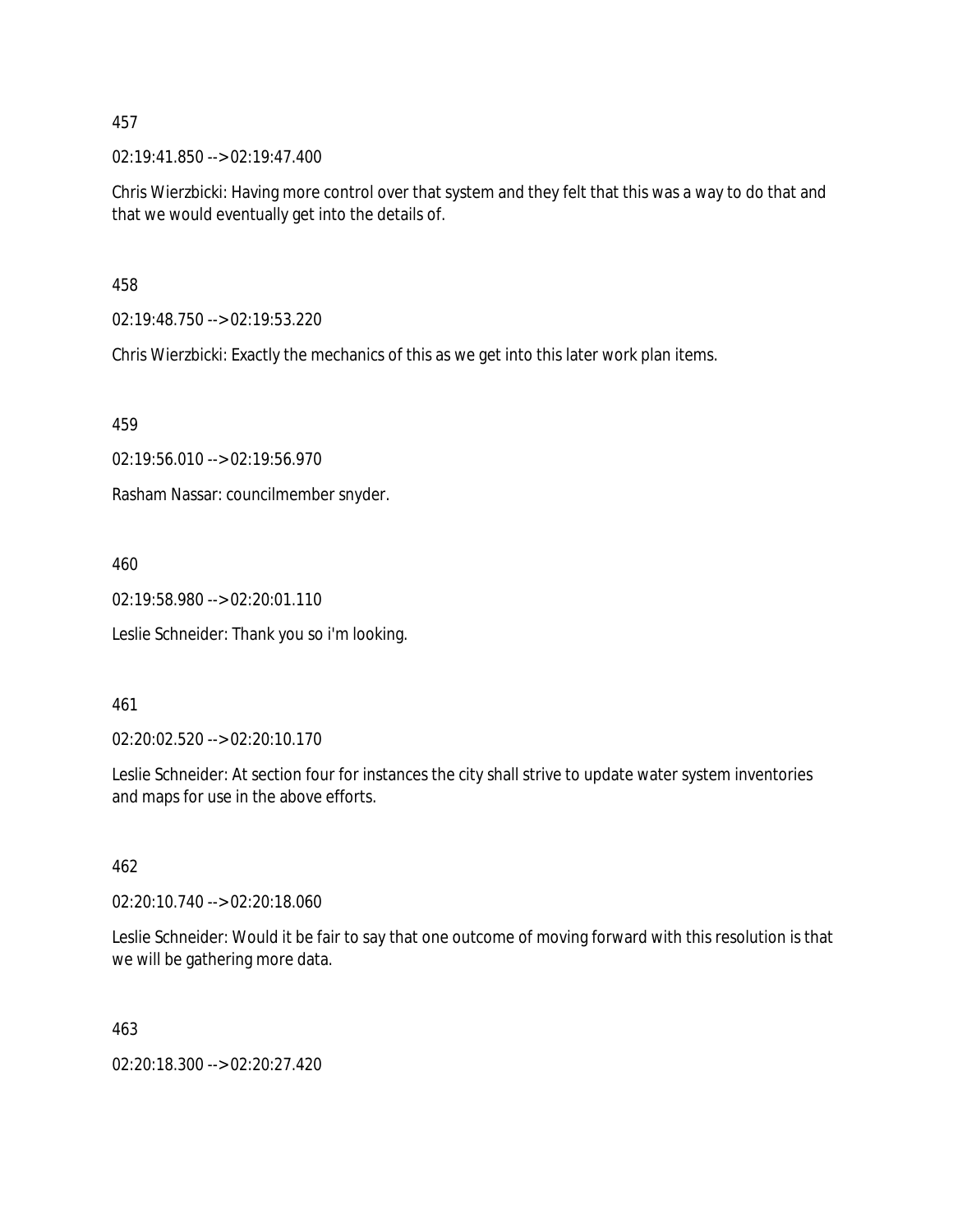457

02:19:41.850 --> 02:19:47.400

Chris Wierzbicki: Having more control over that system and they felt that this was a way to do that and that we would eventually get into the details of.

458

02:19:48.750 --> 02:19:53.220

Chris Wierzbicki: Exactly the mechanics of this as we get into this later work plan items.

459

02:19:56.010 --> 02:19:56.970

Rasham Nassar: councilmember snyder.

460

02:19:58.980 --> 02:20:01.110

Leslie Schneider: Thank you so i'm looking.

461

02:20:02.520 --> 02:20:10.170

Leslie Schneider: At section four for instances the city shall strive to update water system inventories and maps for use in the above efforts.

462

02:20:10.740 --> 02:20:18.060

Leslie Schneider: Would it be fair to say that one outcome of moving forward with this resolution is that we will be gathering more data.

463

02:20:18.300 --> 02:20:27.420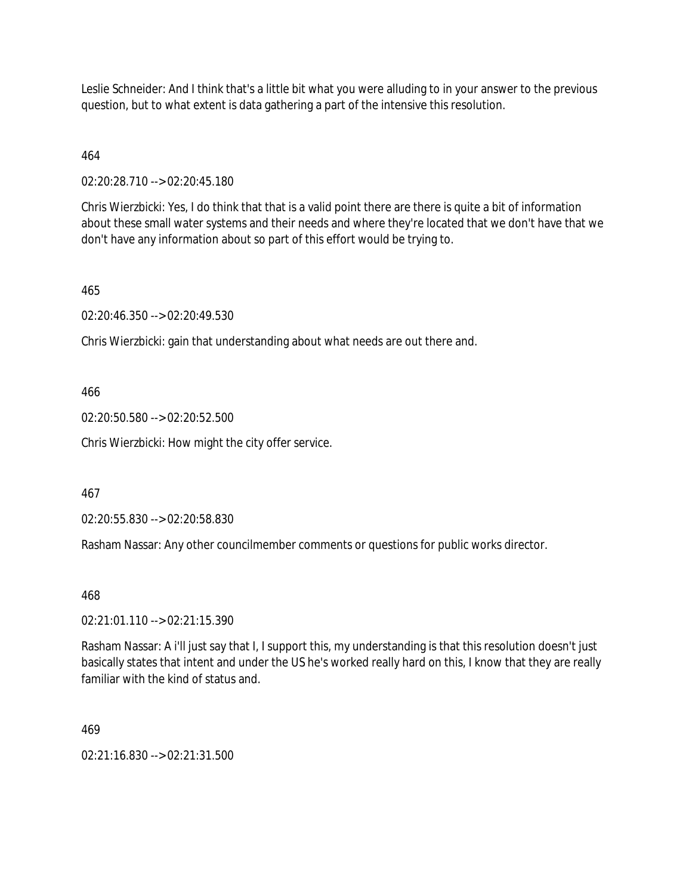Leslie Schneider: And I think that's a little bit what you were alluding to in your answer to the previous question, but to what extent is data gathering a part of the intensive this resolution.

464

02:20:28.710 --> 02:20:45.180

Chris Wierzbicki: Yes, I do think that that is a valid point there are there is quite a bit of information about these small water systems and their needs and where they're located that we don't have that we don't have any information about so part of this effort would be trying to.

465

02:20:46.350 --> 02:20:49.530

Chris Wierzbicki: gain that understanding about what needs are out there and.

466

02:20:50.580 --> 02:20:52.500

Chris Wierzbicki: How might the city offer service.

467

02:20:55.830 --> 02:20:58.830

Rasham Nassar: Any other councilmember comments or questions for public works director.

468

02:21:01.110 --> 02:21:15.390

Rasham Nassar: A i'll just say that I, I support this, my understanding is that this resolution doesn't just basically states that intent and under the US he's worked really hard on this, I know that they are really familiar with the kind of status and.

469

02:21:16.830 --> 02:21:31.500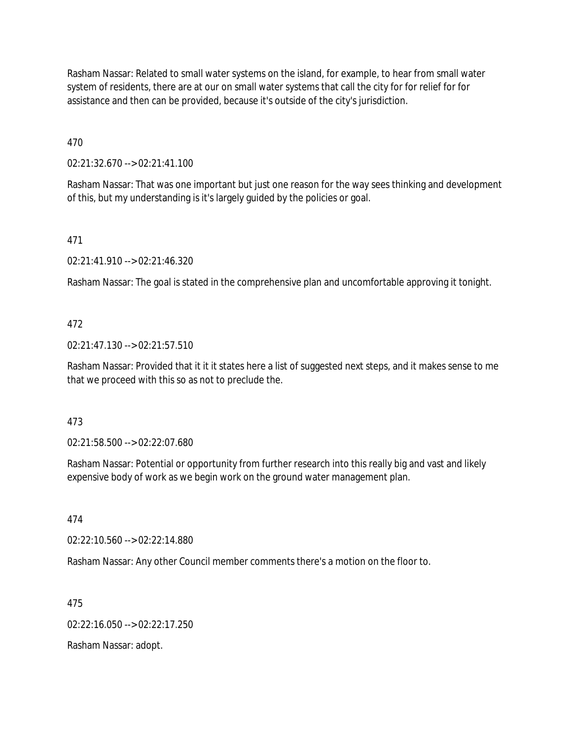Rasham Nassar: Related to small water systems on the island, for example, to hear from small water system of residents, there are at our on small water systems that call the city for for relief for for assistance and then can be provided, because it's outside of the city's jurisdiction.

470

02:21:32.670 --> 02:21:41.100

Rasham Nassar: That was one important but just one reason for the way sees thinking and development of this, but my understanding is it's largely guided by the policies or goal.

471

02:21:41.910 --> 02:21:46.320

Rasham Nassar: The goal is stated in the comprehensive plan and uncomfortable approving it tonight.

472

02:21:47.130 --> 02:21:57.510

Rasham Nassar: Provided that it it it states here a list of suggested next steps, and it makes sense to me that we proceed with this so as not to preclude the.

473

02:21:58.500 --> 02:22:07.680

Rasham Nassar: Potential or opportunity from further research into this really big and vast and likely expensive body of work as we begin work on the ground water management plan.

474

02:22:10.560 --> 02:22:14.880

Rasham Nassar: Any other Council member comments there's a motion on the floor to.

475

02:22:16.050 --> 02:22:17.250

Rasham Nassar: adopt.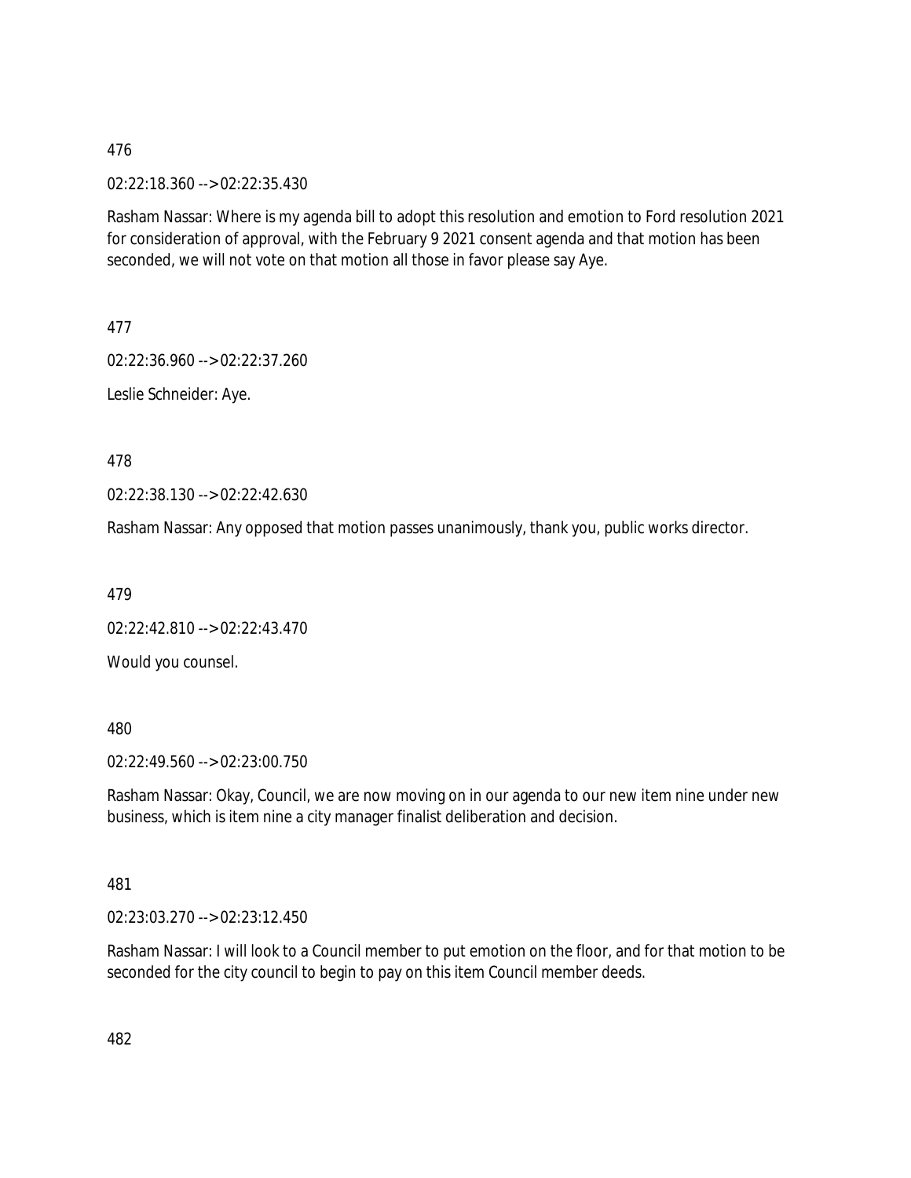476

02:22:18.360 --> 02:22:35.430

Rasham Nassar: Where is my agenda bill to adopt this resolution and emotion to Ford resolution 2021 for consideration of approval, with the February 9 2021 consent agenda and that motion has been seconded, we will not vote on that motion all those in favor please say Aye.

477

02:22:36.960 --> 02:22:37.260

Leslie Schneider: Aye.

478

02:22:38.130 --> 02:22:42.630

Rasham Nassar: Any opposed that motion passes unanimously, thank you, public works director.

479

02:22:42.810 --> 02:22:43.470

Would you counsel.

480

02:22:49.560 --> 02:23:00.750

Rasham Nassar: Okay, Council, we are now moving on in our agenda to our new item nine under new business, which is item nine a city manager finalist deliberation and decision.

481

02:23:03.270 --> 02:23:12.450

Rasham Nassar: I will look to a Council member to put emotion on the floor, and for that motion to be seconded for the city council to begin to pay on this item Council member deeds.

482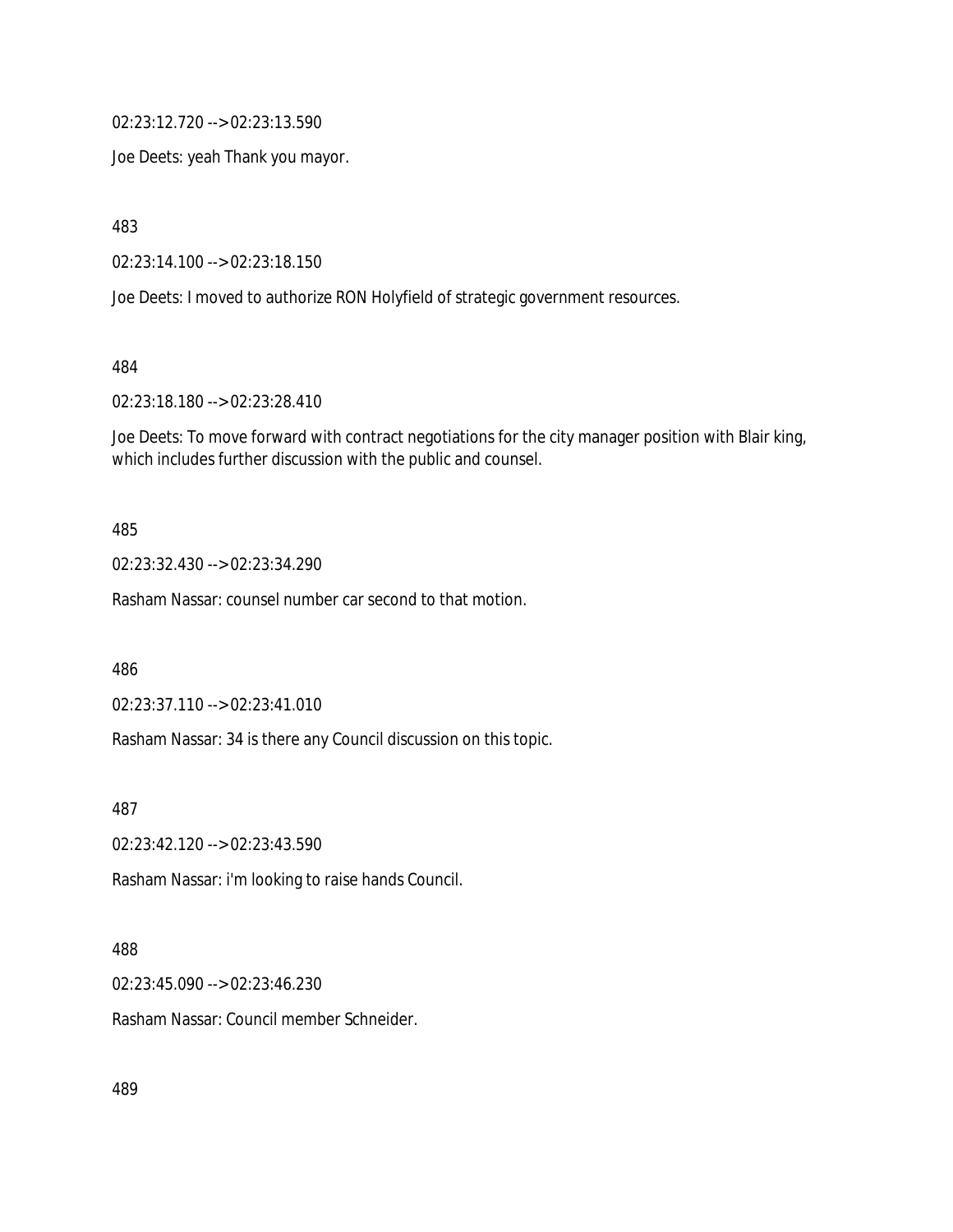02:23:12.720 --> 02:23:13.590

Joe Deets: yeah Thank you mayor.

483

02:23:14.100 --> 02:23:18.150

Joe Deets: I moved to authorize RON Holyfield of strategic government resources.

484

02:23:18.180 --> 02:23:28.410

Joe Deets: To move forward with contract negotiations for the city manager position with Blair king, which includes further discussion with the public and counsel.

485

02:23:32.430 --> 02:23:34.290

Rasham Nassar: counsel number car second to that motion.

486

02:23:37.110 --> 02:23:41.010

Rasham Nassar: 34 is there any Council discussion on this topic.

487

02:23:42.120 --> 02:23:43.590

Rasham Nassar: i'm looking to raise hands Council.

488

02:23:45.090 --> 02:23:46.230

Rasham Nassar: Council member Schneider.

489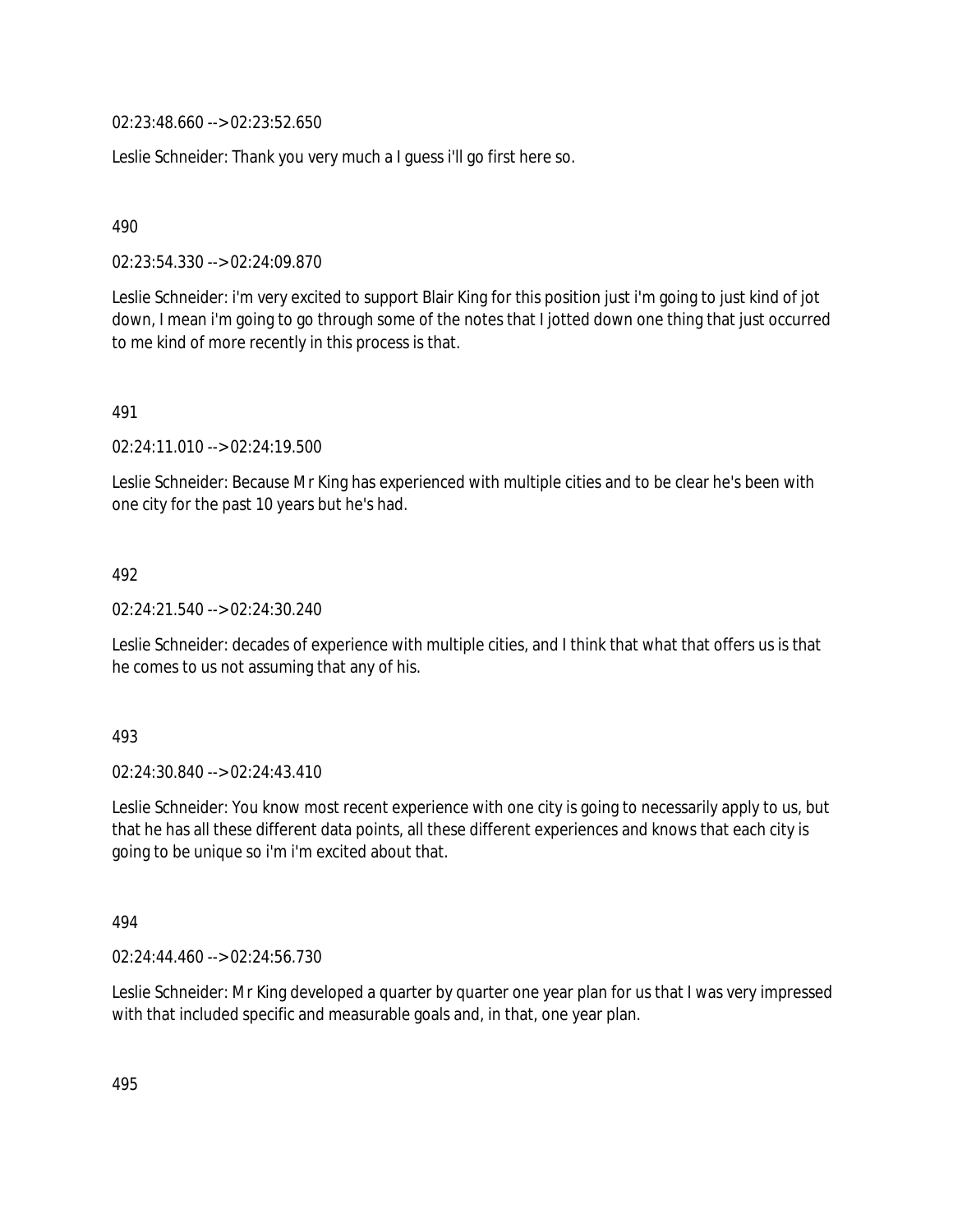02:23:48.660 --> 02:23:52.650

Leslie Schneider: Thank you very much a I guess i'll go first here so.

490

02:23:54.330 --> 02:24:09.870

Leslie Schneider: i'm very excited to support Blair King for this position just i'm going to just kind of jot down, I mean i'm going to go through some of the notes that I jotted down one thing that just occurred to me kind of more recently in this process is that.

491

02:24:11.010 --> 02:24:19.500

Leslie Schneider: Because Mr King has experienced with multiple cities and to be clear he's been with one city for the past 10 years but he's had.

492

02:24:21.540 --> 02:24:30.240

Leslie Schneider: decades of experience with multiple cities, and I think that what that offers us is that he comes to us not assuming that any of his.

493

02:24:30.840 --> 02:24:43.410

Leslie Schneider: You know most recent experience with one city is going to necessarily apply to us, but that he has all these different data points, all these different experiences and knows that each city is going to be unique so i'm i'm excited about that.

494

02:24:44.460 --> 02:24:56.730

Leslie Schneider: Mr King developed a quarter by quarter one year plan for us that I was very impressed with that included specific and measurable goals and, in that, one year plan.

495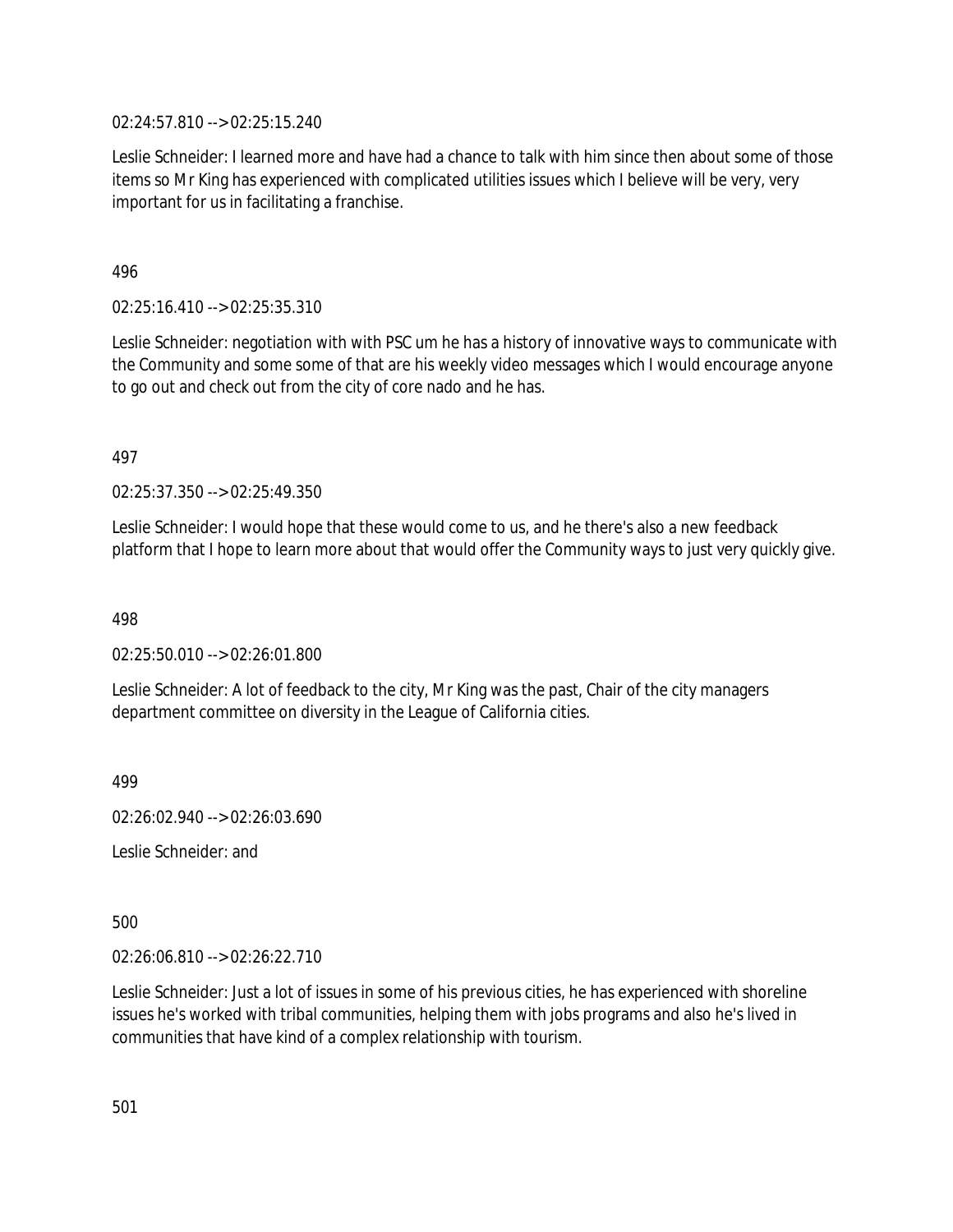02:24:57.810 --> 02:25:15.240

Leslie Schneider: I learned more and have had a chance to talk with him since then about some of those items so Mr King has experienced with complicated utilities issues which I believe will be very, very important for us in facilitating a franchise.

496

02:25:16.410 --> 02:25:35.310

Leslie Schneider: negotiation with with PSC um he has a history of innovative ways to communicate with the Community and some some of that are his weekly video messages which I would encourage anyone to go out and check out from the city of core nado and he has.

497

02:25:37.350 --> 02:25:49.350

Leslie Schneider: I would hope that these would come to us, and he there's also a new feedback platform that I hope to learn more about that would offer the Community ways to just very quickly give.

498

02:25:50.010 --> 02:26:01.800

Leslie Schneider: A lot of feedback to the city, Mr King was the past, Chair of the city managers department committee on diversity in the League of California cities.

499

02:26:02.940 --> 02:26:03.690

Leslie Schneider: and

500

02:26:06.810 --> 02:26:22.710

Leslie Schneider: Just a lot of issues in some of his previous cities, he has experienced with shoreline issues he's worked with tribal communities, helping them with jobs programs and also he's lived in communities that have kind of a complex relationship with tourism.

501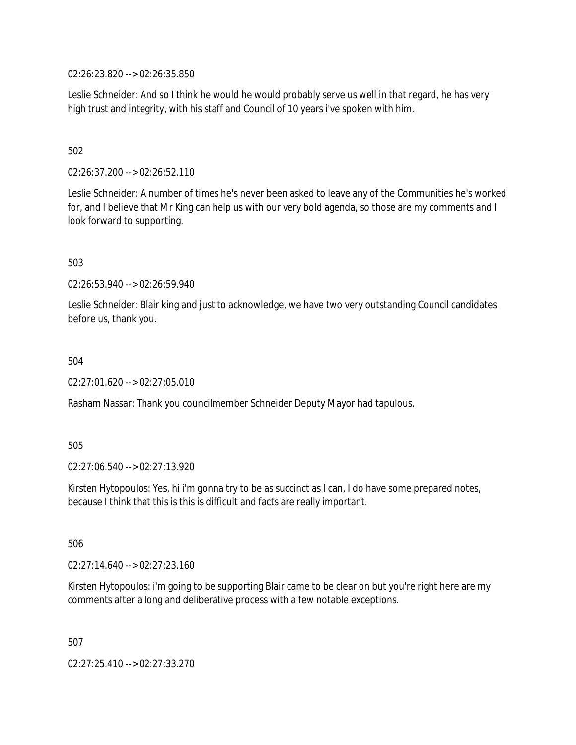02:26:23.820 --> 02:26:35.850

Leslie Schneider: And so I think he would he would probably serve us well in that regard, he has very high trust and integrity, with his staff and Council of 10 years i've spoken with him.

502

02:26:37.200 --> 02:26:52.110

Leslie Schneider: A number of times he's never been asked to leave any of the Communities he's worked for, and I believe that Mr King can help us with our very bold agenda, so those are my comments and I look forward to supporting.

503

02:26:53.940 --> 02:26:59.940

Leslie Schneider: Blair king and just to acknowledge, we have two very outstanding Council candidates before us, thank you.

504

02:27:01.620 --> 02:27:05.010

Rasham Nassar: Thank you councilmember Schneider Deputy Mayor had tapulous.

505

02:27:06.540 --> 02:27:13.920

Kirsten Hytopoulos: Yes, hi i'm gonna try to be as succinct as I can, I do have some prepared notes, because I think that this is this is difficult and facts are really important.

506

02:27:14.640 --> 02:27:23.160

Kirsten Hytopoulos: i'm going to be supporting Blair came to be clear on but you're right here are my comments after a long and deliberative process with a few notable exceptions.

507

02:27:25.410 --> 02:27:33.270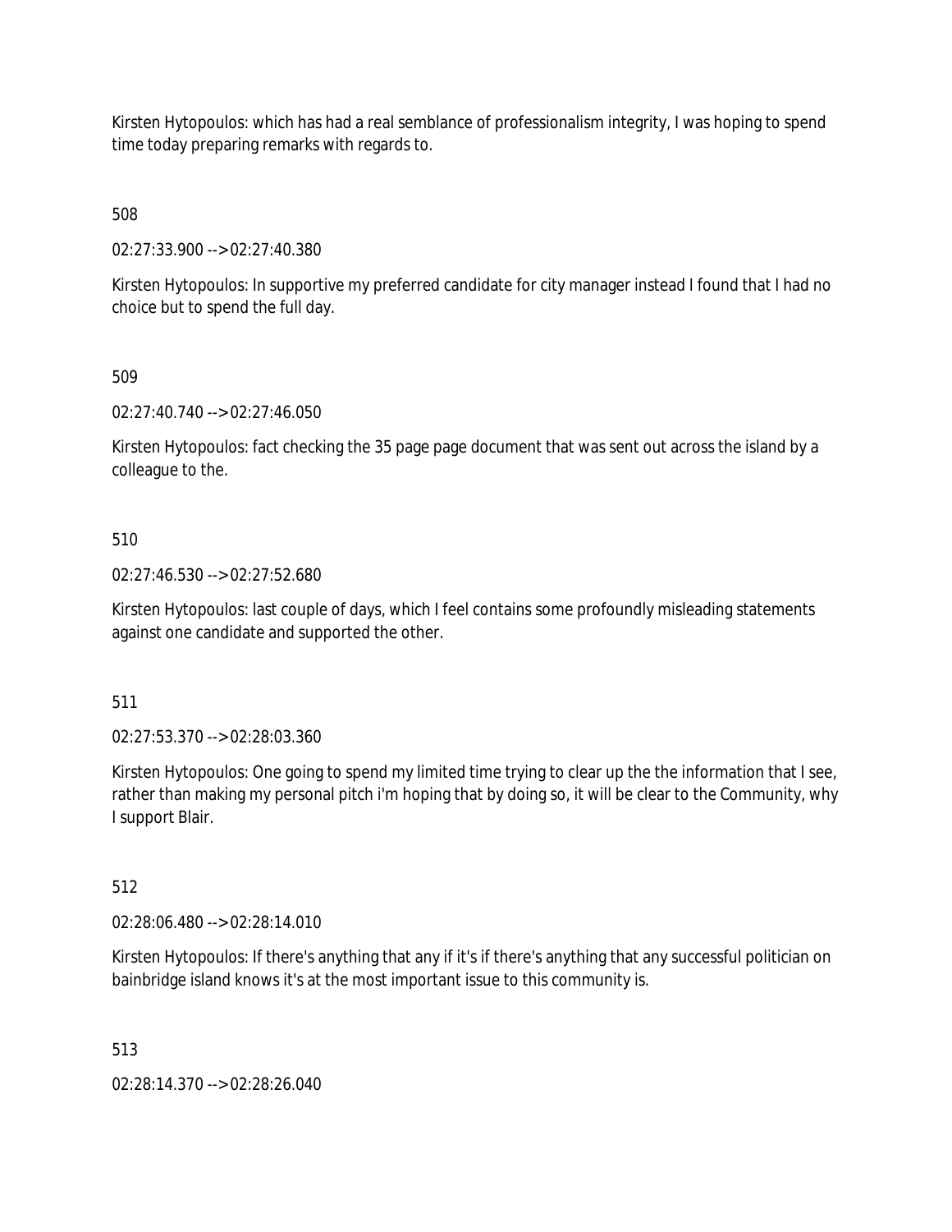Kirsten Hytopoulos: which has had a real semblance of professionalism integrity, I was hoping to spend time today preparing remarks with regards to.

508

02:27:33.900 --> 02:27:40.380

Kirsten Hytopoulos: In supportive my preferred candidate for city manager instead I found that I had no choice but to spend the full day.

509

02:27:40.740 --> 02:27:46.050

Kirsten Hytopoulos: fact checking the 35 page page document that was sent out across the island by a colleague to the.

510

02:27:46.530 --> 02:27:52.680

Kirsten Hytopoulos: last couple of days, which I feel contains some profoundly misleading statements against one candidate and supported the other.

511

02:27:53.370 --> 02:28:03.360

Kirsten Hytopoulos: One going to spend my limited time trying to clear up the the information that I see, rather than making my personal pitch i'm hoping that by doing so, it will be clear to the Community, why I support Blair.

512

02:28:06.480 --> 02:28:14.010

Kirsten Hytopoulos: If there's anything that any if it's if there's anything that any successful politician on bainbridge island knows it's at the most important issue to this community is.

513

02:28:14.370 --> 02:28:26.040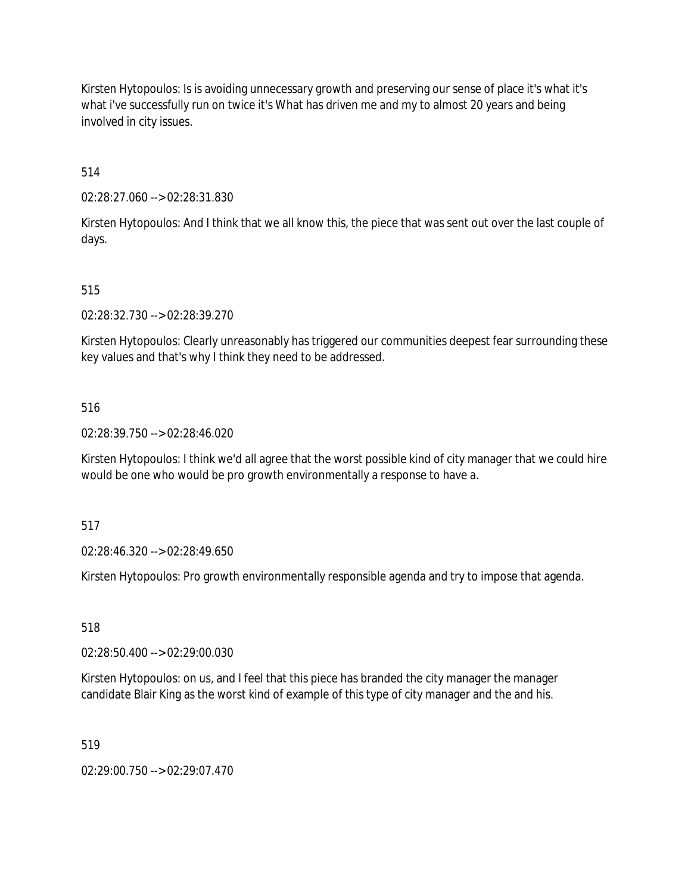Kirsten Hytopoulos: Is is avoiding unnecessary growth and preserving our sense of place it's what it's what i've successfully run on twice it's What has driven me and my to almost 20 years and being involved in city issues.

514

02:28:27.060 --> 02:28:31.830

Kirsten Hytopoulos: And I think that we all know this, the piece that was sent out over the last couple of days.

515

02:28:32.730 --> 02:28:39.270

Kirsten Hytopoulos: Clearly unreasonably has triggered our communities deepest fear surrounding these key values and that's why I think they need to be addressed.

516

02:28:39.750 --> 02:28:46.020

Kirsten Hytopoulos: I think we'd all agree that the worst possible kind of city manager that we could hire would be one who would be pro growth environmentally a response to have a.

517

02:28:46.320 --> 02:28:49.650

Kirsten Hytopoulos: Pro growth environmentally responsible agenda and try to impose that agenda.

518

02:28:50.400 --> 02:29:00.030

Kirsten Hytopoulos: on us, and I feel that this piece has branded the city manager the manager candidate Blair King as the worst kind of example of this type of city manager and the and his.

519

02:29:00.750 --> 02:29:07.470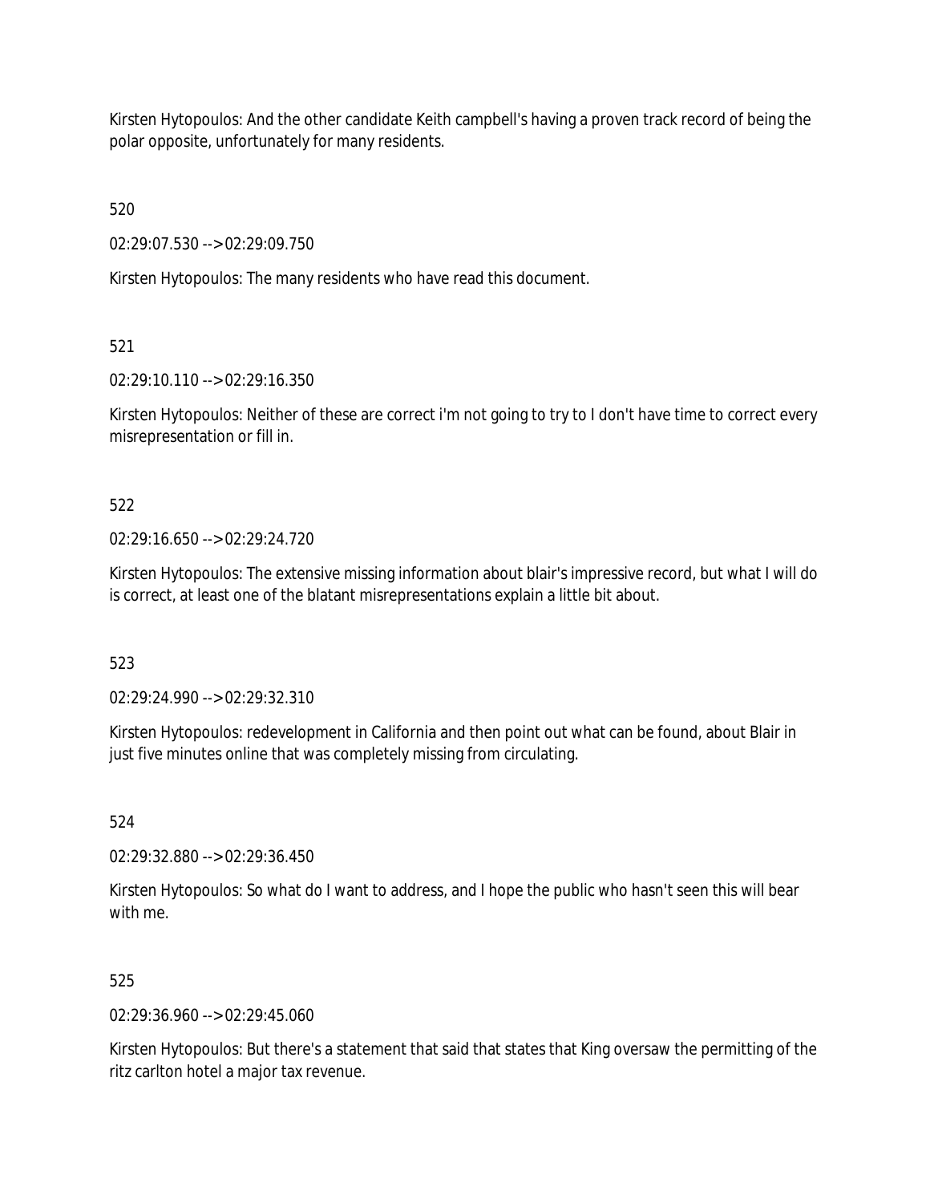Kirsten Hytopoulos: And the other candidate Keith campbell's having a proven track record of being the polar opposite, unfortunately for many residents.

520

02:29:07.530 --> 02:29:09.750

Kirsten Hytopoulos: The many residents who have read this document.

521

02:29:10.110 --> 02:29:16.350

Kirsten Hytopoulos: Neither of these are correct i'm not going to try to I don't have time to correct every misrepresentation or fill in.

522

02:29:16.650 --> 02:29:24.720

Kirsten Hytopoulos: The extensive missing information about blair's impressive record, but what I will do is correct, at least one of the blatant misrepresentations explain a little bit about.

523

02:29:24.990 --> 02:29:32.310

Kirsten Hytopoulos: redevelopment in California and then point out what can be found, about Blair in just five minutes online that was completely missing from circulating.

524

02:29:32.880 --> 02:29:36.450

Kirsten Hytopoulos: So what do I want to address, and I hope the public who hasn't seen this will bear with me.

525

02:29:36.960 --> 02:29:45.060

Kirsten Hytopoulos: But there's a statement that said that states that King oversaw the permitting of the ritz carlton hotel a major tax revenue.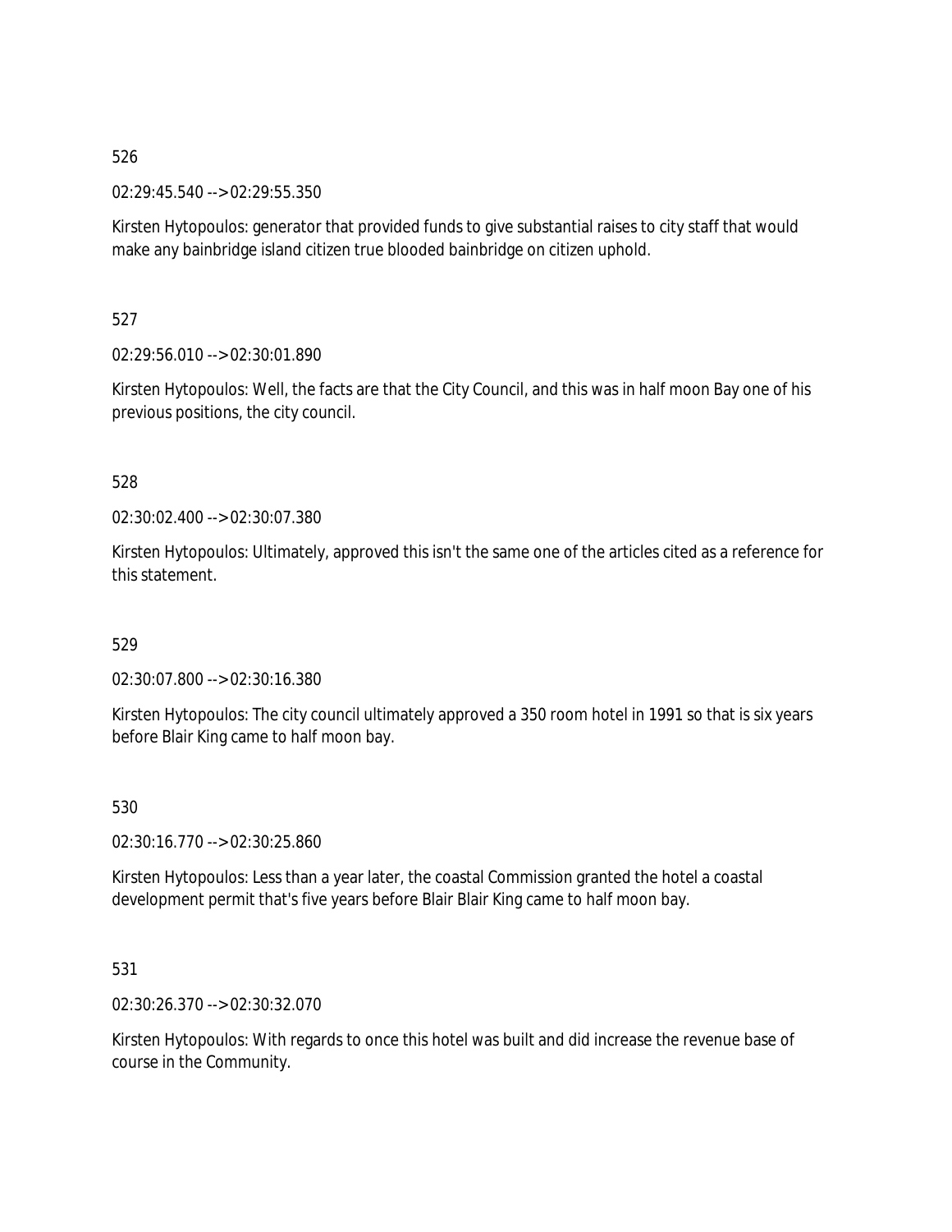526

02:29:45.540 --> 02:29:55.350

Kirsten Hytopoulos: generator that provided funds to give substantial raises to city staff that would make any bainbridge island citizen true blooded bainbridge on citizen uphold.

527

02:29:56.010 --> 02:30:01.890

Kirsten Hytopoulos: Well, the facts are that the City Council, and this was in half moon Bay one of his previous positions, the city council.

528

02:30:02.400 --> 02:30:07.380

Kirsten Hytopoulos: Ultimately, approved this isn't the same one of the articles cited as a reference for this statement.

529

02:30:07.800 --> 02:30:16.380

Kirsten Hytopoulos: The city council ultimately approved a 350 room hotel in 1991 so that is six years before Blair King came to half moon bay.

530

02:30:16.770 --> 02:30:25.860

Kirsten Hytopoulos: Less than a year later, the coastal Commission granted the hotel a coastal development permit that's five years before Blair Blair King came to half moon bay.

531

02:30:26.370 --> 02:30:32.070

Kirsten Hytopoulos: With regards to once this hotel was built and did increase the revenue base of course in the Community.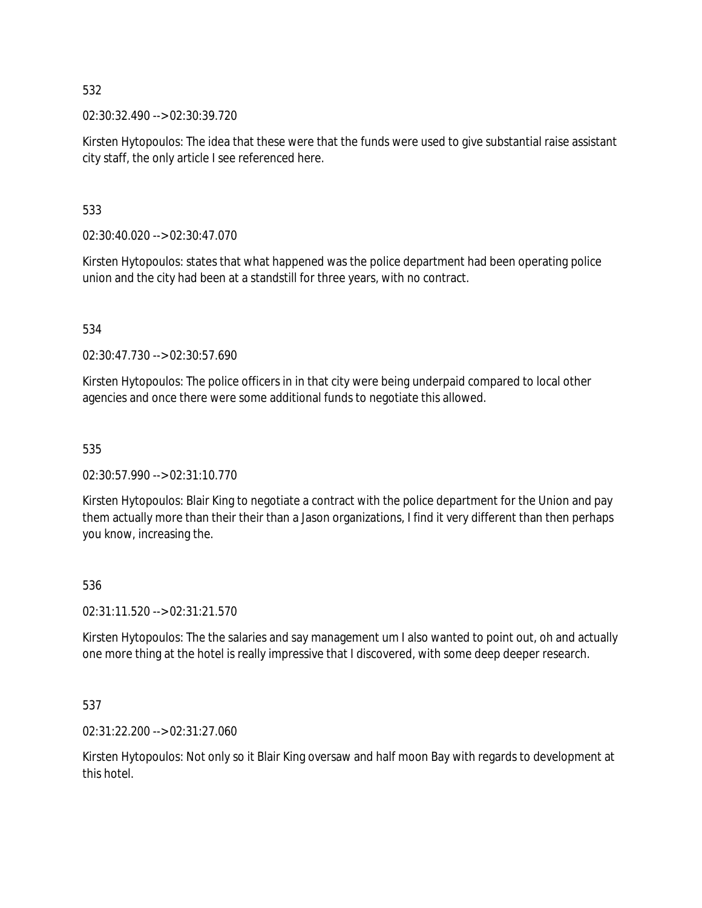532

02:30:32.490 --> 02:30:39.720

Kirsten Hytopoulos: The idea that these were that the funds were used to give substantial raise assistant city staff, the only article I see referenced here.

533

02:30:40.020 --> 02:30:47.070

Kirsten Hytopoulos: states that what happened was the police department had been operating police union and the city had been at a standstill for three years, with no contract.

534

02:30:47.730 --> 02:30:57.690

Kirsten Hytopoulos: The police officers in in that city were being underpaid compared to local other agencies and once there were some additional funds to negotiate this allowed.

535

02:30:57.990 --> 02:31:10.770

Kirsten Hytopoulos: Blair King to negotiate a contract with the police department for the Union and pay them actually more than their their than a Jason organizations, I find it very different than then perhaps you know, increasing the.

536

02:31:11.520 --> 02:31:21.570

Kirsten Hytopoulos: The the salaries and say management um I also wanted to point out, oh and actually one more thing at the hotel is really impressive that I discovered, with some deep deeper research.

537

02:31:22.200 --> 02:31:27.060

Kirsten Hytopoulos: Not only so it Blair King oversaw and half moon Bay with regards to development at this hotel.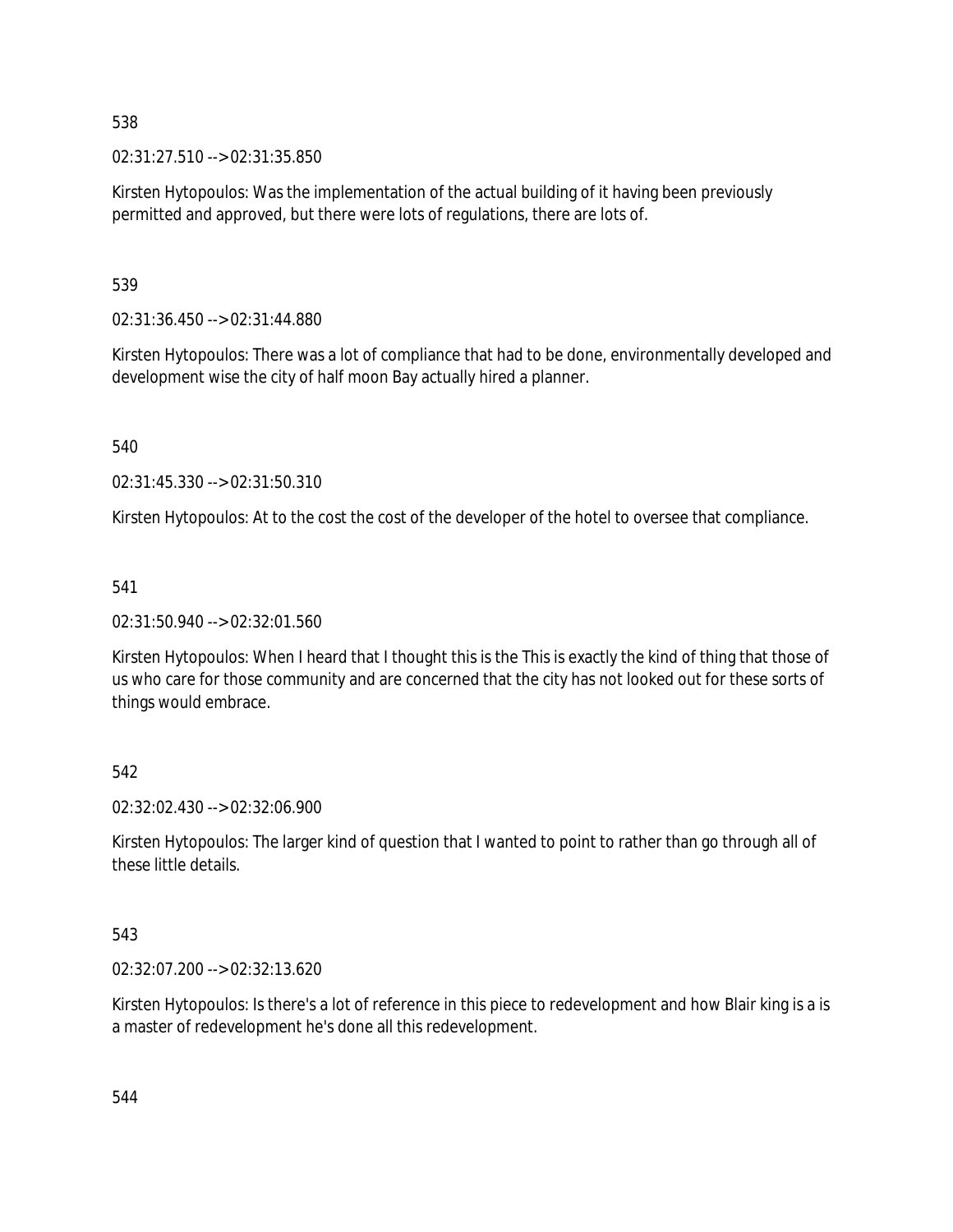538

02:31:27.510 --> 02:31:35.850

Kirsten Hytopoulos: Was the implementation of the actual building of it having been previously permitted and approved, but there were lots of regulations, there are lots of.

539

02:31:36.450 --> 02:31:44.880

Kirsten Hytopoulos: There was a lot of compliance that had to be done, environmentally developed and development wise the city of half moon Bay actually hired a planner.

540

02:31:45.330 --> 02:31:50.310

Kirsten Hytopoulos: At to the cost the cost of the developer of the hotel to oversee that compliance.

541

02:31:50.940 --> 02:32:01.560

Kirsten Hytopoulos: When I heard that I thought this is the This is exactly the kind of thing that those of us who care for those community and are concerned that the city has not looked out for these sorts of things would embrace.

542

02:32:02.430 --> 02:32:06.900

Kirsten Hytopoulos: The larger kind of question that I wanted to point to rather than go through all of these little details.

543

02:32:07.200 --> 02:32:13.620

Kirsten Hytopoulos: Is there's a lot of reference in this piece to redevelopment and how Blair king is a is a master of redevelopment he's done all this redevelopment.

544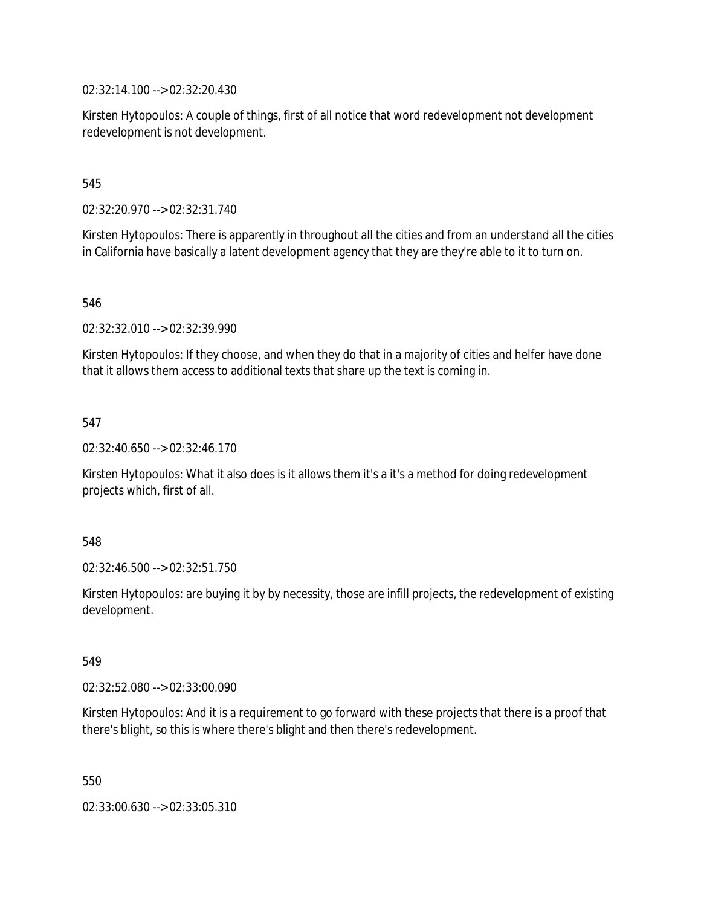02:32:14.100 --> 02:32:20.430

Kirsten Hytopoulos: A couple of things, first of all notice that word redevelopment not development redevelopment is not development.

545

02:32:20.970 --> 02:32:31.740

Kirsten Hytopoulos: There is apparently in throughout all the cities and from an understand all the cities in California have basically a latent development agency that they are they're able to it to turn on.

546

02:32:32.010 --> 02:32:39.990

Kirsten Hytopoulos: If they choose, and when they do that in a majority of cities and helfer have done that it allows them access to additional texts that share up the text is coming in.

547

02:32:40.650 --> 02:32:46.170

Kirsten Hytopoulos: What it also does is it allows them it's a it's a method for doing redevelopment projects which, first of all.

548

02:32:46.500 --> 02:32:51.750

Kirsten Hytopoulos: are buying it by by necessity, those are infill projects, the redevelopment of existing development.

549

02:32:52.080 --> 02:33:00.090

Kirsten Hytopoulos: And it is a requirement to go forward with these projects that there is a proof that there's blight, so this is where there's blight and then there's redevelopment.

550

02:33:00.630 --> 02:33:05.310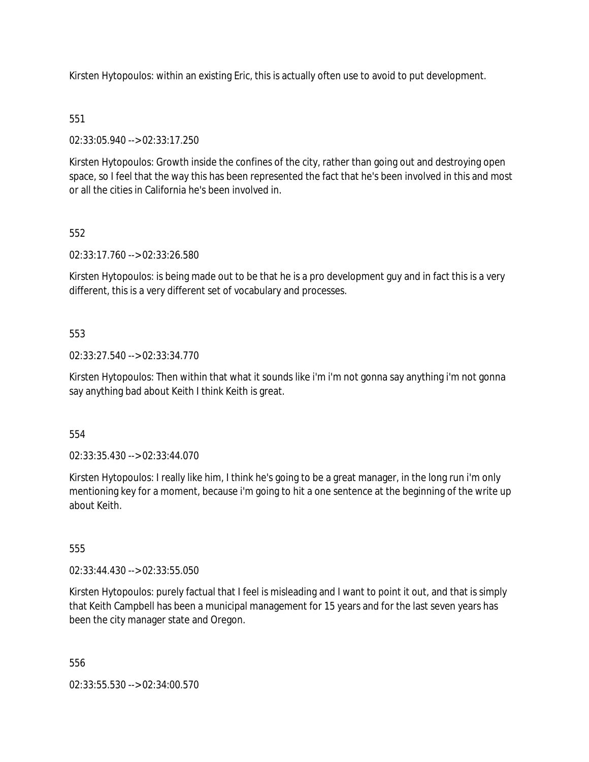Kirsten Hytopoulos: within an existing Eric, this is actually often use to avoid to put development.

551

02:33:05.940 --> 02:33:17.250

Kirsten Hytopoulos: Growth inside the confines of the city, rather than going out and destroying open space, so I feel that the way this has been represented the fact that he's been involved in this and most or all the cities in California he's been involved in.

552

02:33:17.760 --> 02:33:26.580

Kirsten Hytopoulos: is being made out to be that he is a pro development guy and in fact this is a very different, this is a very different set of vocabulary and processes.

553

02:33:27.540 --> 02:33:34.770

Kirsten Hytopoulos: Then within that what it sounds like i'm i'm not gonna say anything i'm not gonna say anything bad about Keith I think Keith is great.

554

02:33:35.430 --> 02:33:44.070

Kirsten Hytopoulos: I really like him, I think he's going to be a great manager, in the long run i'm only mentioning key for a moment, because i'm going to hit a one sentence at the beginning of the write up about Keith.

555

02:33:44.430 --> 02:33:55.050

Kirsten Hytopoulos: purely factual that I feel is misleading and I want to point it out, and that is simply that Keith Campbell has been a municipal management for 15 years and for the last seven years has been the city manager state and Oregon.

556

02:33:55.530 --> 02:34:00.570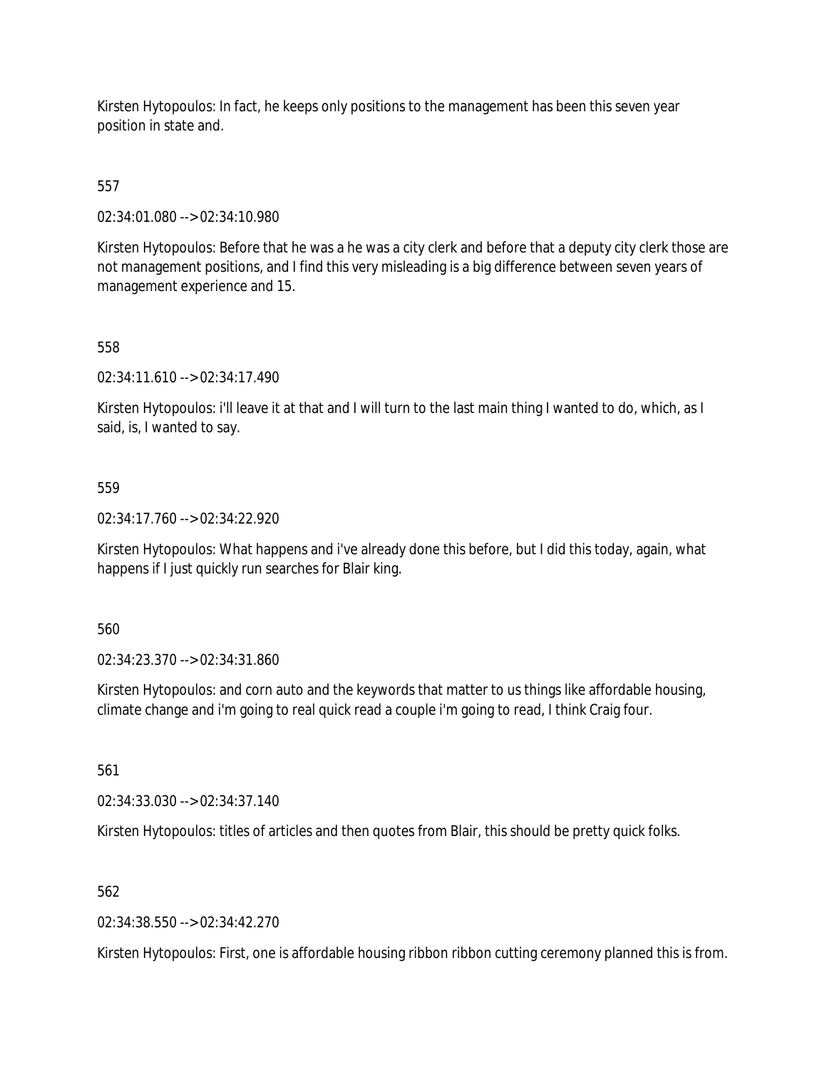Kirsten Hytopoulos: In fact, he keeps only positions to the management has been this seven year position in state and.

557

02:34:01.080 --> 02:34:10.980

Kirsten Hytopoulos: Before that he was a he was a city clerk and before that a deputy city clerk those are not management positions, and I find this very misleading is a big difference between seven years of management experience and 15.

558

02:34:11.610 --> 02:34:17.490

Kirsten Hytopoulos: i'll leave it at that and I will turn to the last main thing I wanted to do, which, as I said, is, I wanted to say.

559

02:34:17.760 --> 02:34:22.920

Kirsten Hytopoulos: What happens and i've already done this before, but I did this today, again, what happens if I just quickly run searches for Blair king.

560

02:34:23.370 --> 02:34:31.860

Kirsten Hytopoulos: and corn auto and the keywords that matter to us things like affordable housing, climate change and i'm going to real quick read a couple i'm going to read, I think Craig four.

561

02:34:33.030 --> 02:34:37.140

Kirsten Hytopoulos: titles of articles and then quotes from Blair, this should be pretty quick folks.

562

02:34:38.550 --> 02:34:42.270

Kirsten Hytopoulos: First, one is affordable housing ribbon ribbon cutting ceremony planned this is from.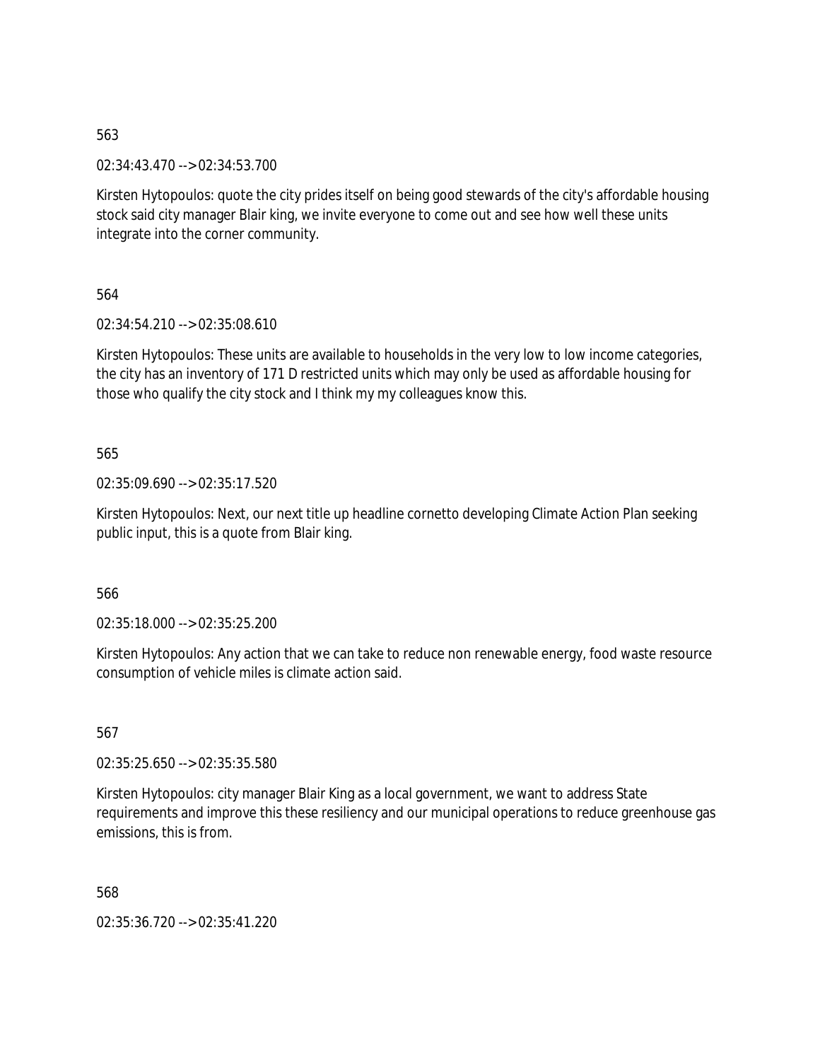563

02:34:43.470 --> 02:34:53.700

Kirsten Hytopoulos: quote the city prides itself on being good stewards of the city's affordable housing stock said city manager Blair king, we invite everyone to come out and see how well these units integrate into the corner community.

564

02:34:54.210 --> 02:35:08.610

Kirsten Hytopoulos: These units are available to households in the very low to low income categories, the city has an inventory of 171 D restricted units which may only be used as affordable housing for those who qualify the city stock and I think my my colleagues know this.

565

02:35:09.690 --> 02:35:17.520

Kirsten Hytopoulos: Next, our next title up headline cornetto developing Climate Action Plan seeking public input, this is a quote from Blair king.

566

02:35:18.000 --> 02:35:25.200

Kirsten Hytopoulos: Any action that we can take to reduce non renewable energy, food waste resource consumption of vehicle miles is climate action said.

567

02:35:25.650 --> 02:35:35.580

Kirsten Hytopoulos: city manager Blair King as a local government, we want to address State requirements and improve this these resiliency and our municipal operations to reduce greenhouse gas emissions, this is from.

568

02:35:36.720 --> 02:35:41.220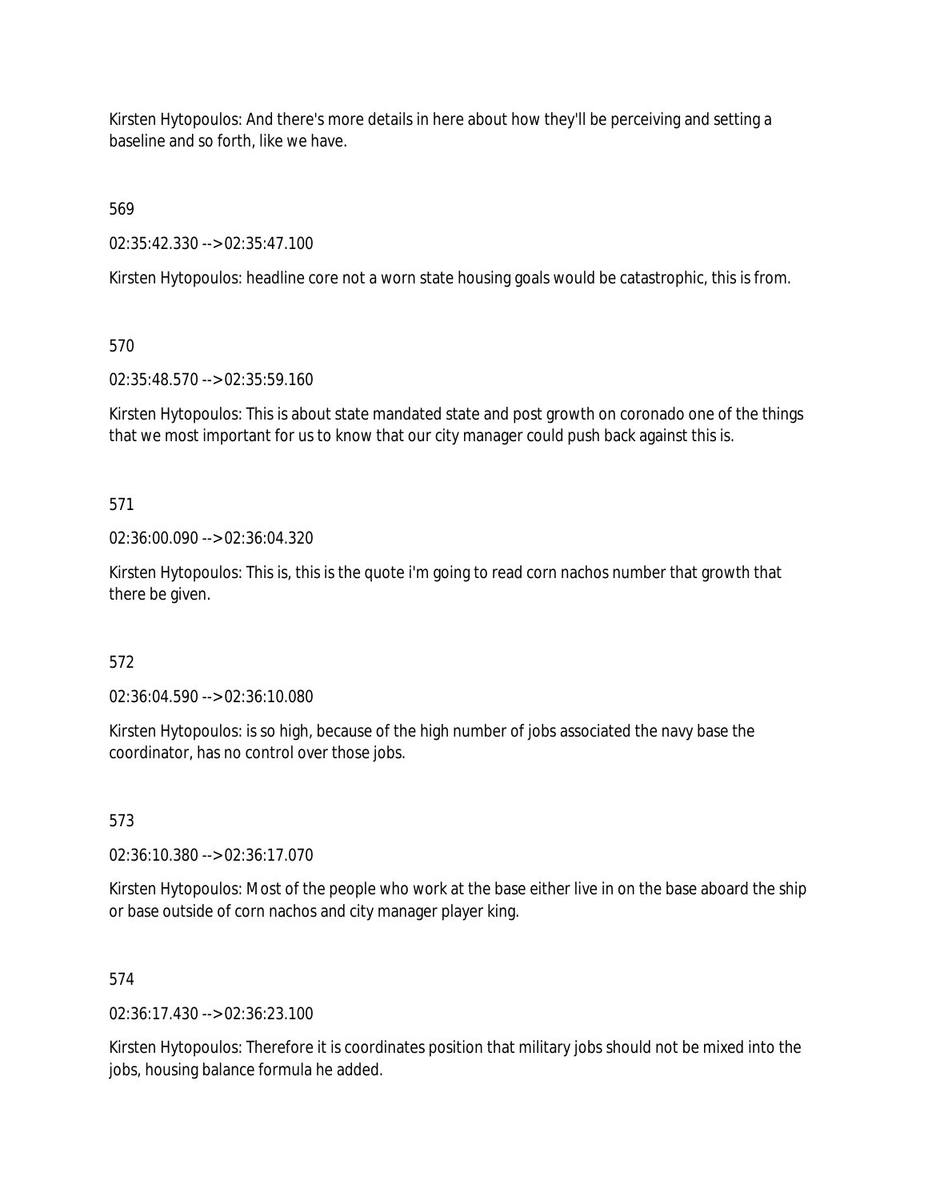Kirsten Hytopoulos: And there's more details in here about how they'll be perceiving and setting a baseline and so forth, like we have.

569

02:35:42.330 --> 02:35:47.100

Kirsten Hytopoulos: headline core not a worn state housing goals would be catastrophic, this is from.

570

02:35:48.570 --> 02:35:59.160

Kirsten Hytopoulos: This is about state mandated state and post growth on coronado one of the things that we most important for us to know that our city manager could push back against this is.

571

02:36:00.090 --> 02:36:04.320

Kirsten Hytopoulos: This is, this is the quote i'm going to read corn nachos number that growth that there be given.

572

02:36:04.590 --> 02:36:10.080

Kirsten Hytopoulos: is so high, because of the high number of jobs associated the navy base the coordinator, has no control over those jobs.

573

02:36:10.380 --> 02:36:17.070

Kirsten Hytopoulos: Most of the people who work at the base either live in on the base aboard the ship or base outside of corn nachos and city manager player king.

574

02:36:17.430 --> 02:36:23.100

Kirsten Hytopoulos: Therefore it is coordinates position that military jobs should not be mixed into the jobs, housing balance formula he added.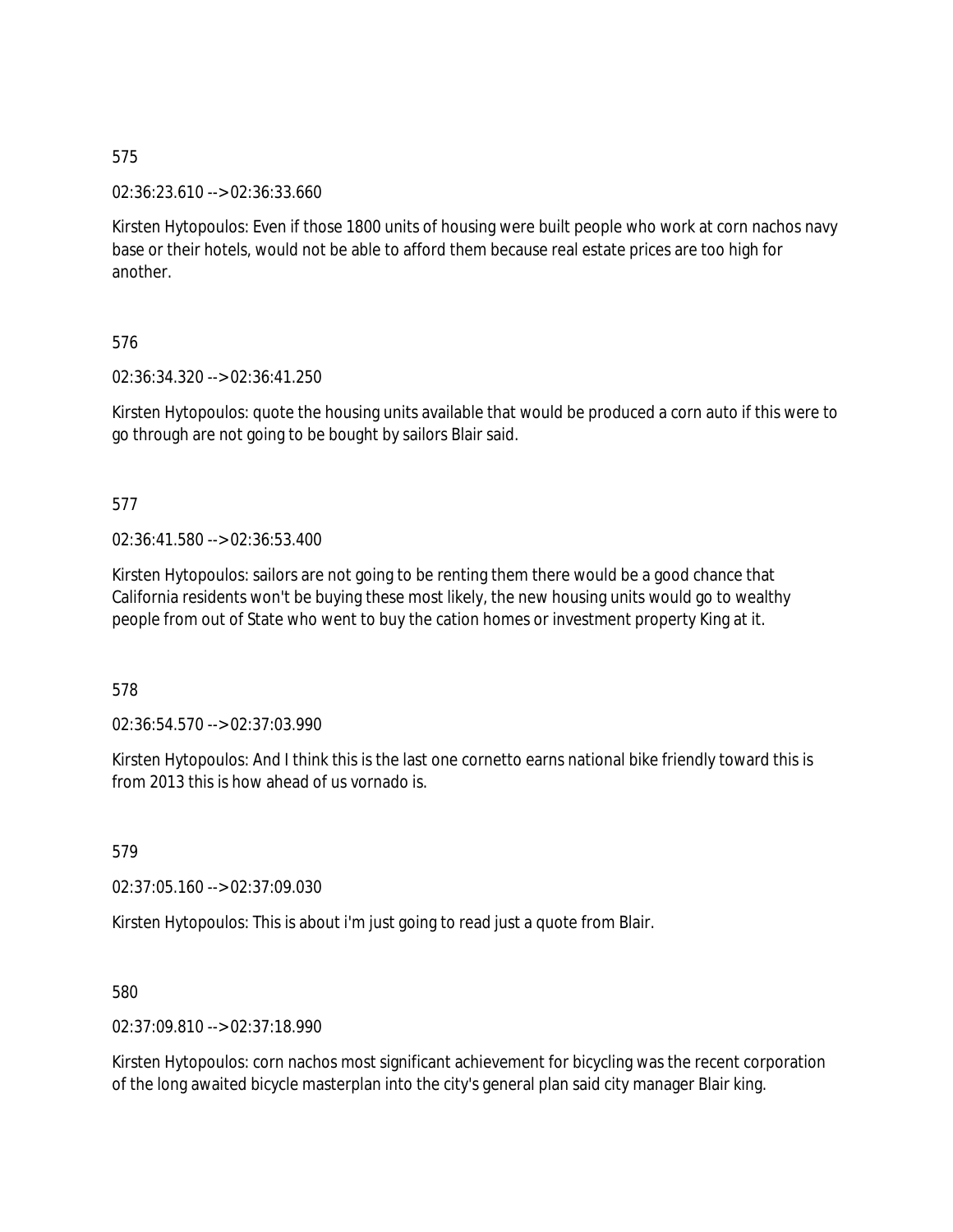575

02:36:23.610 --> 02:36:33.660

Kirsten Hytopoulos: Even if those 1800 units of housing were built people who work at corn nachos navy base or their hotels, would not be able to afford them because real estate prices are too high for another.

576

02:36:34.320 --> 02:36:41.250

Kirsten Hytopoulos: quote the housing units available that would be produced a corn auto if this were to go through are not going to be bought by sailors Blair said.

577

02:36:41.580 --> 02:36:53.400

Kirsten Hytopoulos: sailors are not going to be renting them there would be a good chance that California residents won't be buying these most likely, the new housing units would go to wealthy people from out of State who went to buy the cation homes or investment property King at it.

578

02:36:54.570 --> 02:37:03.990

Kirsten Hytopoulos: And I think this is the last one cornetto earns national bike friendly toward this is from 2013 this is how ahead of us vornado is.

579

02:37:05.160 --> 02:37:09.030

Kirsten Hytopoulos: This is about i'm just going to read just a quote from Blair.

580

02:37:09.810 --> 02:37:18.990

Kirsten Hytopoulos: corn nachos most significant achievement for bicycling was the recent corporation of the long awaited bicycle masterplan into the city's general plan said city manager Blair king.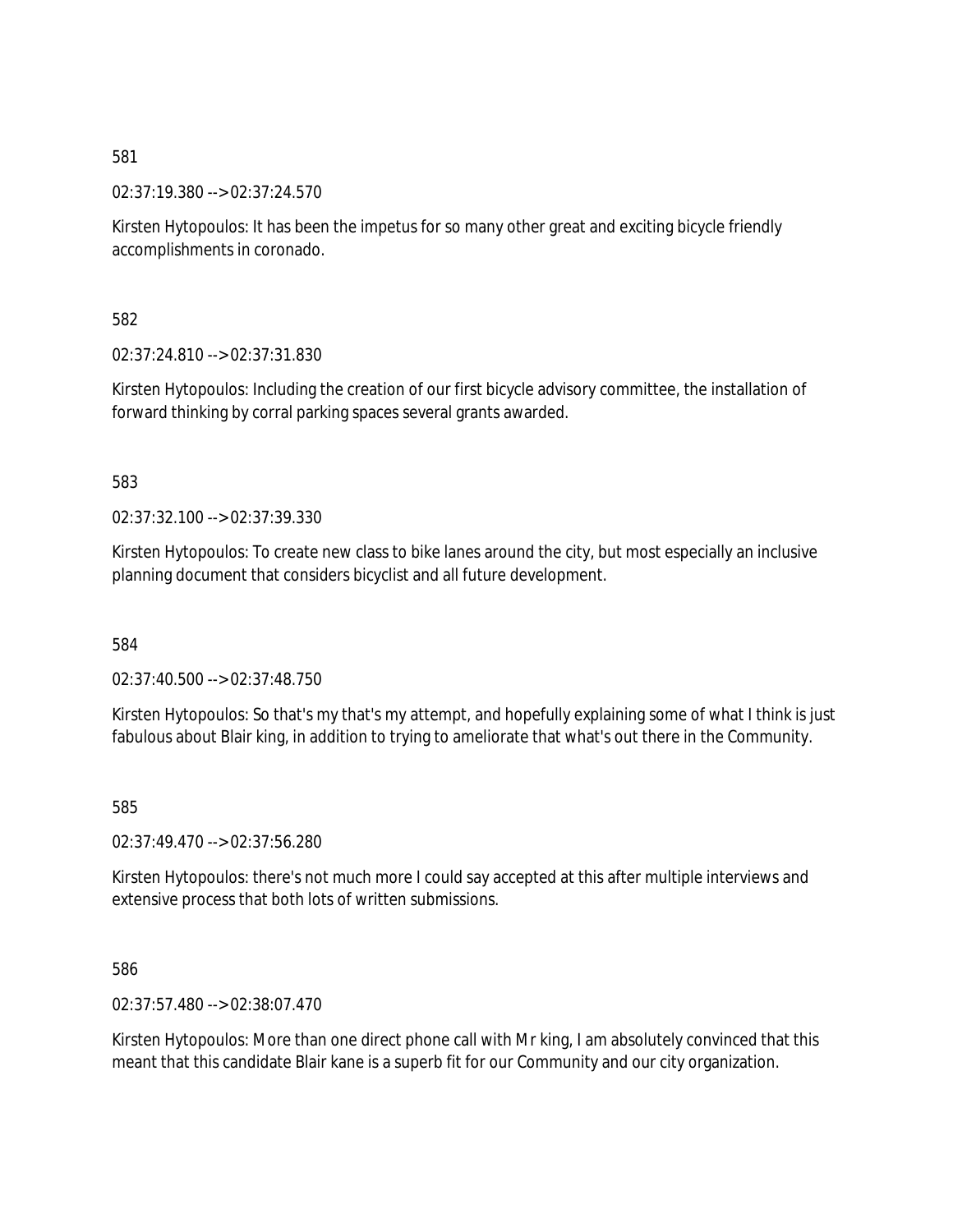581

02:37:19.380 --> 02:37:24.570

Kirsten Hytopoulos: It has been the impetus for so many other great and exciting bicycle friendly accomplishments in coronado.

582

02:37:24.810 --> 02:37:31.830

Kirsten Hytopoulos: Including the creation of our first bicycle advisory committee, the installation of forward thinking by corral parking spaces several grants awarded.

583

02:37:32.100 --> 02:37:39.330

Kirsten Hytopoulos: To create new class to bike lanes around the city, but most especially an inclusive planning document that considers bicyclist and all future development.

584

02:37:40.500 --> 02:37:48.750

Kirsten Hytopoulos: So that's my that's my attempt, and hopefully explaining some of what I think is just fabulous about Blair king, in addition to trying to ameliorate that what's out there in the Community.

585

02:37:49.470 --> 02:37:56.280

Kirsten Hytopoulos: there's not much more I could say accepted at this after multiple interviews and extensive process that both lots of written submissions.

586

02:37:57.480 --> 02:38:07.470

Kirsten Hytopoulos: More than one direct phone call with Mr king, I am absolutely convinced that this meant that this candidate Blair kane is a superb fit for our Community and our city organization.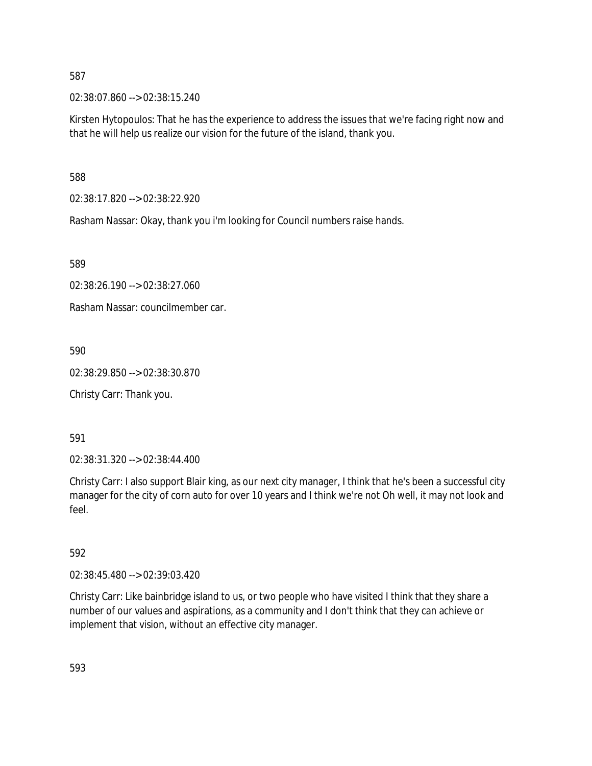587

02:38:07.860 --> 02:38:15.240

Kirsten Hytopoulos: That he has the experience to address the issues that we're facing right now and that he will help us realize our vision for the future of the island, thank you.

588

02:38:17.820 --> 02:38:22.920

Rasham Nassar: Okay, thank you i'm looking for Council numbers raise hands.

589

02:38:26.190 --> 02:38:27.060

Rasham Nassar: councilmember car.

590

02:38:29.850 --> 02:38:30.870

Christy Carr: Thank you.

591

02:38:31.320 --> 02:38:44.400

Christy Carr: I also support Blair king, as our next city manager, I think that he's been a successful city manager for the city of corn auto for over 10 years and I think we're not Oh well, it may not look and feel.

592

02:38:45.480 --> 02:39:03.420

Christy Carr: Like bainbridge island to us, or two people who have visited I think that they share a number of our values and aspirations, as a community and I don't think that they can achieve or implement that vision, without an effective city manager.

593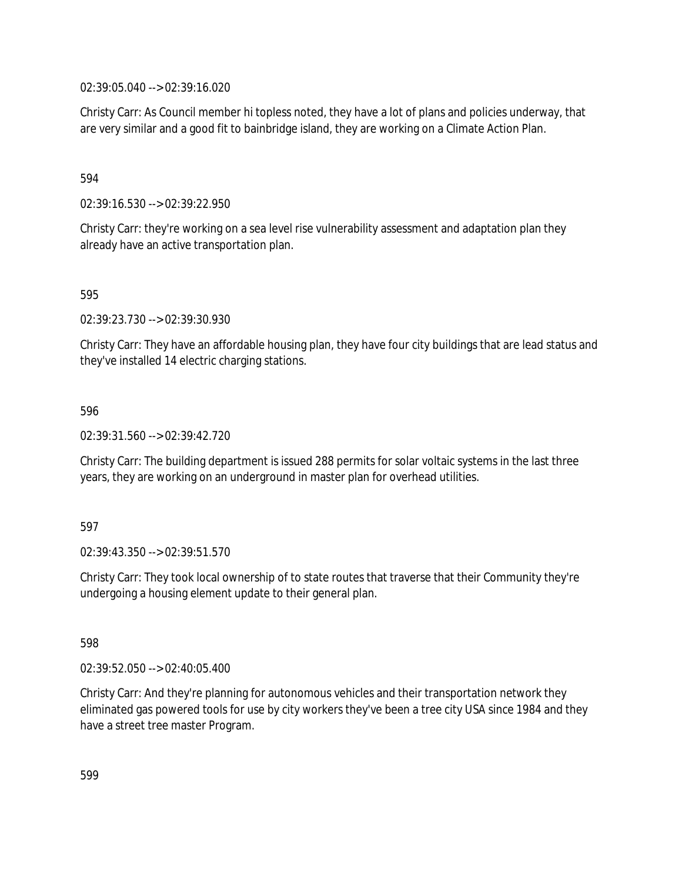02:39:05.040 --> 02:39:16.020

Christy Carr: As Council member hi topless noted, they have a lot of plans and policies underway, that are very similar and a good fit to bainbridge island, they are working on a Climate Action Plan.

594

02:39:16.530 --> 02:39:22.950

Christy Carr: they're working on a sea level rise vulnerability assessment and adaptation plan they already have an active transportation plan.

595

02:39:23.730 --> 02:39:30.930

Christy Carr: They have an affordable housing plan, they have four city buildings that are lead status and they've installed 14 electric charging stations.

596

02:39:31.560 --> 02:39:42.720

Christy Carr: The building department is issued 288 permits for solar voltaic systems in the last three years, they are working on an underground in master plan for overhead utilities.

597

02:39:43.350 --> 02:39:51.570

Christy Carr: They took local ownership of to state routes that traverse that their Community they're undergoing a housing element update to their general plan.

598

02:39:52.050 --> 02:40:05.400

Christy Carr: And they're planning for autonomous vehicles and their transportation network they eliminated gas powered tools for use by city workers they've been a tree city USA since 1984 and they have a street tree master Program.

599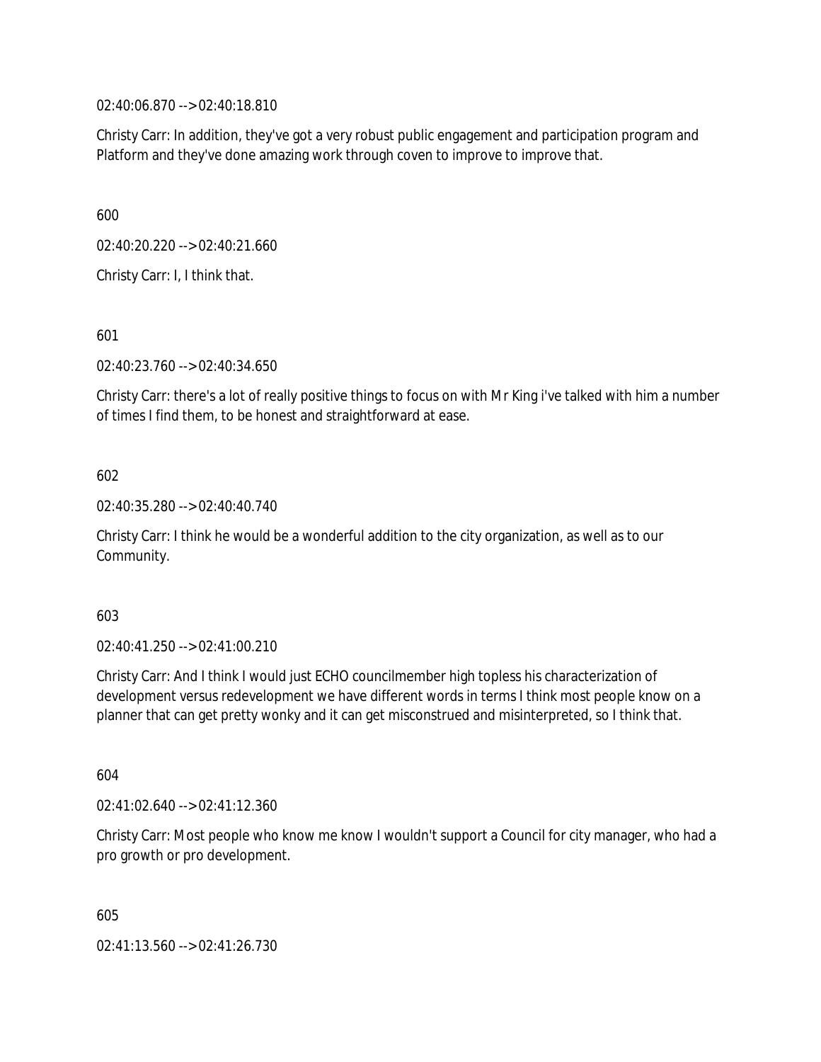02:40:06.870 --> 02:40:18.810

Christy Carr: In addition, they've got a very robust public engagement and participation program and Platform and they've done amazing work through coven to improve to improve that.

600

02:40:20.220 --> 02:40:21.660

Christy Carr: I, I think that.

601

02:40:23.760 --> 02:40:34.650

Christy Carr: there's a lot of really positive things to focus on with Mr King i've talked with him a number of times I find them, to be honest and straightforward at ease.

602

02:40:35.280 --> 02:40:40.740

Christy Carr: I think he would be a wonderful addition to the city organization, as well as to our Community.

603

02:40:41.250 --> 02:41:00.210

Christy Carr: And I think I would just ECHO councilmember high topless his characterization of development versus redevelopment we have different words in terms I think most people know on a planner that can get pretty wonky and it can get misconstrued and misinterpreted, so I think that.

604

02:41:02.640 --> 02:41:12.360

Christy Carr: Most people who know me know I wouldn't support a Council for city manager, who had a pro growth or pro development.

605

02:41:13.560 --> 02:41:26.730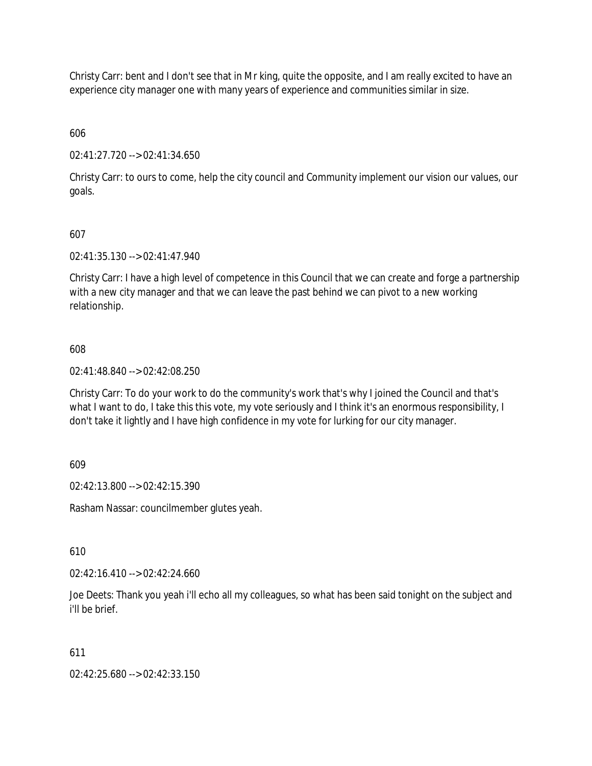Christy Carr: bent and I don't see that in Mr king, quite the opposite, and I am really excited to have an experience city manager one with many years of experience and communities similar in size.

606

02:41:27.720 --> 02:41:34.650

Christy Carr: to ours to come, help the city council and Community implement our vision our values, our goals.

607

02:41:35.130 --> 02:41:47.940

Christy Carr: I have a high level of competence in this Council that we can create and forge a partnership with a new city manager and that we can leave the past behind we can pivot to a new working relationship.

608

02:41:48.840 --> 02:42:08.250

Christy Carr: To do your work to do the community's work that's why I joined the Council and that's what I want to do, I take this this vote, my vote seriously and I think it's an enormous responsibility, I don't take it lightly and I have high confidence in my vote for lurking for our city manager.

609

02:42:13.800 --> 02:42:15.390

Rasham Nassar: councilmember glutes yeah.

610

02:42:16.410 --> 02:42:24.660

Joe Deets: Thank you yeah i'll echo all my colleagues, so what has been said tonight on the subject and i'll be brief.

611

02:42:25.680 --> 02:42:33.150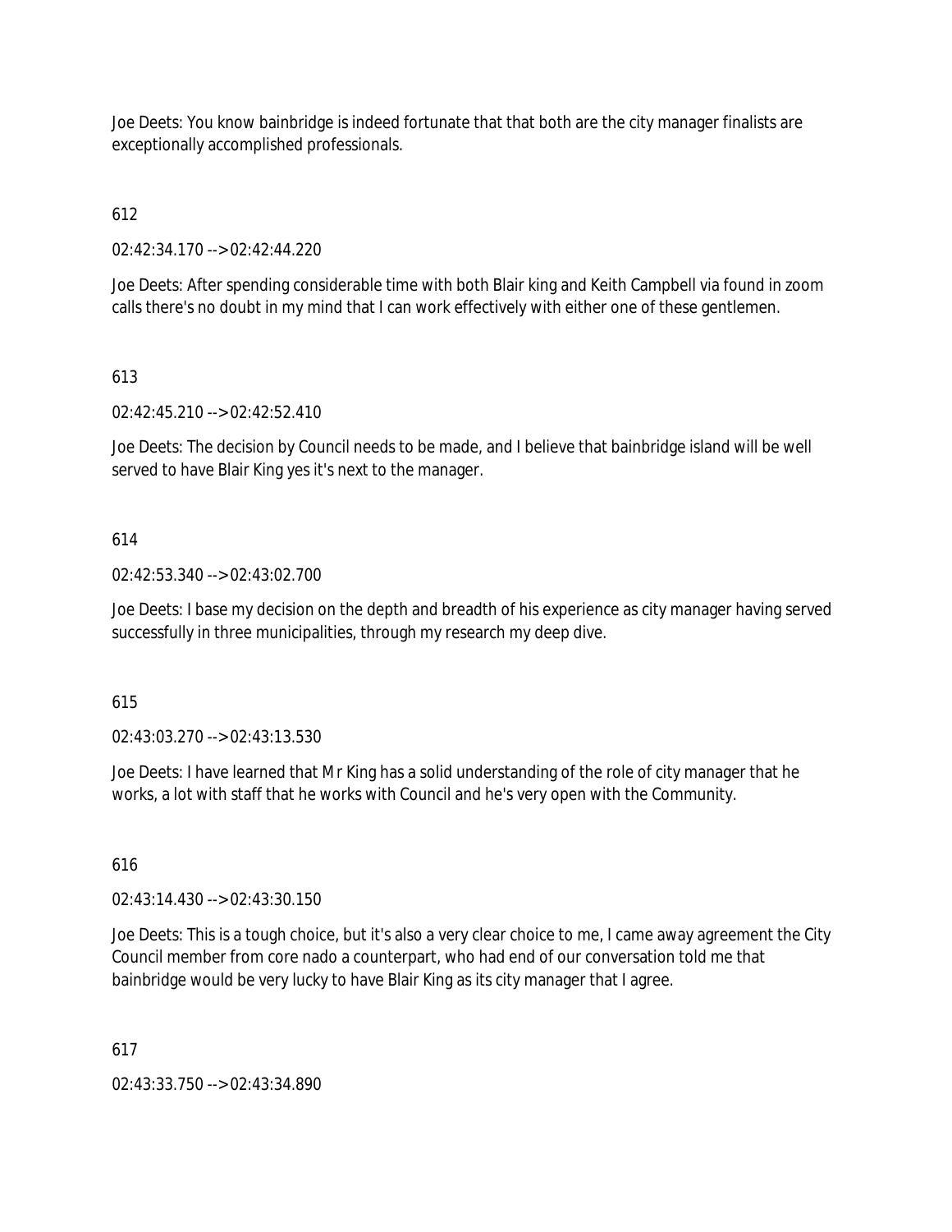Joe Deets: You know bainbridge is indeed fortunate that that both are the city manager finalists are exceptionally accomplished professionals.

612

02:42:34.170 --> 02:42:44.220

Joe Deets: After spending considerable time with both Blair king and Keith Campbell via found in zoom calls there's no doubt in my mind that I can work effectively with either one of these gentlemen.

613

02:42:45.210 --> 02:42:52.410

Joe Deets: The decision by Council needs to be made, and I believe that bainbridge island will be well served to have Blair King yes it's next to the manager.

614

02:42:53.340 --> 02:43:02.700

Joe Deets: I base my decision on the depth and breadth of his experience as city manager having served successfully in three municipalities, through my research my deep dive.

615

02:43:03.270 --> 02:43:13.530

Joe Deets: I have learned that Mr King has a solid understanding of the role of city manager that he works, a lot with staff that he works with Council and he's very open with the Community.

616

02:43:14.430 --> 02:43:30.150

Joe Deets: This is a tough choice, but it's also a very clear choice to me, I came away agreement the City Council member from core nado a counterpart, who had end of our conversation told me that bainbridge would be very lucky to have Blair King as its city manager that I agree.

617

02:43:33.750 --> 02:43:34.890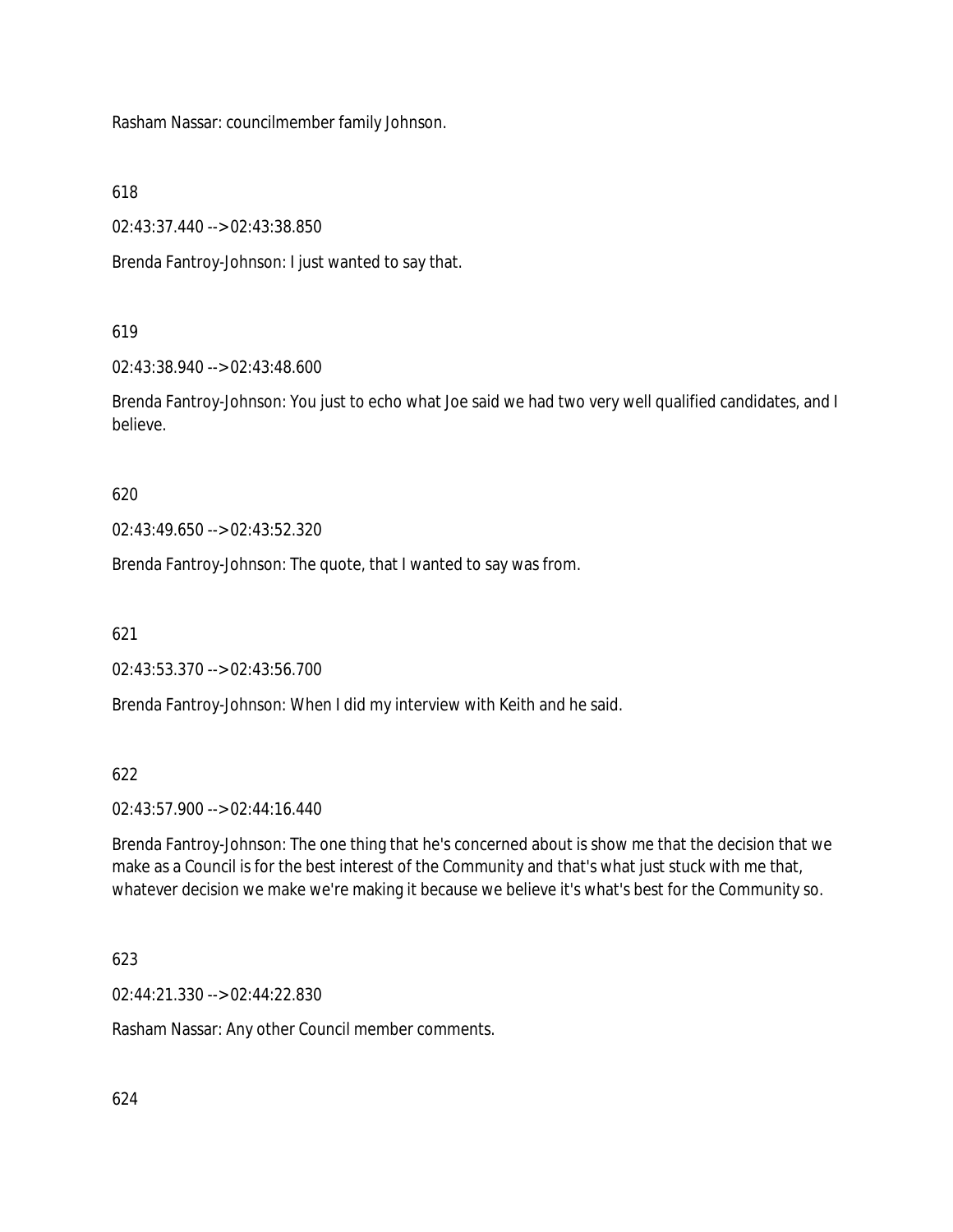Rasham Nassar: councilmember family Johnson.

618

02:43:37.440 --> 02:43:38.850

Brenda Fantroy-Johnson: I just wanted to say that.

619

02:43:38.940 --> 02:43:48.600

Brenda Fantroy-Johnson: You just to echo what Joe said we had two very well qualified candidates, and I believe.

620

02:43:49.650 --> 02:43:52.320

Brenda Fantroy-Johnson: The quote, that I wanted to say was from.

621

02:43:53.370 --> 02:43:56.700

Brenda Fantroy-Johnson: When I did my interview with Keith and he said.

622

02:43:57.900 --> 02:44:16.440

Brenda Fantroy-Johnson: The one thing that he's concerned about is show me that the decision that we make as a Council is for the best interest of the Community and that's what just stuck with me that, whatever decision we make we're making it because we believe it's what's best for the Community so.

623

02:44:21.330 --> 02:44:22.830

Rasham Nassar: Any other Council member comments.

624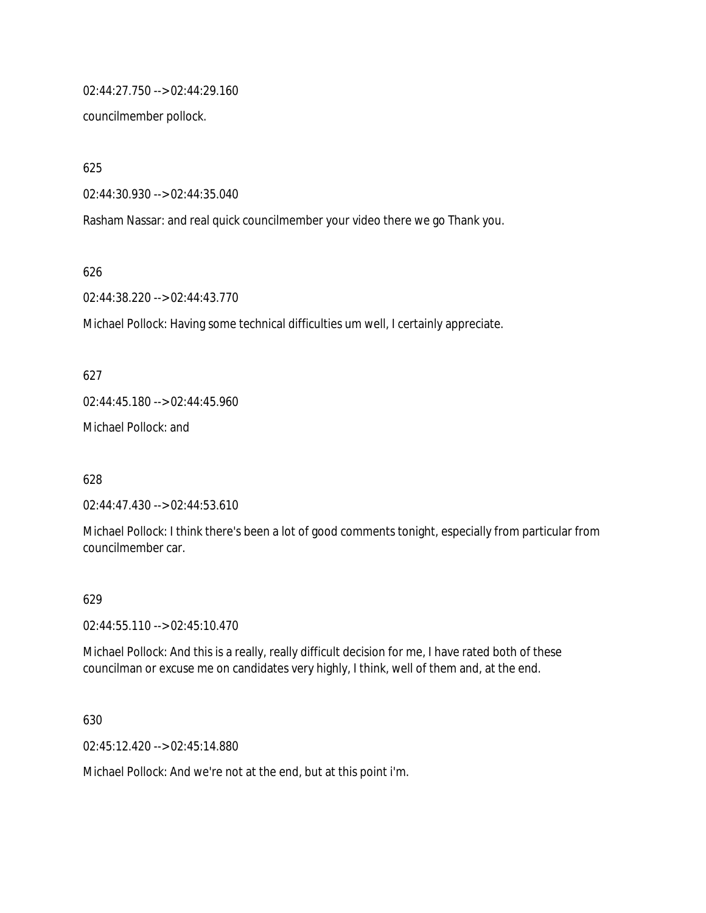02:44:27.750 --> 02:44:29.160

councilmember pollock.

625

02:44:30.930 --> 02:44:35.040

Rasham Nassar: and real quick councilmember your video there we go Thank you.

626

02:44:38.220 --> 02:44:43.770

Michael Pollock: Having some technical difficulties um well, I certainly appreciate.

627

02:44:45.180 --> 02:44:45.960

Michael Pollock: and

628

02:44:47.430 --> 02:44:53.610

Michael Pollock: I think there's been a lot of good comments tonight, especially from particular from councilmember car.

629

02:44:55.110 --> 02:45:10.470

Michael Pollock: And this is a really, really difficult decision for me, I have rated both of these councilman or excuse me on candidates very highly, I think, well of them and, at the end.

630

02:45:12.420 --> 02:45:14.880

Michael Pollock: And we're not at the end, but at this point i'm.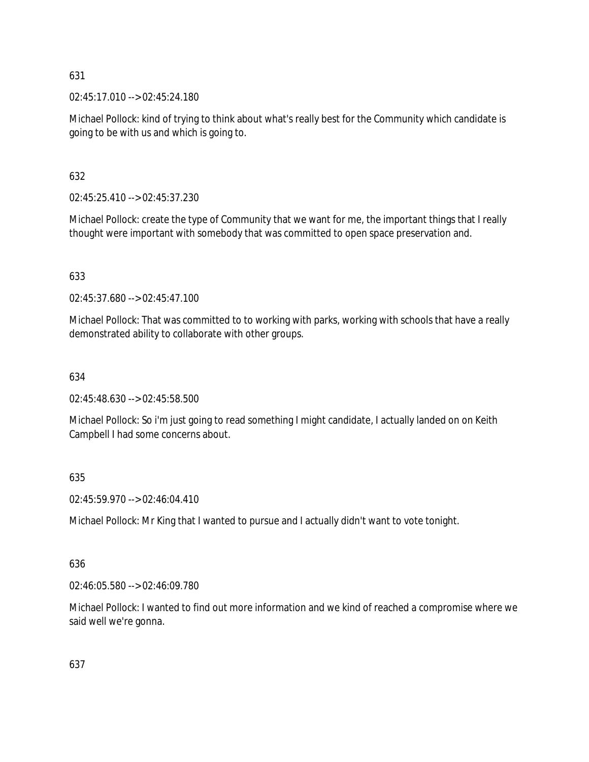631

02:45:17.010 --> 02:45:24.180

Michael Pollock: kind of trying to think about what's really best for the Community which candidate is going to be with us and which is going to.

632

02:45:25.410 --> 02:45:37.230

Michael Pollock: create the type of Community that we want for me, the important things that I really thought were important with somebody that was committed to open space preservation and.

633

02:45:37.680 --> 02:45:47.100

Michael Pollock: That was committed to to working with parks, working with schools that have a really demonstrated ability to collaborate with other groups.

634

02:45:48.630 --> 02:45:58.500

Michael Pollock: So i'm just going to read something I might candidate, I actually landed on on Keith Campbell I had some concerns about.

635

02:45:59.970 --> 02:46:04.410

Michael Pollock: Mr King that I wanted to pursue and I actually didn't want to vote tonight.

636

02:46:05.580 --> 02:46:09.780

Michael Pollock: I wanted to find out more information and we kind of reached a compromise where we said well we're gonna.

637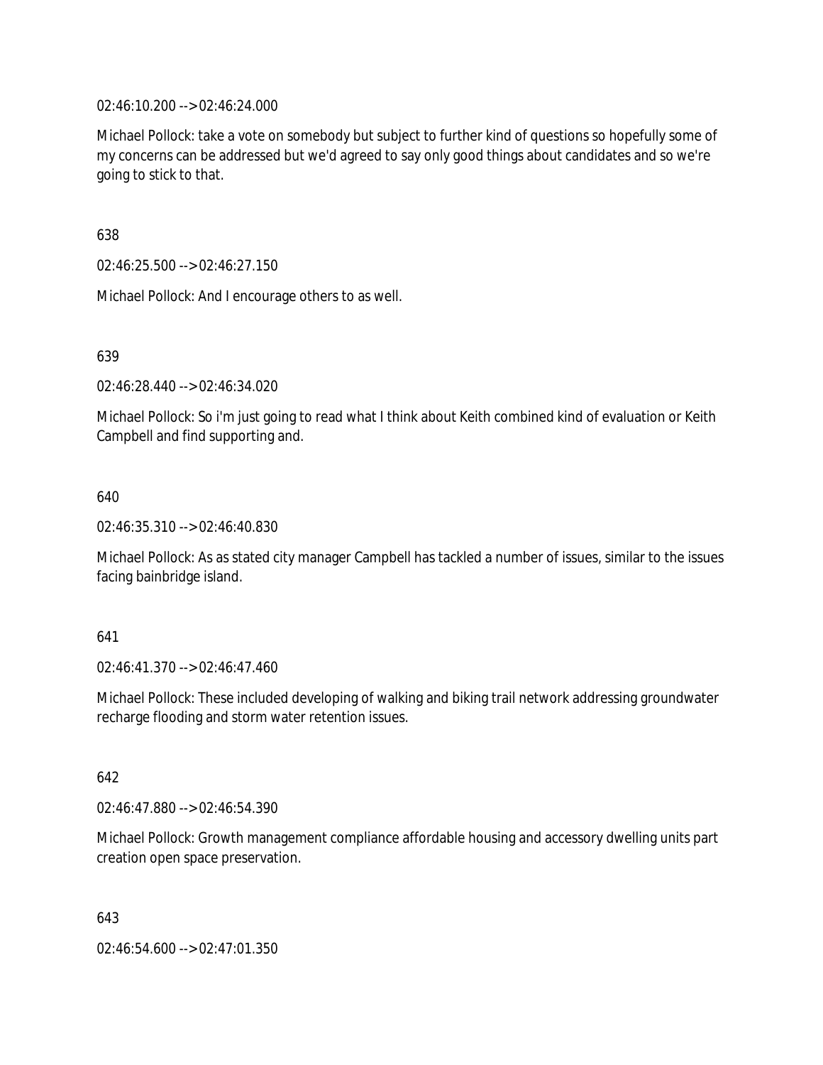02:46:10.200 --> 02:46:24.000

Michael Pollock: take a vote on somebody but subject to further kind of questions so hopefully some of my concerns can be addressed but we'd agreed to say only good things about candidates and so we're going to stick to that.

638

02:46:25.500 --> 02:46:27.150

Michael Pollock: And I encourage others to as well.

639

02:46:28.440 --> 02:46:34.020

Michael Pollock: So i'm just going to read what I think about Keith combined kind of evaluation or Keith Campbell and find supporting and.

640

02:46:35.310 --> 02:46:40.830

Michael Pollock: As as stated city manager Campbell has tackled a number of issues, similar to the issues facing bainbridge island.

641

02:46:41.370 --> 02:46:47.460

Michael Pollock: These included developing of walking and biking trail network addressing groundwater recharge flooding and storm water retention issues.

642

02:46:47.880 --> 02:46:54.390

Michael Pollock: Growth management compliance affordable housing and accessory dwelling units part creation open space preservation.

643

02:46:54.600 --> 02:47:01.350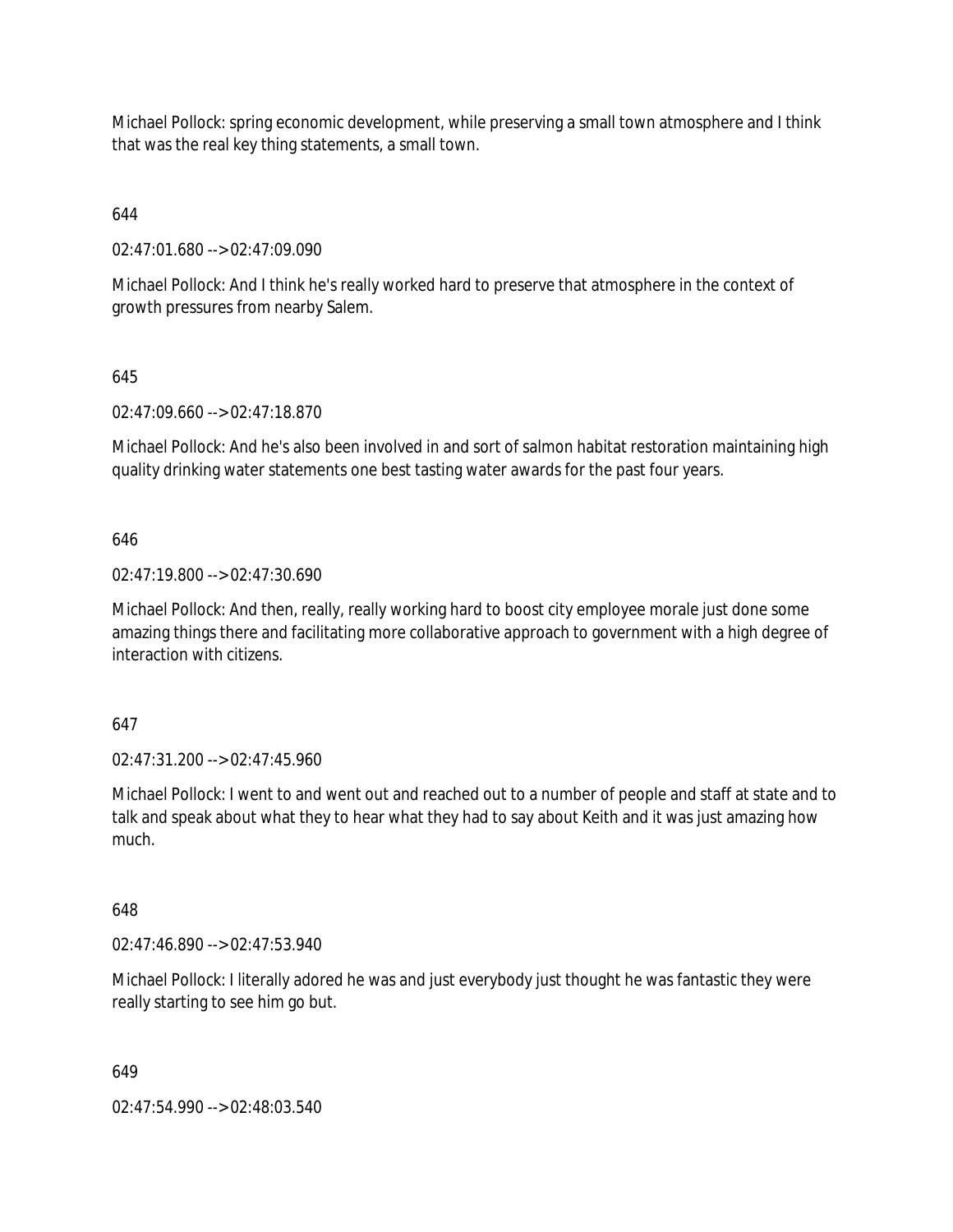Michael Pollock: spring economic development, while preserving a small town atmosphere and I think that was the real key thing statements, a small town.

644

02:47:01.680 --> 02:47:09.090

Michael Pollock: And I think he's really worked hard to preserve that atmosphere in the context of growth pressures from nearby Salem.

645

02:47:09.660 --> 02:47:18.870

Michael Pollock: And he's also been involved in and sort of salmon habitat restoration maintaining high quality drinking water statements one best tasting water awards for the past four years.

646

02:47:19.800 --> 02:47:30.690

Michael Pollock: And then, really, really working hard to boost city employee morale just done some amazing things there and facilitating more collaborative approach to government with a high degree of interaction with citizens.

647

02:47:31.200 --> 02:47:45.960

Michael Pollock: I went to and went out and reached out to a number of people and staff at state and to talk and speak about what they to hear what they had to say about Keith and it was just amazing how much.

648

02:47:46.890 --> 02:47:53.940

Michael Pollock: I literally adored he was and just everybody just thought he was fantastic they were really starting to see him go but.

649

02:47:54.990 --> 02:48:03.540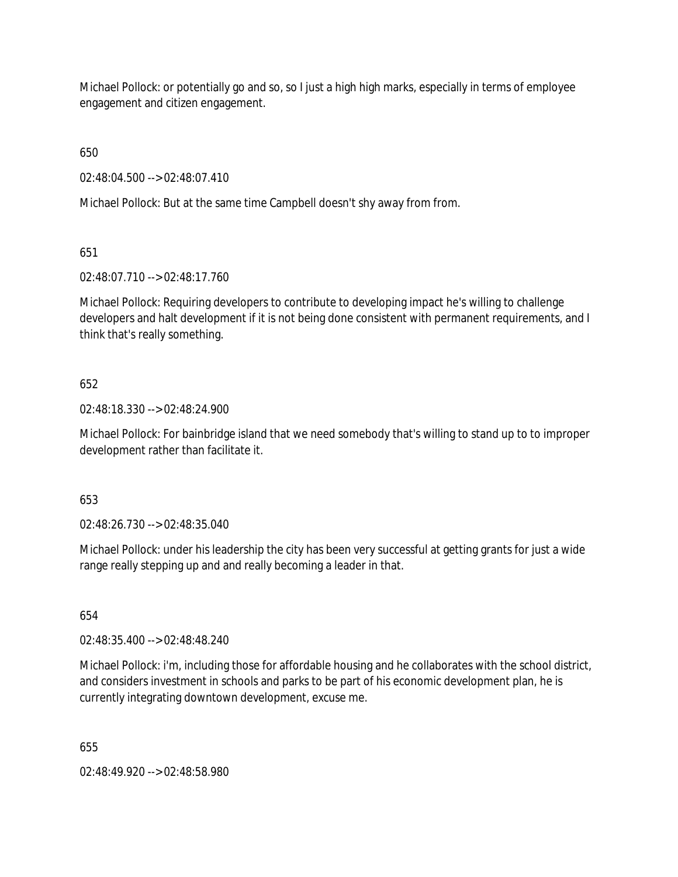Michael Pollock: or potentially go and so, so I just a high high marks, especially in terms of employee engagement and citizen engagement.

650

02:48:04.500 --> 02:48:07.410

Michael Pollock: But at the same time Campbell doesn't shy away from from.

651

02:48:07.710 --> 02:48:17.760

Michael Pollock: Requiring developers to contribute to developing impact he's willing to challenge developers and halt development if it is not being done consistent with permanent requirements, and I think that's really something.

652

02:48:18.330 --> 02:48:24.900

Michael Pollock: For bainbridge island that we need somebody that's willing to stand up to to improper development rather than facilitate it.

653

02:48:26.730 --> 02:48:35.040

Michael Pollock: under his leadership the city has been very successful at getting grants for just a wide range really stepping up and and really becoming a leader in that.

654

02:48:35.400 --> 02:48:48.240

Michael Pollock: i'm, including those for affordable housing and he collaborates with the school district, and considers investment in schools and parks to be part of his economic development plan, he is currently integrating downtown development, excuse me.

655

02:48:49.920 --> 02:48:58.980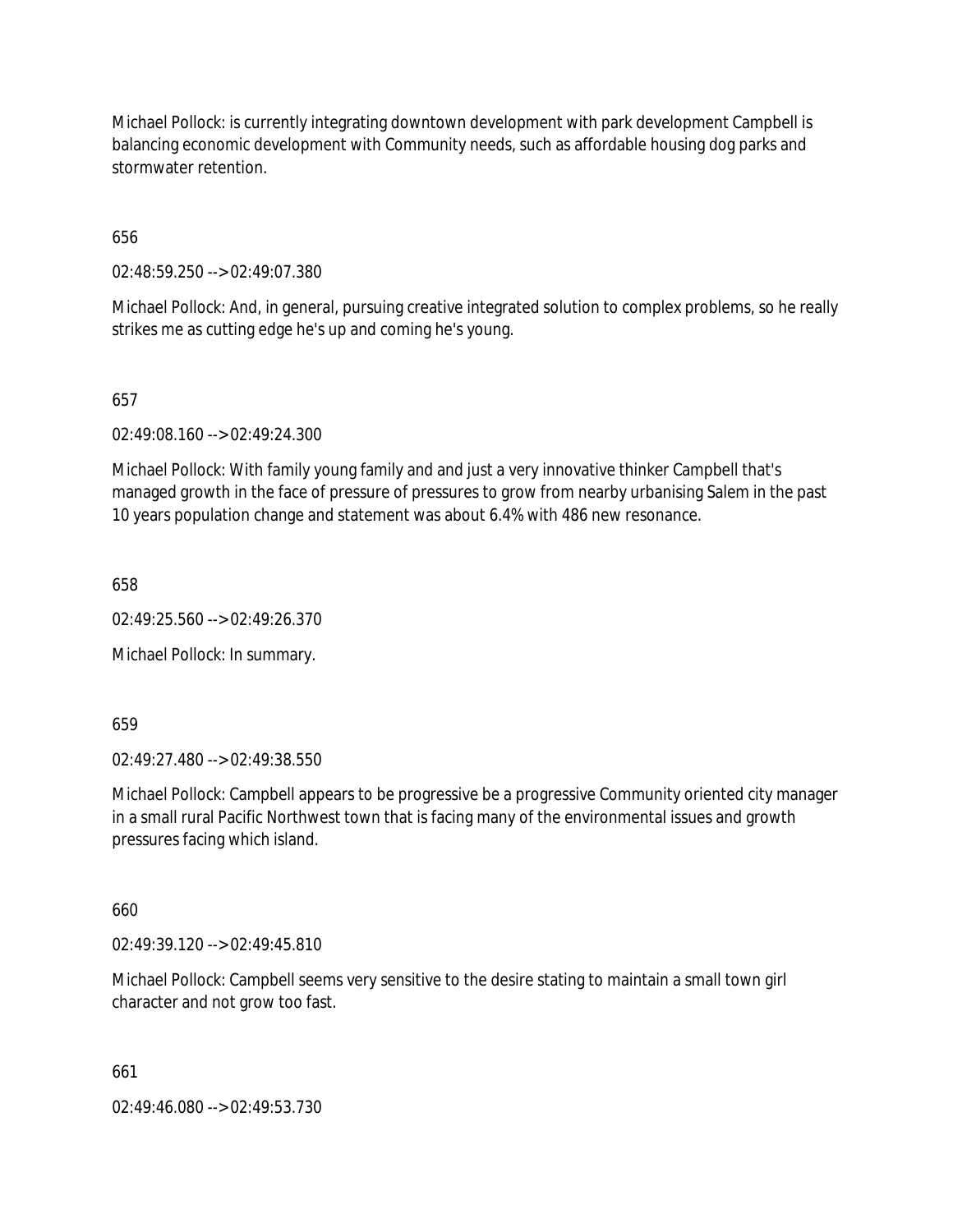Michael Pollock: is currently integrating downtown development with park development Campbell is balancing economic development with Community needs, such as affordable housing dog parks and stormwater retention.

656

02:48:59.250 --> 02:49:07.380

Michael Pollock: And, in general, pursuing creative integrated solution to complex problems, so he really strikes me as cutting edge he's up and coming he's young.

657

02:49:08.160 --> 02:49:24.300

Michael Pollock: With family young family and and just a very innovative thinker Campbell that's managed growth in the face of pressure of pressures to grow from nearby urbanising Salem in the past 10 years population change and statement was about 6.4% with 486 new resonance.

658

02:49:25.560 --> 02:49:26.370

Michael Pollock: In summary.

659

02:49:27.480 --> 02:49:38.550

Michael Pollock: Campbell appears to be progressive be a progressive Community oriented city manager in a small rural Pacific Northwest town that is facing many of the environmental issues and growth pressures facing which island.

660

02:49:39.120 --> 02:49:45.810

Michael Pollock: Campbell seems very sensitive to the desire stating to maintain a small town girl character and not grow too fast.

661

02:49:46.080 --> 02:49:53.730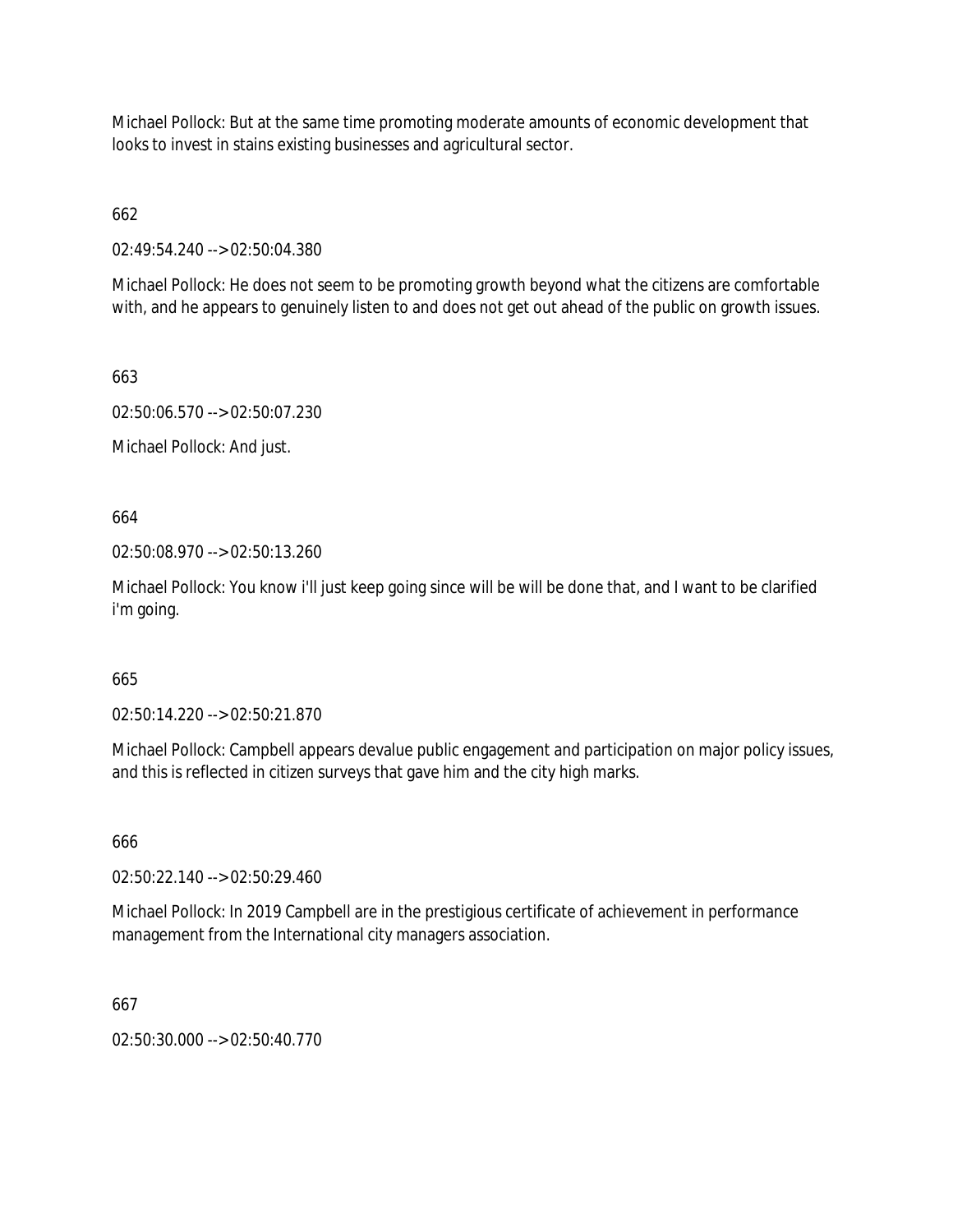Michael Pollock: But at the same time promoting moderate amounts of economic development that looks to invest in stains existing businesses and agricultural sector.

662

02:49:54.240 --> 02:50:04.380

Michael Pollock: He does not seem to be promoting growth beyond what the citizens are comfortable with, and he appears to genuinely listen to and does not get out ahead of the public on growth issues.

663

02:50:06.570 --> 02:50:07.230

Michael Pollock: And just.

664

02:50:08.970 --> 02:50:13.260

Michael Pollock: You know i'll just keep going since will be will be done that, and I want to be clarified i'm going.

665

02:50:14.220 --> 02:50:21.870

Michael Pollock: Campbell appears devalue public engagement and participation on major policy issues, and this is reflected in citizen surveys that gave him and the city high marks.

666

02:50:22.140 --> 02:50:29.460

Michael Pollock: In 2019 Campbell are in the prestigious certificate of achievement in performance management from the International city managers association.

667

02:50:30.000 --> 02:50:40.770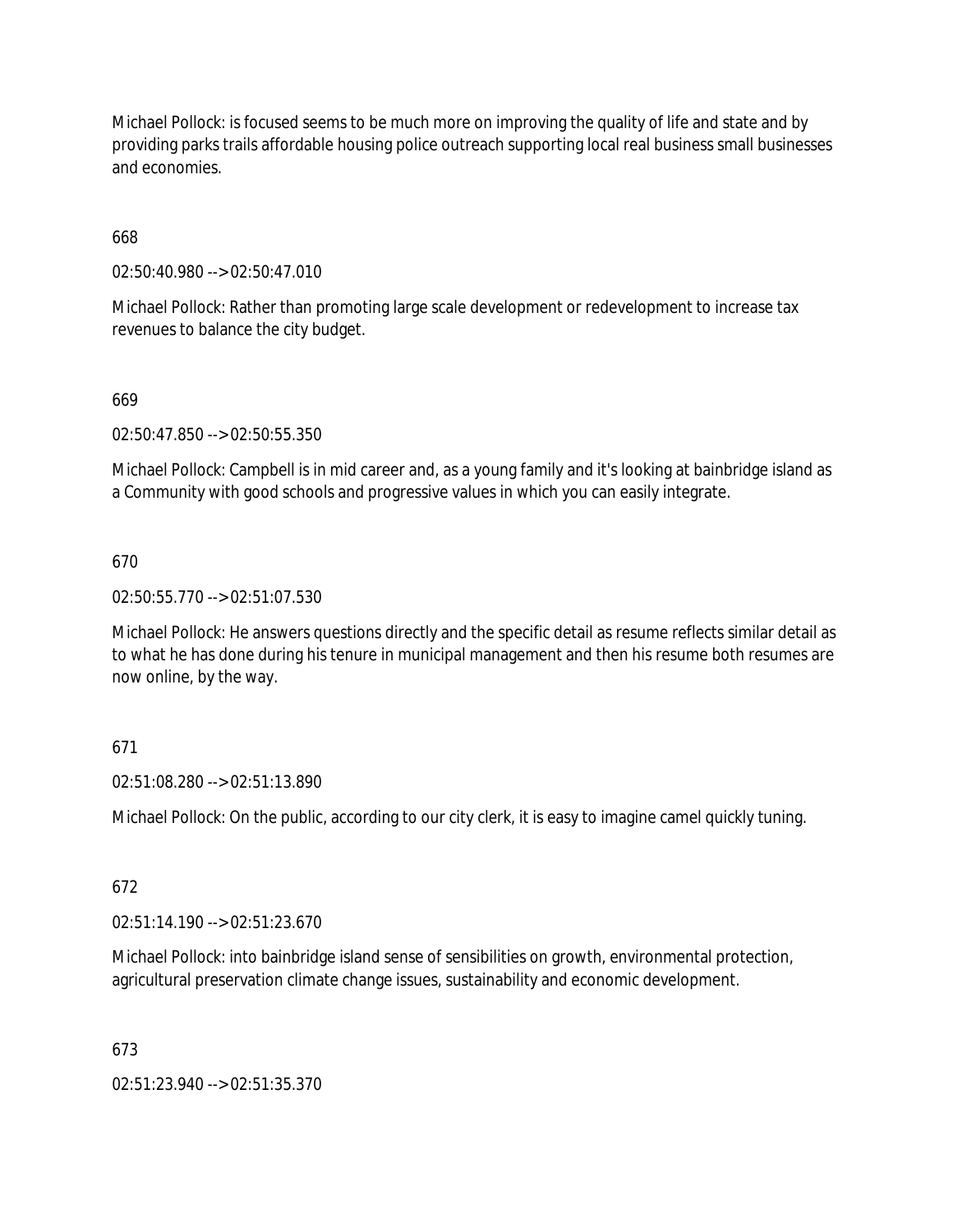Michael Pollock: is focused seems to be much more on improving the quality of life and state and by providing parks trails affordable housing police outreach supporting local real business small businesses and economies.

668

02:50:40.980 --> 02:50:47.010

Michael Pollock: Rather than promoting large scale development or redevelopment to increase tax revenues to balance the city budget.

669

02:50:47.850 --> 02:50:55.350

Michael Pollock: Campbell is in mid career and, as a young family and it's looking at bainbridge island as a Community with good schools and progressive values in which you can easily integrate.

670

02:50:55.770 --> 02:51:07.530

Michael Pollock: He answers questions directly and the specific detail as resume reflects similar detail as to what he has done during his tenure in municipal management and then his resume both resumes are now online, by the way.

671

02:51:08.280 --> 02:51:13.890

Michael Pollock: On the public, according to our city clerk, it is easy to imagine camel quickly tuning.

672

02:51:14.190 --> 02:51:23.670

Michael Pollock: into bainbridge island sense of sensibilities on growth, environmental protection, agricultural preservation climate change issues, sustainability and economic development.

673

02:51:23.940 --> 02:51:35.370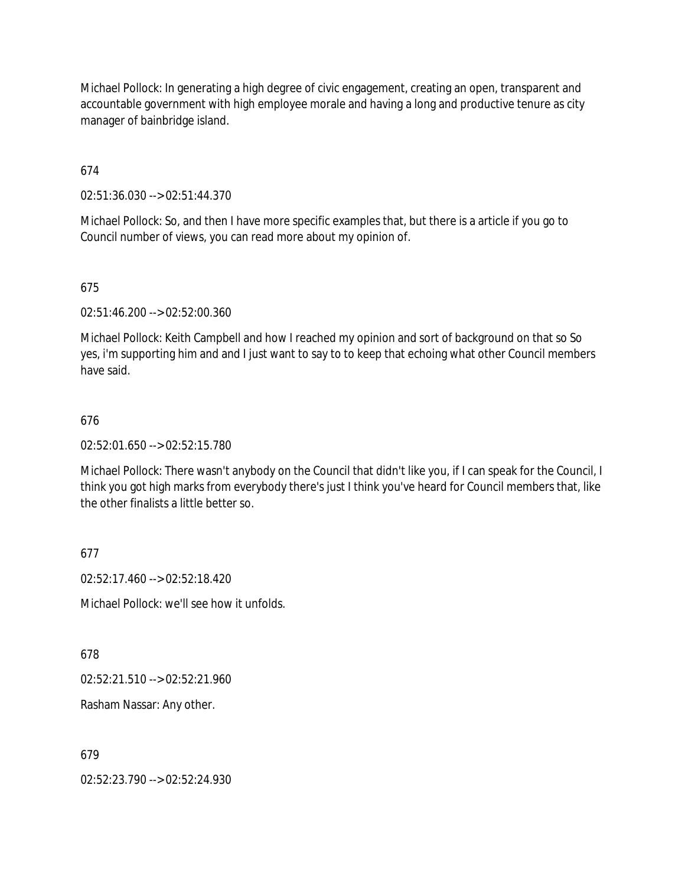Michael Pollock: In generating a high degree of civic engagement, creating an open, transparent and accountable government with high employee morale and having a long and productive tenure as city manager of bainbridge island.

674

02:51:36.030 --> 02:51:44.370

Michael Pollock: So, and then I have more specific examples that, but there is a article if you go to Council number of views, you can read more about my opinion of.

675

02:51:46.200 --> 02:52:00.360

Michael Pollock: Keith Campbell and how I reached my opinion and sort of background on that so So yes, i'm supporting him and and I just want to say to to keep that echoing what other Council members have said.

676

02:52:01.650 --> 02:52:15.780

Michael Pollock: There wasn't anybody on the Council that didn't like you, if I can speak for the Council, I think you got high marks from everybody there's just I think you've heard for Council members that, like the other finalists a little better so.

677

02:52:17.460 --> 02:52:18.420

Michael Pollock: we'll see how it unfolds.

678

02:52:21.510 --> 02:52:21.960

Rasham Nassar: Any other.

679

02:52:23.790 --> 02:52:24.930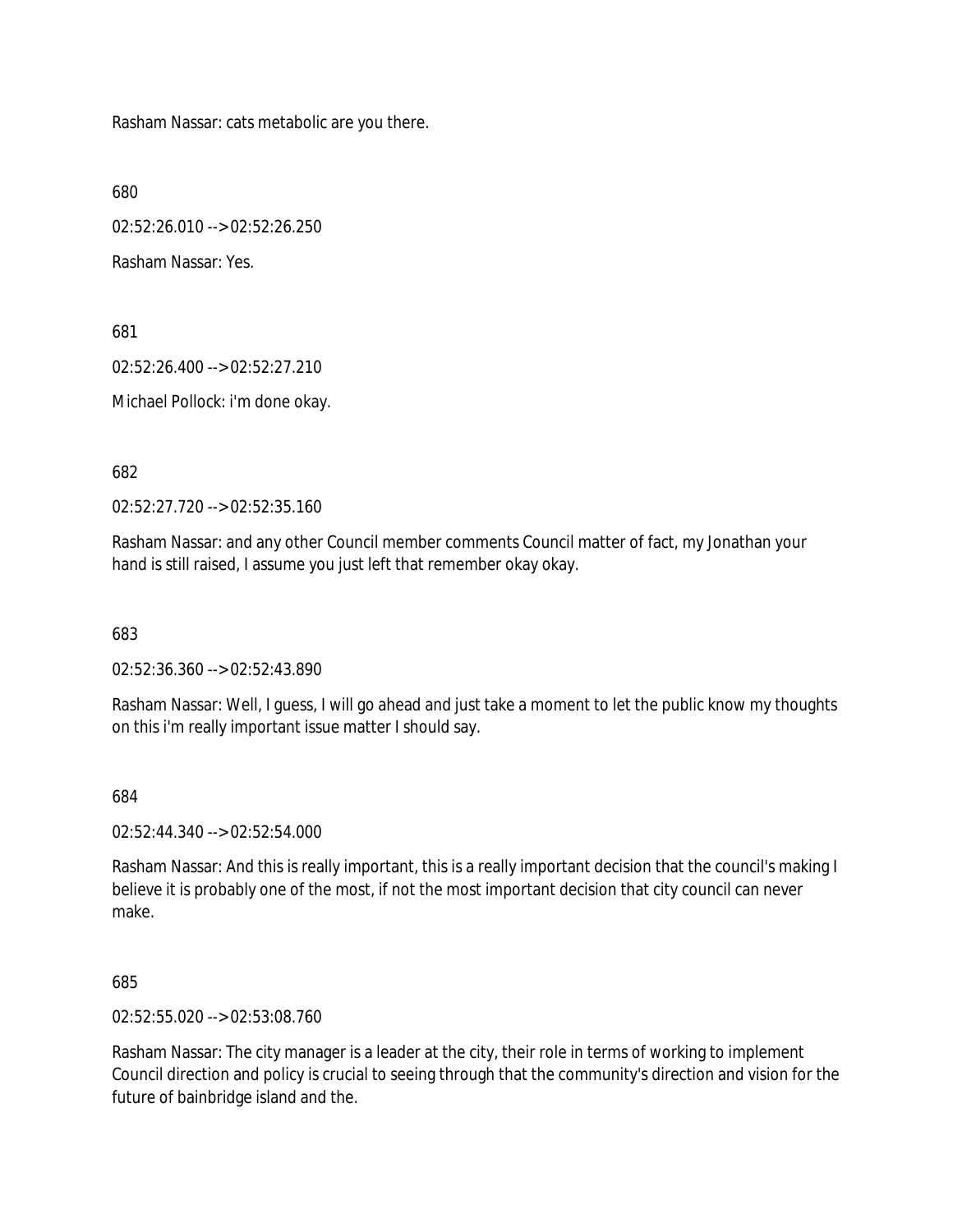Rasham Nassar: cats metabolic are you there.

680

02:52:26.010 --> 02:52:26.250

Rasham Nassar: Yes.

681

02:52:26.400 --> 02:52:27.210

Michael Pollock: i'm done okay.

682

02:52:27.720 --> 02:52:35.160

Rasham Nassar: and any other Council member comments Council matter of fact, my Jonathan your hand is still raised, I assume you just left that remember okay okay.

683

02:52:36.360 --> 02:52:43.890

Rasham Nassar: Well, I guess, I will go ahead and just take a moment to let the public know my thoughts on this i'm really important issue matter I should say.

684

02:52:44.340 --> 02:52:54.000

Rasham Nassar: And this is really important, this is a really important decision that the council's making I believe it is probably one of the most, if not the most important decision that city council can never make.

685

02:52:55.020 --> 02:53:08.760

Rasham Nassar: The city manager is a leader at the city, their role in terms of working to implement Council direction and policy is crucial to seeing through that the community's direction and vision for the future of bainbridge island and the.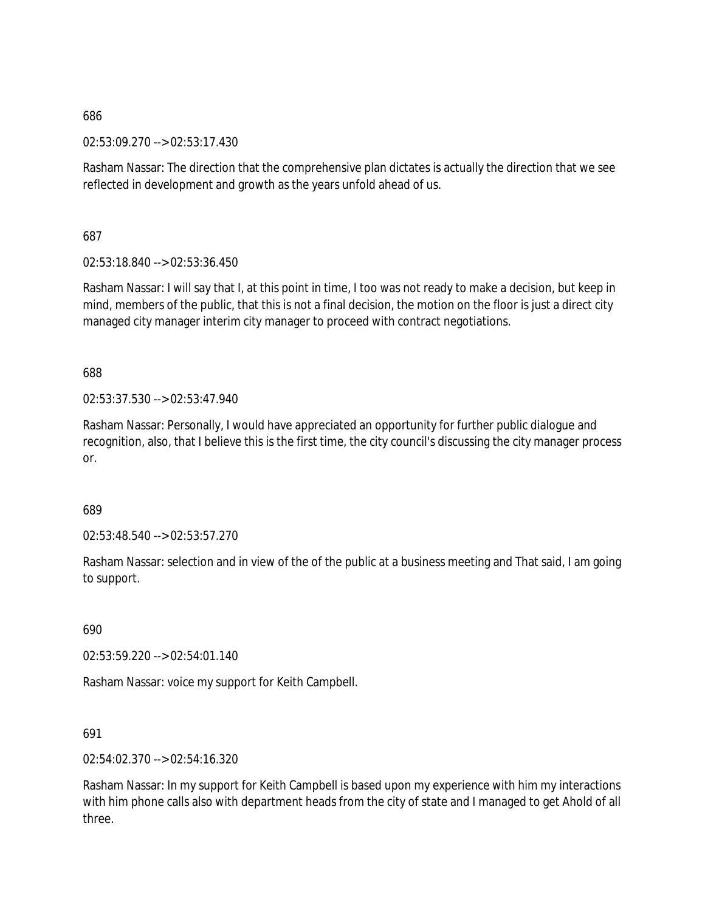686

02:53:09.270 --> 02:53:17.430

Rasham Nassar: The direction that the comprehensive plan dictates is actually the direction that we see reflected in development and growth as the years unfold ahead of us.

687

02:53:18.840 --> 02:53:36.450

Rasham Nassar: I will say that I, at this point in time, I too was not ready to make a decision, but keep in mind, members of the public, that this is not a final decision, the motion on the floor is just a direct city managed city manager interim city manager to proceed with contract negotiations.

688

02:53:37.530 --> 02:53:47.940

Rasham Nassar: Personally, I would have appreciated an opportunity for further public dialogue and recognition, also, that I believe this is the first time, the city council's discussing the city manager process or.

689

02:53:48.540 --> 02:53:57.270

Rasham Nassar: selection and in view of the of the public at a business meeting and That said, I am going to support.

690

02:53:59.220 --> 02:54:01.140

Rasham Nassar: voice my support for Keith Campbell.

691

02:54:02.370 --> 02:54:16.320

Rasham Nassar: In my support for Keith Campbell is based upon my experience with him my interactions with him phone calls also with department heads from the city of state and I managed to get Ahold of all three.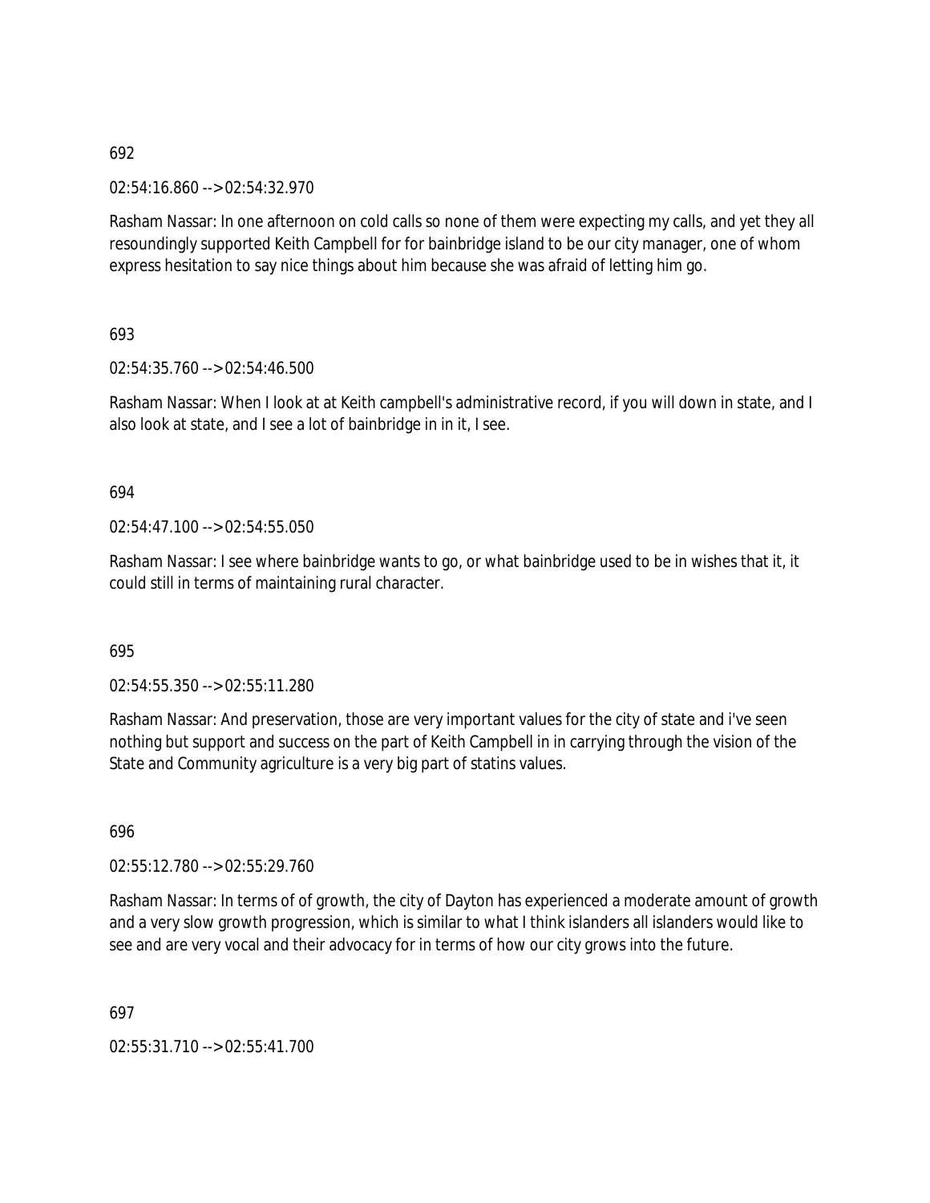692

02:54:16.860 --> 02:54:32.970

Rasham Nassar: In one afternoon on cold calls so none of them were expecting my calls, and yet they all resoundingly supported Keith Campbell for for bainbridge island to be our city manager, one of whom express hesitation to say nice things about him because she was afraid of letting him go.

693

02:54:35.760 --> 02:54:46.500

Rasham Nassar: When I look at at Keith campbell's administrative record, if you will down in state, and I also look at state, and I see a lot of bainbridge in in it, I see.

694

02:54:47.100 --> 02:54:55.050

Rasham Nassar: I see where bainbridge wants to go, or what bainbridge used to be in wishes that it, it could still in terms of maintaining rural character.

695

02:54:55.350 --> 02:55:11.280

Rasham Nassar: And preservation, those are very important values for the city of state and i've seen nothing but support and success on the part of Keith Campbell in in carrying through the vision of the State and Community agriculture is a very big part of statins values.

696

02:55:12.780 --> 02:55:29.760

Rasham Nassar: In terms of of growth, the city of Dayton has experienced a moderate amount of growth and a very slow growth progression, which is similar to what I think islanders all islanders would like to see and are very vocal and their advocacy for in terms of how our city grows into the future.

697

02:55:31.710 --> 02:55:41.700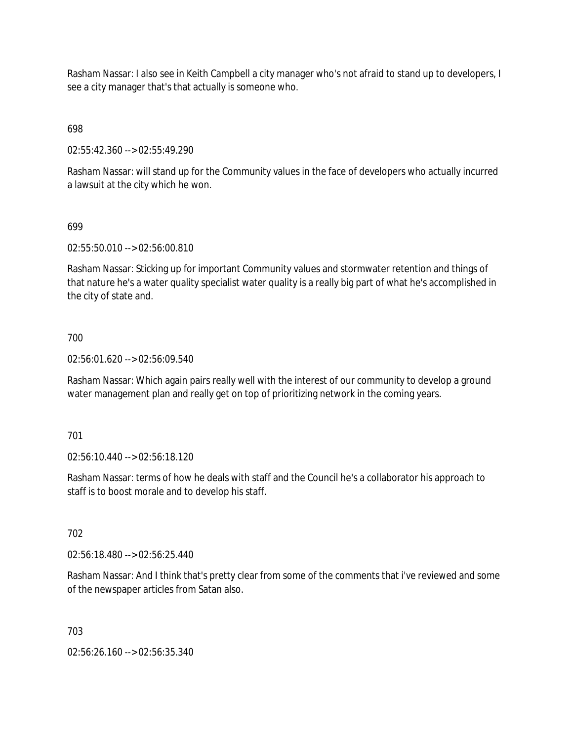Rasham Nassar: I also see in Keith Campbell a city manager who's not afraid to stand up to developers, I see a city manager that's that actually is someone who.

698

02:55:42.360 --> 02:55:49.290

Rasham Nassar: will stand up for the Community values in the face of developers who actually incurred a lawsuit at the city which he won.

699

02:55:50.010 --> 02:56:00.810

Rasham Nassar: Sticking up for important Community values and stormwater retention and things of that nature he's a water quality specialist water quality is a really big part of what he's accomplished in the city of state and.

700

02:56:01.620 --> 02:56:09.540

Rasham Nassar: Which again pairs really well with the interest of our community to develop a ground water management plan and really get on top of prioritizing network in the coming years.

701

02:56:10.440 --> 02:56:18.120

Rasham Nassar: terms of how he deals with staff and the Council he's a collaborator his approach to staff is to boost morale and to develop his staff.

702

02:56:18.480 --> 02:56:25.440

Rasham Nassar: And I think that's pretty clear from some of the comments that i've reviewed and some of the newspaper articles from Satan also.

703

02:56:26.160 --> 02:56:35.340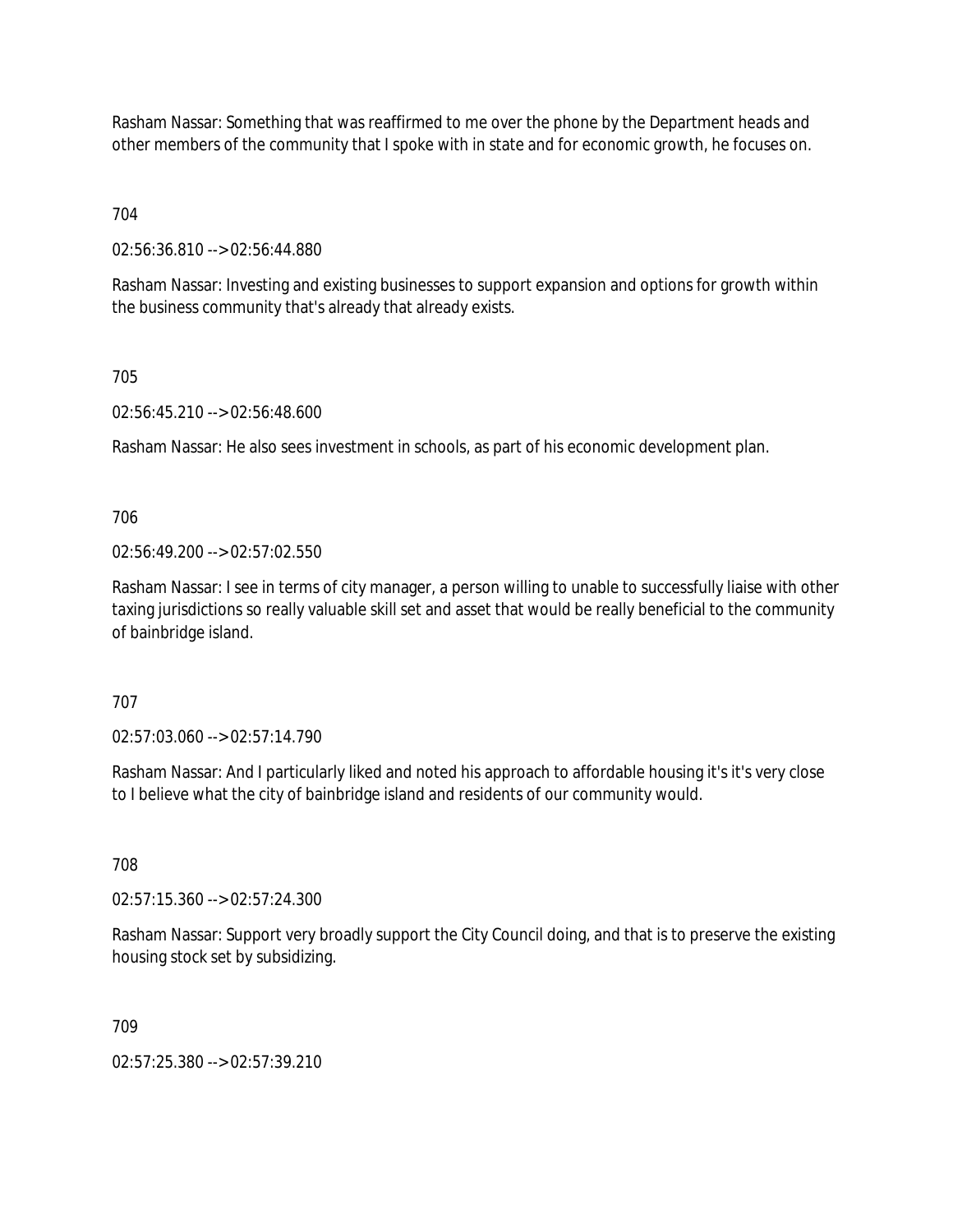Rasham Nassar: Something that was reaffirmed to me over the phone by the Department heads and other members of the community that I spoke with in state and for economic growth, he focuses on.

704

02:56:36.810 --> 02:56:44.880

Rasham Nassar: Investing and existing businesses to support expansion and options for growth within the business community that's already that already exists.

705

02:56:45.210 --> 02:56:48.600

Rasham Nassar: He also sees investment in schools, as part of his economic development plan.

706

02:56:49.200 --> 02:57:02.550

Rasham Nassar: I see in terms of city manager, a person willing to unable to successfully liaise with other taxing jurisdictions so really valuable skill set and asset that would be really beneficial to the community of bainbridge island.

707

02:57:03.060 --> 02:57:14.790

Rasham Nassar: And I particularly liked and noted his approach to affordable housing it's it's very close to I believe what the city of bainbridge island and residents of our community would.

708

02:57:15.360 --> 02:57:24.300

Rasham Nassar: Support very broadly support the City Council doing, and that is to preserve the existing housing stock set by subsidizing.

709

02:57:25.380 --> 02:57:39.210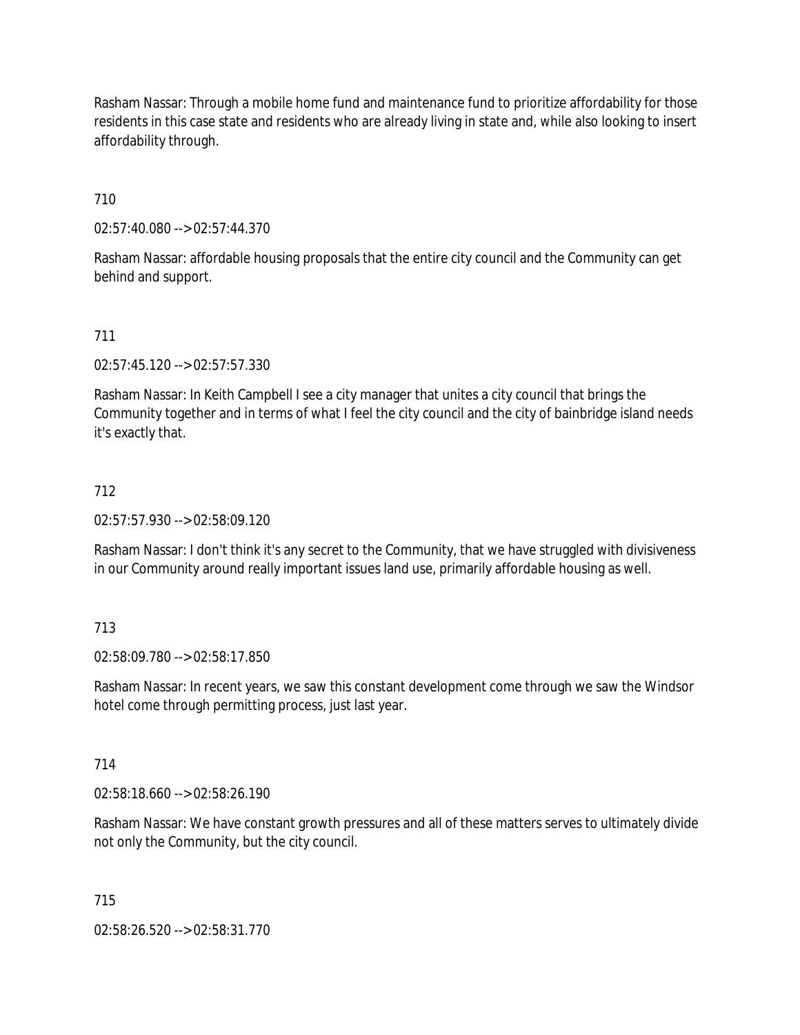Rasham Nassar: Through a mobile home fund and maintenance fund to prioritize affordability for those residents in this case state and residents who are already living in state and, while also looking to insert affordability through.

710

02:57:40.080 --> 02:57:44.370

Rasham Nassar: affordable housing proposals that the entire city council and the Community can get behind and support.

711

02:57:45.120 --> 02:57:57.330

Rasham Nassar: In Keith Campbell I see a city manager that unites a city council that brings the Community together and in terms of what I feel the city council and the city of bainbridge island needs it's exactly that.

712

02:57:57.930 --> 02:58:09.120

Rasham Nassar: I don't think it's any secret to the Community, that we have struggled with divisiveness in our Community around really important issues land use, primarily affordable housing as well.

713

02:58:09.780 --> 02:58:17.850

Rasham Nassar: In recent years, we saw this constant development come through we saw the Windsor hotel come through permitting process, just last year.

714

02:58:18.660 --> 02:58:26.190

Rasham Nassar: We have constant growth pressures and all of these matters serves to ultimately divide not only the Community, but the city council.

715

02:58:26.520 --> 02:58:31.770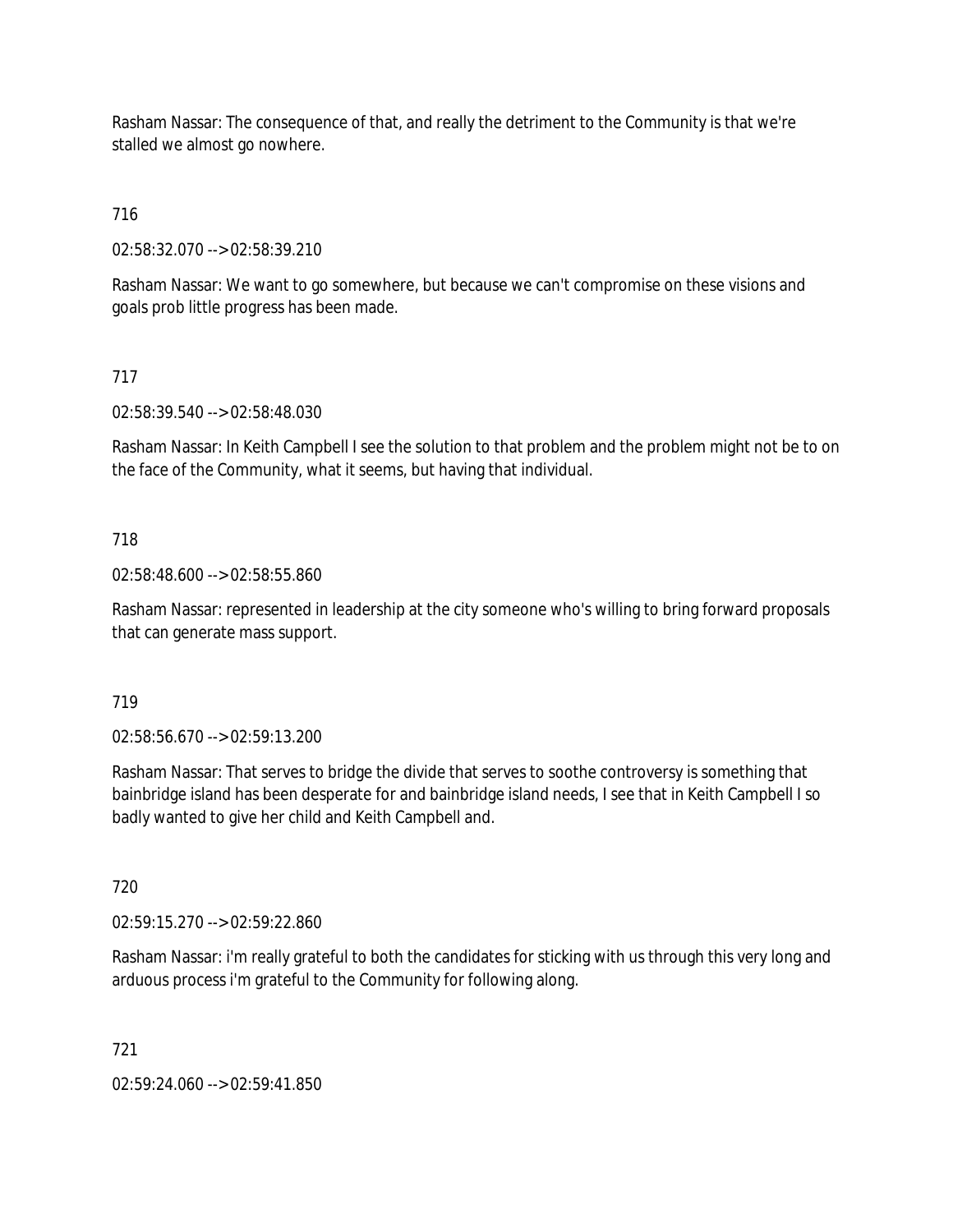Rasham Nassar: The consequence of that, and really the detriment to the Community is that we're stalled we almost go nowhere.

716

02:58:32.070 --> 02:58:39.210

Rasham Nassar: We want to go somewhere, but because we can't compromise on these visions and goals prob little progress has been made.

717

02:58:39.540 --> 02:58:48.030

Rasham Nassar: In Keith Campbell I see the solution to that problem and the problem might not be to on the face of the Community, what it seems, but having that individual.

718

02:58:48.600 --> 02:58:55.860

Rasham Nassar: represented in leadership at the city someone who's willing to bring forward proposals that can generate mass support.

719

02:58:56.670 --> 02:59:13.200

Rasham Nassar: That serves to bridge the divide that serves to soothe controversy is something that bainbridge island has been desperate for and bainbridge island needs, I see that in Keith Campbell I so badly wanted to give her child and Keith Campbell and.

720

02:59:15.270 --> 02:59:22.860

Rasham Nassar: i'm really grateful to both the candidates for sticking with us through this very long and arduous process i'm grateful to the Community for following along.

721

02:59:24.060 --> 02:59:41.850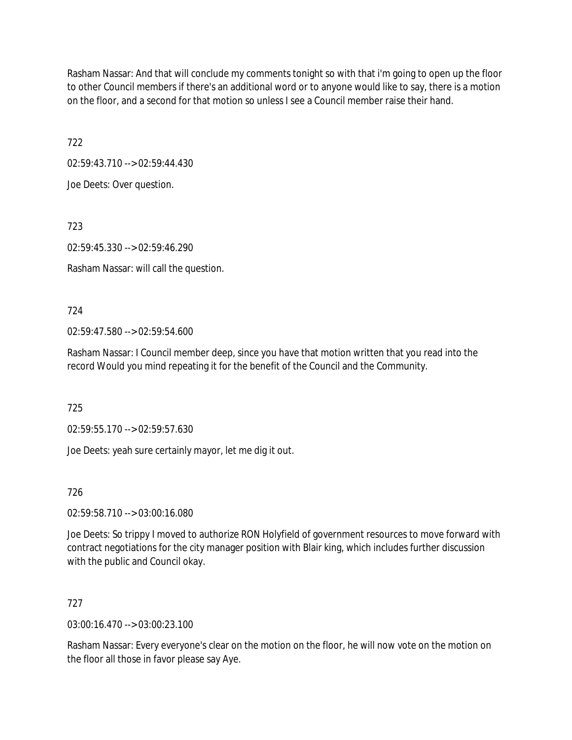Rasham Nassar: And that will conclude my comments tonight so with that i'm going to open up the floor to other Council members if there's an additional word or to anyone would like to say, there is a motion on the floor, and a second for that motion so unless I see a Council member raise their hand.

722

02:59:43.710 --> 02:59:44.430

Joe Deets: Over question.

723

02:59:45.330 --> 02:59:46.290

Rasham Nassar: will call the question.

724

02:59:47.580 --> 02:59:54.600

Rasham Nassar: I Council member deep, since you have that motion written that you read into the record Would you mind repeating it for the benefit of the Council and the Community.

725

02:59:55.170 --> 02:59:57.630

Joe Deets: yeah sure certainly mayor, let me dig it out.

726

02:59:58.710 --> 03:00:16.080

Joe Deets: So trippy I moved to authorize RON Holyfield of government resources to move forward with contract negotiations for the city manager position with Blair king, which includes further discussion with the public and Council okay.

727

03:00:16.470 --> 03:00:23.100

Rasham Nassar: Every everyone's clear on the motion on the floor, he will now vote on the motion on the floor all those in favor please say Aye.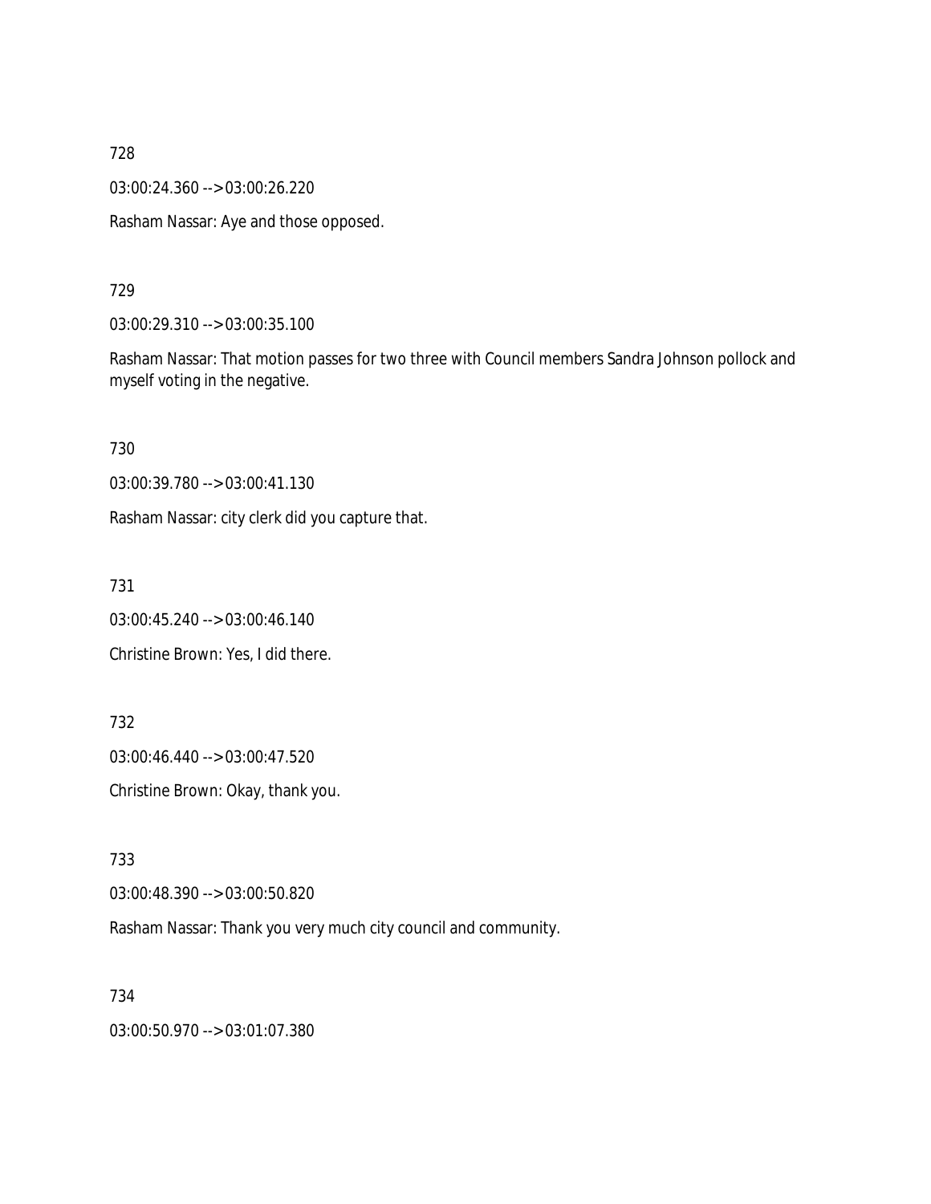728

03:00:24.360 --> 03:00:26.220

Rasham Nassar: Aye and those opposed.

729

03:00:29.310 --> 03:00:35.100

Rasham Nassar: That motion passes for two three with Council members Sandra Johnson pollock and myself voting in the negative.

730

03:00:39.780 --> 03:00:41.130

Rasham Nassar: city clerk did you capture that.

731

03:00:45.240 --> 03:00:46.140

Christine Brown: Yes, I did there.

732

03:00:46.440 --> 03:00:47.520

Christine Brown: Okay, thank you.

733

03:00:48.390 --> 03:00:50.820

Rasham Nassar: Thank you very much city council and community.

734

03:00:50.970 --> 03:01:07.380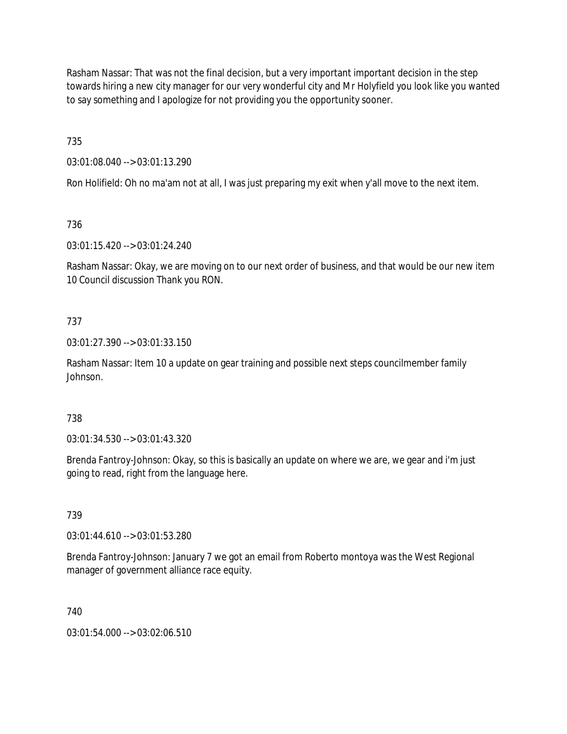Rasham Nassar: That was not the final decision, but a very important important decision in the step towards hiring a new city manager for our very wonderful city and Mr Holyfield you look like you wanted to say something and I apologize for not providing you the opportunity sooner.

735

03:01:08.040 --> 03:01:13.290

Ron Holifield: Oh no ma'am not at all, I was just preparing my exit when y'all move to the next item.

736

03:01:15.420 --> 03:01:24.240

Rasham Nassar: Okay, we are moving on to our next order of business, and that would be our new item 10 Council discussion Thank you RON.

737

03:01:27.390 --> 03:01:33.150

Rasham Nassar: Item 10 a update on gear training and possible next steps councilmember family Johnson.

738

03:01:34.530 --> 03:01:43.320

Brenda Fantroy-Johnson: Okay, so this is basically an update on where we are, we gear and i'm just going to read, right from the language here.

739

03:01:44.610 --> 03:01:53.280

Brenda Fantroy-Johnson: January 7 we got an email from Roberto montoya was the West Regional manager of government alliance race equity.

740

03:01:54.000 --> 03:02:06.510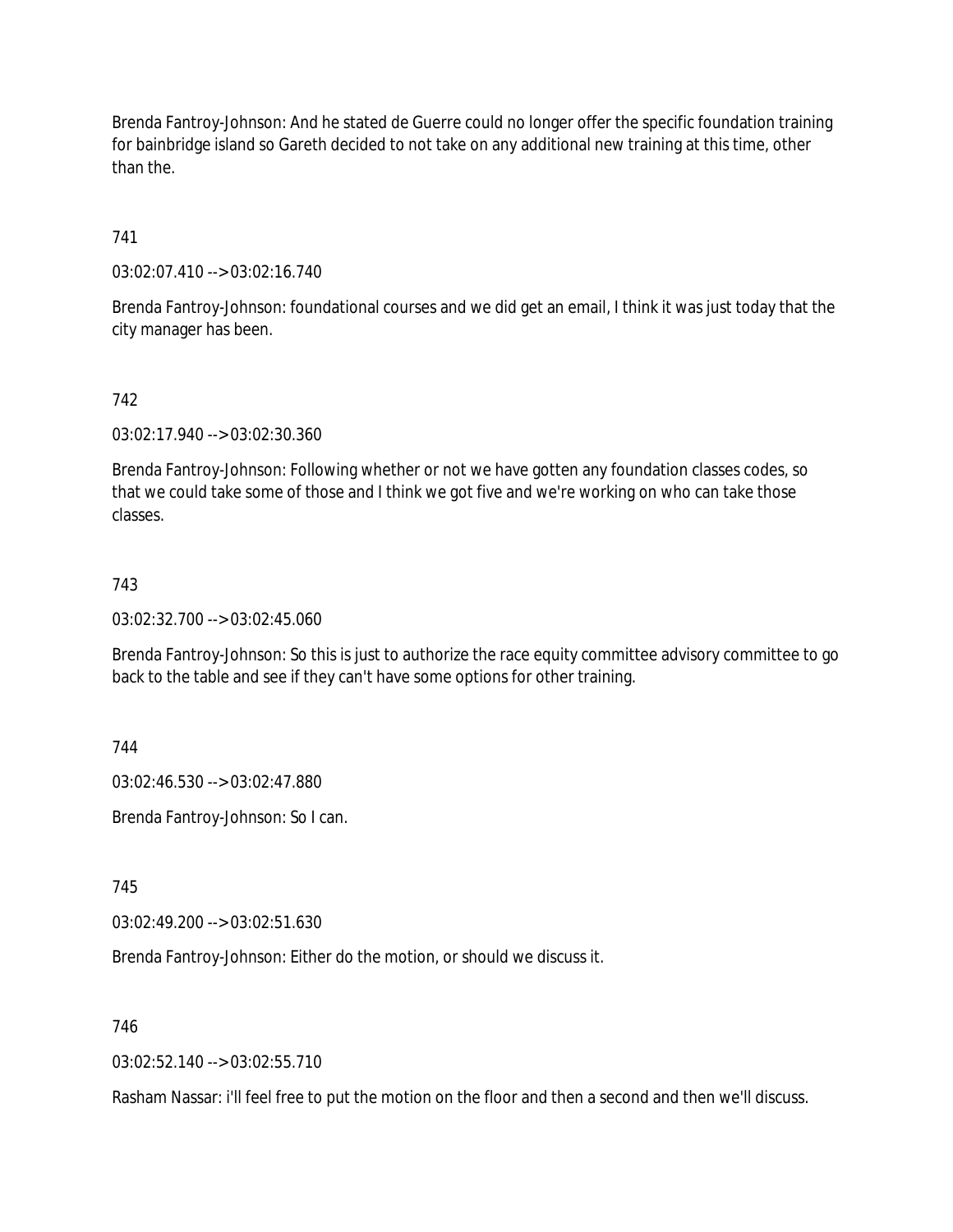Brenda Fantroy-Johnson: And he stated de Guerre could no longer offer the specific foundation training for bainbridge island so Gareth decided to not take on any additional new training at this time, other than the.

741

03:02:07.410 --> 03:02:16.740

Brenda Fantroy-Johnson: foundational courses and we did get an email, I think it was just today that the city manager has been.

742

03:02:17.940 --> 03:02:30.360

Brenda Fantroy-Johnson: Following whether or not we have gotten any foundation classes codes, so that we could take some of those and I think we got five and we're working on who can take those classes.

743

03:02:32.700 --> 03:02:45.060

Brenda Fantroy-Johnson: So this is just to authorize the race equity committee advisory committee to go back to the table and see if they can't have some options for other training.

744

03:02:46.530 --> 03:02:47.880

Brenda Fantroy-Johnson: So I can.

745

03:02:49.200 --> 03:02:51.630

Brenda Fantroy-Johnson: Either do the motion, or should we discuss it.

746

03:02:52.140 --> 03:02:55.710

Rasham Nassar: i'll feel free to put the motion on the floor and then a second and then we'll discuss.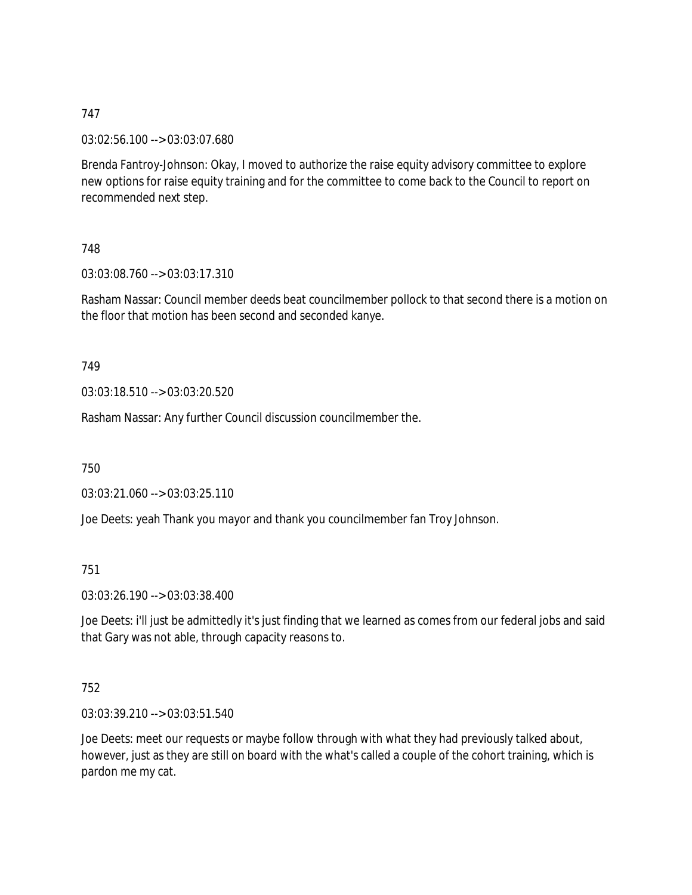747

03:02:56.100 --> 03:03:07.680

Brenda Fantroy-Johnson: Okay, I moved to authorize the raise equity advisory committee to explore new options for raise equity training and for the committee to come back to the Council to report on recommended next step.

748

03:03:08.760 --> 03:03:17.310

Rasham Nassar: Council member deeds beat councilmember pollock to that second there is a motion on the floor that motion has been second and seconded kanye.

749

03:03:18.510 --> 03:03:20.520

Rasham Nassar: Any further Council discussion councilmember the.

750

03:03:21.060 --> 03:03:25.110

Joe Deets: yeah Thank you mayor and thank you councilmember fan Troy Johnson.

751

03:03:26.190 --> 03:03:38.400

Joe Deets: i'll just be admittedly it's just finding that we learned as comes from our federal jobs and said that Gary was not able, through capacity reasons to.

752

03:03:39.210 --> 03:03:51.540

Joe Deets: meet our requests or maybe follow through with what they had previously talked about, however, just as they are still on board with the what's called a couple of the cohort training, which is pardon me my cat.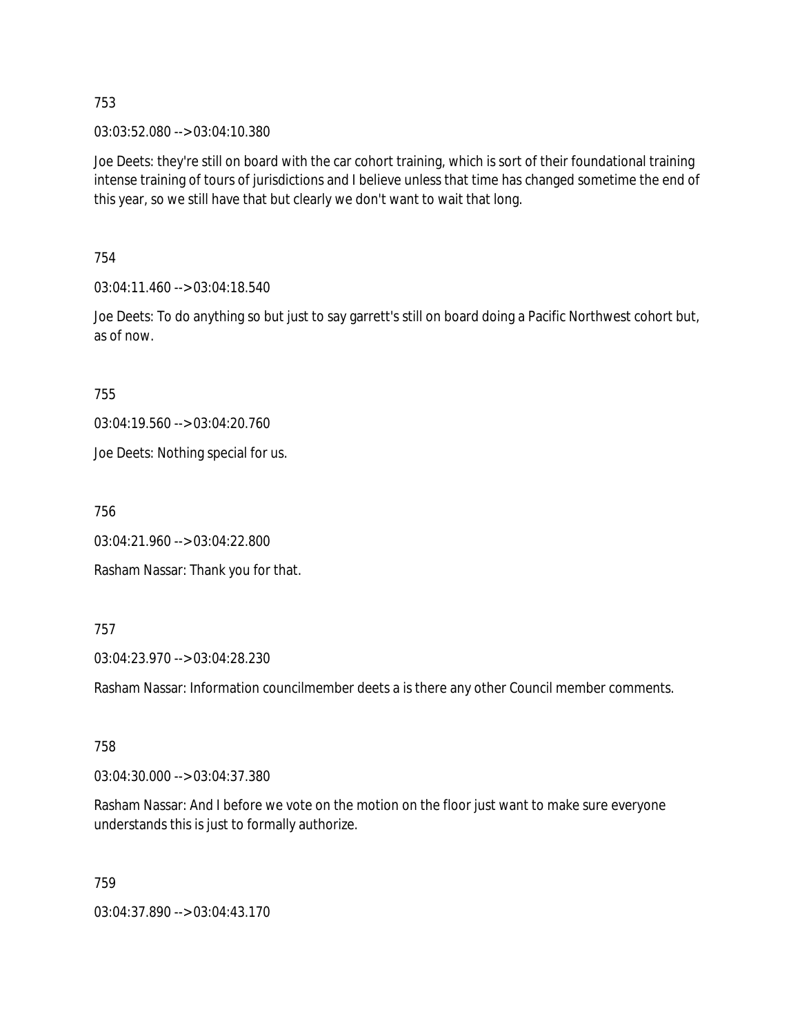753

03:03:52.080 --> 03:04:10.380

Joe Deets: they're still on board with the car cohort training, which is sort of their foundational training intense training of tours of jurisdictions and I believe unless that time has changed sometime the end of this year, so we still have that but clearly we don't want to wait that long.

754

03:04:11.460 --> 03:04:18.540

Joe Deets: To do anything so but just to say garrett's still on board doing a Pacific Northwest cohort but, as of now.

755

03:04:19.560 --> 03:04:20.760

Joe Deets: Nothing special for us.

756

03:04:21.960 --> 03:04:22.800

Rasham Nassar: Thank you for that.

757

03:04:23.970 --> 03:04:28.230

Rasham Nassar: Information councilmember deets a is there any other Council member comments.

758

03:04:30.000 --> 03:04:37.380

Rasham Nassar: And I before we vote on the motion on the floor just want to make sure everyone understands this is just to formally authorize.

759

03:04:37.890 --> 03:04:43.170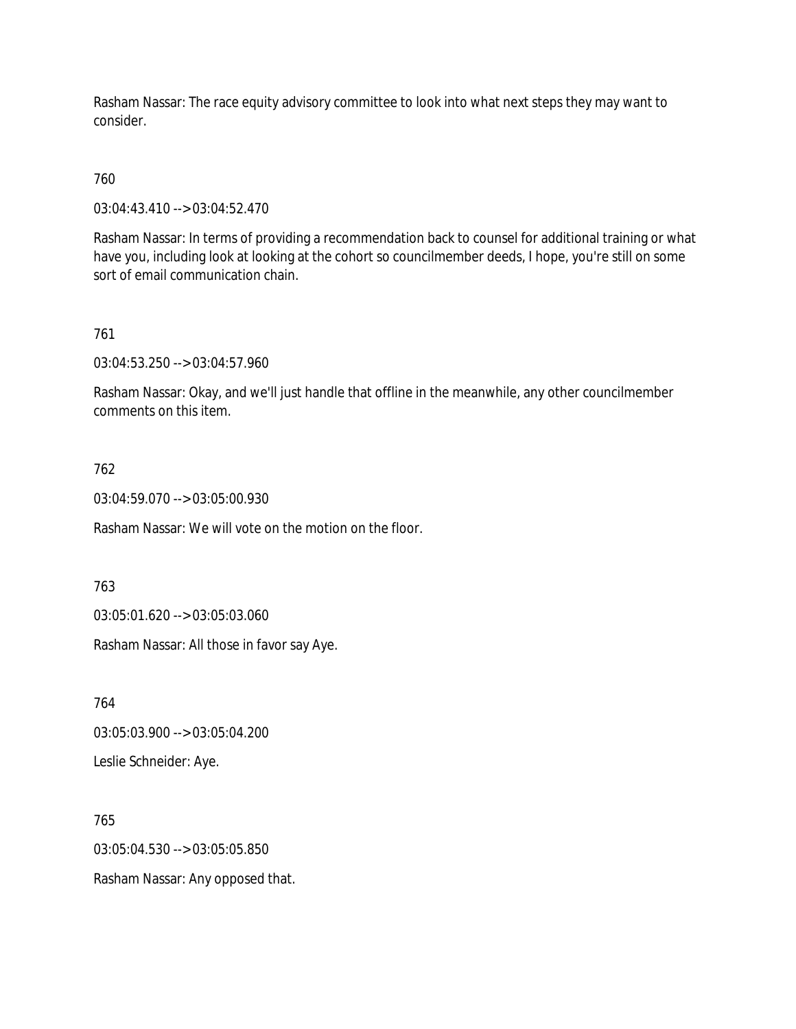Rasham Nassar: The race equity advisory committee to look into what next steps they may want to consider.

760

03:04:43.410 --> 03:04:52.470

Rasham Nassar: In terms of providing a recommendation back to counsel for additional training or what have you, including look at looking at the cohort so councilmember deeds, I hope, you're still on some sort of email communication chain.

761

03:04:53.250 --> 03:04:57.960

Rasham Nassar: Okay, and we'll just handle that offline in the meanwhile, any other councilmember comments on this item.

762

03:04:59.070 --> 03:05:00.930

Rasham Nassar: We will vote on the motion on the floor.

763

03:05:01.620 --> 03:05:03.060

Rasham Nassar: All those in favor say Aye.

764

03:05:03.900 --> 03:05:04.200

Leslie Schneider: Aye.

765

03:05:04.530 --> 03:05:05.850

Rasham Nassar: Any opposed that.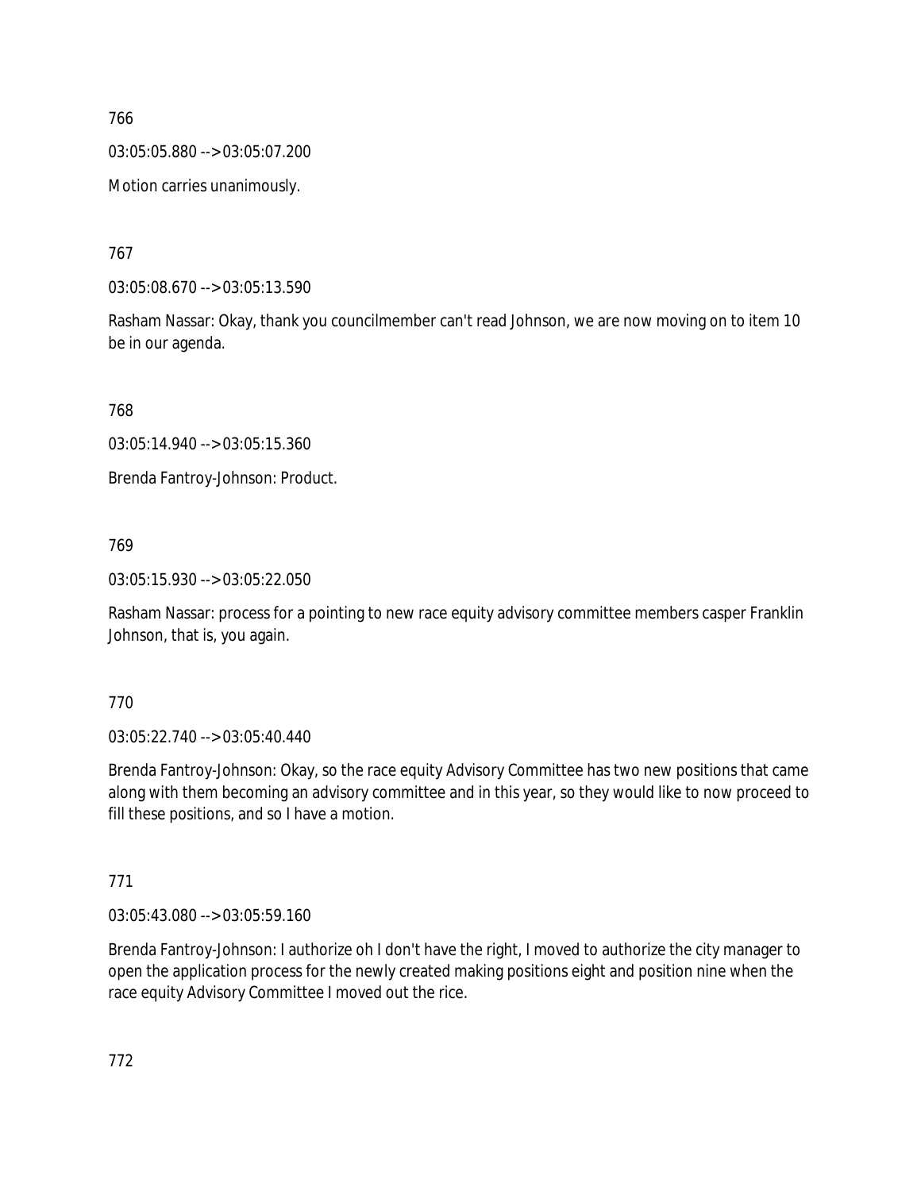766

03:05:05.880 --> 03:05:07.200

Motion carries unanimously.

767

03:05:08.670 --> 03:05:13.590

Rasham Nassar: Okay, thank you councilmember can't read Johnson, we are now moving on to item 10 be in our agenda.

768

03:05:14.940 --> 03:05:15.360

Brenda Fantroy-Johnson: Product.

769

03:05:15.930 --> 03:05:22.050

Rasham Nassar: process for a pointing to new race equity advisory committee members casper Franklin Johnson, that is, you again.

770

03:05:22.740 --> 03:05:40.440

Brenda Fantroy-Johnson: Okay, so the race equity Advisory Committee has two new positions that came along with them becoming an advisory committee and in this year, so they would like to now proceed to fill these positions, and so I have a motion.

771

03:05:43.080 --> 03:05:59.160

Brenda Fantroy-Johnson: I authorize oh I don't have the right, I moved to authorize the city manager to open the application process for the newly created making positions eight and position nine when the race equity Advisory Committee I moved out the rice.

772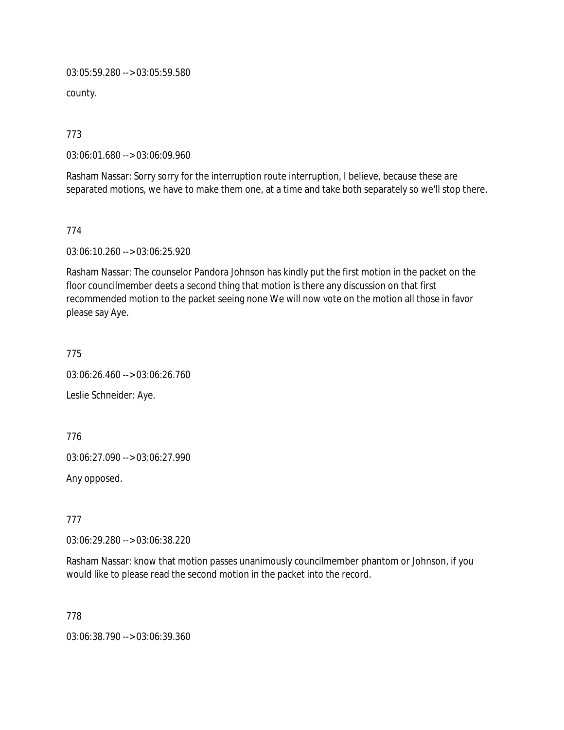03:05:59.280 --> 03:05:59.580

county.

773

03:06:01.680 --> 03:06:09.960

Rasham Nassar: Sorry sorry for the interruption route interruption, I believe, because these are separated motions, we have to make them one, at a time and take both separately so we'll stop there.

774

03:06:10.260 --> 03:06:25.920

Rasham Nassar: The counselor Pandora Johnson has kindly put the first motion in the packet on the floor councilmember deets a second thing that motion is there any discussion on that first recommended motion to the packet seeing none We will now vote on the motion all those in favor please say Aye.

775

03:06:26.460 --> 03:06:26.760

Leslie Schneider: Aye.

776

03:06:27.090 --> 03:06:27.990

Any opposed.

777

03:06:29.280 --> 03:06:38.220

Rasham Nassar: know that motion passes unanimously councilmember phantom or Johnson, if you would like to please read the second motion in the packet into the record.

778

03:06:38.790 --> 03:06:39.360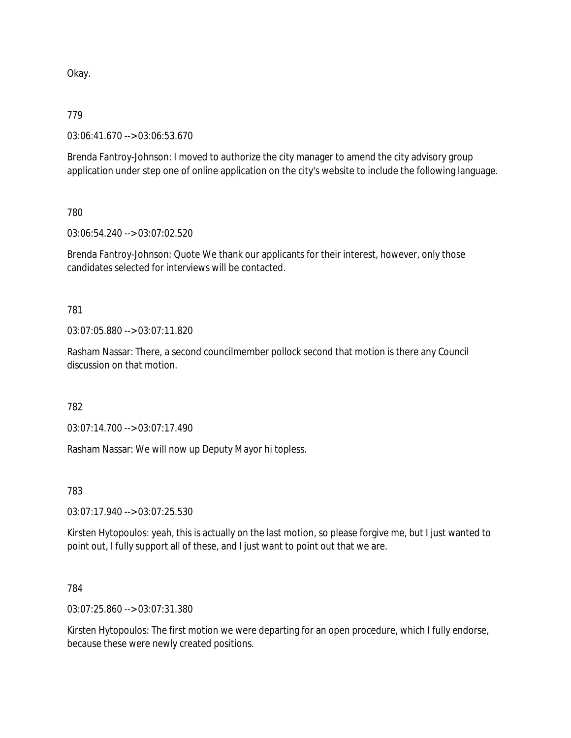Okay.

779

03:06:41.670 --> 03:06:53.670

Brenda Fantroy-Johnson: I moved to authorize the city manager to amend the city advisory group application under step one of online application on the city's website to include the following language.

780

03:06:54.240 --> 03:07:02.520

Brenda Fantroy-Johnson: Quote We thank our applicants for their interest, however, only those candidates selected for interviews will be contacted.

781

03:07:05.880 --> 03:07:11.820

Rasham Nassar: There, a second councilmember pollock second that motion is there any Council discussion on that motion.

782

03:07:14.700 --> 03:07:17.490

Rasham Nassar: We will now up Deputy Mayor hi topless.

783

03:07:17.940 --> 03:07:25.530

Kirsten Hytopoulos: yeah, this is actually on the last motion, so please forgive me, but I just wanted to point out, I fully support all of these, and I just want to point out that we are.

784

03:07:25.860 --> 03:07:31.380

Kirsten Hytopoulos: The first motion we were departing for an open procedure, which I fully endorse, because these were newly created positions.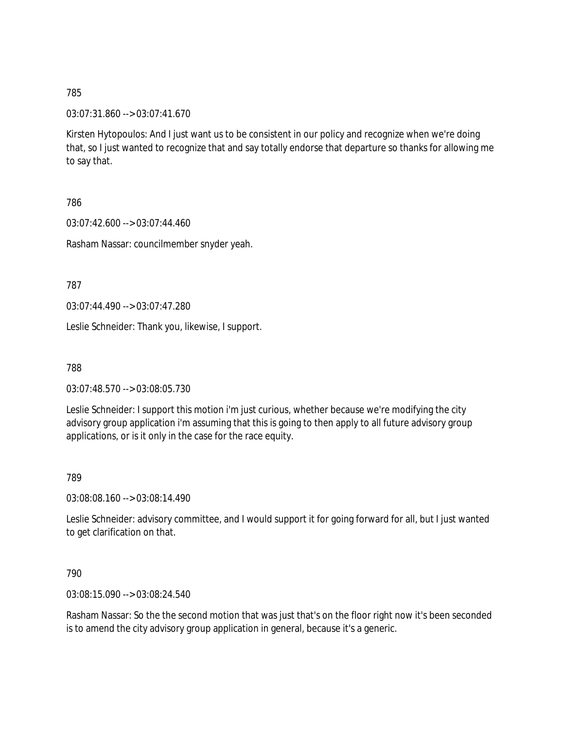785

03:07:31.860 --> 03:07:41.670

Kirsten Hytopoulos: And I just want us to be consistent in our policy and recognize when we're doing that, so I just wanted to recognize that and say totally endorse that departure so thanks for allowing me to say that.

786

03:07:42.600 --> 03:07:44.460

Rasham Nassar: councilmember snyder yeah.

787

03:07:44.490 --> 03:07:47.280

Leslie Schneider: Thank you, likewise, I support.

788

03:07:48.570 --> 03:08:05.730

Leslie Schneider: I support this motion i'm just curious, whether because we're modifying the city advisory group application i'm assuming that this is going to then apply to all future advisory group applications, or is it only in the case for the race equity.

789

03:08:08.160 --> 03:08:14.490

Leslie Schneider: advisory committee, and I would support it for going forward for all, but I just wanted to get clarification on that.

790

03:08:15.090 --> 03:08:24.540

Rasham Nassar: So the the second motion that was just that's on the floor right now it's been seconded is to amend the city advisory group application in general, because it's a generic.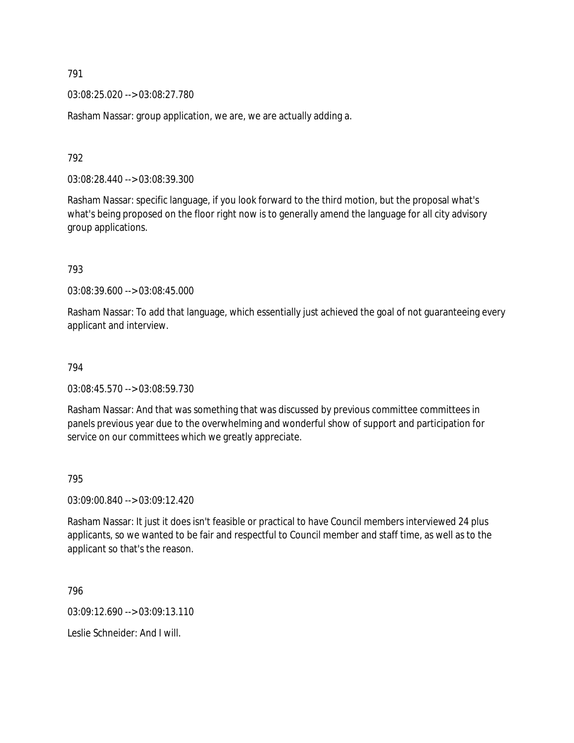791

03:08:25.020 --> 03:08:27.780

Rasham Nassar: group application, we are, we are actually adding a.

792

03:08:28.440 --> 03:08:39.300

Rasham Nassar: specific language, if you look forward to the third motion, but the proposal what's what's being proposed on the floor right now is to generally amend the language for all city advisory group applications.

793

03:08:39.600 --> 03:08:45.000

Rasham Nassar: To add that language, which essentially just achieved the goal of not guaranteeing every applicant and interview.

794

03:08:45.570 --> 03:08:59.730

Rasham Nassar: And that was something that was discussed by previous committee committees in panels previous year due to the overwhelming and wonderful show of support and participation for service on our committees which we greatly appreciate.

795

03:09:00.840 --> 03:09:12.420

Rasham Nassar: It just it does isn't feasible or practical to have Council members interviewed 24 plus applicants, so we wanted to be fair and respectful to Council member and staff time, as well as to the applicant so that's the reason.

796

03:09:12.690 --> 03:09:13.110

Leslie Schneider: And I will.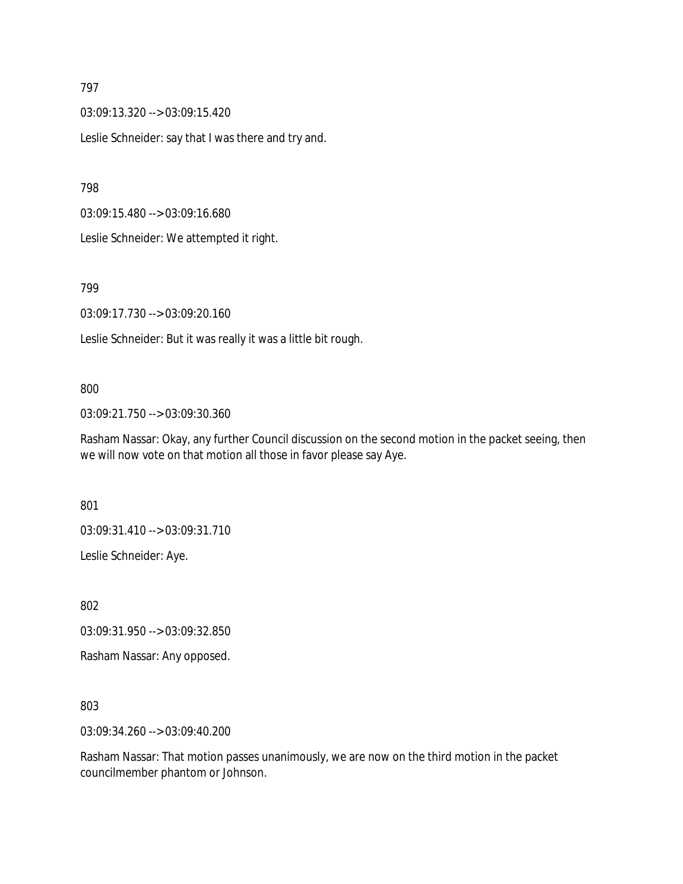797

03:09:13.320 --> 03:09:15.420

Leslie Schneider: say that I was there and try and.

798

03:09:15.480 --> 03:09:16.680

Leslie Schneider: We attempted it right.

799

03:09:17.730 --> 03:09:20.160

Leslie Schneider: But it was really it was a little bit rough.

800

03:09:21.750 --> 03:09:30.360

Rasham Nassar: Okay, any further Council discussion on the second motion in the packet seeing, then we will now vote on that motion all those in favor please say Aye.

801

03:09:31.410 --> 03:09:31.710

Leslie Schneider: Aye.

802

03:09:31.950 --> 03:09:32.850

Rasham Nassar: Any opposed.

803

03:09:34.260 --> 03:09:40.200

Rasham Nassar: That motion passes unanimously, we are now on the third motion in the packet councilmember phantom or Johnson.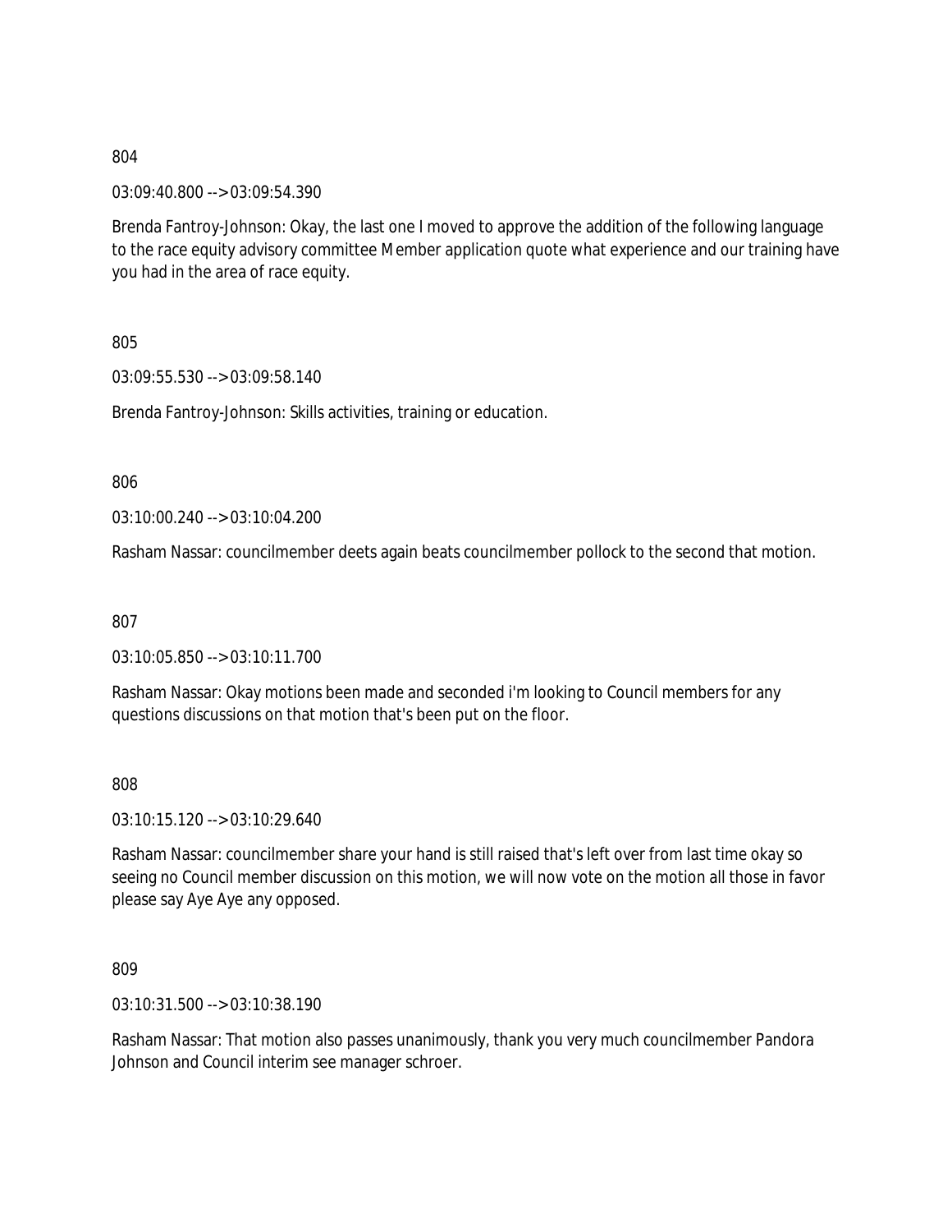804

03:09:40.800 --> 03:09:54.390

Brenda Fantroy-Johnson: Okay, the last one I moved to approve the addition of the following language to the race equity advisory committee Member application quote what experience and our training have you had in the area of race equity.

805

03:09:55.530 --> 03:09:58.140

Brenda Fantroy-Johnson: Skills activities, training or education.

806

03:10:00.240 --> 03:10:04.200

Rasham Nassar: councilmember deets again beats councilmember pollock to the second that motion.

807

03:10:05.850 --> 03:10:11.700

Rasham Nassar: Okay motions been made and seconded i'm looking to Council members for any questions discussions on that motion that's been put on the floor.

808

03:10:15.120 --> 03:10:29.640

Rasham Nassar: councilmember share your hand is still raised that's left over from last time okay so seeing no Council member discussion on this motion, we will now vote on the motion all those in favor please say Aye Aye any opposed.

809

03:10:31.500 --> 03:10:38.190

Rasham Nassar: That motion also passes unanimously, thank you very much councilmember Pandora Johnson and Council interim see manager schroer.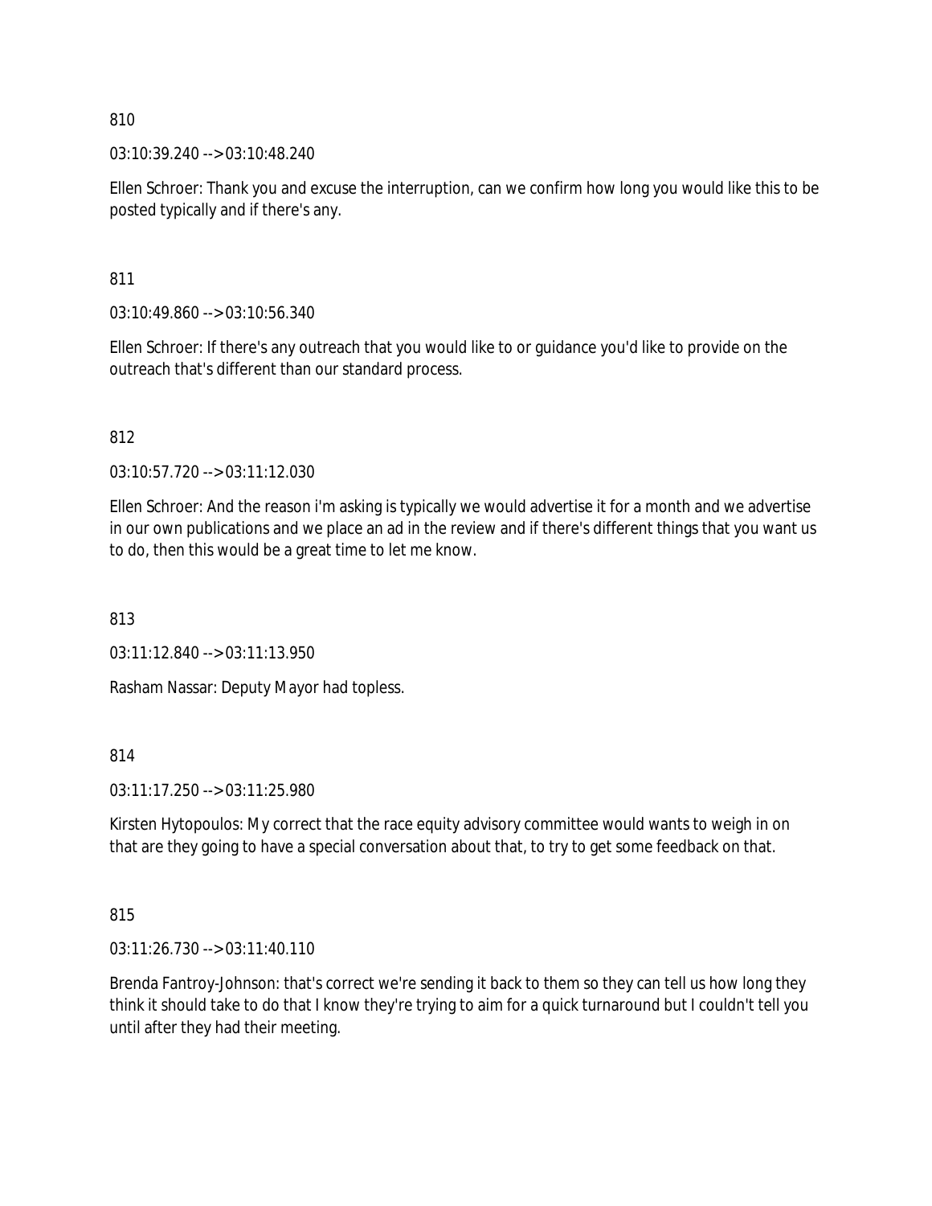810

03:10:39.240 --> 03:10:48.240

Ellen Schroer: Thank you and excuse the interruption, can we confirm how long you would like this to be posted typically and if there's any.

811

03:10:49.860 --> 03:10:56.340

Ellen Schroer: If there's any outreach that you would like to or guidance you'd like to provide on the outreach that's different than our standard process.

812

03:10:57.720 --> 03:11:12.030

Ellen Schroer: And the reason i'm asking is typically we would advertise it for a month and we advertise in our own publications and we place an ad in the review and if there's different things that you want us to do, then this would be a great time to let me know.

813

03:11:12.840 --> 03:11:13.950

Rasham Nassar: Deputy Mayor had topless.

814

03:11:17.250 --> 03:11:25.980

Kirsten Hytopoulos: My correct that the race equity advisory committee would wants to weigh in on that are they going to have a special conversation about that, to try to get some feedback on that.

815

03:11:26.730 --> 03:11:40.110

Brenda Fantroy-Johnson: that's correct we're sending it back to them so they can tell us how long they think it should take to do that I know they're trying to aim for a quick turnaround but I couldn't tell you until after they had their meeting.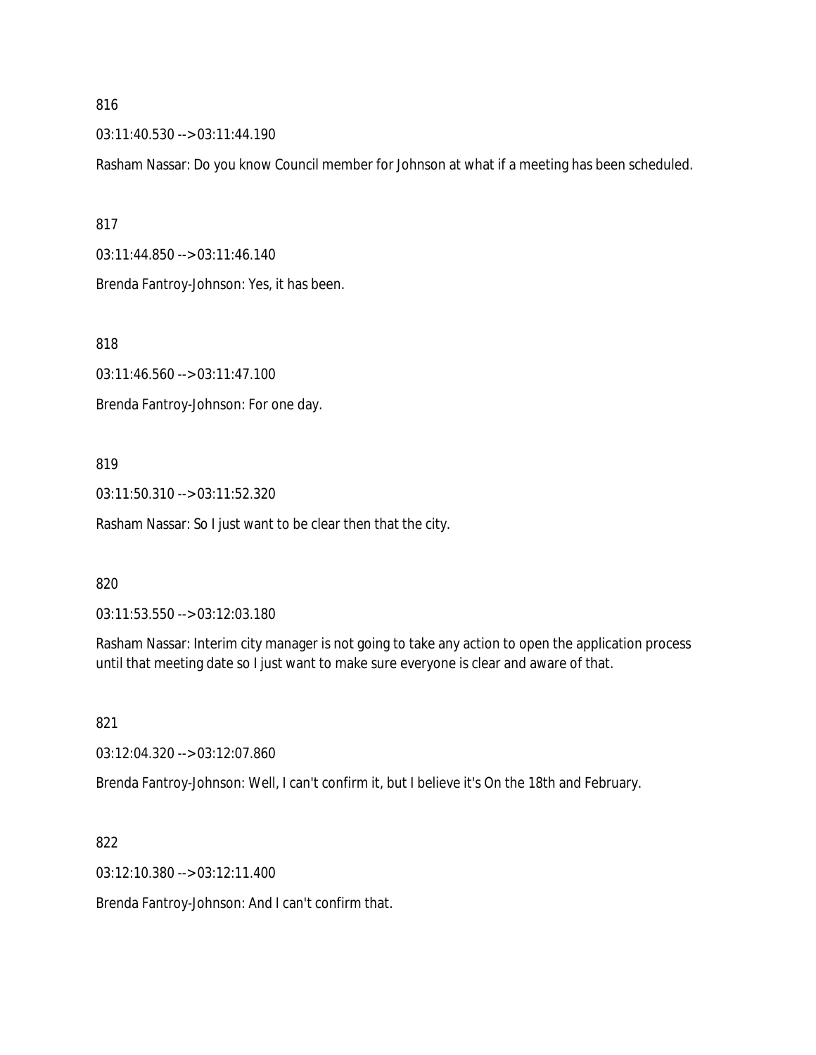816

03:11:40.530 --> 03:11:44.190

Rasham Nassar: Do you know Council member for Johnson at what if a meeting has been scheduled.

817

03:11:44.850 --> 03:11:46.140

Brenda Fantroy-Johnson: Yes, it has been.

818

03:11:46.560 --> 03:11:47.100

Brenda Fantroy-Johnson: For one day.

819

03:11:50.310 --> 03:11:52.320

Rasham Nassar: So I just want to be clear then that the city.

820

03:11:53.550 --> 03:12:03.180

Rasham Nassar: Interim city manager is not going to take any action to open the application process until that meeting date so I just want to make sure everyone is clear and aware of that.

821

03:12:04.320 --> 03:12:07.860

Brenda Fantroy-Johnson: Well, I can't confirm it, but I believe it's On the 18th and February.

822

03:12:10.380 --> 03:12:11.400

Brenda Fantroy-Johnson: And I can't confirm that.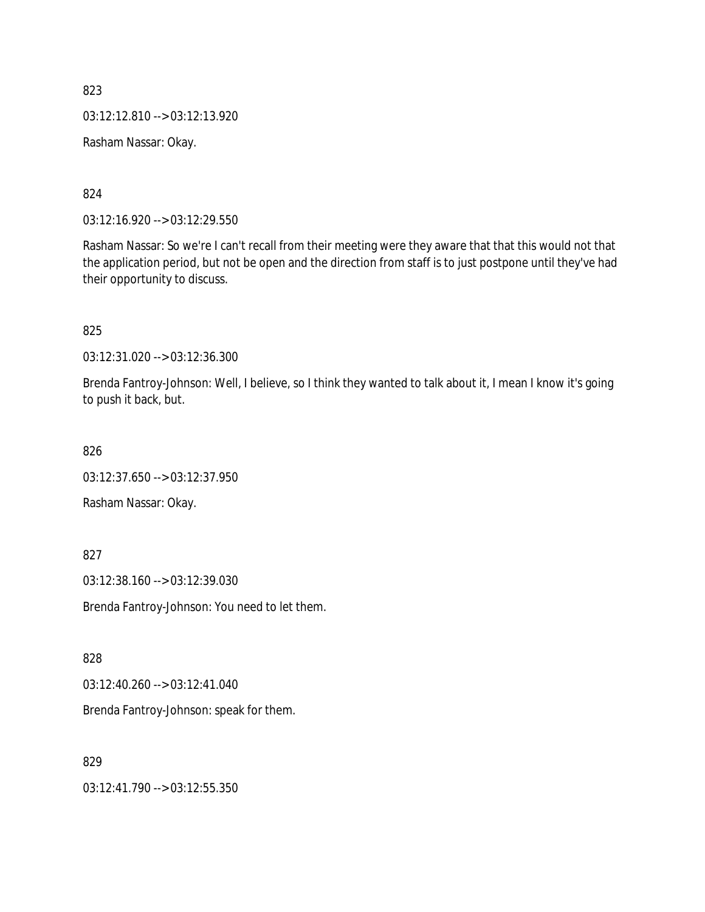823

03:12:12.810 --> 03:12:13.920

Rasham Nassar: Okay.

824

03:12:16.920 --> 03:12:29.550

Rasham Nassar: So we're I can't recall from their meeting were they aware that that this would not that the application period, but not be open and the direction from staff is to just postpone until they've had their opportunity to discuss.

825

03:12:31.020 --> 03:12:36.300

Brenda Fantroy-Johnson: Well, I believe, so I think they wanted to talk about it, I mean I know it's going to push it back, but.

826

03:12:37.650 --> 03:12:37.950

Rasham Nassar: Okay.

827

03:12:38.160 --> 03:12:39.030

Brenda Fantroy-Johnson: You need to let them.

828

03:12:40.260 --> 03:12:41.040

Brenda Fantroy-Johnson: speak for them.

829

03:12:41.790 --> 03:12:55.350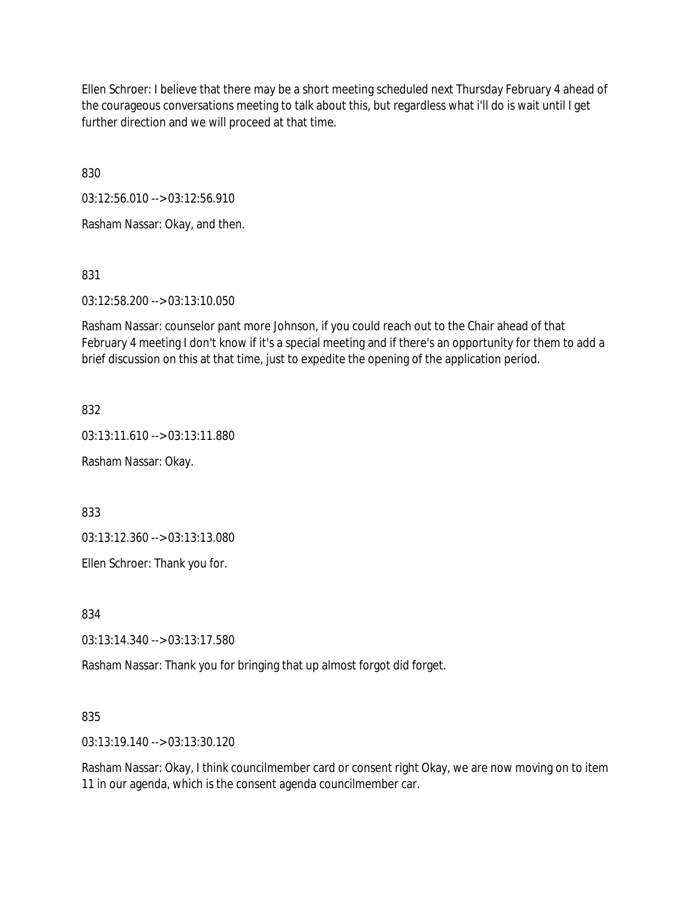Ellen Schroer: I believe that there may be a short meeting scheduled next Thursday February 4 ahead of the courageous conversations meeting to talk about this, but regardless what i'll do is wait until I get further direction and we will proceed at that time.

830

03:12:56.010 --> 03:12:56.910

Rasham Nassar: Okay, and then.

831

03:12:58.200 --> 03:13:10.050

Rasham Nassar: counselor pant more Johnson, if you could reach out to the Chair ahead of that February 4 meeting I don't know if it's a special meeting and if there's an opportunity for them to add a brief discussion on this at that time, just to expedite the opening of the application period.

832

03:13:11.610 --> 03:13:11.880

Rasham Nassar: Okay.

833

03:13:12.360 --> 03:13:13.080

Ellen Schroer: Thank you for.

834

03:13:14.340 --> 03:13:17.580

Rasham Nassar: Thank you for bringing that up almost forgot did forget.

835

03:13:19.140 --> 03:13:30.120

Rasham Nassar: Okay, I think councilmember card or consent right Okay, we are now moving on to item 11 in our agenda, which is the consent agenda councilmember car.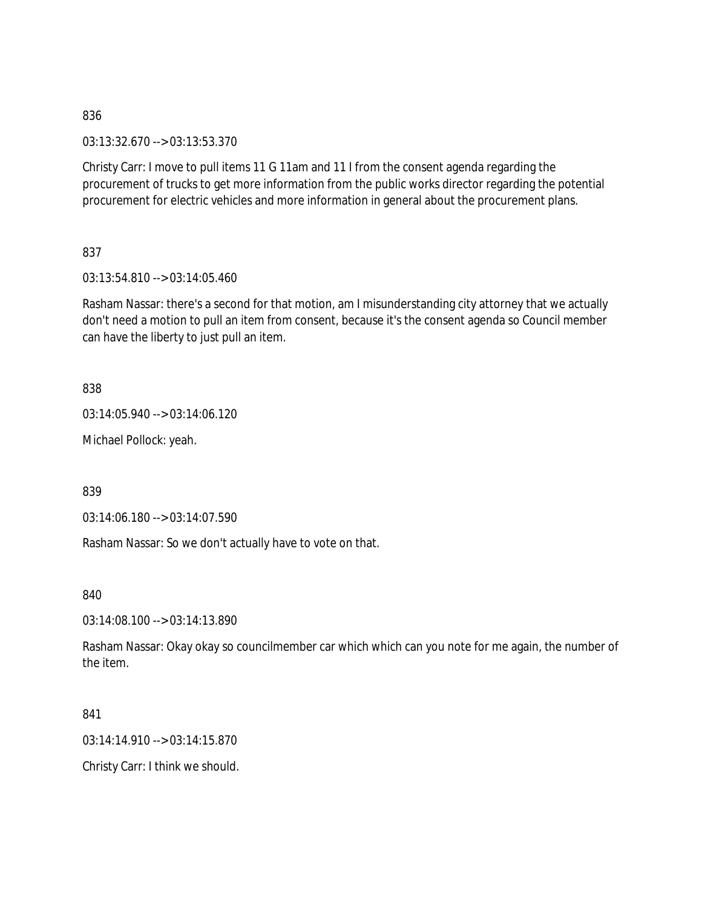836

03:13:32.670 --> 03:13:53.370

Christy Carr: I move to pull items 11 G 11am and 11 I from the consent agenda regarding the procurement of trucks to get more information from the public works director regarding the potential procurement for electric vehicles and more information in general about the procurement plans.

837

03:13:54.810 --> 03:14:05.460

Rasham Nassar: there's a second for that motion, am I misunderstanding city attorney that we actually don't need a motion to pull an item from consent, because it's the consent agenda so Council member can have the liberty to just pull an item.

838

03:14:05.940 --> 03:14:06.120

Michael Pollock: yeah.

839

03:14:06.180 --> 03:14:07.590

Rasham Nassar: So we don't actually have to vote on that.

840

03:14:08.100 --> 03:14:13.890

Rasham Nassar: Okay okay so councilmember car which which can you note for me again, the number of the item.

841

03:14:14.910 --> 03:14:15.870

Christy Carr: I think we should.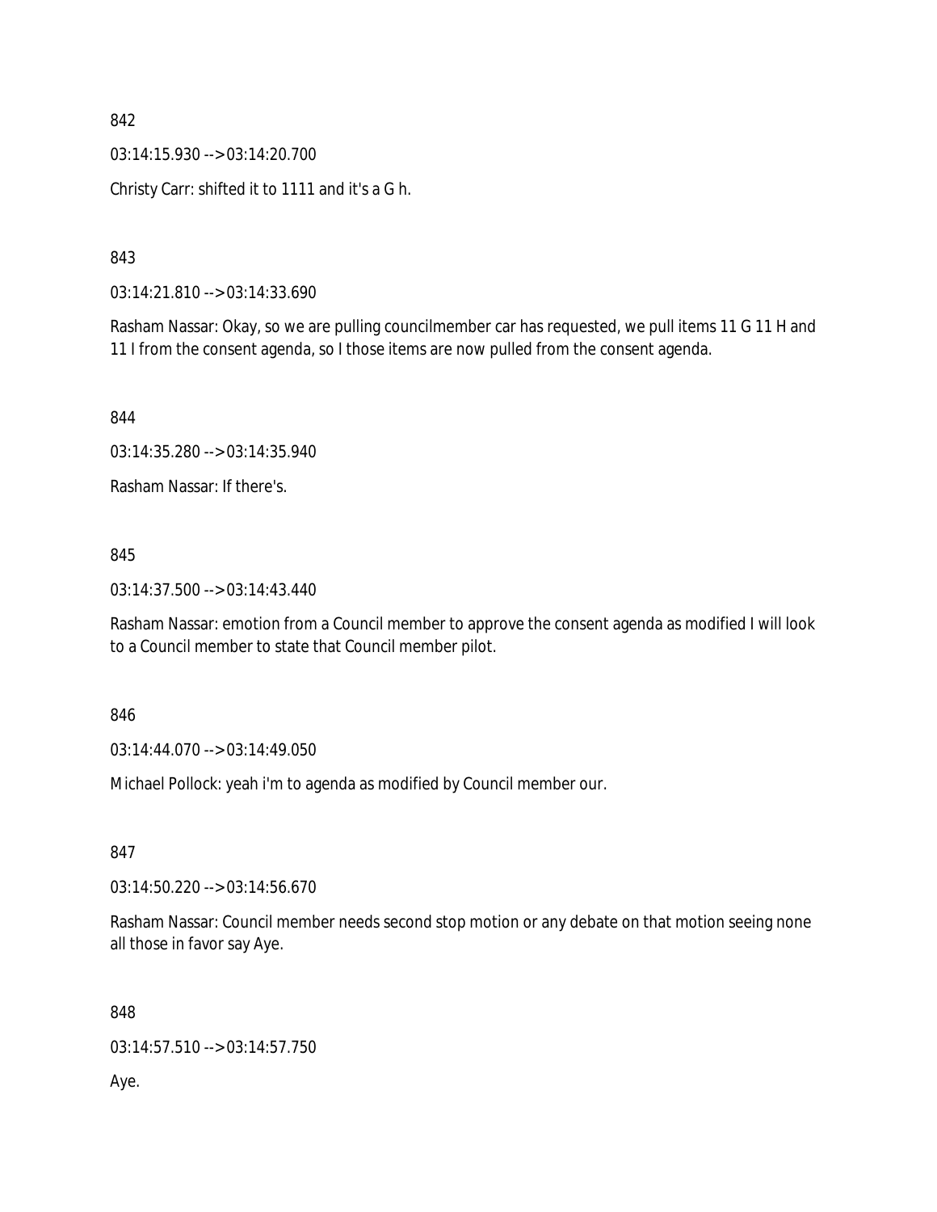842

03:14:15.930 --> 03:14:20.700

Christy Carr: shifted it to 1111 and it's a G h.

843

03:14:21.810 --> 03:14:33.690

Rasham Nassar: Okay, so we are pulling councilmember car has requested, we pull items 11 G 11 H and 11 I from the consent agenda, so I those items are now pulled from the consent agenda.

844

03:14:35.280 --> 03:14:35.940

Rasham Nassar: If there's.

845

03:14:37.500 --> 03:14:43.440

Rasham Nassar: emotion from a Council member to approve the consent agenda as modified I will look to a Council member to state that Council member pilot.

846

03:14:44.070 --> 03:14:49.050

Michael Pollock: yeah i'm to agenda as modified by Council member our.

847

03:14:50.220 --> 03:14:56.670

Rasham Nassar: Council member needs second stop motion or any debate on that motion seeing none all those in favor say Aye.

848

03:14:57.510 --> 03:14:57.750

Aye.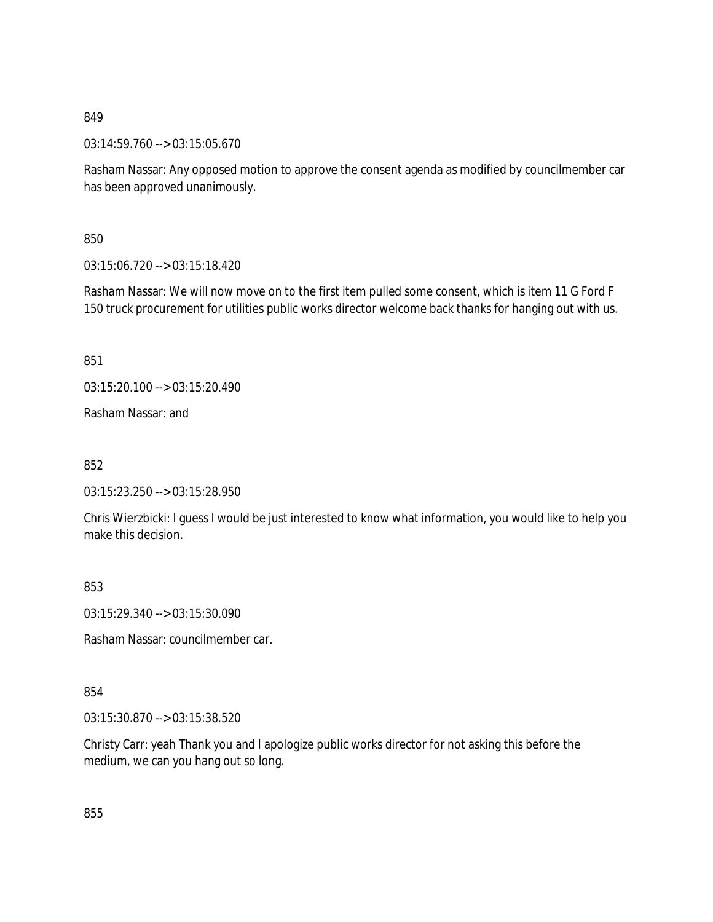849

03:14:59.760 --> 03:15:05.670

Rasham Nassar: Any opposed motion to approve the consent agenda as modified by councilmember car has been approved unanimously.

850

03:15:06.720 --> 03:15:18.420

Rasham Nassar: We will now move on to the first item pulled some consent, which is item 11 G Ford F 150 truck procurement for utilities public works director welcome back thanks for hanging out with us.

851

03:15:20.100 --> 03:15:20.490

Rasham Nassar: and

852

03:15:23.250 --> 03:15:28.950

Chris Wierzbicki: I guess I would be just interested to know what information, you would like to help you make this decision.

853

03:15:29.340 --> 03:15:30.090

Rasham Nassar: councilmember car.

854

03:15:30.870 --> 03:15:38.520

Christy Carr: yeah Thank you and I apologize public works director for not asking this before the medium, we can you hang out so long.

855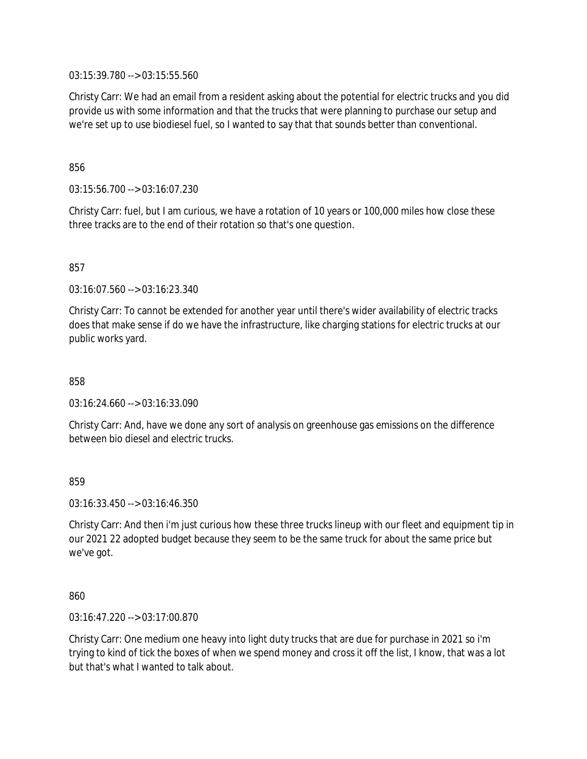03:15:39.780 --> 03:15:55.560

Christy Carr: We had an email from a resident asking about the potential for electric trucks and you did provide us with some information and that the trucks that were planning to purchase our setup and we're set up to use biodiesel fuel, so I wanted to say that that sounds better than conventional.

856

03:15:56.700 --> 03:16:07.230

Christy Carr: fuel, but I am curious, we have a rotation of 10 years or 100,000 miles how close these three tracks are to the end of their rotation so that's one question.

857

03:16:07.560 --> 03:16:23.340

Christy Carr: To cannot be extended for another year until there's wider availability of electric tracks does that make sense if do we have the infrastructure, like charging stations for electric trucks at our public works yard.

858

03:16:24.660 --> 03:16:33.090

Christy Carr: And, have we done any sort of analysis on greenhouse gas emissions on the difference between bio diesel and electric trucks.

859

03:16:33.450 --> 03:16:46.350

Christy Carr: And then i'm just curious how these three trucks lineup with our fleet and equipment tip in our 2021 22 adopted budget because they seem to be the same truck for about the same price but we've got.

860

03:16:47.220 --> 03:17:00.870

Christy Carr: One medium one heavy into light duty trucks that are due for purchase in 2021 so i'm trying to kind of tick the boxes of when we spend money and cross it off the list, I know, that was a lot but that's what I wanted to talk about.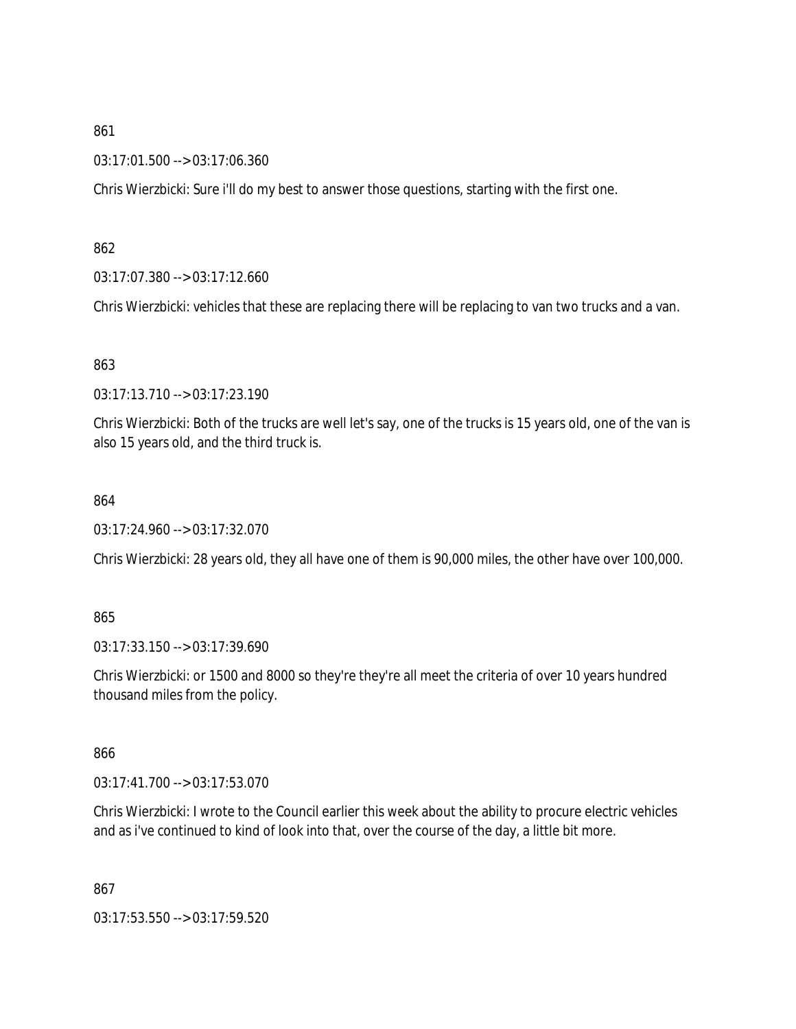861

03:17:01.500 --> 03:17:06.360

Chris Wierzbicki: Sure i'll do my best to answer those questions, starting with the first one.

862

03:17:07.380 --> 03:17:12.660

Chris Wierzbicki: vehicles that these are replacing there will be replacing to van two trucks and a van.

863

03:17:13.710 --> 03:17:23.190

Chris Wierzbicki: Both of the trucks are well let's say, one of the trucks is 15 years old, one of the van is also 15 years old, and the third truck is.

864

03:17:24.960 --> 03:17:32.070

Chris Wierzbicki: 28 years old, they all have one of them is 90,000 miles, the other have over 100,000.

865

03:17:33.150 --> 03:17:39.690

Chris Wierzbicki: or 1500 and 8000 so they're they're all meet the criteria of over 10 years hundred thousand miles from the policy.

866

03:17:41.700 --> 03:17:53.070

Chris Wierzbicki: I wrote to the Council earlier this week about the ability to procure electric vehicles and as i've continued to kind of look into that, over the course of the day, a little bit more.

867

03:17:53.550 --> 03:17:59.520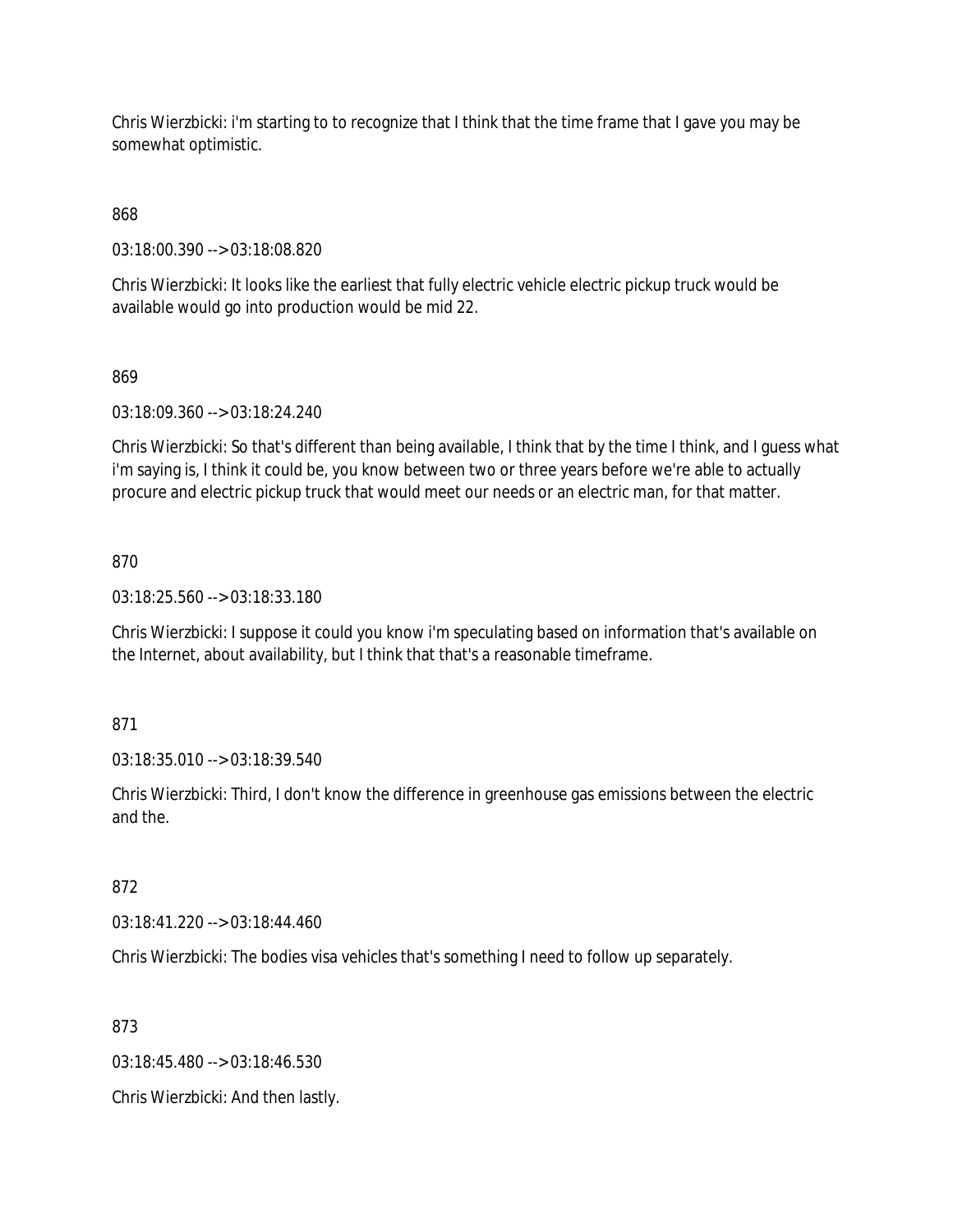Chris Wierzbicki: i'm starting to to recognize that I think that the time frame that I gave you may be somewhat optimistic.

868

03:18:00.390 --> 03:18:08.820

Chris Wierzbicki: It looks like the earliest that fully electric vehicle electric pickup truck would be available would go into production would be mid 22.

869

03:18:09.360 --> 03:18:24.240

Chris Wierzbicki: So that's different than being available, I think that by the time I think, and I guess what i'm saying is, I think it could be, you know between two or three years before we're able to actually procure and electric pickup truck that would meet our needs or an electric man, for that matter.

870

03:18:25.560 --> 03:18:33.180

Chris Wierzbicki: I suppose it could you know i'm speculating based on information that's available on the Internet, about availability, but I think that that's a reasonable timeframe.

871

03:18:35.010 --> 03:18:39.540

Chris Wierzbicki: Third, I don't know the difference in greenhouse gas emissions between the electric and the.

872

03:18:41.220 --> 03:18:44.460

Chris Wierzbicki: The bodies visa vehicles that's something I need to follow up separately.

873

03:18:45.480 --> 03:18:46.530

Chris Wierzbicki: And then lastly.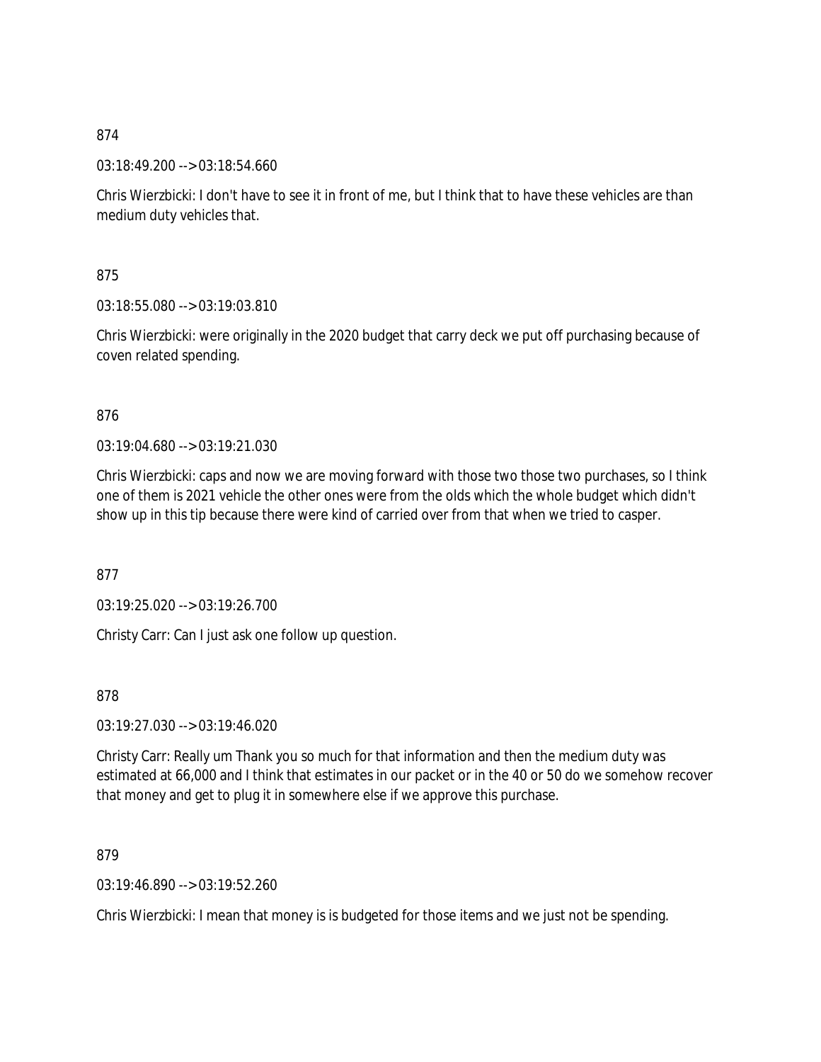874

03:18:49.200 --> 03:18:54.660

Chris Wierzbicki: I don't have to see it in front of me, but I think that to have these vehicles are than medium duty vehicles that.

875

03:18:55.080 --> 03:19:03.810

Chris Wierzbicki: were originally in the 2020 budget that carry deck we put off purchasing because of coven related spending.

876

03:19:04.680 --> 03:19:21.030

Chris Wierzbicki: caps and now we are moving forward with those two those two purchases, so I think one of them is 2021 vehicle the other ones were from the olds which the whole budget which didn't show up in this tip because there were kind of carried over from that when we tried to casper.

877

03:19:25.020 --> 03:19:26.700

Christy Carr: Can I just ask one follow up question.

878

03:19:27.030 --> 03:19:46.020

Christy Carr: Really um Thank you so much for that information and then the medium duty was estimated at 66,000 and I think that estimates in our packet or in the 40 or 50 do we somehow recover that money and get to plug it in somewhere else if we approve this purchase.

879

03:19:46.890 --> 03:19:52.260

Chris Wierzbicki: I mean that money is is budgeted for those items and we just not be spending.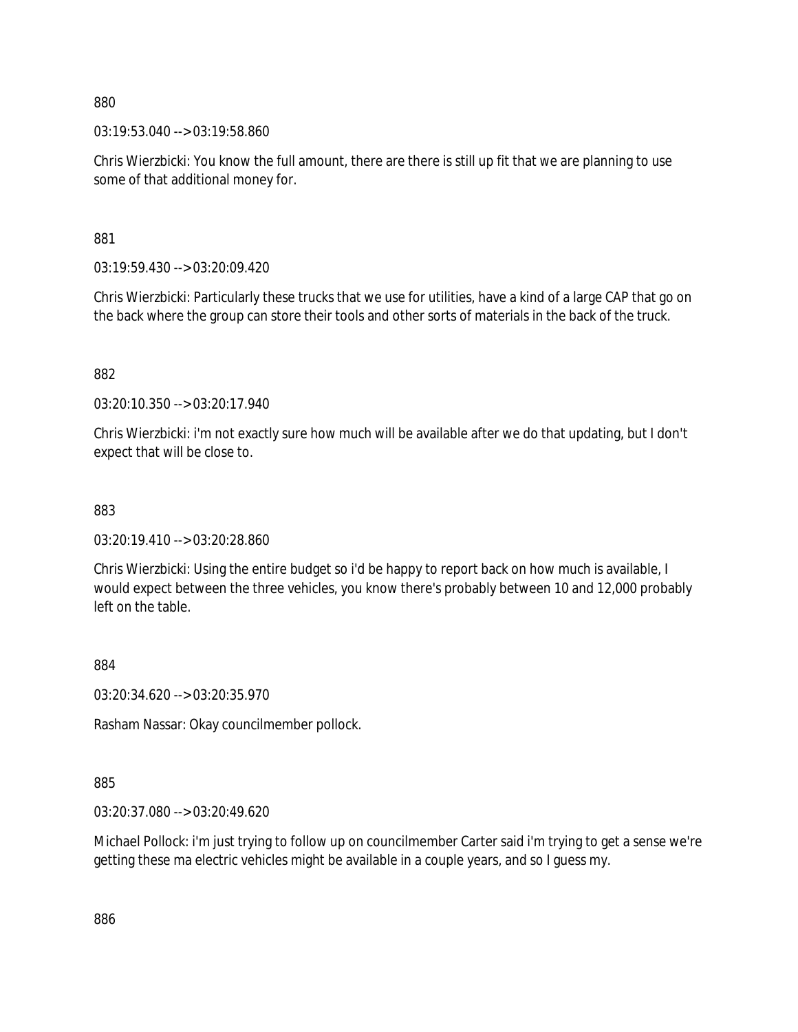880

03:19:53.040 --> 03:19:58.860

Chris Wierzbicki: You know the full amount, there are there is still up fit that we are planning to use some of that additional money for.

881

03:19:59.430 --> 03:20:09.420

Chris Wierzbicki: Particularly these trucks that we use for utilities, have a kind of a large CAP that go on the back where the group can store their tools and other sorts of materials in the back of the truck.

882

03:20:10.350 --> 03:20:17.940

Chris Wierzbicki: i'm not exactly sure how much will be available after we do that updating, but I don't expect that will be close to.

883

03:20:19.410 --> 03:20:28.860

Chris Wierzbicki: Using the entire budget so i'd be happy to report back on how much is available, I would expect between the three vehicles, you know there's probably between 10 and 12,000 probably left on the table.

884

03:20:34.620 --> 03:20:35.970

Rasham Nassar: Okay councilmember pollock.

885

03:20:37.080 --> 03:20:49.620

Michael Pollock: i'm just trying to follow up on councilmember Carter said i'm trying to get a sense we're getting these ma electric vehicles might be available in a couple years, and so I guess my.

886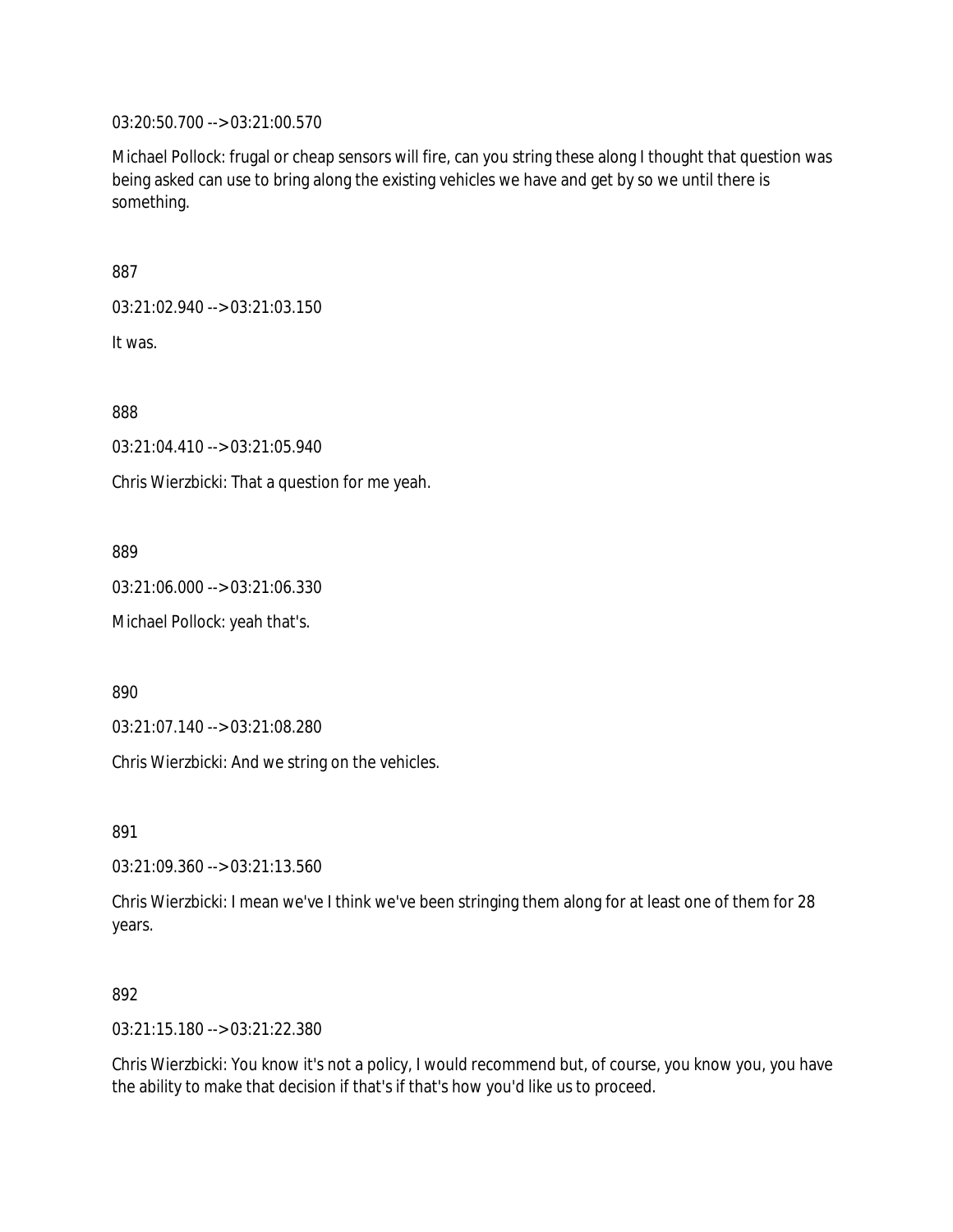03:20:50.700 --> 03:21:00.570

Michael Pollock: frugal or cheap sensors will fire, can you string these along I thought that question was being asked can use to bring along the existing vehicles we have and get by so we until there is something.

887

03:21:02.940 --> 03:21:03.150

It was.

888

03:21:04.410 --> 03:21:05.940

Chris Wierzbicki: That a question for me yeah.

889

03:21:06.000 --> 03:21:06.330

Michael Pollock: yeah that's.

890

03:21:07.140 --> 03:21:08.280

Chris Wierzbicki: And we string on the vehicles.

891

03:21:09.360 --> 03:21:13.560

Chris Wierzbicki: I mean we've I think we've been stringing them along for at least one of them for 28 years.

892

03:21:15.180 --> 03:21:22.380

Chris Wierzbicki: You know it's not a policy, I would recommend but, of course, you know you, you have the ability to make that decision if that's if that's how you'd like us to proceed.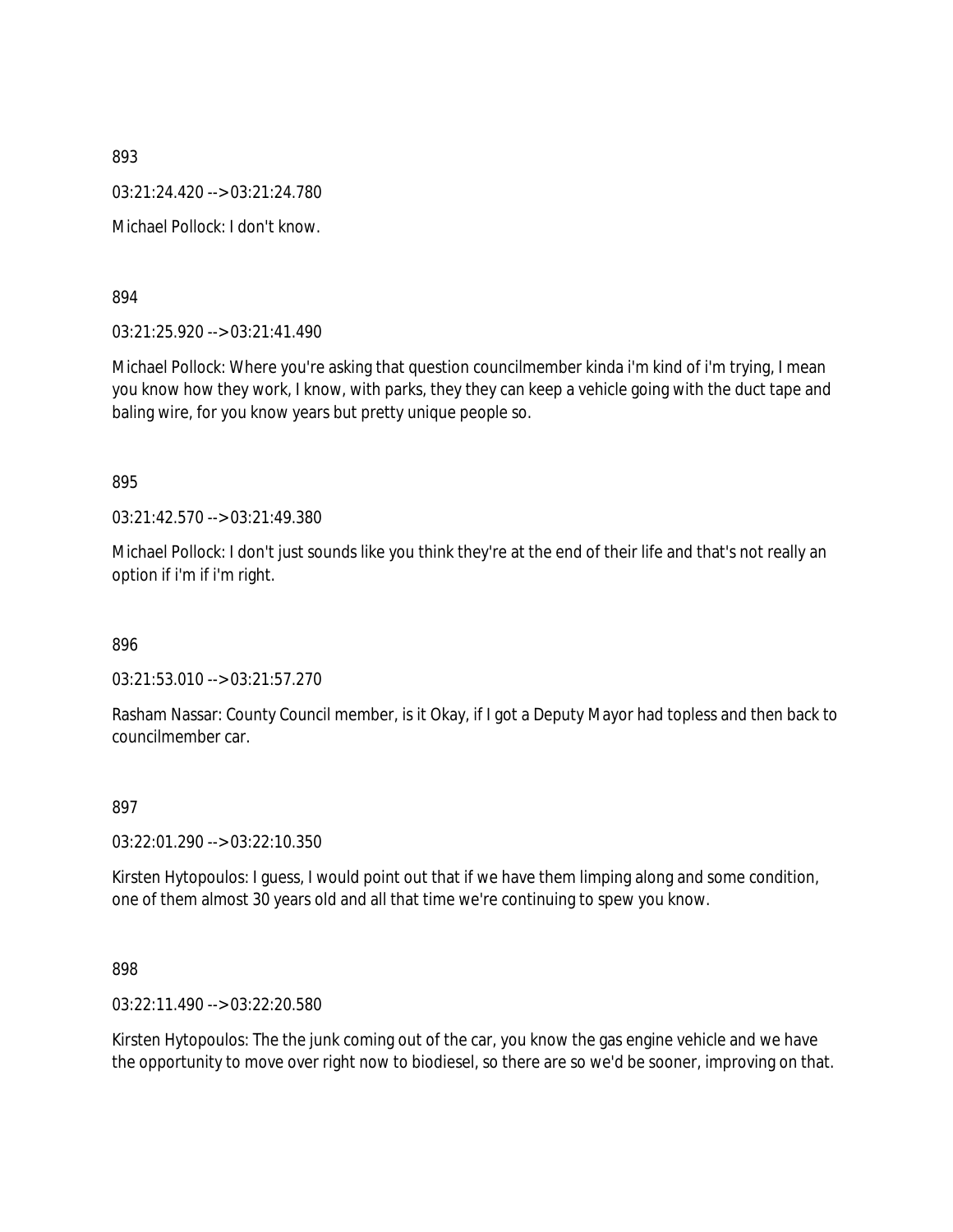893

03:21:24.420 --> 03:21:24.780

Michael Pollock: I don't know.

894

03:21:25.920 --> 03:21:41.490

Michael Pollock: Where you're asking that question councilmember kinda i'm kind of i'm trying, I mean you know how they work, I know, with parks, they they can keep a vehicle going with the duct tape and baling wire, for you know years but pretty unique people so.

895

03:21:42.570 --> 03:21:49.380

Michael Pollock: I don't just sounds like you think they're at the end of their life and that's not really an option if i'm if i'm right.

896

03:21:53.010 --> 03:21:57.270

Rasham Nassar: County Council member, is it Okay, if I got a Deputy Mayor had topless and then back to councilmember car.

897

03:22:01.290 --> 03:22:10.350

Kirsten Hytopoulos: I guess, I would point out that if we have them limping along and some condition, one of them almost 30 years old and all that time we're continuing to spew you know.

898

03:22:11.490 --> 03:22:20.580

Kirsten Hytopoulos: The the junk coming out of the car, you know the gas engine vehicle and we have the opportunity to move over right now to biodiesel, so there are so we'd be sooner, improving on that.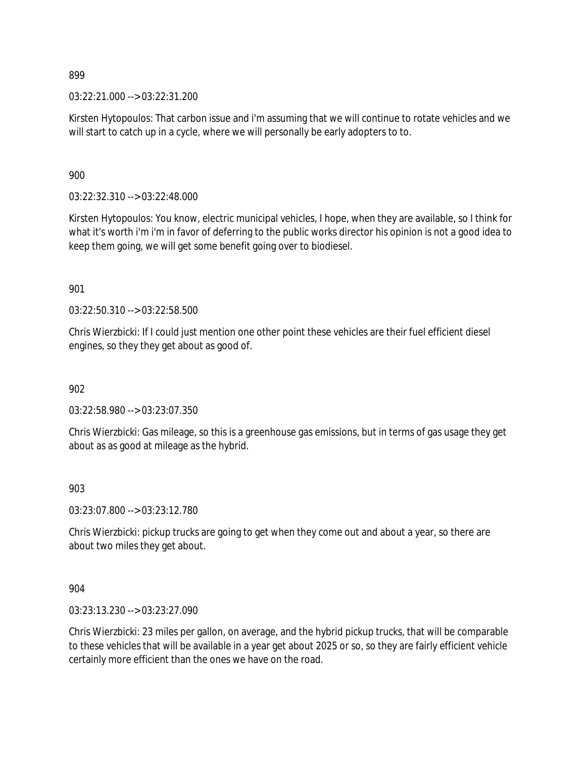899

03:22:21.000 --> 03:22:31.200

Kirsten Hytopoulos: That carbon issue and i'm assuming that we will continue to rotate vehicles and we will start to catch up in a cycle, where we will personally be early adopters to to.

900

03:22:32.310 --> 03:22:48.000

Kirsten Hytopoulos: You know, electric municipal vehicles, I hope, when they are available, so I think for what it's worth i'm i'm in favor of deferring to the public works director his opinion is not a good idea to keep them going, we will get some benefit going over to biodiesel.

901

03:22:50.310 --> 03:22:58.500

Chris Wierzbicki: If I could just mention one other point these vehicles are their fuel efficient diesel engines, so they they get about as good of.

902

03:22:58.980 --> 03:23:07.350

Chris Wierzbicki: Gas mileage, so this is a greenhouse gas emissions, but in terms of gas usage they get about as as good at mileage as the hybrid.

903

03:23:07.800 --> 03:23:12.780

Chris Wierzbicki: pickup trucks are going to get when they come out and about a year, so there are about two miles they get about.

904

03:23:13.230 --> 03:23:27.090

Chris Wierzbicki: 23 miles per gallon, on average, and the hybrid pickup trucks, that will be comparable to these vehicles that will be available in a year get about 2025 or so, so they are fairly efficient vehicle certainly more efficient than the ones we have on the road.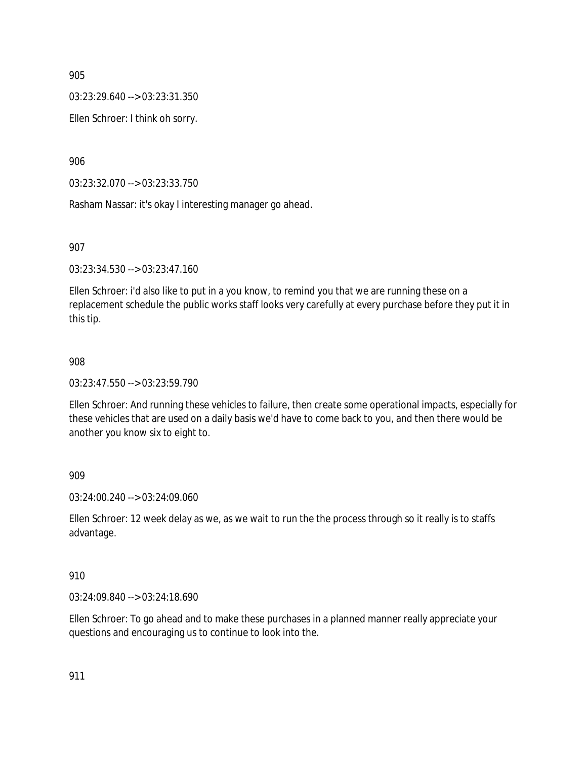905

03:23:29.640 --> 03:23:31.350

Ellen Schroer: I think oh sorry.

906

03:23:32.070 --> 03:23:33.750

Rasham Nassar: it's okay I interesting manager go ahead.

907

03:23:34.530 --> 03:23:47.160

Ellen Schroer: i'd also like to put in a you know, to remind you that we are running these on a replacement schedule the public works staff looks very carefully at every purchase before they put it in this tip.

908

03:23:47.550 --> 03:23:59.790

Ellen Schroer: And running these vehicles to failure, then create some operational impacts, especially for these vehicles that are used on a daily basis we'd have to come back to you, and then there would be another you know six to eight to.

909

03:24:00.240 --> 03:24:09.060

Ellen Schroer: 12 week delay as we, as we wait to run the the process through so it really is to staffs advantage.

910

03:24:09.840 --> 03:24:18.690

Ellen Schroer: To go ahead and to make these purchases in a planned manner really appreciate your questions and encouraging us to continue to look into the.

911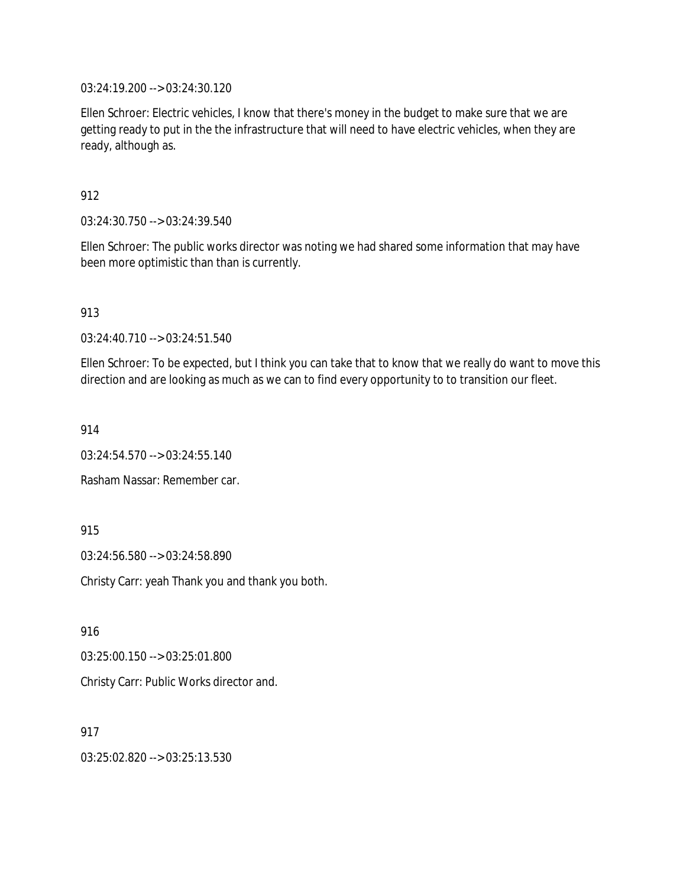03:24:19.200 --> 03:24:30.120

Ellen Schroer: Electric vehicles, I know that there's money in the budget to make sure that we are getting ready to put in the the infrastructure that will need to have electric vehicles, when they are ready, although as.

912

03:24:30.750 --> 03:24:39.540

Ellen Schroer: The public works director was noting we had shared some information that may have been more optimistic than than is currently.

913

03:24:40.710 --> 03:24:51.540

Ellen Schroer: To be expected, but I think you can take that to know that we really do want to move this direction and are looking as much as we can to find every opportunity to to transition our fleet.

914

03:24:54.570 --> 03:24:55.140

Rasham Nassar: Remember car.

915

03:24:56.580 --> 03:24:58.890

Christy Carr: yeah Thank you and thank you both.

916

03:25:00.150 --> 03:25:01.800

Christy Carr: Public Works director and.

917

03:25:02.820 --> 03:25:13.530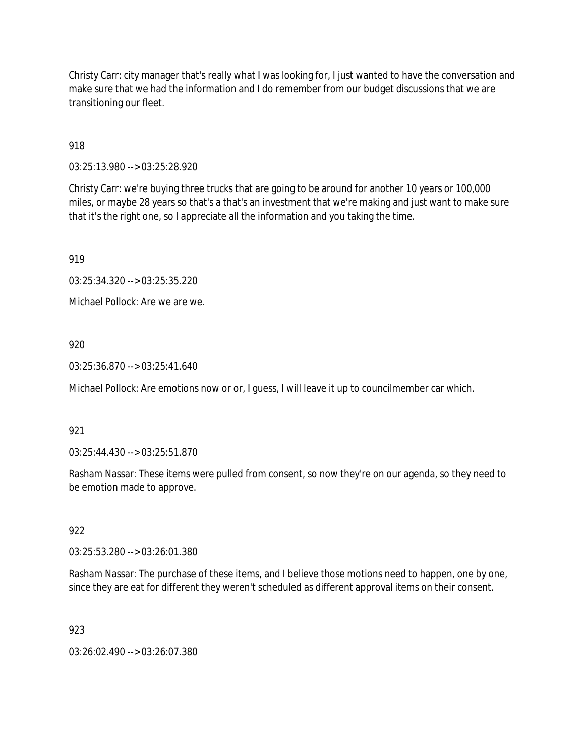Christy Carr: city manager that's really what I was looking for, I just wanted to have the conversation and make sure that we had the information and I do remember from our budget discussions that we are transitioning our fleet.

918

03:25:13.980 --> 03:25:28.920

Christy Carr: we're buying three trucks that are going to be around for another 10 years or 100,000 miles, or maybe 28 years so that's a that's an investment that we're making and just want to make sure that it's the right one, so I appreciate all the information and you taking the time.

919

03:25:34.320 --> 03:25:35.220

Michael Pollock: Are we are we.

920

03:25:36.870 --> 03:25:41.640

Michael Pollock: Are emotions now or or, I guess, I will leave it up to councilmember car which.

921

03:25:44.430 --> 03:25:51.870

Rasham Nassar: These items were pulled from consent, so now they're on our agenda, so they need to be emotion made to approve.

922

03:25:53.280 --> 03:26:01.380

Rasham Nassar: The purchase of these items, and I believe those motions need to happen, one by one, since they are eat for different they weren't scheduled as different approval items on their consent.

923

03:26:02.490 --> 03:26:07.380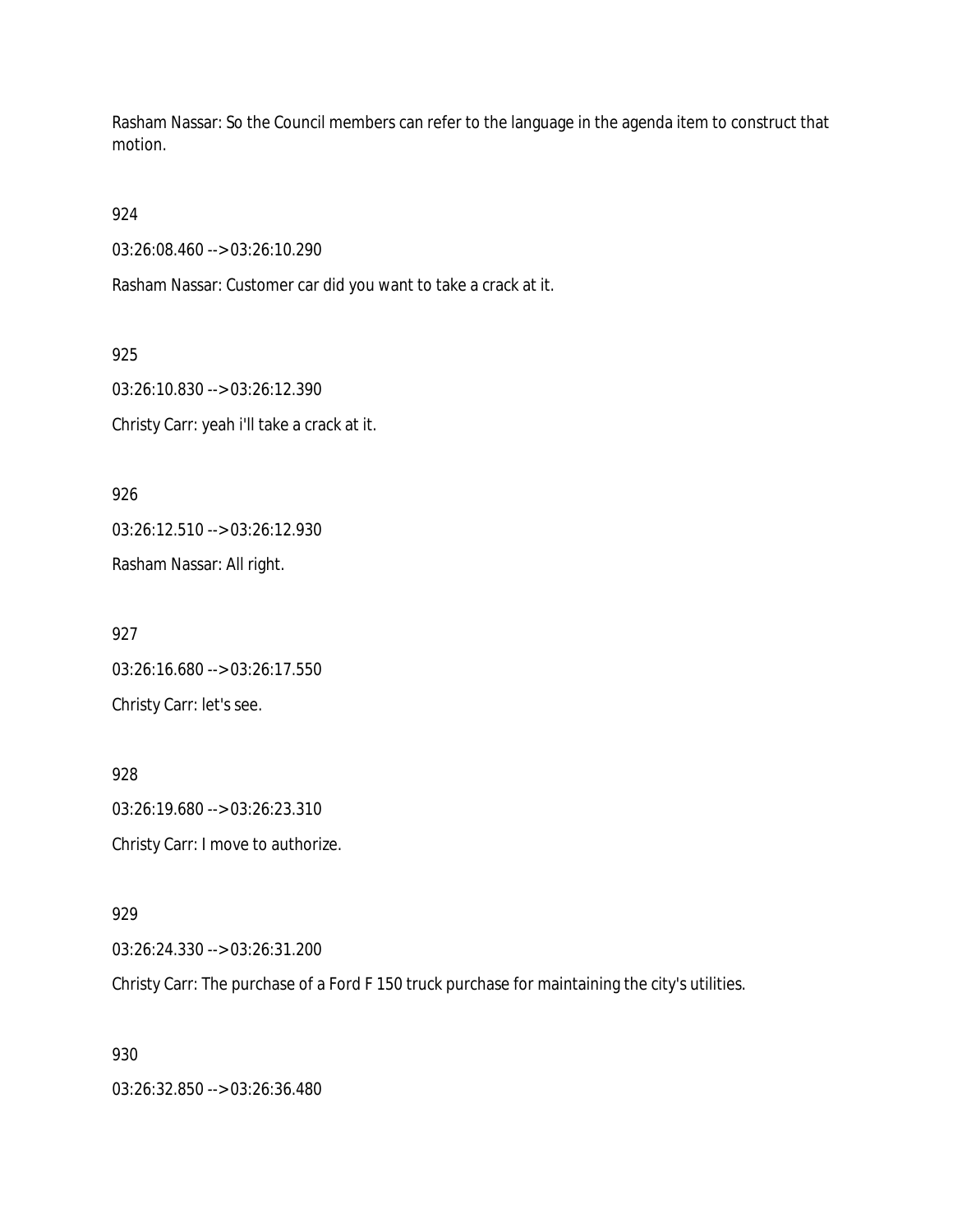Rasham Nassar: So the Council members can refer to the language in the agenda item to construct that motion.

924

03:26:08.460 --> 03:26:10.290

Rasham Nassar: Customer car did you want to take a crack at it.

925

03:26:10.830 --> 03:26:12.390

Christy Carr: yeah i'll take a crack at it.

926

03:26:12.510 --> 03:26:12.930

Rasham Nassar: All right.

927

03:26:16.680 --> 03:26:17.550

Christy Carr: let's see.

928

03:26:19.680 --> 03:26:23.310

Christy Carr: I move to authorize.

929

03:26:24.330 --> 03:26:31.200

Christy Carr: The purchase of a Ford F 150 truck purchase for maintaining the city's utilities.

930

03:26:32.850 --> 03:26:36.480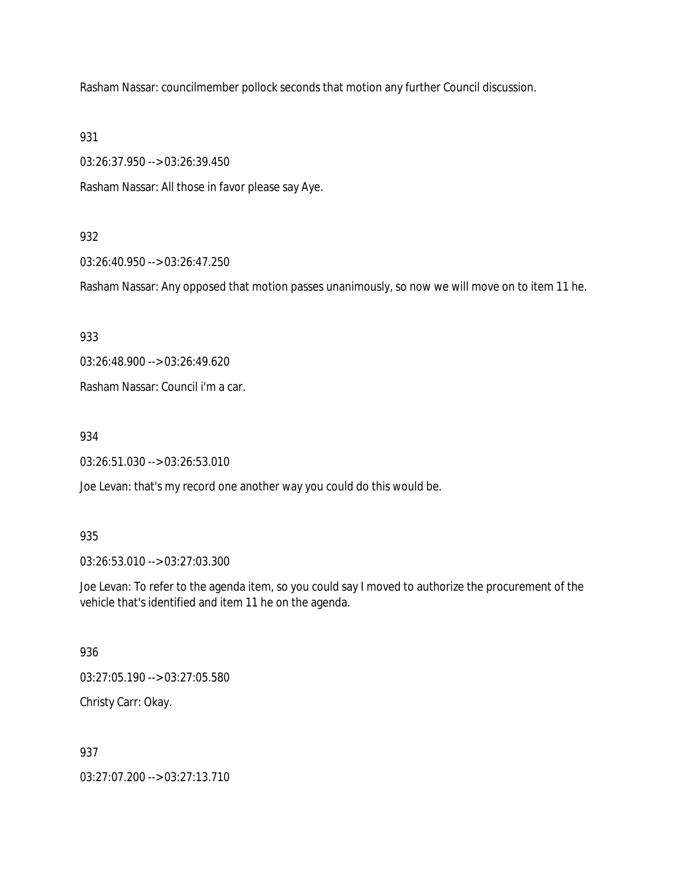Rasham Nassar: councilmember pollock seconds that motion any further Council discussion.

931

03:26:37.950 --> 03:26:39.450

Rasham Nassar: All those in favor please say Aye.

932

03:26:40.950 --> 03:26:47.250

Rasham Nassar: Any opposed that motion passes unanimously, so now we will move on to item 11 he.

933

03:26:48.900 --> 03:26:49.620

Rasham Nassar: Council i'm a car.

934

03:26:51.030 --> 03:26:53.010

Joe Levan: that's my record one another way you could do this would be.

935

03:26:53.010 --> 03:27:03.300

Joe Levan: To refer to the agenda item, so you could say I moved to authorize the procurement of the vehicle that's identified and item 11 he on the agenda.

936

03:27:05.190 --> 03:27:05.580

Christy Carr: Okay.

937

03:27:07.200 --> 03:27:13.710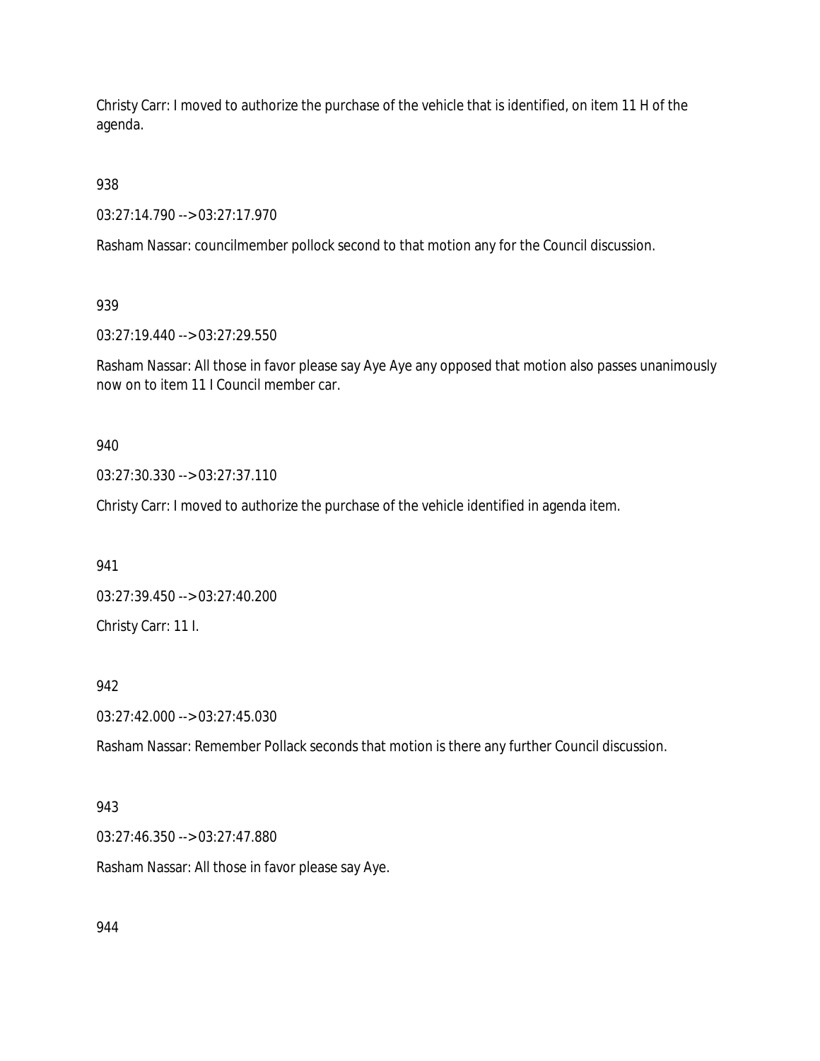Christy Carr: I moved to authorize the purchase of the vehicle that is identified, on item 11 H of the agenda.

938

03:27:14.790 --> 03:27:17.970

Rasham Nassar: councilmember pollock second to that motion any for the Council discussion.

939

03:27:19.440 --> 03:27:29.550

Rasham Nassar: All those in favor please say Aye Aye any opposed that motion also passes unanimously now on to item 11 I Council member car.

940

03:27:30.330 --> 03:27:37.110

Christy Carr: I moved to authorize the purchase of the vehicle identified in agenda item.

941

03:27:39.450 --> 03:27:40.200

Christy Carr: 11 I.

942

03:27:42.000 --> 03:27:45.030

Rasham Nassar: Remember Pollack seconds that motion is there any further Council discussion.

943

03:27:46.350 --> 03:27:47.880

Rasham Nassar: All those in favor please say Aye.

944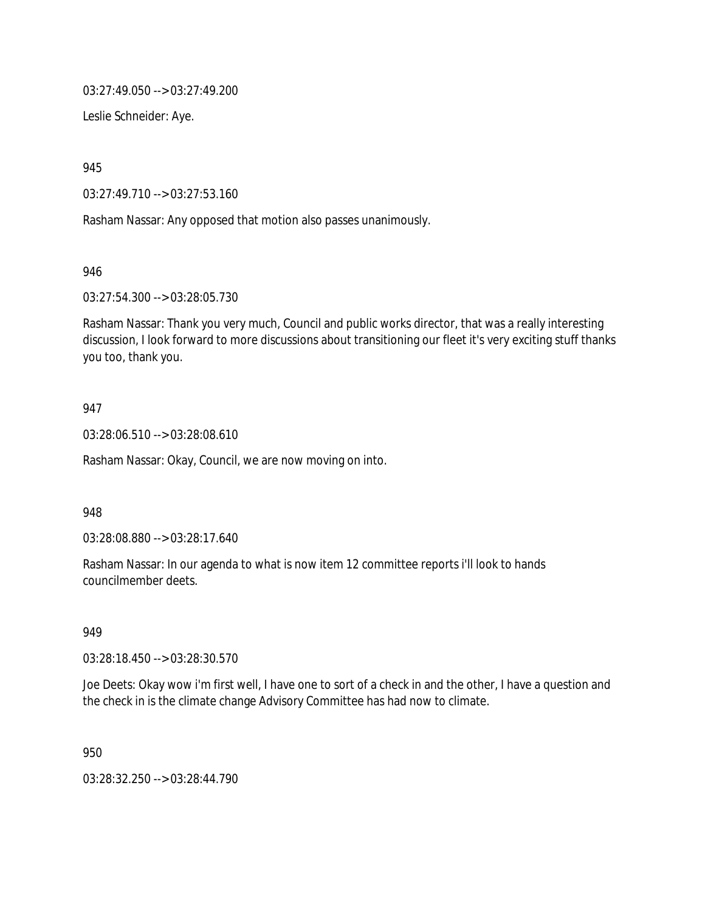03:27:49.050 --> 03:27:49.200

Leslie Schneider: Aye.

945

03:27:49.710 --> 03:27:53.160

Rasham Nassar: Any opposed that motion also passes unanimously.

946

03:27:54.300 --> 03:28:05.730

Rasham Nassar: Thank you very much, Council and public works director, that was a really interesting discussion, I look forward to more discussions about transitioning our fleet it's very exciting stuff thanks you too, thank you.

947

03:28:06.510 --> 03:28:08.610

Rasham Nassar: Okay, Council, we are now moving on into.

948

03:28:08.880 --> 03:28:17.640

Rasham Nassar: In our agenda to what is now item 12 committee reports i'll look to hands councilmember deets.

949

03:28:18.450 --> 03:28:30.570

Joe Deets: Okay wow i'm first well, I have one to sort of a check in and the other, I have a question and the check in is the climate change Advisory Committee has had now to climate.

950

03:28:32.250 --> 03:28:44.790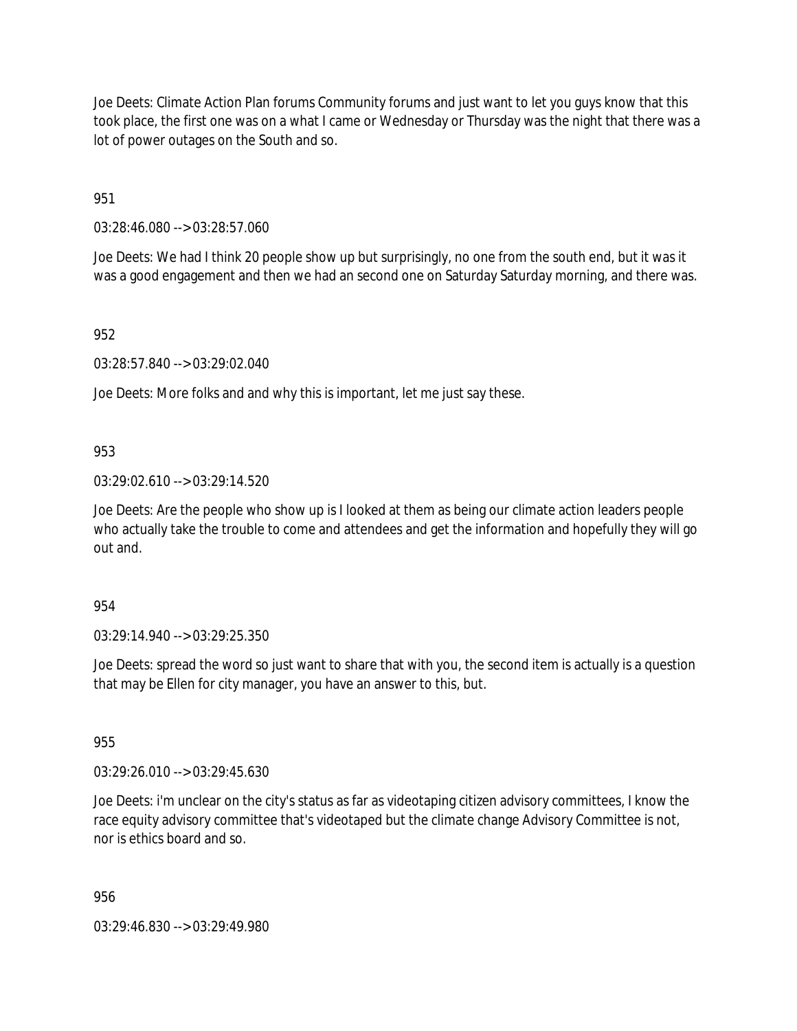Joe Deets: Climate Action Plan forums Community forums and just want to let you guys know that this took place, the first one was on a what I came or Wednesday or Thursday was the night that there was a lot of power outages on the South and so.

951

03:28:46.080 --> 03:28:57.060

Joe Deets: We had I think 20 people show up but surprisingly, no one from the south end, but it was it was a good engagement and then we had an second one on Saturday Saturday morning, and there was.

952

03:28:57.840 --> 03:29:02.040

Joe Deets: More folks and and why this is important, let me just say these.

953

03:29:02.610 --> 03:29:14.520

Joe Deets: Are the people who show up is I looked at them as being our climate action leaders people who actually take the trouble to come and attendees and get the information and hopefully they will go out and.

954

03:29:14.940 --> 03:29:25.350

Joe Deets: spread the word so just want to share that with you, the second item is actually is a question that may be Ellen for city manager, you have an answer to this, but.

955

03:29:26.010 --> 03:29:45.630

Joe Deets: i'm unclear on the city's status as far as videotaping citizen advisory committees, I know the race equity advisory committee that's videotaped but the climate change Advisory Committee is not, nor is ethics board and so.

956

03:29:46.830 --> 03:29:49.980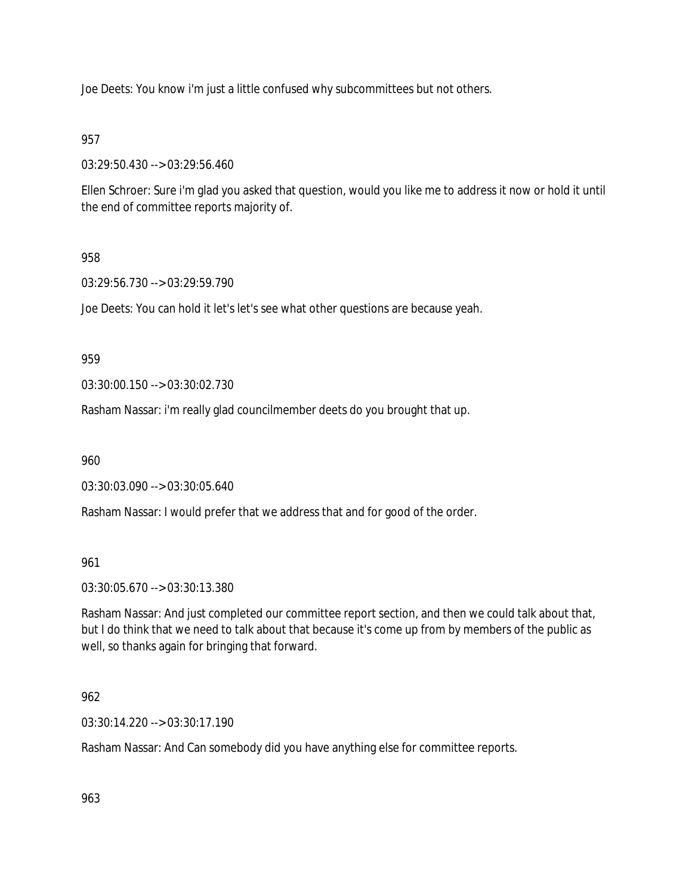Joe Deets: You know i'm just a little confused why subcommittees but not others.

957

03:29:50.430 --> 03:29:56.460

Ellen Schroer: Sure i'm glad you asked that question, would you like me to address it now or hold it until the end of committee reports majority of.

958

03:29:56.730 --> 03:29:59.790

Joe Deets: You can hold it let's let's see what other questions are because yeah.

959

03:30:00.150 --> 03:30:02.730

Rasham Nassar: i'm really glad councilmember deets do you brought that up.

960

03:30:03.090 --> 03:30:05.640

Rasham Nassar: I would prefer that we address that and for good of the order.

961

03:30:05.670 --> 03:30:13.380

Rasham Nassar: And just completed our committee report section, and then we could talk about that, but I do think that we need to talk about that because it's come up from by members of the public as well, so thanks again for bringing that forward.

962

03:30:14.220 --> 03:30:17.190

Rasham Nassar: And Can somebody did you have anything else for committee reports.

963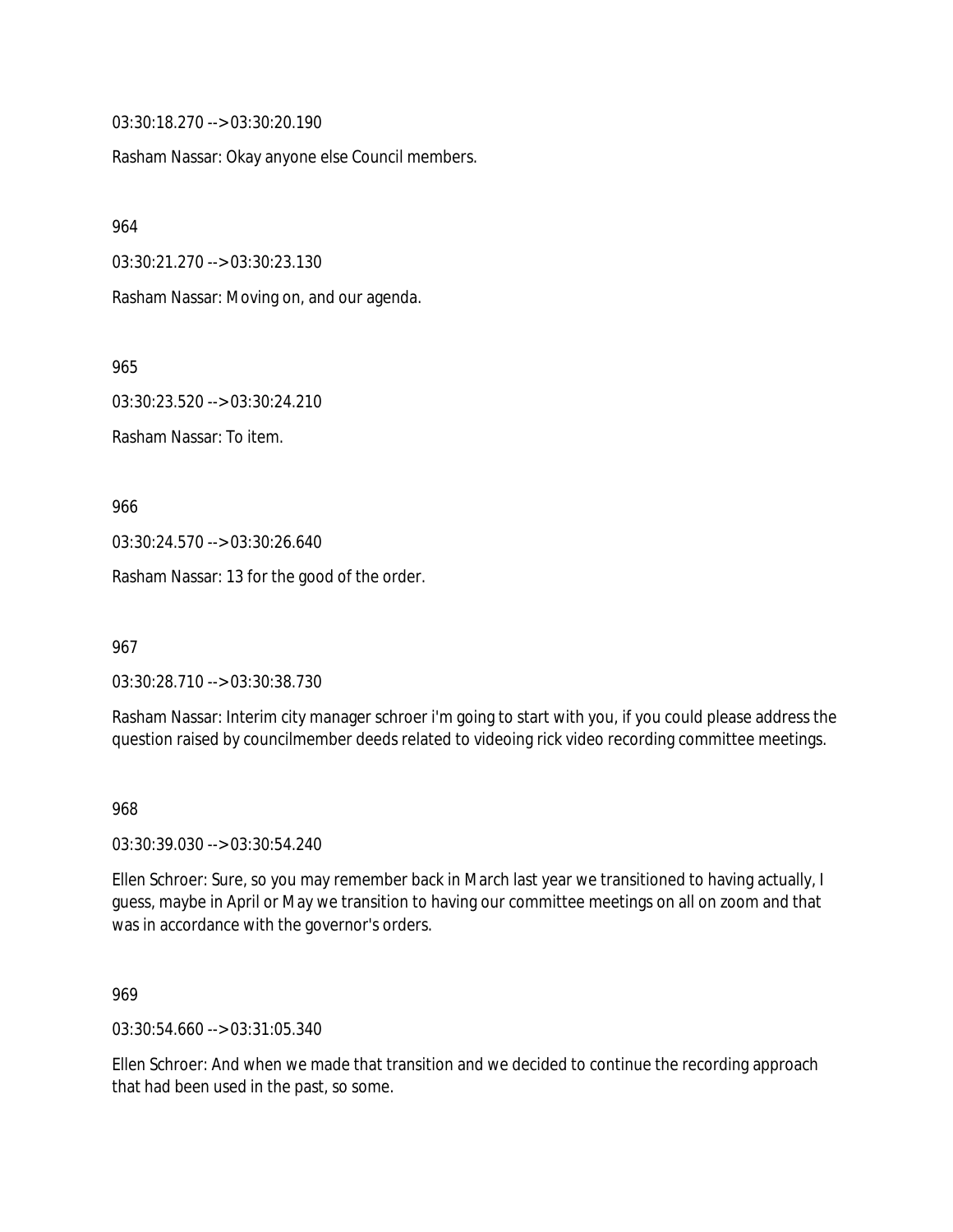03:30:18.270 --> 03:30:20.190

Rasham Nassar: Okay anyone else Council members.

964

03:30:21.270 --> 03:30:23.130

Rasham Nassar: Moving on, and our agenda.

965

03:30:23.520 --> 03:30:24.210

Rasham Nassar: To item.

966

03:30:24.570 --> 03:30:26.640

Rasham Nassar: 13 for the good of the order.

967

03:30:28.710 --> 03:30:38.730

Rasham Nassar: Interim city manager schroer i'm going to start with you, if you could please address the question raised by councilmember deeds related to videoing rick video recording committee meetings.

968

03:30:39.030 --> 03:30:54.240

Ellen Schroer: Sure, so you may remember back in March last year we transitioned to having actually, I guess, maybe in April or May we transition to having our committee meetings on all on zoom and that was in accordance with the governor's orders.

969

03:30:54.660 --> 03:31:05.340

Ellen Schroer: And when we made that transition and we decided to continue the recording approach that had been used in the past, so some.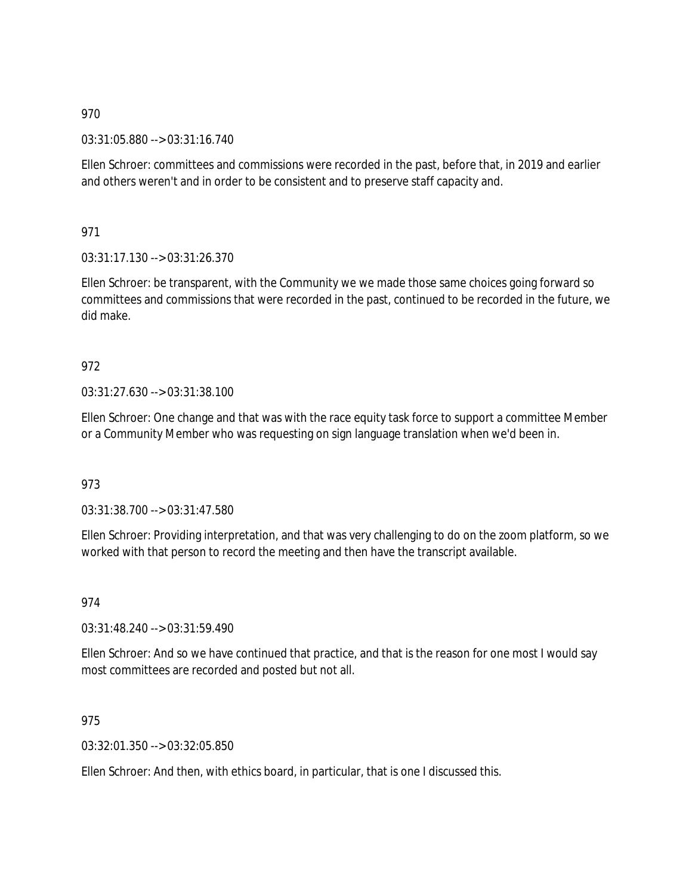970

03:31:05.880 --> 03:31:16.740

Ellen Schroer: committees and commissions were recorded in the past, before that, in 2019 and earlier and others weren't and in order to be consistent and to preserve staff capacity and.

971

03:31:17.130 --> 03:31:26.370

Ellen Schroer: be transparent, with the Community we we made those same choices going forward so committees and commissions that were recorded in the past, continued to be recorded in the future, we did make.

972

03:31:27.630 --> 03:31:38.100

Ellen Schroer: One change and that was with the race equity task force to support a committee Member or a Community Member who was requesting on sign language translation when we'd been in.

973

03:31:38.700 --> 03:31:47.580

Ellen Schroer: Providing interpretation, and that was very challenging to do on the zoom platform, so we worked with that person to record the meeting and then have the transcript available.

974

03:31:48.240 --> 03:31:59.490

Ellen Schroer: And so we have continued that practice, and that is the reason for one most I would say most committees are recorded and posted but not all.

975

03:32:01.350 --> 03:32:05.850

Ellen Schroer: And then, with ethics board, in particular, that is one I discussed this.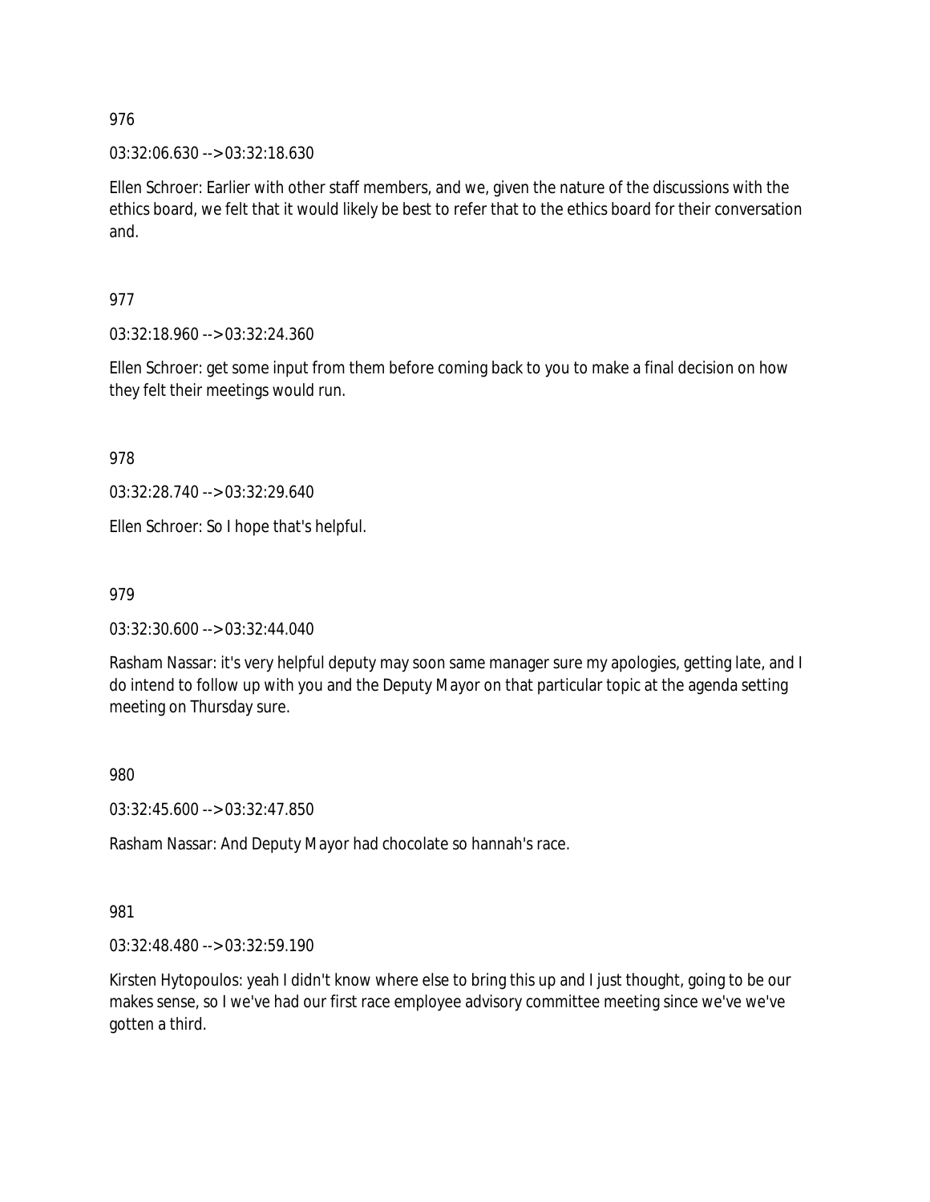976

03:32:06.630 --> 03:32:18.630

Ellen Schroer: Earlier with other staff members, and we, given the nature of the discussions with the ethics board, we felt that it would likely be best to refer that to the ethics board for their conversation and.

977

03:32:18.960 --> 03:32:24.360

Ellen Schroer: get some input from them before coming back to you to make a final decision on how they felt their meetings would run.

978

03:32:28.740 --> 03:32:29.640

Ellen Schroer: So I hope that's helpful.

979

03:32:30.600 --> 03:32:44.040

Rasham Nassar: it's very helpful deputy may soon same manager sure my apologies, getting late, and I do intend to follow up with you and the Deputy Mayor on that particular topic at the agenda setting meeting on Thursday sure.

980

03:32:45.600 --> 03:32:47.850

Rasham Nassar: And Deputy Mayor had chocolate so hannah's race.

981

03:32:48.480 --> 03:32:59.190

Kirsten Hytopoulos: yeah I didn't know where else to bring this up and I just thought, going to be our makes sense, so I we've had our first race employee advisory committee meeting since we've we've gotten a third.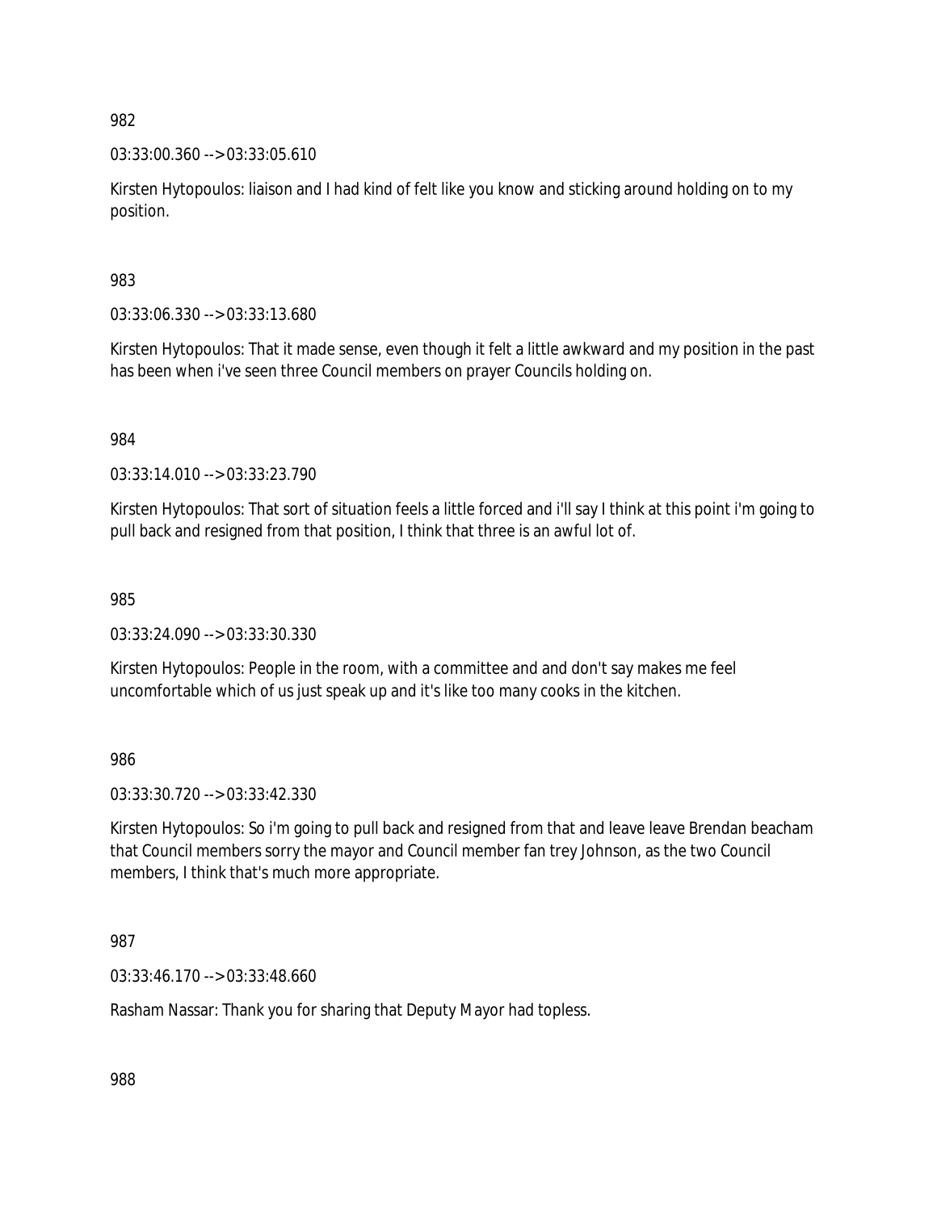982

03:33:00.360 --> 03:33:05.610

Kirsten Hytopoulos: liaison and I had kind of felt like you know and sticking around holding on to my position.

983

03:33:06.330 --> 03:33:13.680

Kirsten Hytopoulos: That it made sense, even though it felt a little awkward and my position in the past has been when i've seen three Council members on prayer Councils holding on.

984

03:33:14.010 --> 03:33:23.790

Kirsten Hytopoulos: That sort of situation feels a little forced and i'll say I think at this point i'm going to pull back and resigned from that position, I think that three is an awful lot of.

985

03:33:24.090 --> 03:33:30.330

Kirsten Hytopoulos: People in the room, with a committee and and don't say makes me feel uncomfortable which of us just speak up and it's like too many cooks in the kitchen.

986

03:33:30.720 --> 03:33:42.330

Kirsten Hytopoulos: So i'm going to pull back and resigned from that and leave leave Brendan beacham that Council members sorry the mayor and Council member fan trey Johnson, as the two Council members, I think that's much more appropriate.

987

03:33:46.170 --> 03:33:48.660

Rasham Nassar: Thank you for sharing that Deputy Mayor had topless.

988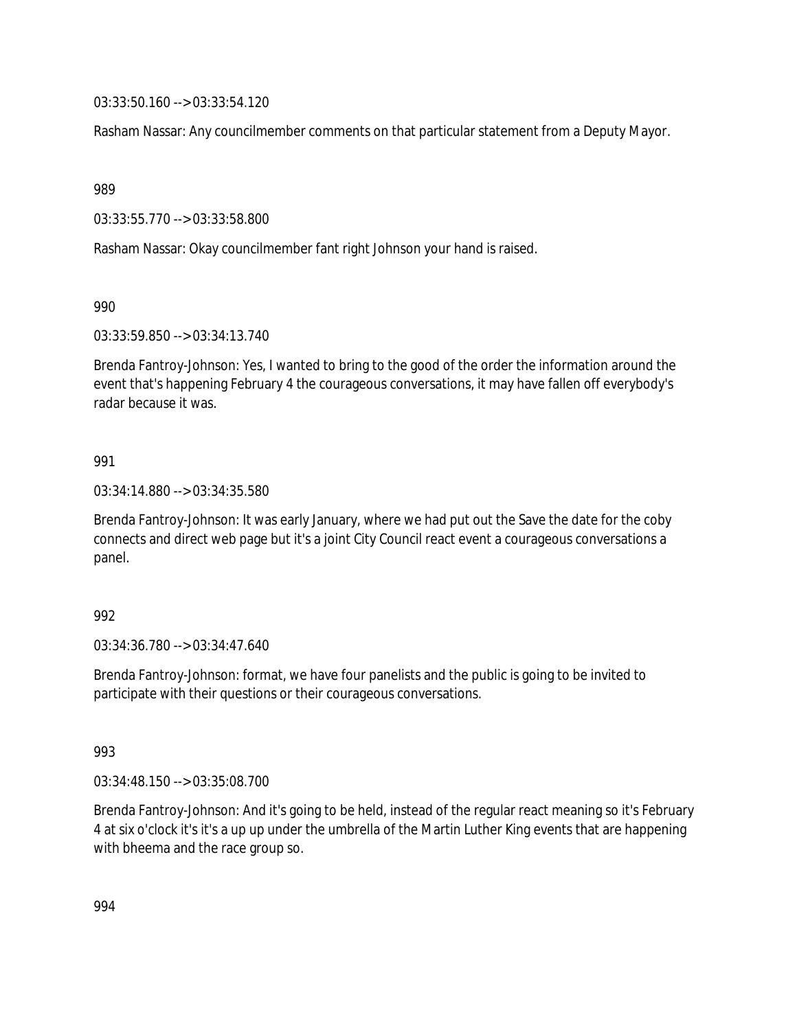03:33:50.160 --> 03:33:54.120

Rasham Nassar: Any councilmember comments on that particular statement from a Deputy Mayor.

989

03:33:55.770 --> 03:33:58.800

Rasham Nassar: Okay councilmember fant right Johnson your hand is raised.

990

03:33:59.850 --> 03:34:13.740

Brenda Fantroy-Johnson: Yes, I wanted to bring to the good of the order the information around the event that's happening February 4 the courageous conversations, it may have fallen off everybody's radar because it was.

991

03:34:14.880 --> 03:34:35.580

Brenda Fantroy-Johnson: It was early January, where we had put out the Save the date for the coby connects and direct web page but it's a joint City Council react event a courageous conversations a panel.

992

03:34:36.780 --> 03:34:47.640

Brenda Fantroy-Johnson: format, we have four panelists and the public is going to be invited to participate with their questions or their courageous conversations.

993

03:34:48.150 --> 03:35:08.700

Brenda Fantroy-Johnson: And it's going to be held, instead of the regular react meaning so it's February 4 at six o'clock it's it's a up up under the umbrella of the Martin Luther King events that are happening with bheema and the race group so.

994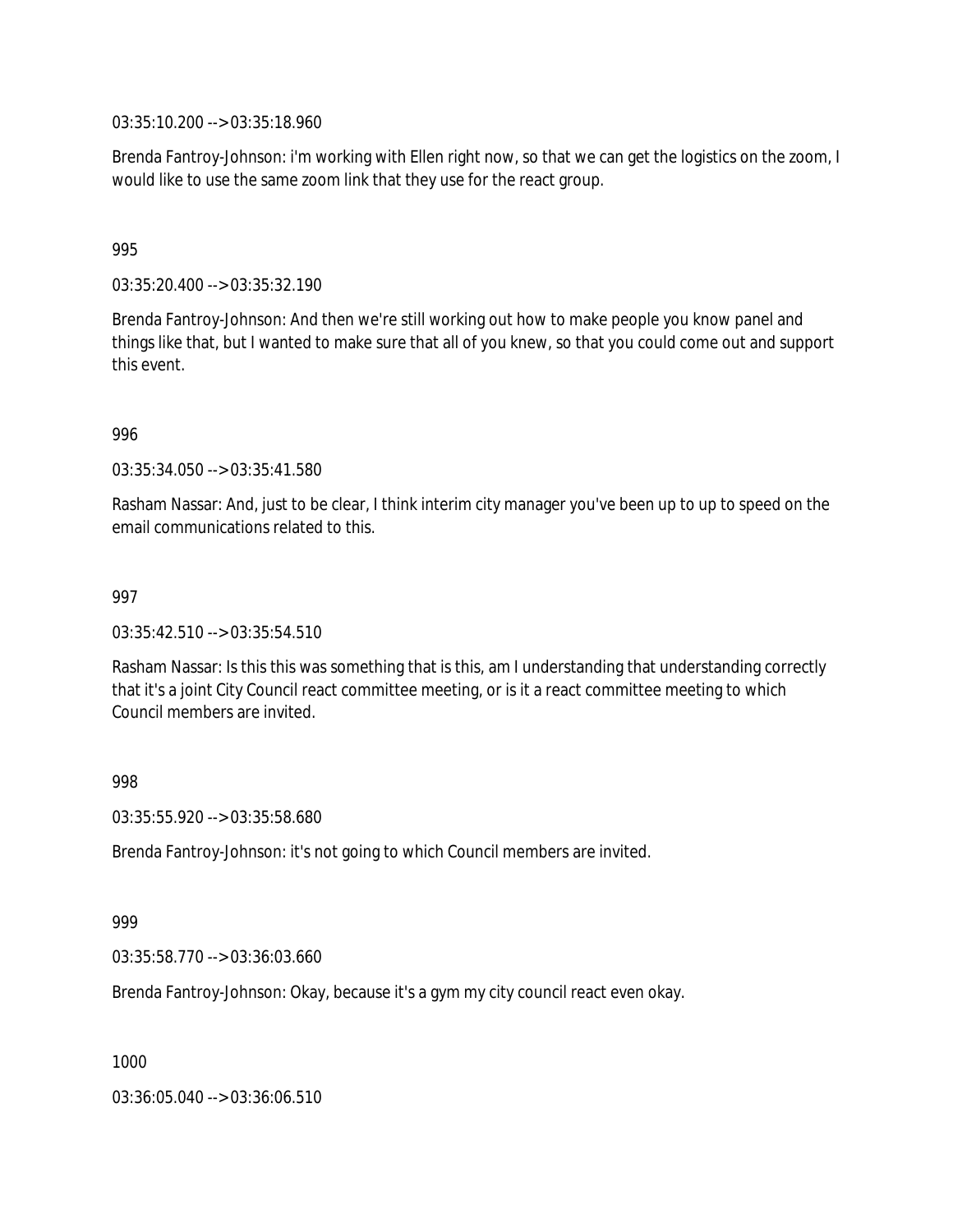03:35:10.200 --> 03:35:18.960

Brenda Fantroy-Johnson: i'm working with Ellen right now, so that we can get the logistics on the zoom, I would like to use the same zoom link that they use for the react group.

995

03:35:20.400 --> 03:35:32.190

Brenda Fantroy-Johnson: And then we're still working out how to make people you know panel and things like that, but I wanted to make sure that all of you knew, so that you could come out and support this event.

996

03:35:34.050 --> 03:35:41.580

Rasham Nassar: And, just to be clear, I think interim city manager you've been up to up to speed on the email communications related to this.

997

03:35:42.510 --> 03:35:54.510

Rasham Nassar: Is this this was something that is this, am I understanding that understanding correctly that it's a joint City Council react committee meeting, or is it a react committee meeting to which Council members are invited.

998

03:35:55.920 --> 03:35:58.680

Brenda Fantroy-Johnson: it's not going to which Council members are invited.

999

03:35:58.770 --> 03:36:03.660

Brenda Fantroy-Johnson: Okay, because it's a gym my city council react even okay.

1000

03:36:05.040 --> 03:36:06.510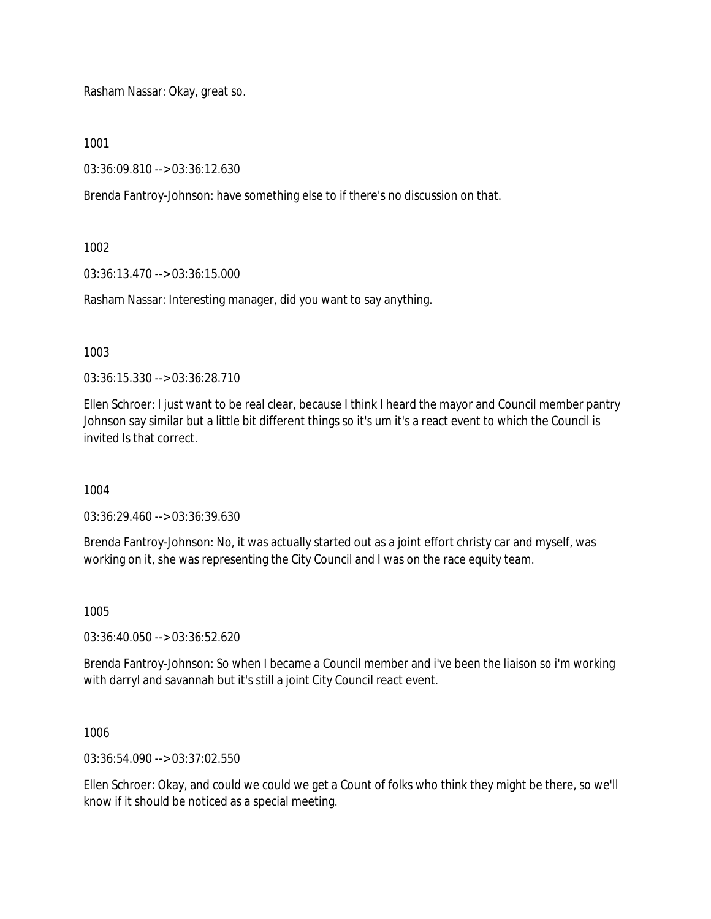Rasham Nassar: Okay, great so.

1001

03:36:09.810 --> 03:36:12.630

Brenda Fantroy-Johnson: have something else to if there's no discussion on that.

1002

03:36:13.470 --> 03:36:15.000

Rasham Nassar: Interesting manager, did you want to say anything.

1003

03:36:15.330 --> 03:36:28.710

Ellen Schroer: I just want to be real clear, because I think I heard the mayor and Council member pantry Johnson say similar but a little bit different things so it's um it's a react event to which the Council is invited Is that correct.

1004

03:36:29.460 --> 03:36:39.630

Brenda Fantroy-Johnson: No, it was actually started out as a joint effort christy car and myself, was working on it, she was representing the City Council and I was on the race equity team.

1005

03:36:40.050 --> 03:36:52.620

Brenda Fantroy-Johnson: So when I became a Council member and i've been the liaison so i'm working with darryl and savannah but it's still a joint City Council react event.

1006

03:36:54.090 --> 03:37:02.550

Ellen Schroer: Okay, and could we could we get a Count of folks who think they might be there, so we'll know if it should be noticed as a special meeting.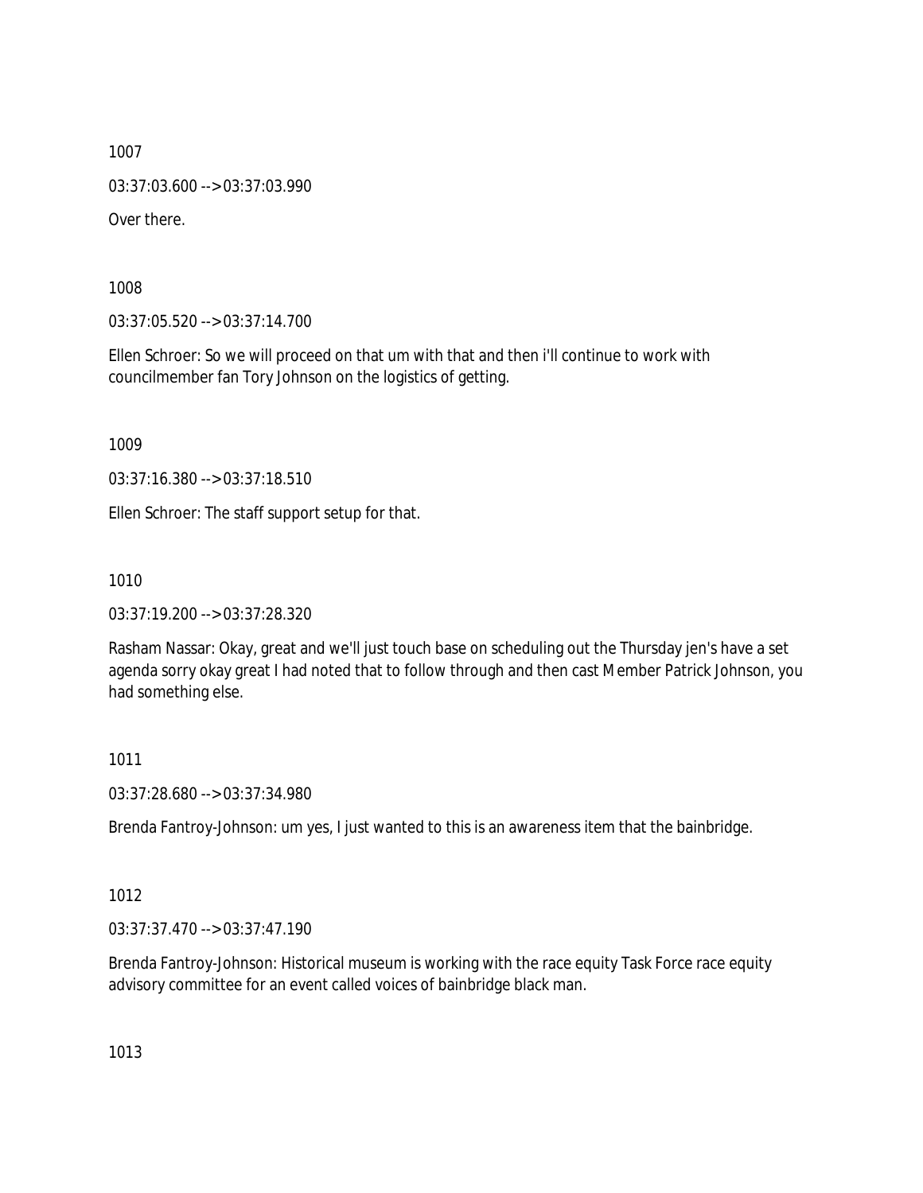1007

03:37:03.600 --> 03:37:03.990

Over there.

1008

03:37:05.520 --> 03:37:14.700

Ellen Schroer: So we will proceed on that um with that and then i'll continue to work with councilmember fan Tory Johnson on the logistics of getting.

1009

03:37:16.380 --> 03:37:18.510

Ellen Schroer: The staff support setup for that.

1010

03:37:19.200 --> 03:37:28.320

Rasham Nassar: Okay, great and we'll just touch base on scheduling out the Thursday jen's have a set agenda sorry okay great I had noted that to follow through and then cast Member Patrick Johnson, you had something else.

1011

03:37:28.680 --> 03:37:34.980

Brenda Fantroy-Johnson: um yes, I just wanted to this is an awareness item that the bainbridge.

1012

03:37:37.470 --> 03:37:47.190

Brenda Fantroy-Johnson: Historical museum is working with the race equity Task Force race equity advisory committee for an event called voices of bainbridge black man.

1013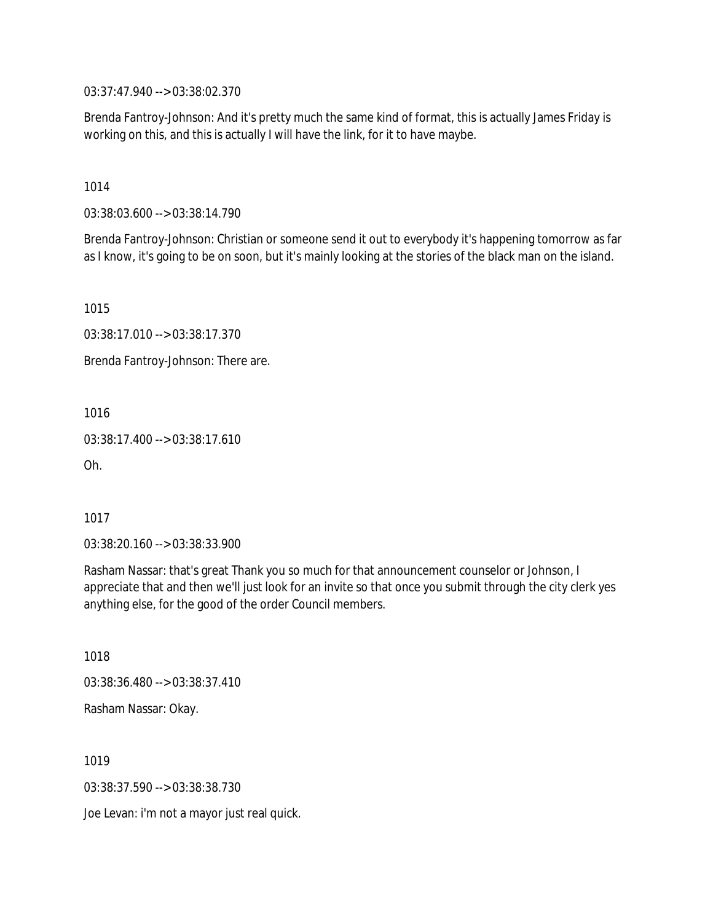03:37:47.940 --> 03:38:02.370

Brenda Fantroy-Johnson: And it's pretty much the same kind of format, this is actually James Friday is working on this, and this is actually I will have the link, for it to have maybe.

1014

03:38:03.600 --> 03:38:14.790

Brenda Fantroy-Johnson: Christian or someone send it out to everybody it's happening tomorrow as far as I know, it's going to be on soon, but it's mainly looking at the stories of the black man on the island.

1015

03:38:17.010 --> 03:38:17.370

Brenda Fantroy-Johnson: There are.

1016

03:38:17.400 --> 03:38:17.610

Oh.

1017

03:38:20.160 --> 03:38:33.900

Rasham Nassar: that's great Thank you so much for that announcement counselor or Johnson, I appreciate that and then we'll just look for an invite so that once you submit through the city clerk yes anything else, for the good of the order Council members.

1018

03:38:36.480 --> 03:38:37.410

Rasham Nassar: Okay.

1019

03:38:37.590 --> 03:38:38.730

Joe Levan: i'm not a mayor just real quick.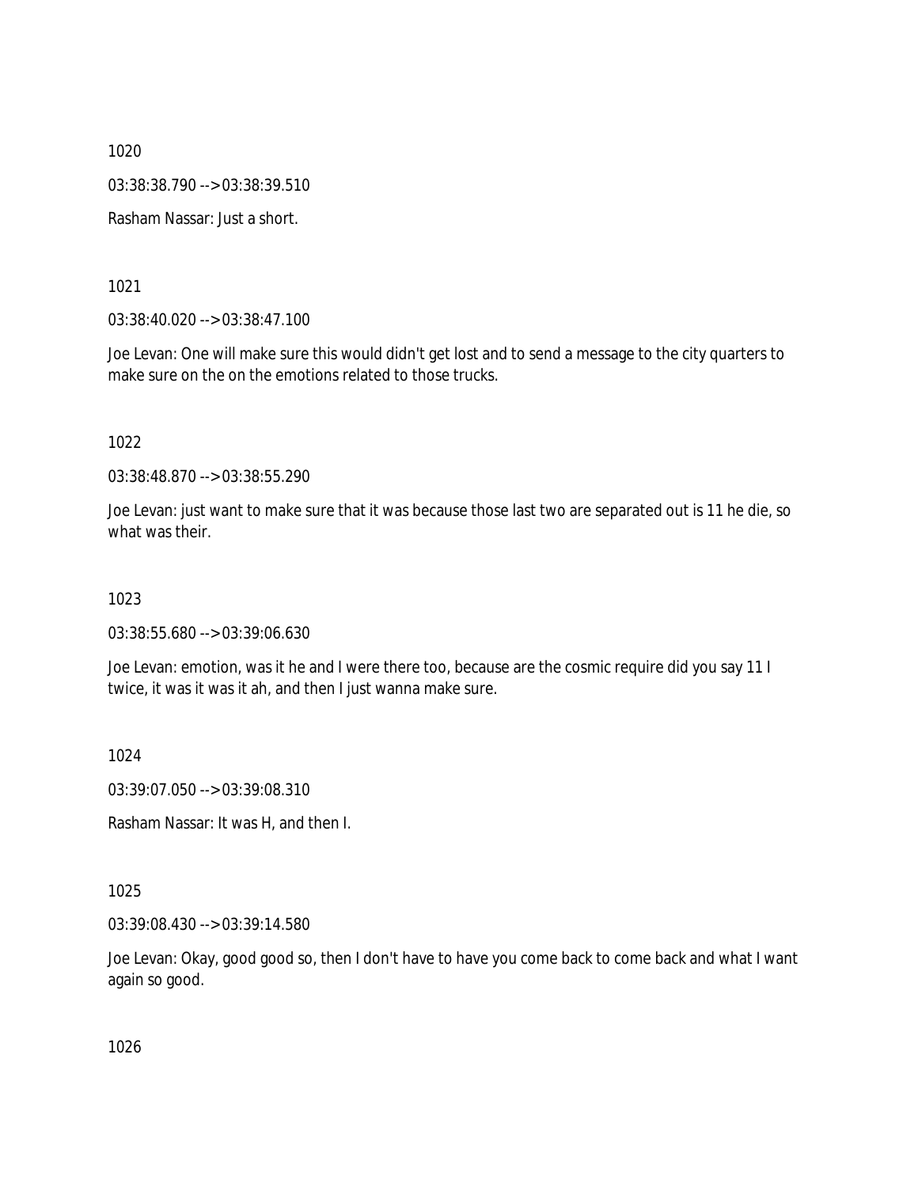1020

03:38:38.790 --> 03:38:39.510

Rasham Nassar: Just a short.

1021

03:38:40.020 --> 03:38:47.100

Joe Levan: One will make sure this would didn't get lost and to send a message to the city quarters to make sure on the on the emotions related to those trucks.

1022

03:38:48.870 --> 03:38:55.290

Joe Levan: just want to make sure that it was because those last two are separated out is 11 he die, so what was their.

1023

03:38:55.680 --> 03:39:06.630

Joe Levan: emotion, was it he and I were there too, because are the cosmic require did you say 11 I twice, it was it was it ah, and then I just wanna make sure.

1024

03:39:07.050 --> 03:39:08.310

Rasham Nassar: It was H, and then I.

1025

03:39:08.430 --> 03:39:14.580

Joe Levan: Okay, good good so, then I don't have to have you come back to come back and what I want again so good.

1026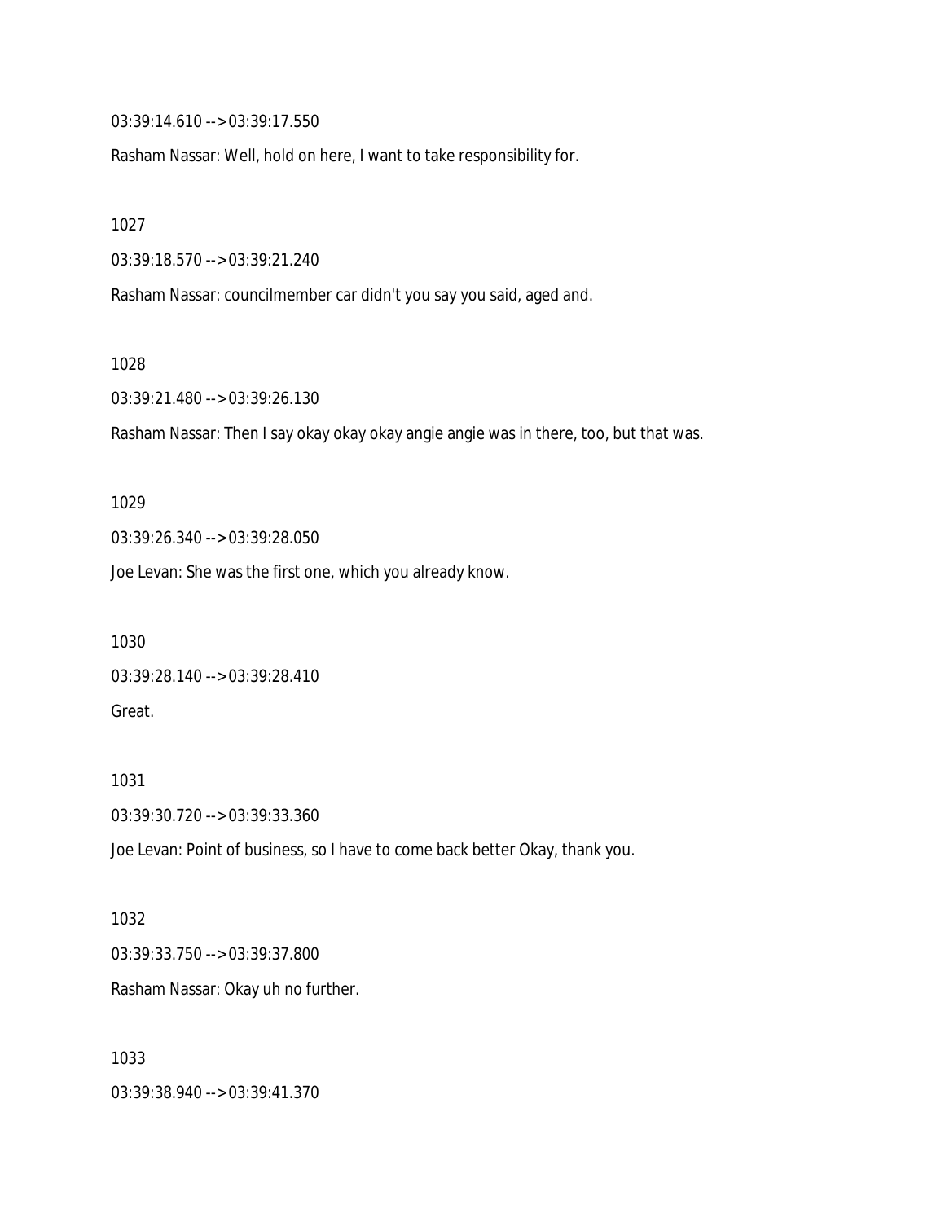03:39:14.610 --> 03:39:17.550

Rasham Nassar: Well, hold on here, I want to take responsibility for.

1027

03:39:18.570 --> 03:39:21.240

Rasham Nassar: councilmember car didn't you say you said, aged and.

1028

03:39:21.480 --> 03:39:26.130

Rasham Nassar: Then I say okay okay okay angie angie was in there, too, but that was.

1029

03:39:26.340 --> 03:39:28.050

Joe Levan: She was the first one, which you already know.

1030

03:39:28.140 --> 03:39:28.410

Great.

1031

03:39:30.720 --> 03:39:33.360

Joe Levan: Point of business, so I have to come back better Okay, thank you.

1032

03:39:33.750 --> 03:39:37.800

Rasham Nassar: Okay uh no further.

1033

03:39:38.940 --> 03:39:41.370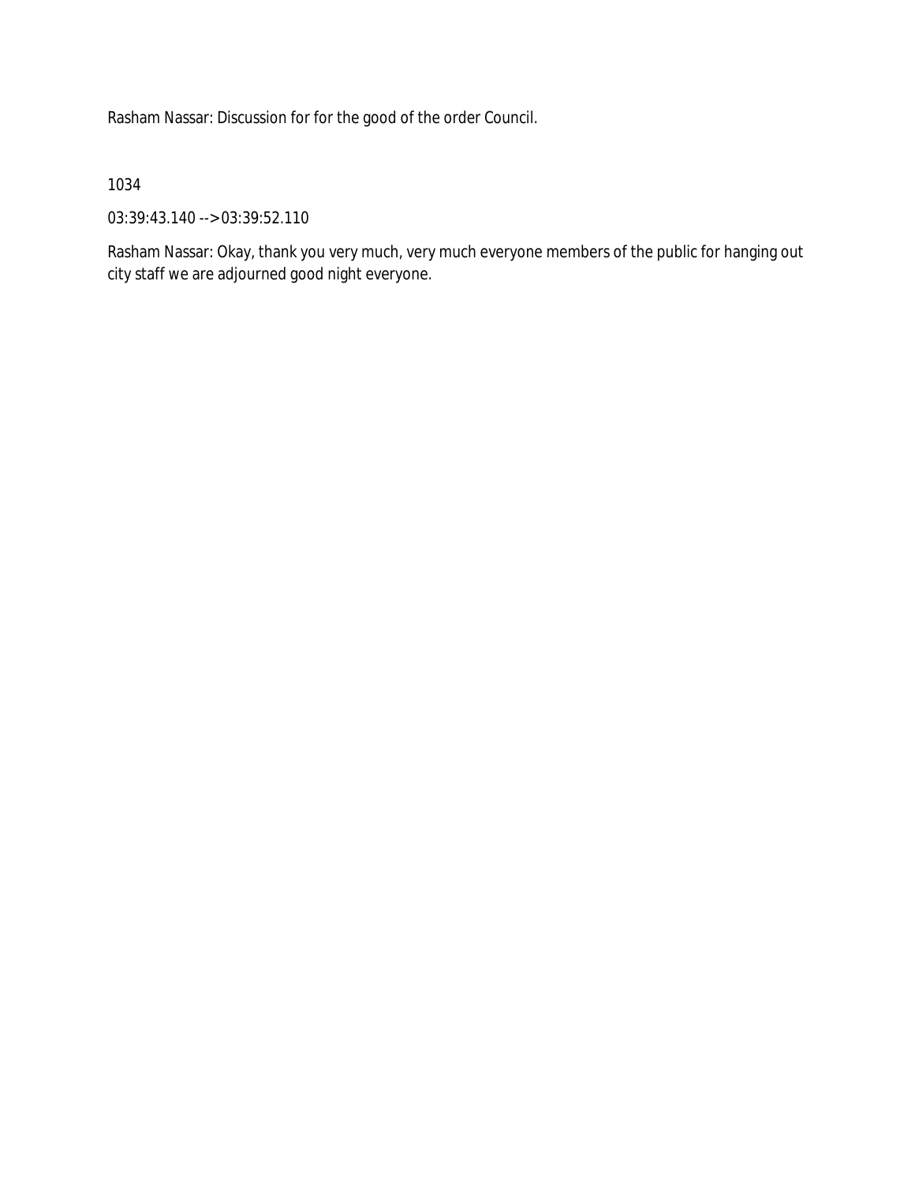Rasham Nassar: Discussion for for the good of the order Council.

1034

03:39:43.140 --> 03:39:52.110

Rasham Nassar: Okay, thank you very much, very much everyone members of the public for hanging out city staff we are adjourned good night everyone.